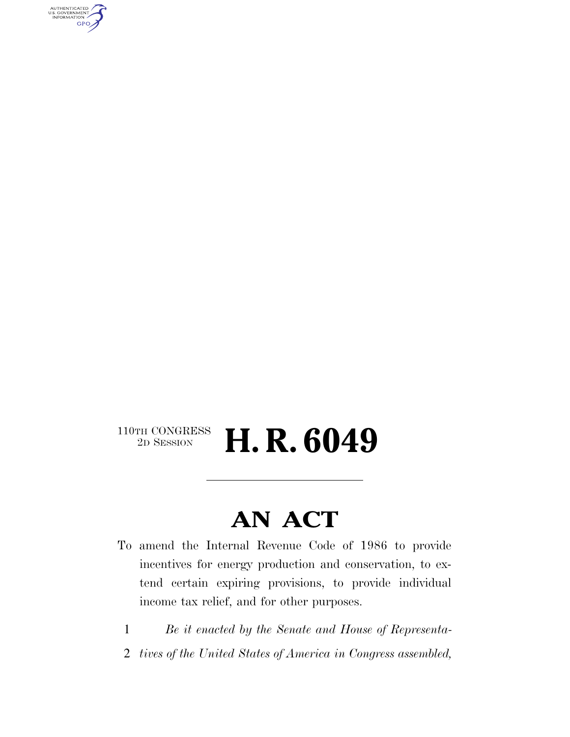110TH CONGRESS
2D SESSION

# H. R. 6049

---

# AN ACT

To amend the Internal Revenue Code of 1986 to provide incentives for energy production and conservation, to extend certain expiring provisions, to provide individual income tax relief, and for other purposes.

1 *Be it enacted by the Senate and House of Representa-*
2 *tives of the United States of America in Congress assembled,*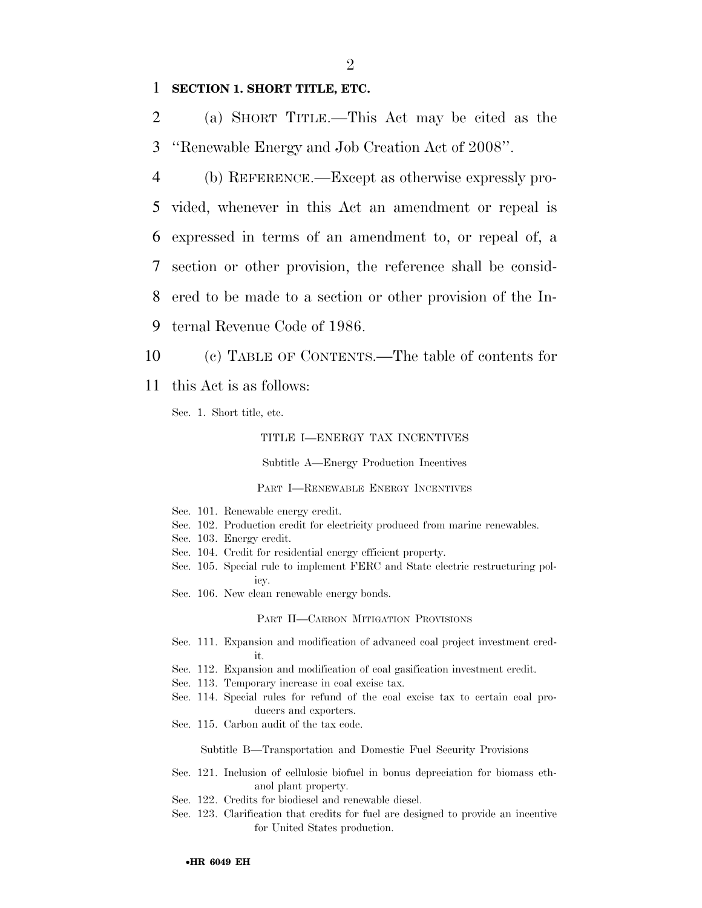**SECTION 1. SHORT TITLE, ETC.**

(a) SHORT TITLE.—This Act may be cited as the ''Renewable Energy and Job Creation Act of 2008''.

(b) REFERENCE.—Except as otherwise expressly provided, whenever in this Act an amendment or repeal is expressed in terms of an amendment to, or repeal of, a section or other provision, the reference shall be considered to be made to a section or other provision of the Internal Revenue Code of 1986.

(c) TABLE OF CONTENTS.—The table of contents for this Act is as follows:

Sec. 1. Short title, etc.

TITLE I—ENERGY TAX INCENTIVES

Subtitle A—Energy Production Incentives

PART I—RENEWABLE ENERGY INCENTIVES

Sec. 101. Renewable energy credit.
Sec. 102. Production credit for electricity produced from marine renewables.
Sec. 103. Energy credit.
Sec. 104. Credit for residential energy efficient property.
Sec. 105. Special rule to implement FERC and State electric restructuring policy.
Sec. 106. New clean renewable energy bonds.

PART II—CARBON MITIGATION PROVISIONS

Sec. 111. Expansion and modification of advanced coal project investment credit.
Sec. 112. Expansion and modification of coal gasification investment credit.
Sec. 113. Temporary increase in coal excise tax.
Sec. 114. Special rules for refund of the coal excise tax to certain coal producers and exporters.
Sec. 115. Carbon audit of the tax code.

Subtitle B—Transportation and Domestic Fuel Security Provisions

Sec. 121. Inclusion of cellulosic biofuel in bonus depreciation for biomass ethanol plant property.
Sec. 122. Credits for biodiesel and renewable diesel.
Sec. 123. Clarification that credits for fuel are designed to provide an incentive for United States production.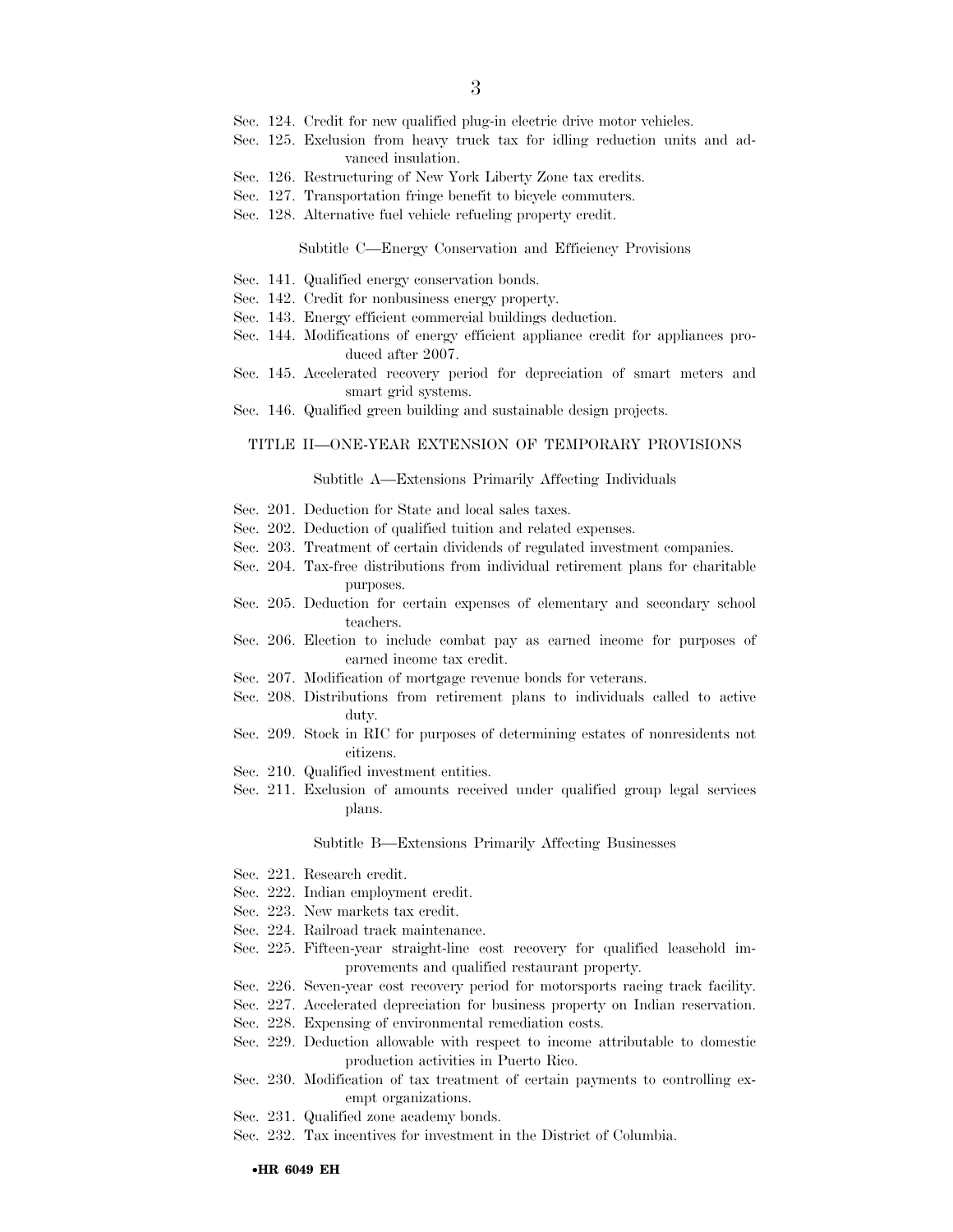Sec. 124. Credit for new qualified plug-in electric drive motor vehicles.
Sec. 125. Exclusion from heavy truck tax for idling reduction units and advanced insulation.
Sec. 126. Restructuring of New York Liberty Zone tax credits.
Sec. 127. Transportation fringe benefit to bicycle commuters.
Sec. 128. Alternative fuel vehicle refueling property credit.

### Subtitle C—Energy Conservation and Efficiency Provisions

Sec. 141. Qualified energy conservation bonds.
Sec. 142. Credit for nonbusiness energy property.
Sec. 143. Energy efficient commercial buildings deduction.
Sec. 144. Modifications of energy efficient appliance credit for appliances produced after 2007.
Sec. 145. Accelerated recovery period for depreciation of smart meters and smart grid systems.
Sec. 146. Qualified green building and sustainable design projects.

## TITLE II—ONE-YEAR EXTENSION OF TEMPORARY PROVISIONS

### Subtitle A—Extensions Primarily Affecting Individuals

Sec. 201. Deduction for State and local sales taxes.
Sec. 202. Deduction of qualified tuition and related expenses.
Sec. 203. Treatment of certain dividends of regulated investment companies.
Sec. 204. Tax-free distributions from individual retirement plans for charitable purposes.
Sec. 205. Deduction for certain expenses of elementary and secondary school teachers.
Sec. 206. Election to include combat pay as earned income for purposes of earned income tax credit.
Sec. 207. Modification of mortgage revenue bonds for veterans.
Sec. 208. Distributions from retirement plans to individuals called to active duty.
Sec. 209. Stock in RIC for purposes of determining estates of nonresidents not citizens.
Sec. 210. Qualified investment entities.
Sec. 211. Exclusion of amounts received under qualified group legal services plans.

### Subtitle B—Extensions Primarily Affecting Businesses

Sec. 221. Research credit.
Sec. 222. Indian employment credit.
Sec. 223. New markets tax credit.
Sec. 224. Railroad track maintenance.
Sec. 225. Fifteen-year straight-line cost recovery for qualified leasehold improvements and qualified restaurant property.
Sec. 226. Seven-year cost recovery period for motorsports racing track facility.
Sec. 227. Accelerated depreciation for business property on Indian reservation.
Sec. 228. Expensing of environmental remediation costs.
Sec. 229. Deduction allowable with respect to income attributable to domestic production activities in Puerto Rico.
Sec. 230. Modification of tax treatment of certain payments to controlling exempt organizations.
Sec. 231. Qualified zone academy bonds.
Sec. 232. Tax incentives for investment in the District of Columbia.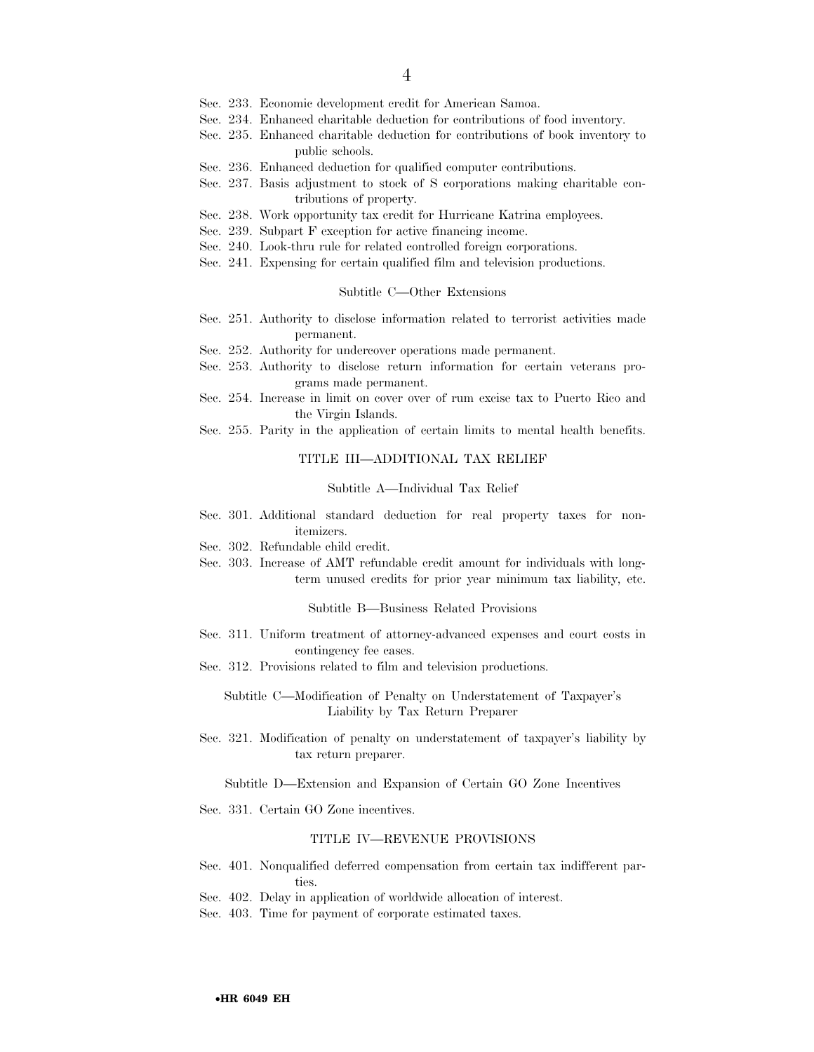Sec. 233. Economic development credit for American Samoa.
Sec. 234. Enhanced charitable deduction for contributions of food inventory.
Sec. 235. Enhanced charitable deduction for contributions of book inventory to public schools.
Sec. 236. Enhanced deduction for qualified computer contributions.
Sec. 237. Basis adjustment to stock of S corporations making charitable contributions of property.
Sec. 238. Work opportunity tax credit for Hurricane Katrina employees.
Sec. 239. Subpart F exception for active financing income.
Sec. 240. Look-thru rule for related controlled foreign corporations.
Sec. 241. Expensing for certain qualified film and television productions.

Subtitle C—Other Extensions

Sec. 251. Authority to disclose information related to terrorist activities made permanent.
Sec. 252. Authority for undercover operations made permanent.
Sec. 253. Authority to disclose return information for certain veterans programs made permanent.
Sec. 254. Increase in limit on cover over of rum excise tax to Puerto Rico and the Virgin Islands.
Sec. 255. Parity in the application of certain limits to mental health benefits.

TITLE III—ADDITIONAL TAX RELIEF

Subtitle A—Individual Tax Relief

Sec. 301. Additional standard deduction for real property taxes for nonitemizers.
Sec. 302. Refundable child credit.
Sec. 303. Increase of AMT refundable credit amount for individuals with long-term unused credits for prior year minimum tax liability, etc.

Subtitle B—Business Related Provisions

Sec. 311. Uniform treatment of attorney-advanced expenses and court costs in contingency fee cases.
Sec. 312. Provisions related to film and television productions.

Subtitle C—Modification of Penalty on Understatement of Taxpayer's Liability by Tax Return Preparer

Sec. 321. Modification of penalty on understatement of taxpayer's liability by tax return preparer.

Subtitle D—Extension and Expansion of Certain GO Zone Incentives

Sec. 331. Certain GO Zone incentives.

TITLE IV—REVENUE PROVISIONS

Sec. 401. Nonqualified deferred compensation from certain tax indifferent parties.
Sec. 402. Delay in application of worldwide allocation of interest.
Sec. 403. Time for payment of corporate estimated taxes.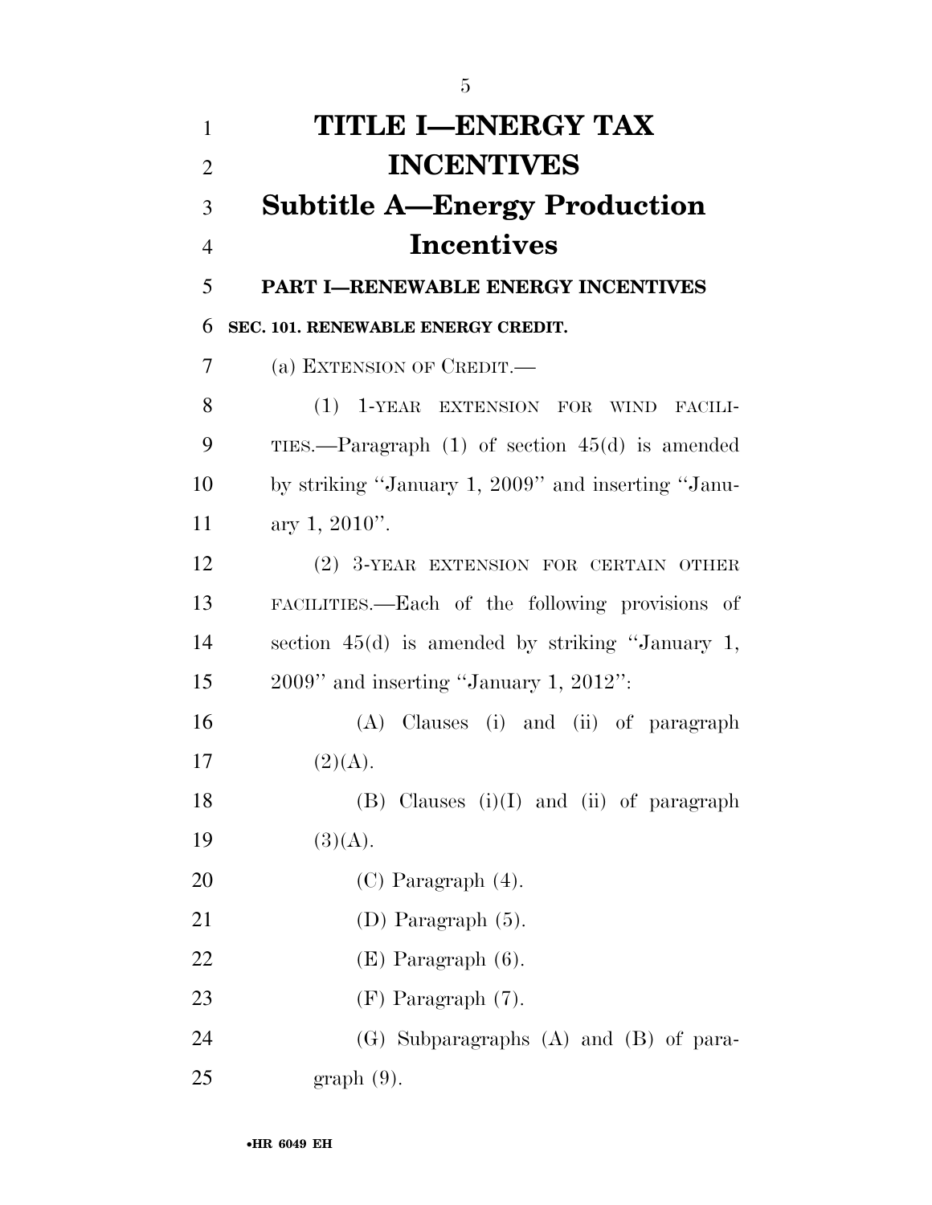# TITLE I—ENERGY TAX INCENTIVES

## Subtitle A—Energy Production Incentives

### PART I—RENEWABLE ENERGY INCENTIVES

**SEC. 101. RENEWABLE ENERGY CREDIT.**

(a) EXTENSION OF CREDIT.—

(1) 1-YEAR EXTENSION FOR WIND FACILITIES.—Paragraph (1) of section 45(d) is amended by striking "January 1, 2009" and inserting "January 1, 2010".

(2) 3-YEAR EXTENSION FOR CERTAIN OTHER FACILITIES.—Each of the following provisions of section 45(d) is amended by striking "January 1, 2009" and inserting "January 1, 2012":

(A) Clauses (i) and (ii) of paragraph (2)(A).

(B) Clauses (i)(I) and (ii) of paragraph (3)(A).

(C) Paragraph (4).

(D) Paragraph (5).

(E) Paragraph (6).

(F) Paragraph (7).

(G) Subparagraphs (A) and (B) of paragraph (9).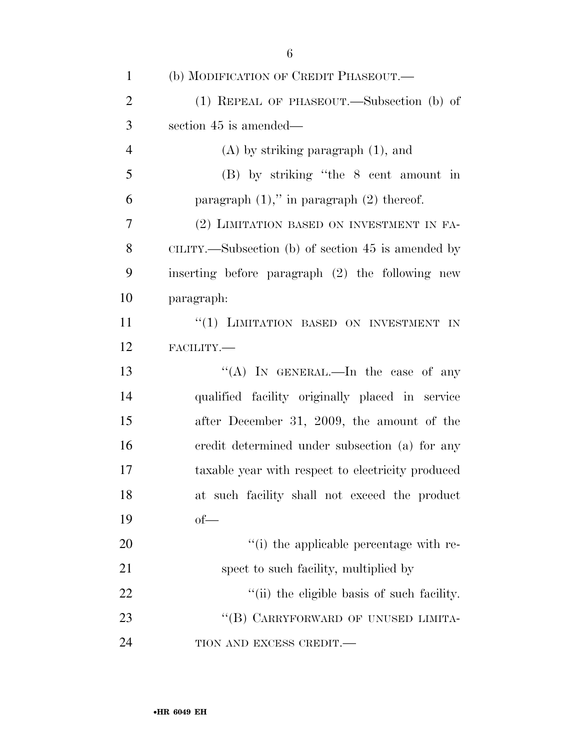(b) MODIFICATION OF CREDIT PHASEOUT.—

(1) REPEAL OF PHASEOUT.—Subsection (b) of section 45 is amended—

(A) by striking paragraph (1), and

(B) by striking "the 8 cent amount in paragraph (1)," in paragraph (2) thereof.

(2) LIMITATION BASED ON INVESTMENT IN FACILITY.—Subsection (b) of section 45 is amended by inserting before paragraph (2) the following new paragraph:

"(1) LIMITATION BASED ON INVESTMENT IN FACILITY.—

"(A) IN GENERAL.—In the case of any qualified facility originally placed in service after December 31, 2009, the amount of the credit determined under subsection (a) for any taxable year with respect to electricity produced at such facility shall not exceed the product of—

"(i) the applicable percentage with respect to such facility, multiplied by

"(ii) the eligible basis of such facility.

"(B) CARRYFORWARD OF UNUSED LIMITATION AND EXCESS CREDIT.—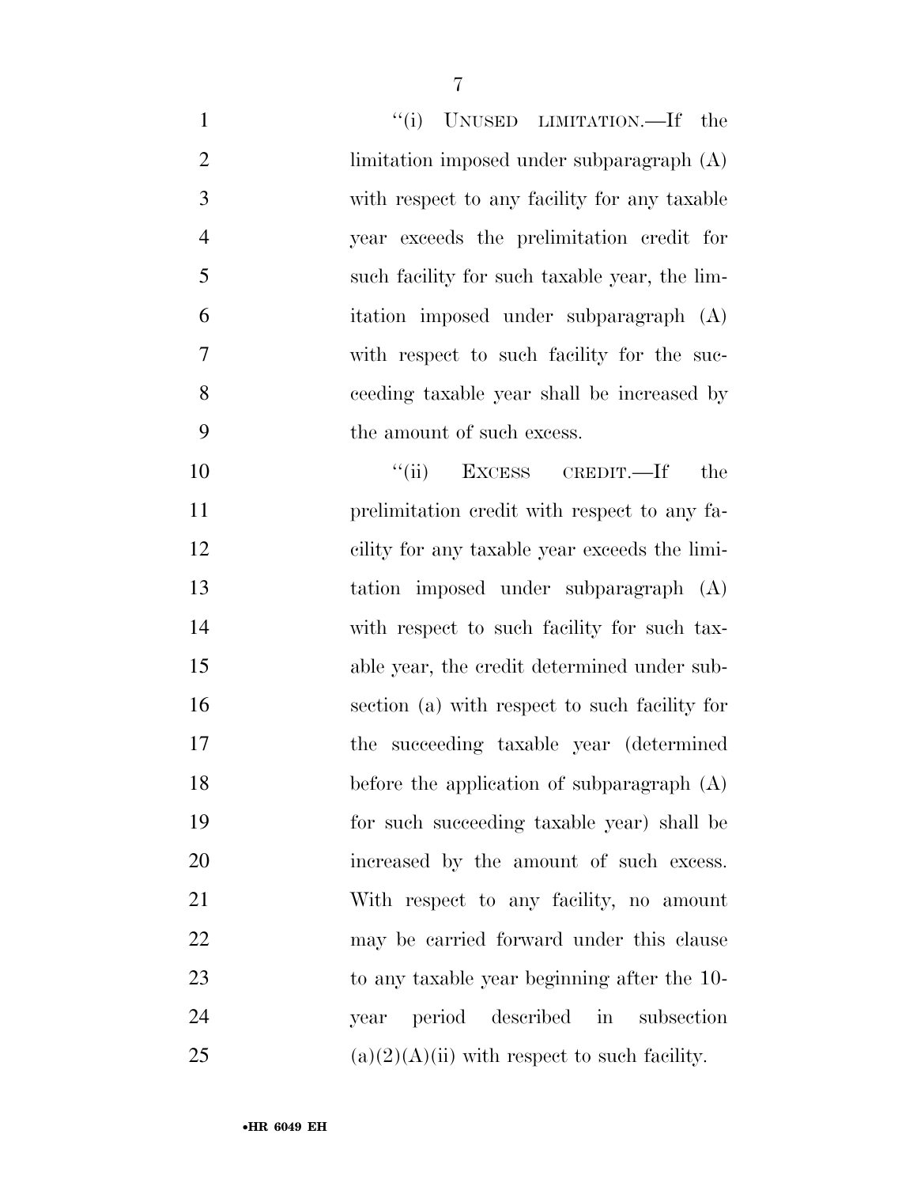"(i) UNUSED LIMITATION.—If the limitation imposed under subparagraph (A) with respect to any facility for any taxable year exceeds the prelimitation credit for such facility for such taxable year, the limitation imposed under subparagraph (A) with respect to such facility for the succeeding taxable year shall be increased by the amount of such excess.

"(ii) EXCESS CREDIT.—If the prelimitation credit with respect to any facility for any taxable year exceeds the limitation imposed under subparagraph (A) with respect to such facility for such taxable year, the credit determined under subsection (a) with respect to such facility for the succeeding taxable year (determined before the application of subparagraph (A) for such succeeding taxable year) shall be increased by the amount of such excess. With respect to any facility, no amount may be carried forward under this clause to any taxable year beginning after the 10-year period described in subsection (a)(2)(A)(ii) with respect to such facility.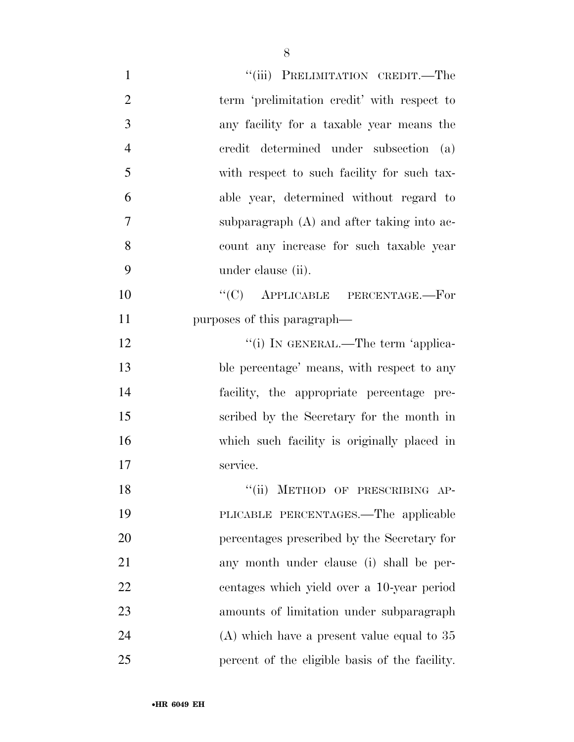"(iii) PRELIMITATION CREDIT.—The term 'prelimitation credit' with respect to any facility for a taxable year means the credit determined under subsection (a) with respect to such facility for such taxable year, determined without regard to subparagraph (A) and after taking into account any increase for such taxable year under clause (ii).

"(C) APPLICABLE PERCENTAGE.—For purposes of this paragraph—

"(i) IN GENERAL.—The term 'applicable percentage' means, with respect to any facility, the appropriate percentage prescribed by the Secretary for the month in which such facility is originally placed in service.

"(ii) METHOD OF PRESCRIBING APPLICABLE PERCENTAGES.—The applicable percentages prescribed by the Secretary for any month under clause (i) shall be percentages which yield over a 10-year period amounts of limitation under subparagraph (A) which have a present value equal to 35 percent of the eligible basis of the facility.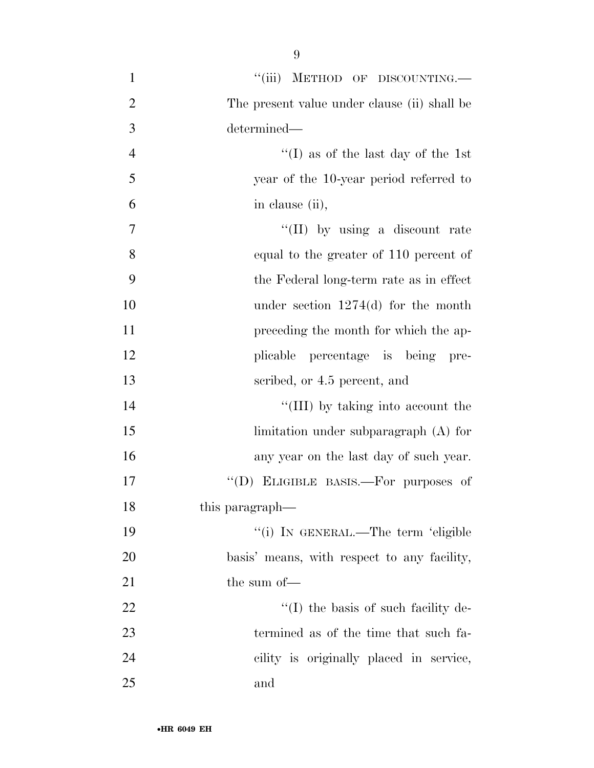"(iii) METHOD OF DISCOUNTING.—The present value under clause (ii) shall be determined—

"(I) as of the last day of the 1st year of the 10-year period referred to in clause (ii),

"(II) by using a discount rate equal to the greater of 110 percent of the Federal long-term rate as in effect under section 1274(d) for the month preceding the month for which the applicable percentage is being prescribed, or 4.5 percent, and

"(III) by taking into account the limitation under subparagraph (A) for any year on the last day of such year.

"(D) ELIGIBLE BASIS.—For purposes of this paragraph—

"(i) IN GENERAL.—The term 'eligible basis' means, with respect to any facility, the sum of—

"(I) the basis of such facility determined as of the time that such facility is originally placed in service, and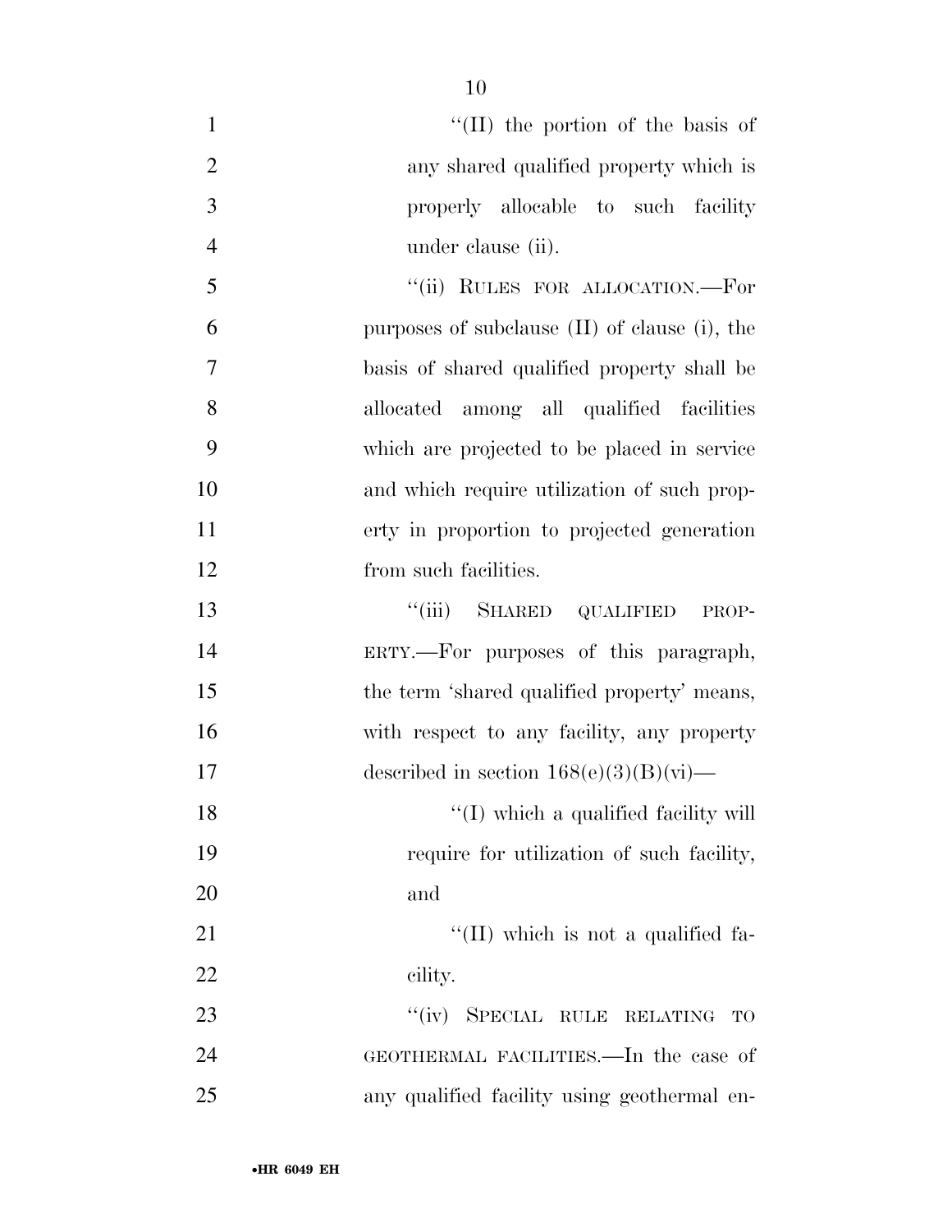"(II) the portion of the basis of any shared qualified property which is properly allocable to such facility under clause (ii).

"(ii) RULES FOR ALLOCATION.—For purposes of subclause (II) of clause (i), the basis of shared qualified property shall be allocated among all qualified facilities which are projected to be placed in service and which require utilization of such property in proportion to projected generation from such facilities.

"(iii) SHARED QUALIFIED PROPERTY.—For purposes of this paragraph, the term 'shared qualified property' means, with respect to any facility, any property described in section 168(e)(3)(B)(vi)—

"(I) which a qualified facility will require for utilization of such facility, and

"(II) which is not a qualified facility.

"(iv) SPECIAL RULE RELATING TO GEOTHERMAL FACILITIES.—In the case of any qualified facility using geothermal en-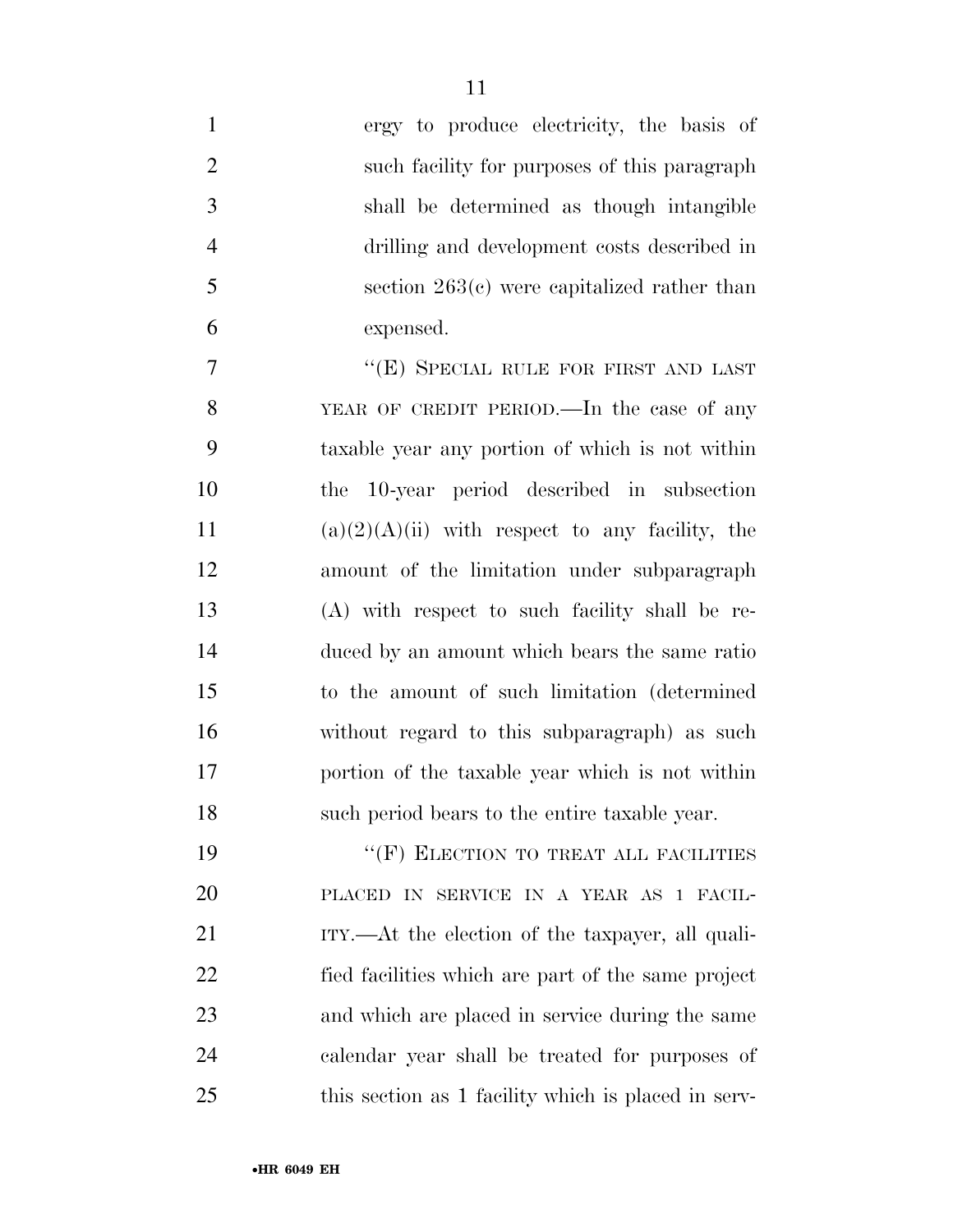ergy to produce electricity, the basis of such facility for purposes of this paragraph shall be determined as though intangible drilling and development costs described in section 263(c) were capitalized rather than expensed.

"(E) SPECIAL RULE FOR FIRST AND LAST YEAR OF CREDIT PERIOD.—In the case of any taxable year any portion of which is not within the 10-year period described in subsection (a)(2)(A)(ii) with respect to any facility, the amount of the limitation under subparagraph (A) with respect to such facility shall be reduced by an amount which bears the same ratio to the amount of such limitation (determined without regard to this subparagraph) as such portion of the taxable year which is not within such period bears to the entire taxable year.

"(F) ELECTION TO TREAT ALL FACILITIES PLACED IN SERVICE IN A YEAR AS 1 FACILITY.—At the election of the taxpayer, all qualified facilities which are part of the same project and which are placed in service during the same calendar year shall be treated for purposes of this section as 1 facility which is placed in serv-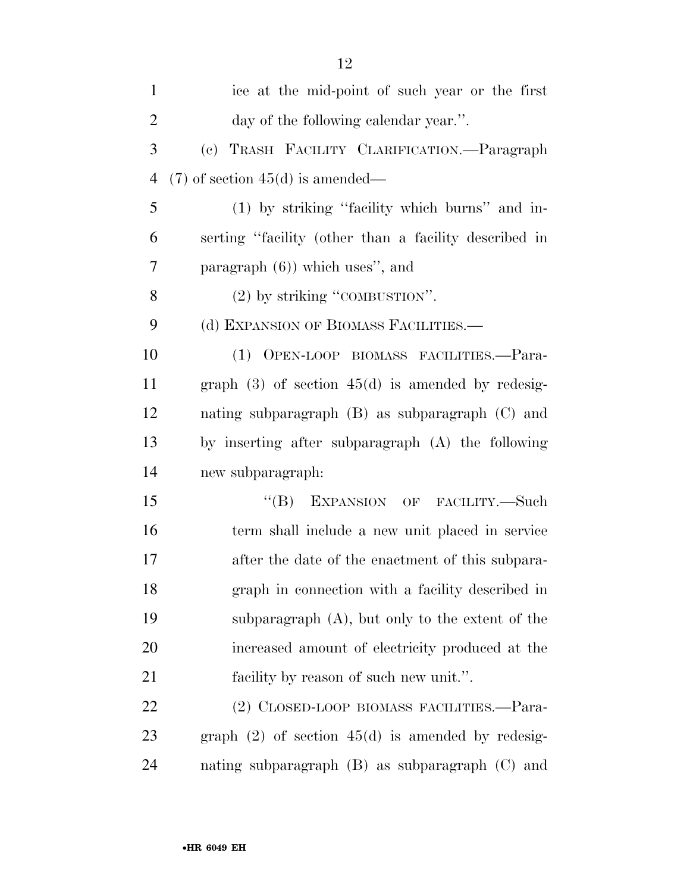ice at the mid-point of such year or the first day of the following calendar year.''.

(c) TRASH FACILITY CLARIFICATION.—Paragraph (7) of section 45(d) is amended—

(1) by striking ''facility which burns'' and inserting ''facility (other than a facility described in paragraph (6)) which uses'', and

(2) by striking ''COMBUSTION''.

(d) EXPANSION OF BIOMASS FACILITIES.—

(1) OPEN-LOOP BIOMASS FACILITIES.—Paragraph (3) of section 45(d) is amended by redesignating subparagraph (B) as subparagraph (C) and by inserting after subparagraph (A) the following new subparagraph:

''(B) EXPANSION OF FACILITY.—Such term shall include a new unit placed in service after the date of the enactment of this subparagraph in connection with a facility described in subparagraph (A), but only to the extent of the increased amount of electricity produced at the facility by reason of such new unit.''.

(2) CLOSED-LOOP BIOMASS FACILITIES.—Paragraph (2) of section 45(d) is amended by redesignating subparagraph (B) as subparagraph (C) and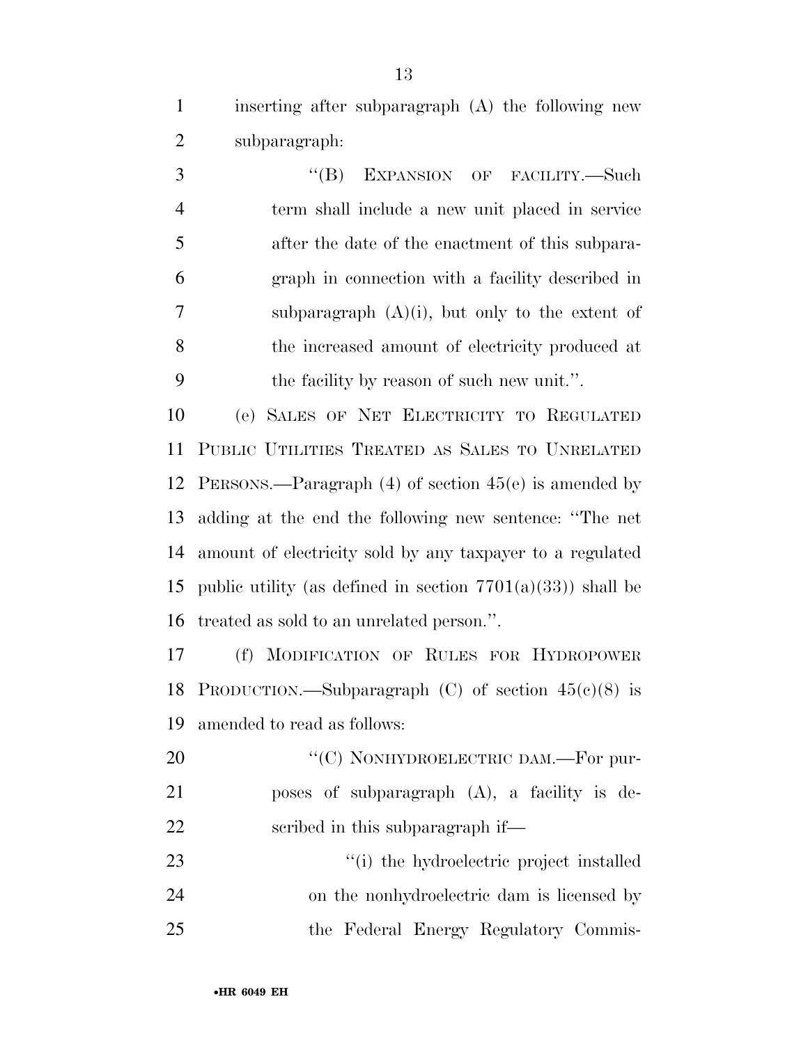inserting after subparagraph (A) the following new subparagraph:

"(B) EXPANSION OF FACILITY.—Such term shall include a new unit placed in service after the date of the enactment of this subparagraph in connection with a facility described in subparagraph (A)(i), but only to the extent of the increased amount of electricity produced at the facility by reason of such new unit.".

(e) SALES OF NET ELECTRICITY TO REGULATED PUBLIC UTILITIES TREATED AS SALES TO UNRELATED PERSONS.—Paragraph (4) of section 45(e) is amended by adding at the end the following new sentence: "The net amount of electricity sold by any taxpayer to a regulated public utility (as defined in section 7701(a)(33)) shall be treated as sold to an unrelated person.".

(f) MODIFICATION OF RULES FOR HYDROPOWER PRODUCTION.—Subparagraph (C) of section 45(c)(8) is amended to read as follows:

"(C) NONHYDROELECTRIC DAM.—For purposes of subparagraph (A), a facility is described in this subparagraph if—

"(i) the hydroelectric project installed on the nonhydroelectric dam is licensed by the Federal Energy Regulatory Commis-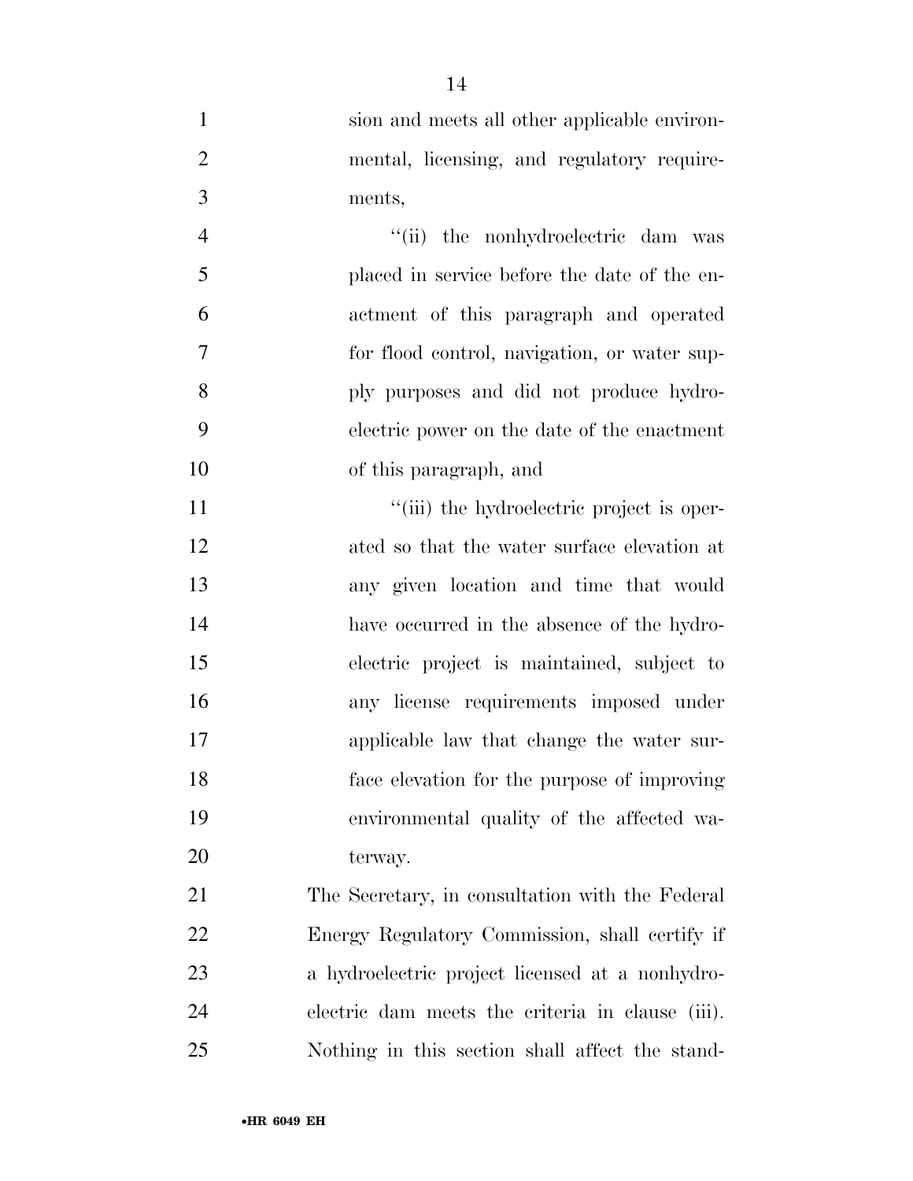sion and meets all other applicable environmental, licensing, and regulatory requirements,

''(ii) the nonhydroelectric dam was placed in service before the date of the enactment of this paragraph and operated for flood control, navigation, or water supply purposes and did not produce hydroelectric power on the date of the enactment of this paragraph, and

''(iii) the hydroelectric project is operated so that the water surface elevation at any given location and time that would have occurred in the absence of the hydroelectric project is maintained, subject to any license requirements imposed under applicable law that change the water surface elevation for the purpose of improving environmental quality of the affected waterway.

The Secretary, in consultation with the Federal Energy Regulatory Commission, shall certify if a hydroelectric project licensed at a nonhydroelectric dam meets the criteria in clause (iii). Nothing in this section shall affect the stand-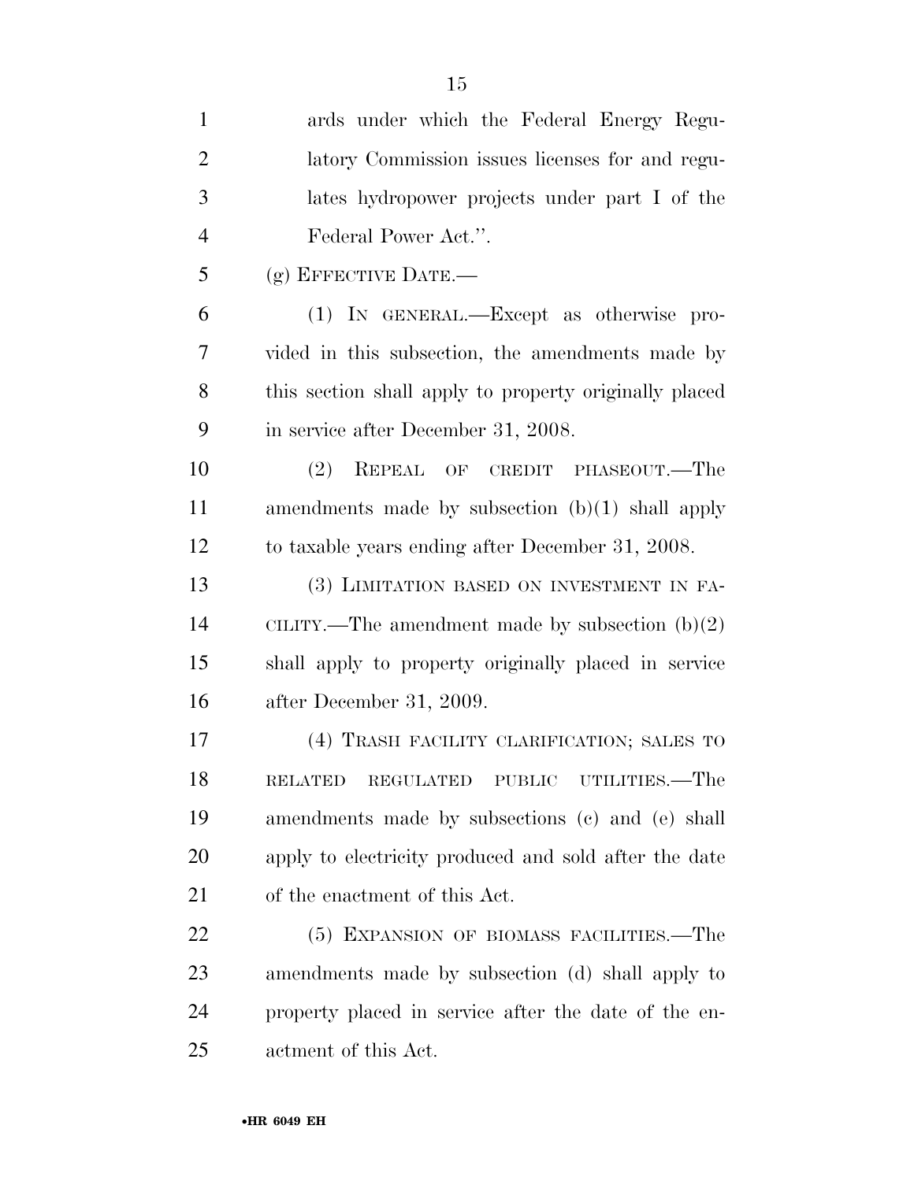ards under which the Federal Energy Regulatory Commission issues licenses for and regulates hydropower projects under part I of the Federal Power Act.''.

(g) EFFECTIVE DATE.—

(1) IN GENERAL.—Except as otherwise provided in this subsection, the amendments made by this section shall apply to property originally placed in service after December 31, 2008.

(2) REPEAL OF CREDIT PHASEOUT.—The amendments made by subsection (b)(1) shall apply to taxable years ending after December 31, 2008.

(3) LIMITATION BASED ON INVESTMENT IN FACILITY.—The amendment made by subsection (b)(2) shall apply to property originally placed in service after December 31, 2009.

(4) TRASH FACILITY CLARIFICATION; SALES TO RELATED REGULATED PUBLIC UTILITIES.—The amendments made by subsections (c) and (e) shall apply to electricity produced and sold after the date of the enactment of this Act.

(5) EXPANSION OF BIOMASS FACILITIES.—The amendments made by subsection (d) shall apply to property placed in service after the date of the enactment of this Act.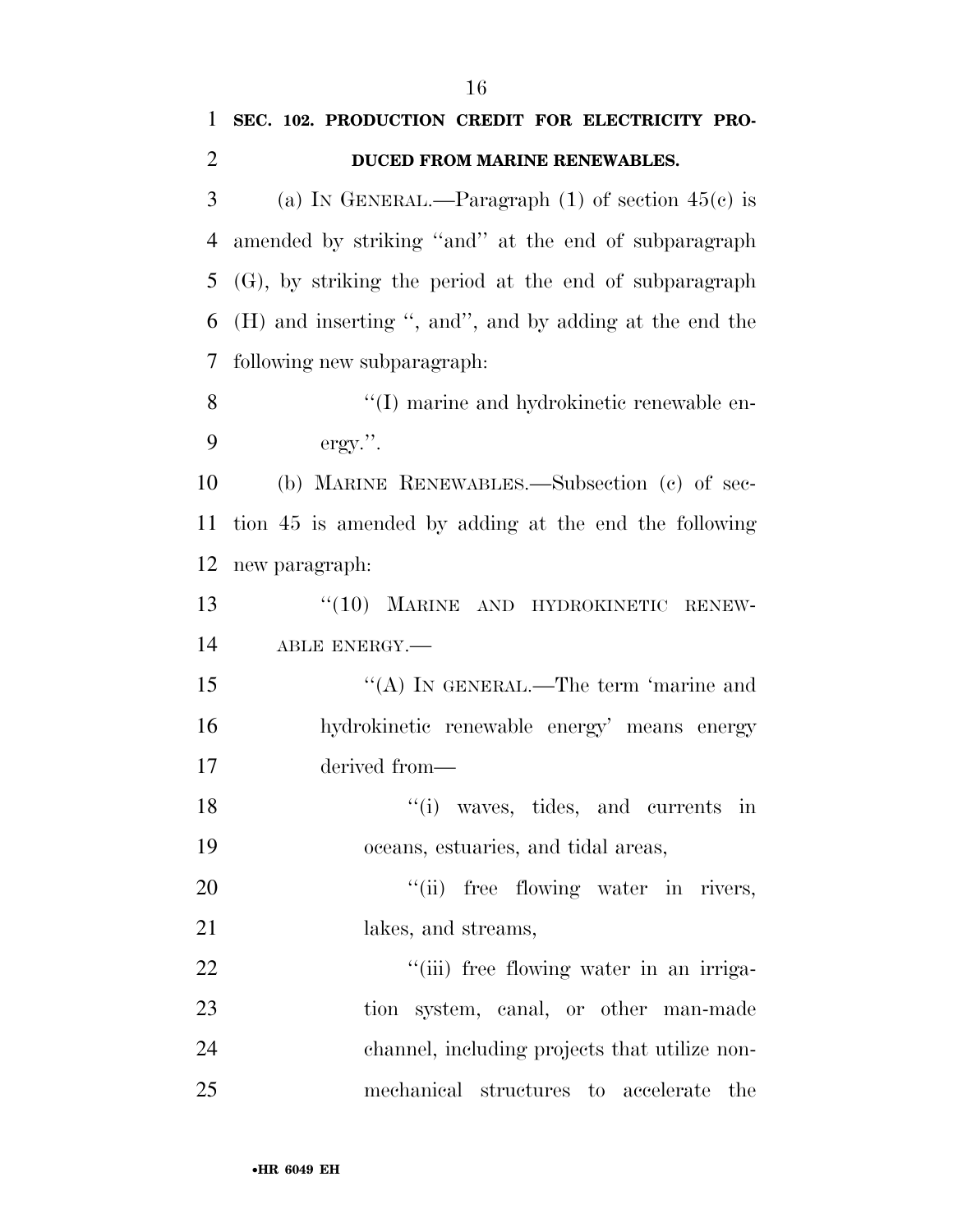**SEC. 102. PRODUCTION CREDIT FOR ELECTRICITY PRODUCED FROM MARINE RENEWABLES.**

(a) IN GENERAL.—Paragraph (1) of section 45(c) is amended by striking ''and'' at the end of subparagraph (G), by striking the period at the end of subparagraph (H) and inserting '', and'', and by adding at the end the following new subparagraph:

''(I) marine and hydrokinetic renewable energy.''.

(b) MARINE RENEWABLES.—Subsection (c) of section 45 is amended by adding at the end the following new paragraph:

''(10) MARINE AND HYDROKINETIC RENEWABLE ENERGY.—

''(A) IN GENERAL.—The term 'marine and hydrokinetic renewable energy' means energy derived from—

''(i) waves, tides, and currents in oceans, estuaries, and tidal areas,

''(ii) free flowing water in rivers, lakes, and streams,

''(iii) free flowing water in an irrigation system, canal, or other man-made channel, including projects that utilize non-mechanical structures to accelerate the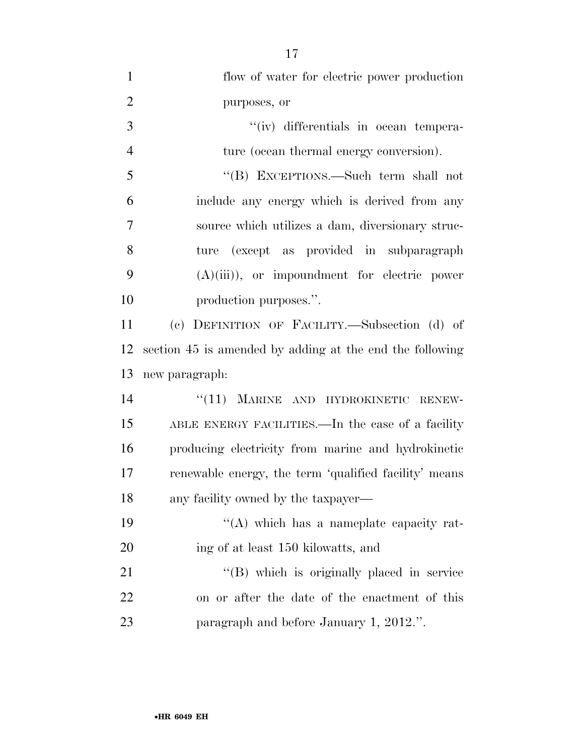flow of water for electric power production purposes, or

''(iv) differentials in ocean temperature (ocean thermal energy conversion).

''(B) EXCEPTIONS.—Such term shall not include any energy which is derived from any source which utilizes a dam, diversionary structure (except as provided in subparagraph (A)(iii)), or impoundment for electric power production purposes.''.

(c) DEFINITION OF FACILITY.—Subsection (d) of section 45 is amended by adding at the end the following new paragraph:

''(11) MARINE AND HYDROKINETIC RENEWABLE ENERGY FACILITIES.—In the case of a facility producing electricity from marine and hydrokinetic renewable energy, the term 'qualified facility' means any facility owned by the taxpayer—

''(A) which has a nameplate capacity rating of at least 150 kilowatts, and

''(B) which is originally placed in service on or after the date of the enactment of this paragraph and before January 1, 2012.''.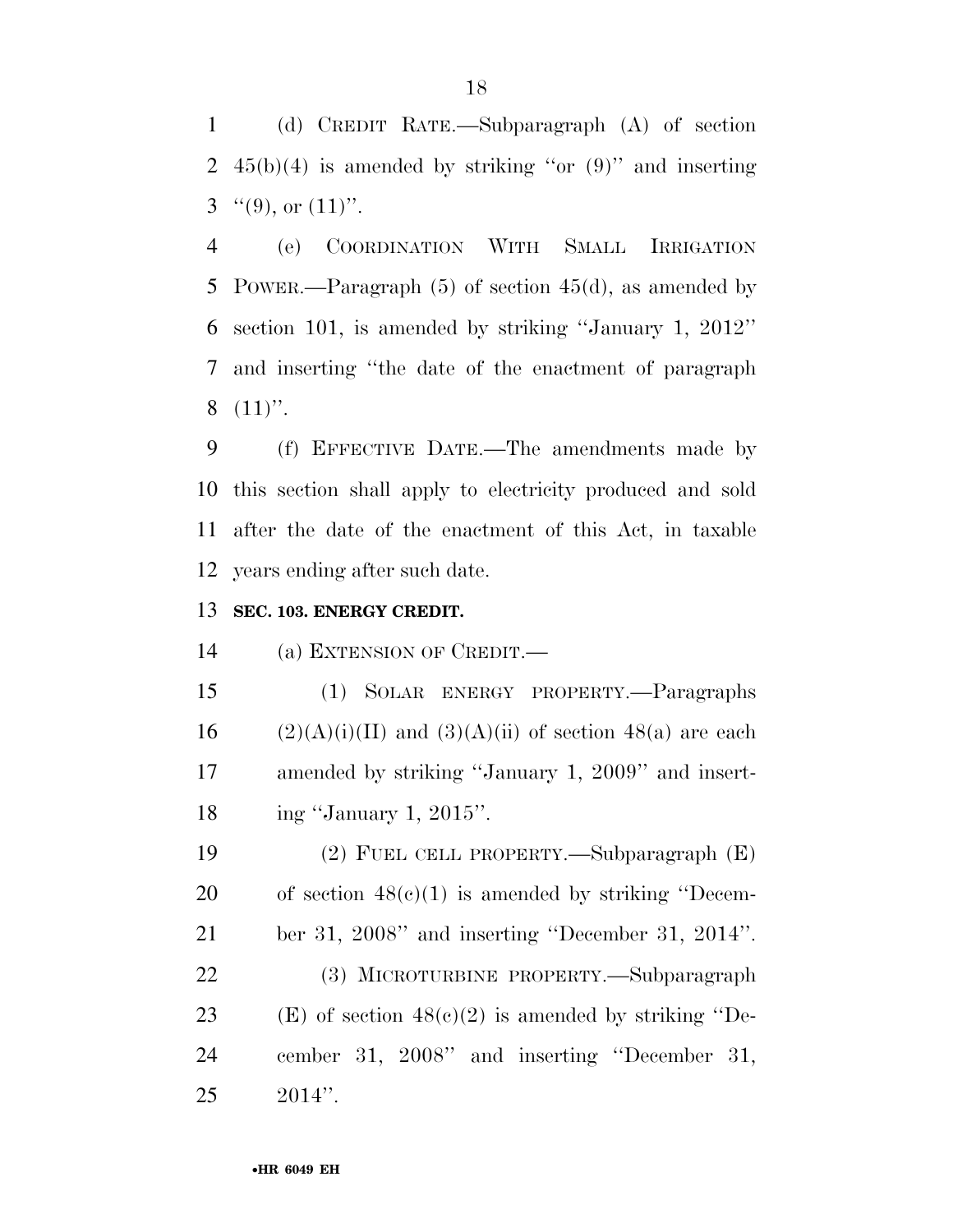(d) CREDIT RATE.—Subparagraph (A) of section 45(b)(4) is amended by striking ''or (9)'' and inserting ''(9), or (11)''.

(e) COORDINATION WITH SMALL IRRIGATION POWER.—Paragraph (5) of section 45(d), as amended by section 101, is amended by striking ''January 1, 2012'' and inserting ''the date of the enactment of paragraph (11)''.

(f) EFFECTIVE DATE.—The amendments made by this section shall apply to electricity produced and sold after the date of the enactment of this Act, in taxable years ending after such date.

**SEC. 103. ENERGY CREDIT.**

(a) EXTENSION OF CREDIT.—

(1) SOLAR ENERGY PROPERTY.—Paragraphs (2)(A)(i)(II) and (3)(A)(ii) of section 48(a) are each amended by striking ''January 1, 2009'' and inserting ''January 1, 2015''.

(2) FUEL CELL PROPERTY.—Subparagraph (E) of section 48(c)(1) is amended by striking ''December 31, 2008'' and inserting ''December 31, 2014''.

(3) MICROTURBINE PROPERTY.—Subparagraph (E) of section 48(c)(2) is amended by striking ''December 31, 2008'' and inserting ''December 31, 2014''.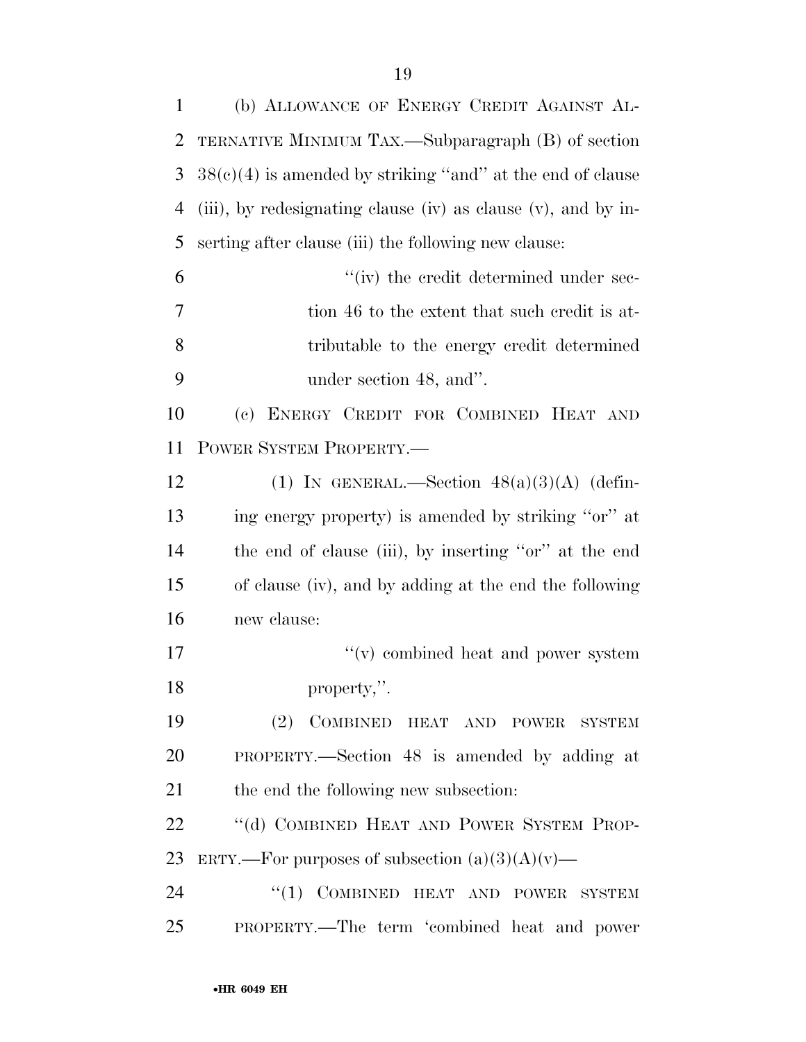(b) ALLOWANCE OF ENERGY CREDIT AGAINST ALTERNATIVE MINIMUM TAX.—Subparagraph (B) of section 38(c)(4) is amended by striking ''and'' at the end of clause (iii), by redesignating clause (iv) as clause (v), and by inserting after clause (iii) the following new clause:

''(iv) the credit determined under section 46 to the extent that such credit is attributable to the energy credit determined under section 48, and''.

(c) ENERGY CREDIT FOR COMBINED HEAT AND POWER SYSTEM PROPERTY.—

(1) IN GENERAL.—Section 48(a)(3)(A) (defining energy property) is amended by striking ''or'' at the end of clause (iii), by inserting ''or'' at the end of clause (iv), and by adding at the end the following new clause:

''(v) combined heat and power system property,''.

(2) COMBINED HEAT AND POWER SYSTEM PROPERTY.—Section 48 is amended by adding at the end the following new subsection:

''(d) COMBINED HEAT AND POWER SYSTEM PROPERTY.—For purposes of subsection (a)(3)(A)(v)—

''(1) COMBINED HEAT AND POWER SYSTEM PROPERTY.—The term 'combined heat and power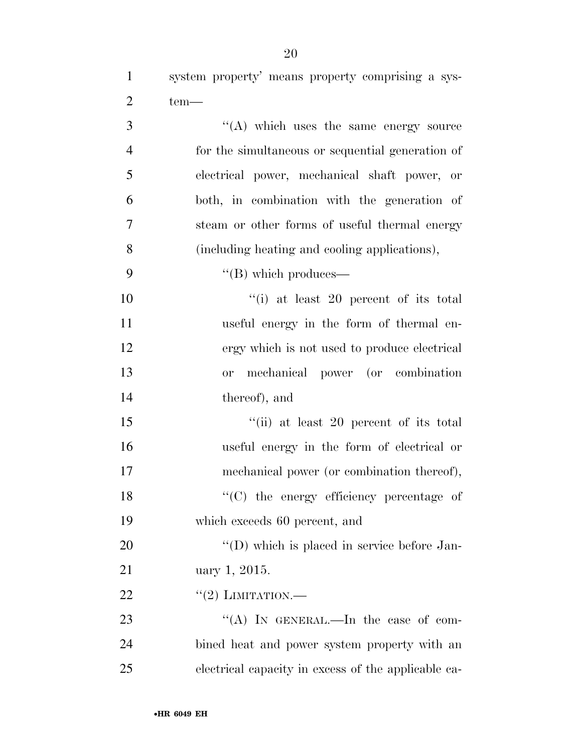system property' means property comprising a system—

"(A) which uses the same energy source for the simultaneous or sequential generation of electrical power, mechanical shaft power, or both, in combination with the generation of steam or other forms of useful thermal energy (including heating and cooling applications),

"(B) which produces—

"(i) at least 20 percent of its total useful energy in the form of thermal energy which is not used to produce electrical or mechanical power (or combination thereof), and

"(ii) at least 20 percent of its total useful energy in the form of electrical or mechanical power (or combination thereof),

"(C) the energy efficiency percentage of which exceeds 60 percent, and

"(D) which is placed in service before January 1, 2015.

"(2) LIMITATION.—

"(A) IN GENERAL.—In the case of combined heat and power system property with an electrical capacity in excess of the applicable ca-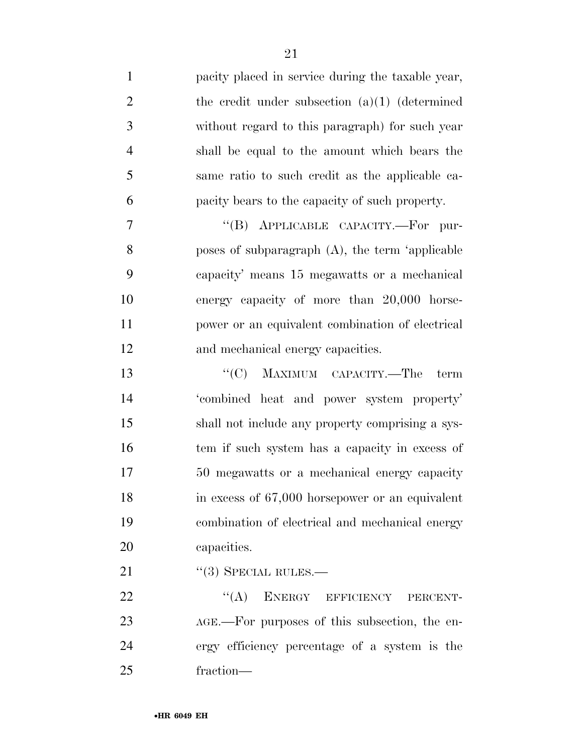pacity placed in service during the taxable year, the credit under subsection (a)(1) (determined without regard to this paragraph) for such year shall be equal to the amount which bears the same ratio to such credit as the applicable capacity bears to the capacity of such property.

"(B) APPLICABLE CAPACITY.—For purposes of subparagraph (A), the term 'applicable capacity' means 15 megawatts or a mechanical energy capacity of more than 20,000 horsepower or an equivalent combination of electrical and mechanical energy capacities.

"(C) MAXIMUM CAPACITY.—The term 'combined heat and power system property' shall not include any property comprising a system if such system has a capacity in excess of 50 megawatts or a mechanical energy capacity in excess of 67,000 horsepower or an equivalent combination of electrical and mechanical energy capacities.

"(3) SPECIAL RULES.—

"(A) ENERGY EFFICIENCY PERCENTAGE.—For purposes of this subsection, the energy efficiency percentage of a system is the fraction—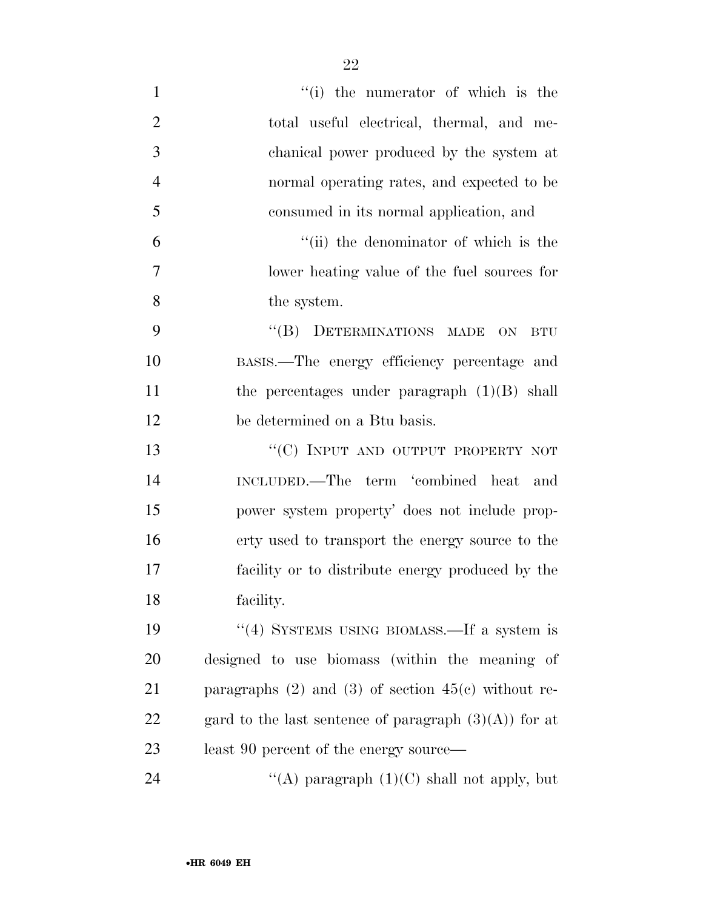"(i) the numerator of which is the total useful electrical, thermal, and mechanical power produced by the system at normal operating rates, and expected to be consumed in its normal application, and

"(ii) the denominator of which is the lower heating value of the fuel sources for the system.

"(B) DETERMINATIONS MADE ON BTU BASIS.—The energy efficiency percentage and the percentages under paragraph (1)(B) shall be determined on a Btu basis.

"(C) INPUT AND OUTPUT PROPERTY NOT INCLUDED.—The term 'combined heat and power system property' does not include property used to transport the energy source to the facility or to distribute energy produced by the facility.

"(4) SYSTEMS USING BIOMASS.—If a system is designed to use biomass (within the meaning of paragraphs (2) and (3) of section 45(c) without regard to the last sentence of paragraph (3)(A)) for at least 90 percent of the energy source—

"(A) paragraph (1)(C) shall not apply, but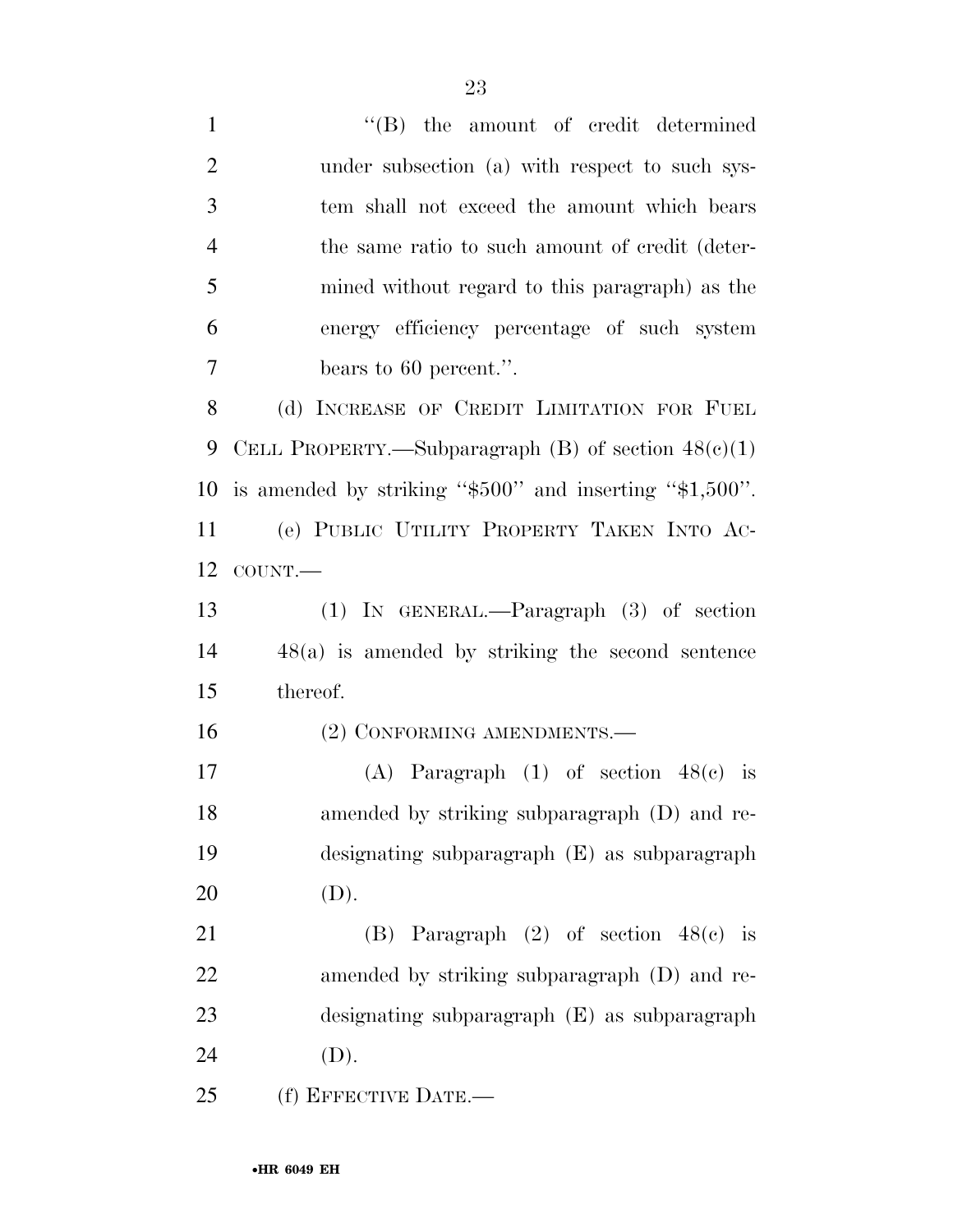''(B) the amount of credit determined under subsection (a) with respect to such system shall not exceed the amount which bears the same ratio to such amount of credit (determined without regard to this paragraph) as the energy efficiency percentage of such system bears to 60 percent.''.

(d) INCREASE OF CREDIT LIMITATION FOR FUEL CELL PROPERTY.—Subparagraph (B) of section 48(c)(1) is amended by striking ''$500'' and inserting ''$1,500''.

(e) PUBLIC UTILITY PROPERTY TAKEN INTO ACCOUNT.—

(1) IN GENERAL.—Paragraph (3) of section 48(a) is amended by striking the second sentence thereof.

(2) CONFORMING AMENDMENTS.—

(A) Paragraph (1) of section 48(c) is amended by striking subparagraph (D) and redesignating subparagraph (E) as subparagraph (D).

(B) Paragraph (2) of section 48(c) is amended by striking subparagraph (D) and redesignating subparagraph (E) as subparagraph (D).

(f) EFFECTIVE DATE.—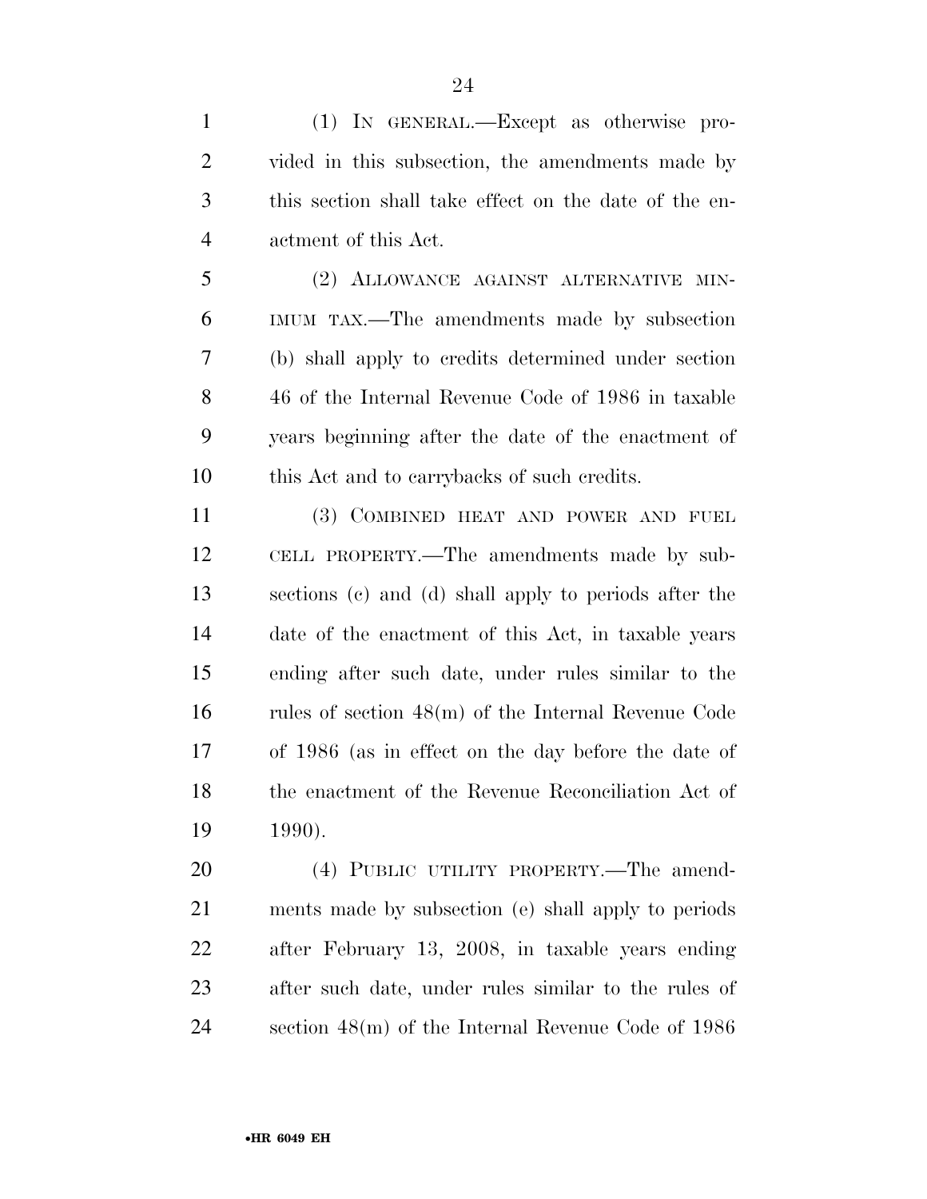(1) IN GENERAL.—Except as otherwise provided in this subsection, the amendments made by this section shall take effect on the date of the enactment of this Act.

(2) ALLOWANCE AGAINST ALTERNATIVE MINIMUM TAX.—The amendments made by subsection (b) shall apply to credits determined under section 46 of the Internal Revenue Code of 1986 in taxable years beginning after the date of the enactment of this Act and to carrybacks of such credits.

(3) COMBINED HEAT AND POWER AND FUEL CELL PROPERTY.—The amendments made by subsections (c) and (d) shall apply to periods after the date of the enactment of this Act, in taxable years ending after such date, under rules similar to the rules of section 48(m) of the Internal Revenue Code of 1986 (as in effect on the day before the date of the enactment of the Revenue Reconciliation Act of 1990).

(4) PUBLIC UTILITY PROPERTY.—The amendments made by subsection (e) shall apply to periods after February 13, 2008, in taxable years ending after such date, under rules similar to the rules of section 48(m) of the Internal Revenue Code of 1986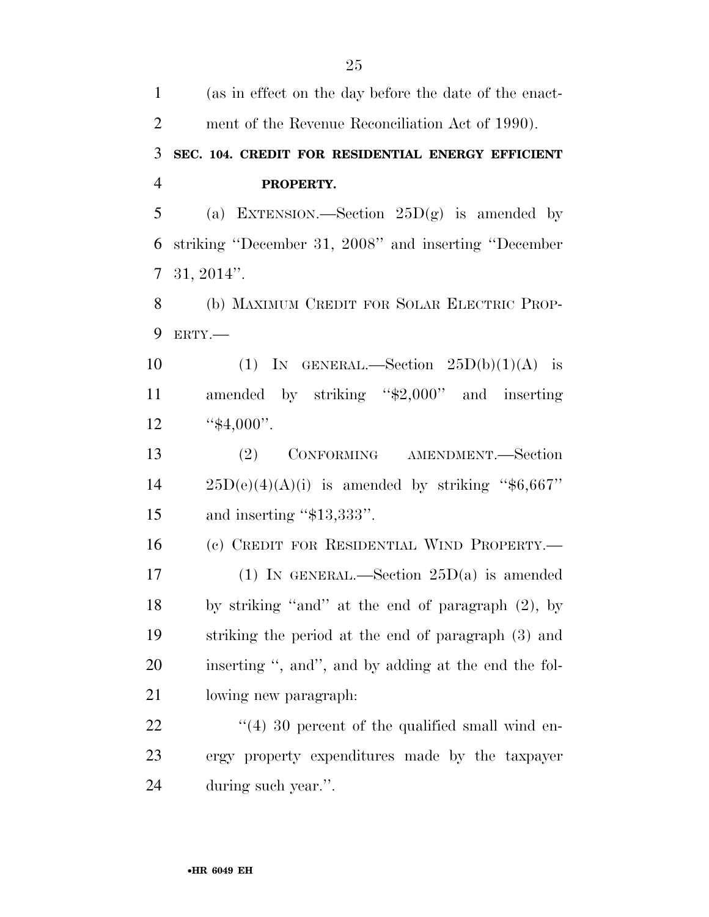(as in effect on the day before the date of the enactment of the Revenue Reconciliation Act of 1990).

### SEC. 104. CREDIT FOR RESIDENTIAL ENERGY EFFICIENT PROPERTY.

(a) EXTENSION.—Section 25D(g) is amended by striking ''December 31, 2008'' and inserting ''December 31, 2014''.

(b) MAXIMUM CREDIT FOR SOLAR ELECTRIC PROPERTY.—

(1) IN GENERAL.—Section 25D(b)(1)(A) is amended by striking ''$2,000'' and inserting ''$4,000''.

(2) CONFORMING AMENDMENT.—Section 25D(e)(4)(A)(i) is amended by striking ''$6,667'' and inserting ''$13,333''.

(c) CREDIT FOR RESIDENTIAL WIND PROPERTY.—

(1) IN GENERAL.—Section 25D(a) is amended by striking ''and'' at the end of paragraph (2), by striking the period at the end of paragraph (3) and inserting '', and'', and by adding at the end the following new paragraph:

''(4) 30 percent of the qualified small wind energy property expenditures made by the taxpayer during such year.''.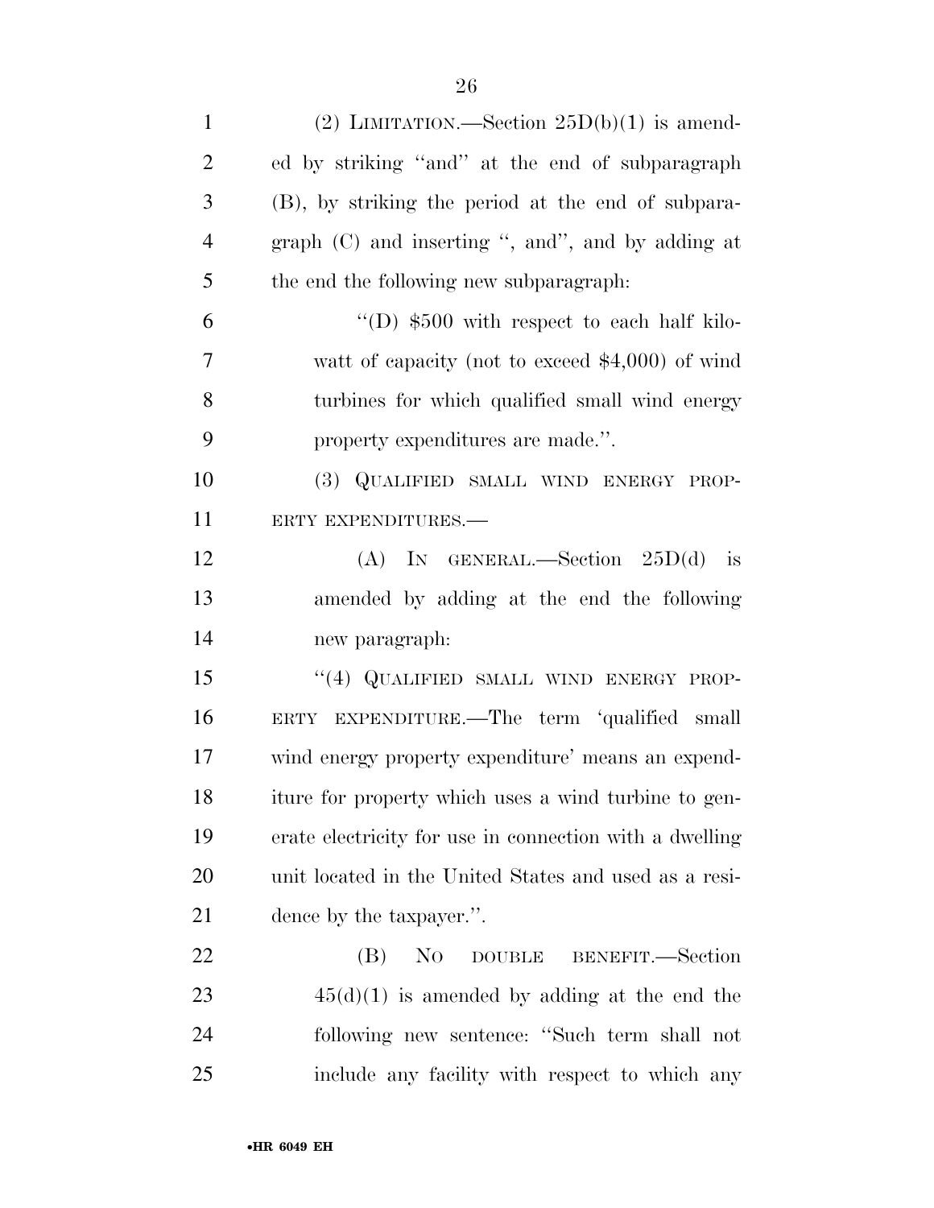(2) LIMITATION.—Section 25D(b)(1) is amended by striking "and" at the end of subparagraph (B), by striking the period at the end of subparagraph (C) and inserting ", and", and by adding at the end the following new subparagraph:

"(D) $500 with respect to each half kilowatt of capacity (not to exceed $4,000) of wind turbines for which qualified small wind energy property expenditures are made.".

(3) QUALIFIED SMALL WIND ENERGY PROPERTY EXPENDITURES.—

(A) IN GENERAL.—Section 25D(d) is amended by adding at the end the following new paragraph:

"(4) QUALIFIED SMALL WIND ENERGY PROPERTY EXPENDITURE.—The term 'qualified small wind energy property expenditure' means an expenditure for property which uses a wind turbine to generate electricity for use in connection with a dwelling unit located in the United States and used as a residence by the taxpayer.".

(B) NO DOUBLE BENEFIT.—Section 45(d)(1) is amended by adding at the end the following new sentence: "Such term shall not include any facility with respect to which any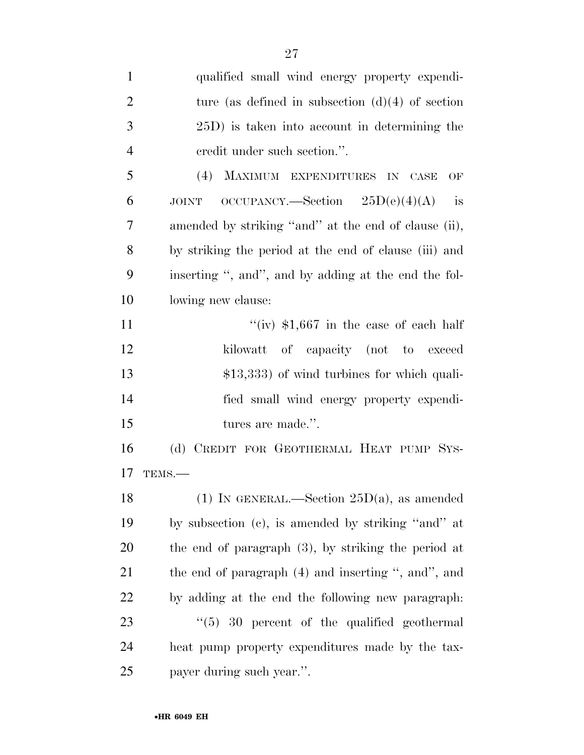qualified small wind energy property expenditure (as defined in subsection (d)(4) of section 25D) is taken into account in determining the credit under such section.''.

(4) MAXIMUM EXPENDITURES IN CASE OF JOINT OCCUPANCY.—Section 25D(e)(4)(A) is amended by striking ''and'' at the end of clause (ii), by striking the period at the end of clause (iii) and inserting '', and'', and by adding at the end the following new clause:

''(iv) $1,667 in the case of each half kilowatt of capacity (not to exceed $13,333) of wind turbines for which qualified small wind energy property expenditures are made.''.

(d) CREDIT FOR GEOTHERMAL HEAT PUMP SYSTEMS.—

(1) IN GENERAL.—Section 25D(a), as amended by subsection (c), is amended by striking ''and'' at the end of paragraph (3), by striking the period at the end of paragraph (4) and inserting '', and'', and by adding at the end the following new paragraph:

''(5) 30 percent of the qualified geothermal heat pump property expenditures made by the taxpayer during such year.''.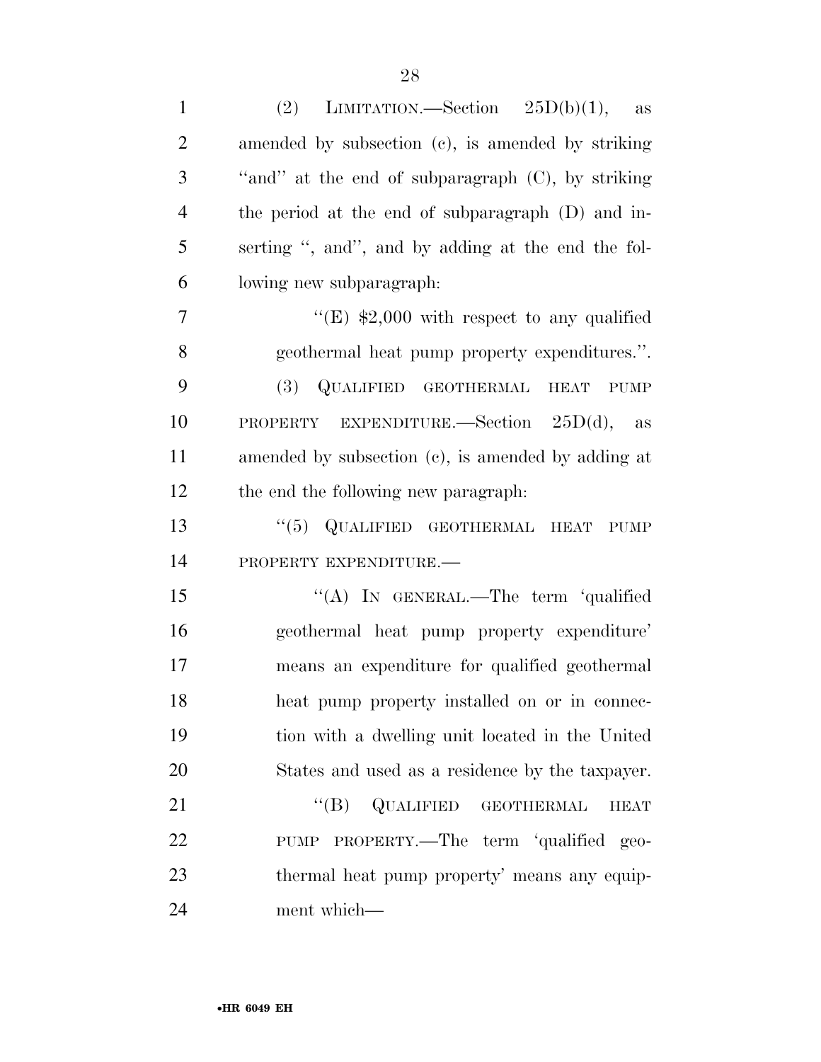(2) LIMITATION.—Section 25D(b)(1), as amended by subsection (c), is amended by striking "and" at the end of subparagraph (C), by striking the period at the end of subparagraph (D) and inserting ", and", and by adding at the end the following new subparagraph:

"(E) $2,000 with respect to any qualified geothermal heat pump property expenditures.".

(3) QUALIFIED GEOTHERMAL HEAT PUMP PROPERTY EXPENDITURE.—Section 25D(d), as amended by subsection (c), is amended by adding at the end the following new paragraph:

"(5) QUALIFIED GEOTHERMAL HEAT PUMP PROPERTY EXPENDITURE.—

"(A) IN GENERAL.—The term 'qualified geothermal heat pump property expenditure' means an expenditure for qualified geothermal heat pump property installed on or in connection with a dwelling unit located in the United States and used as a residence by the taxpayer.

"(B) QUALIFIED GEOTHERMAL HEAT PUMP PROPERTY.—The term 'qualified geothermal heat pump property' means any equipment which—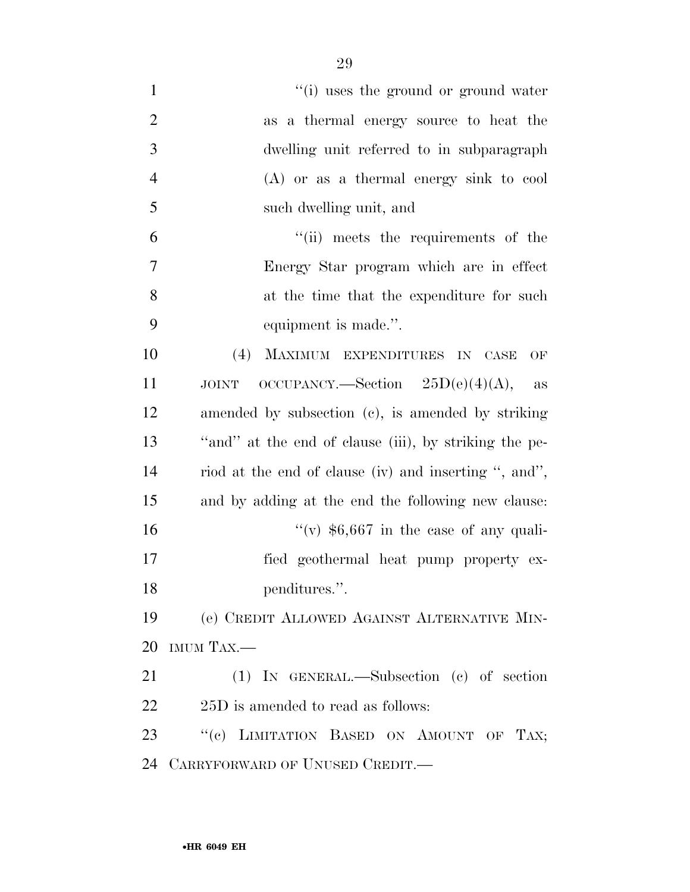"(i) uses the ground or ground water as a thermal energy source to heat the dwelling unit referred to in subparagraph (A) or as a thermal energy sink to cool such dwelling unit, and

"(ii) meets the requirements of the Energy Star program which are in effect at the time that the expenditure for such equipment is made.".

(4) MAXIMUM EXPENDITURES IN CASE OF JOINT OCCUPANCY.—Section 25D(e)(4)(A), as amended by subsection (c), is amended by striking "and" at the end of clause (iii), by striking the period at the end of clause (iv) and inserting ", and", and by adding at the end the following new clause:

"(v) $6,667 in the case of any qualified geothermal heat pump property expenditures.".

(e) CREDIT ALLOWED AGAINST ALTERNATIVE MINIMUM TAX.—

(1) IN GENERAL.—Subsection (c) of section 25D is amended to read as follows:

"(c) LIMITATION BASED ON AMOUNT OF TAX; CARRYFORWARD OF UNUSED CREDIT.—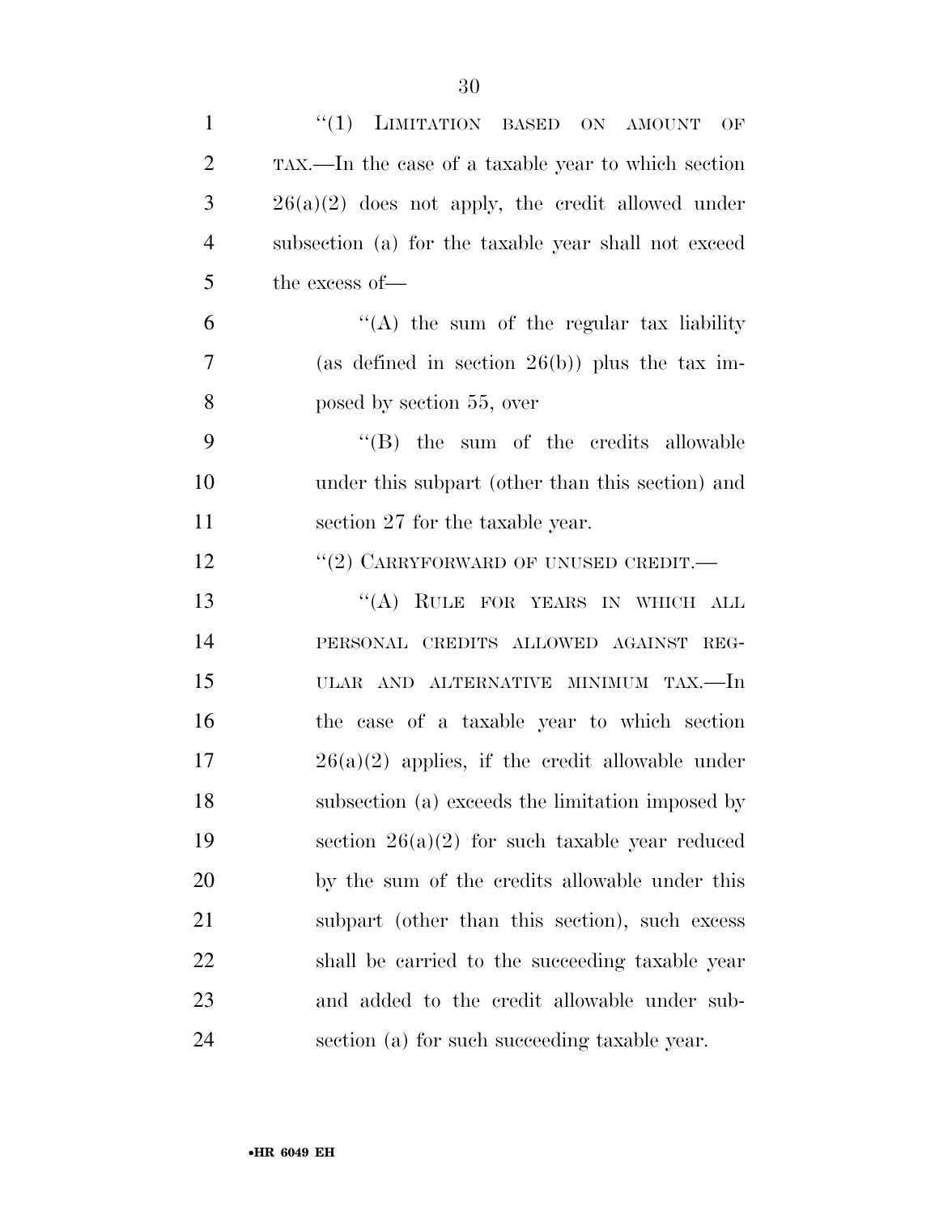"(1) LIMITATION BASED ON AMOUNT OF TAX.—In the case of a taxable year to which section 26(a)(2) does not apply, the credit allowed under subsection (a) for the taxable year shall not exceed the excess of—

"(A) the sum of the regular tax liability (as defined in section 26(b)) plus the tax imposed by section 55, over

"(B) the sum of the credits allowable under this subpart (other than this section) and section 27 for the taxable year.

"(2) CARRYFORWARD OF UNUSED CREDIT.—

"(A) RULE FOR YEARS IN WHICH ALL PERSONAL CREDITS ALLOWED AGAINST REGULAR AND ALTERNATIVE MINIMUM TAX.—In the case of a taxable year to which section 26(a)(2) applies, if the credit allowable under subsection (a) exceeds the limitation imposed by section 26(a)(2) for such taxable year reduced by the sum of the credits allowable under this subpart (other than this section), such excess shall be carried to the succeeding taxable year and added to the credit allowable under subsection (a) for such succeeding taxable year.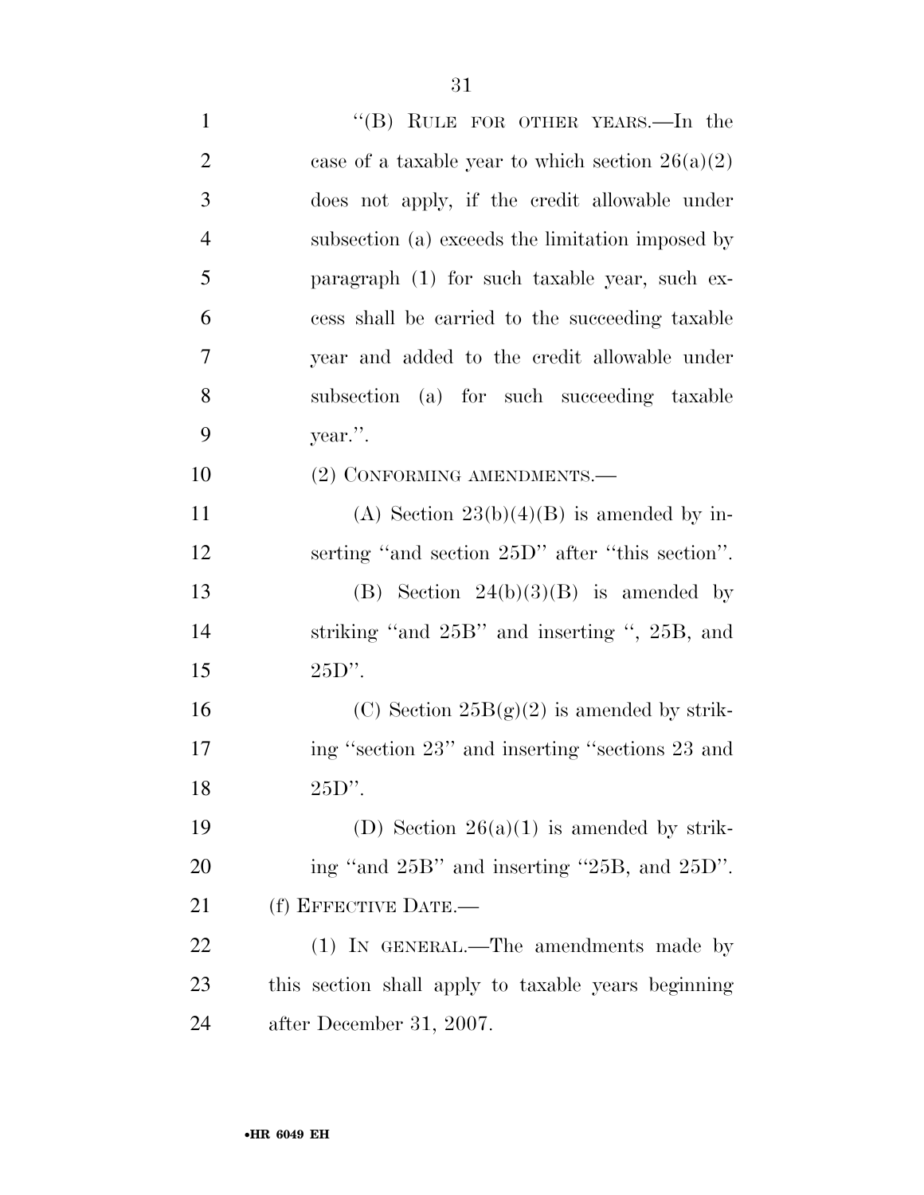"(B) RULE FOR OTHER YEARS.—In the case of a taxable year to which section 26(a)(2) does not apply, if the credit allowable under subsection (a) exceeds the limitation imposed by paragraph (1) for such taxable year, such excess shall be carried to the succeeding taxable year and added to the credit allowable under subsection (a) for such succeeding taxable year.".

(2) CONFORMING AMENDMENTS.—

(A) Section 23(b)(4)(B) is amended by inserting "and section 25D" after "this section".

(B) Section 24(b)(3)(B) is amended by striking "and 25B" and inserting ", 25B, and 25D".

(C) Section 25B(g)(2) is amended by striking "section 23" and inserting "sections 23 and 25D".

(D) Section 26(a)(1) is amended by striking "and 25B" and inserting "25B, and 25D".

(f) EFFECTIVE DATE.—

(1) IN GENERAL.—The amendments made by this section shall apply to taxable years beginning after December 31, 2007.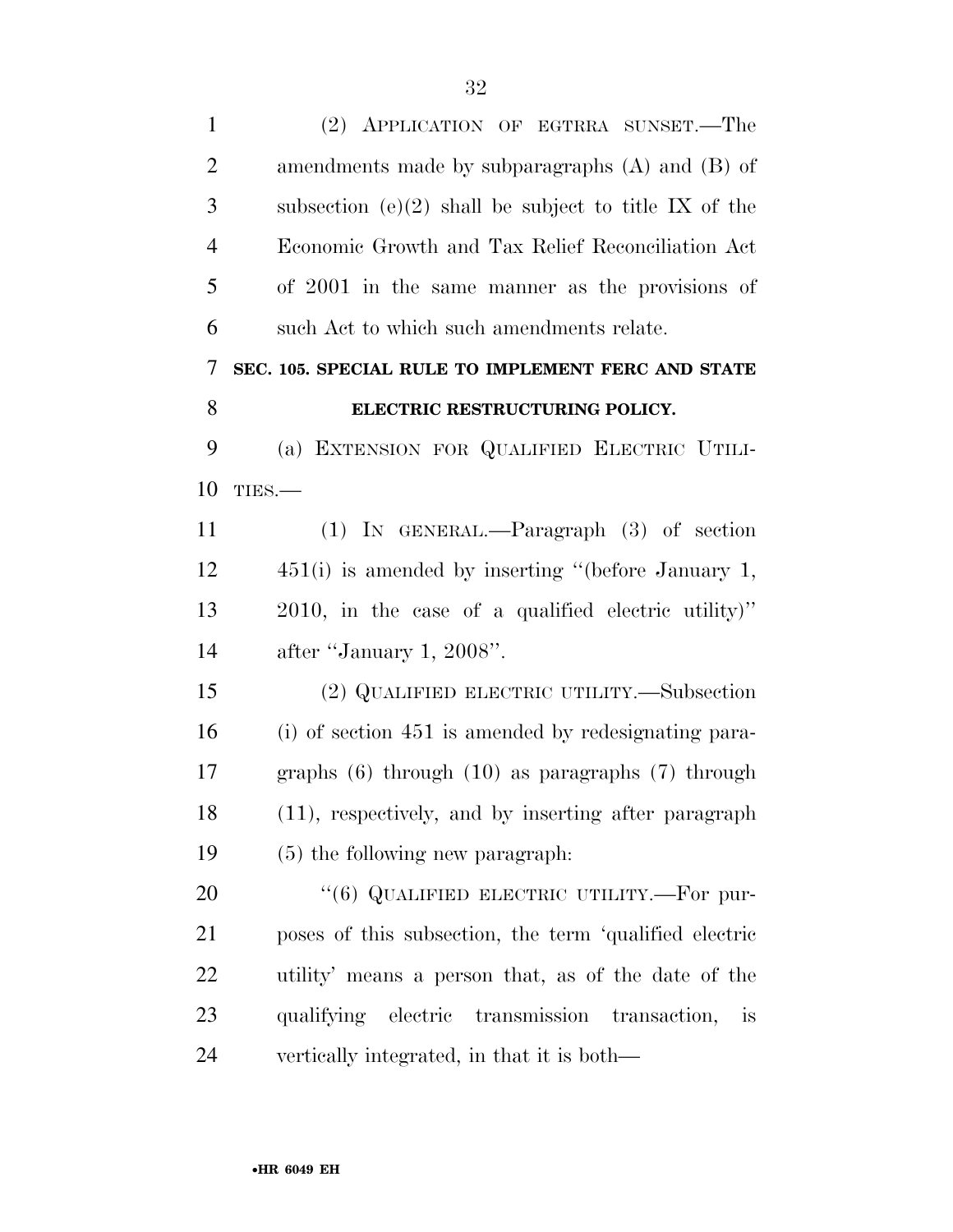(2) APPLICATION OF EGTRRA SUNSET.—The amendments made by subparagraphs (A) and (B) of subsection (e)(2) shall be subject to title IX of the Economic Growth and Tax Relief Reconciliation Act of 2001 in the same manner as the provisions of such Act to which such amendments relate.

### SEC. 105. SPECIAL RULE TO IMPLEMENT FERC AND STATE ELECTRIC RESTRUCTURING POLICY.

(a) EXTENSION FOR QUALIFIED ELECTRIC UTILITIES.—

(1) IN GENERAL.—Paragraph (3) of section 451(i) is amended by inserting "(before January 1, 2010, in the case of a qualified electric utility)" after "January 1, 2008".

(2) QUALIFIED ELECTRIC UTILITY.—Subsection (i) of section 451 is amended by redesignating paragraphs (6) through (10) as paragraphs (7) through (11), respectively, and by inserting after paragraph (5) the following new paragraph:

"(6) QUALIFIED ELECTRIC UTILITY.—For purposes of this subsection, the term 'qualified electric utility' means a person that, as of the date of the qualifying electric transmission transaction, is vertically integrated, in that it is both—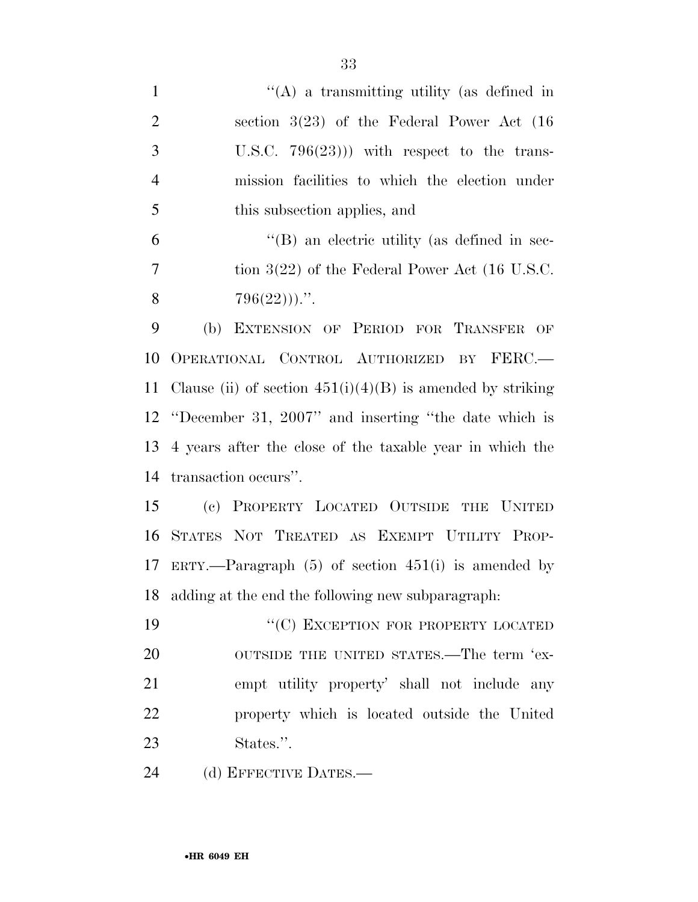''(A) a transmitting utility (as defined in section 3(23) of the Federal Power Act (16 U.S.C. 796(23))) with respect to the transmission facilities to which the election under this subsection applies, and

''(B) an electric utility (as defined in section 3(22) of the Federal Power Act (16 U.S.C. 796(22))).''.

(b) EXTENSION OF PERIOD FOR TRANSFER OF OPERATIONAL CONTROL AUTHORIZED BY FERC.—Clause (ii) of section 451(i)(4)(B) is amended by striking ''December 31, 2007'' and inserting ''the date which is 4 years after the close of the taxable year in which the transaction occurs''.

(c) PROPERTY LOCATED OUTSIDE THE UNITED STATES NOT TREATED AS EXEMPT UTILITY PROPERTY.—Paragraph (5) of section 451(i) is amended by adding at the end the following new subparagraph:

''(C) EXCEPTION FOR PROPERTY LOCATED OUTSIDE THE UNITED STATES.—The term 'exempt utility property' shall not include any property which is located outside the United States.''.

(d) EFFECTIVE DATES.—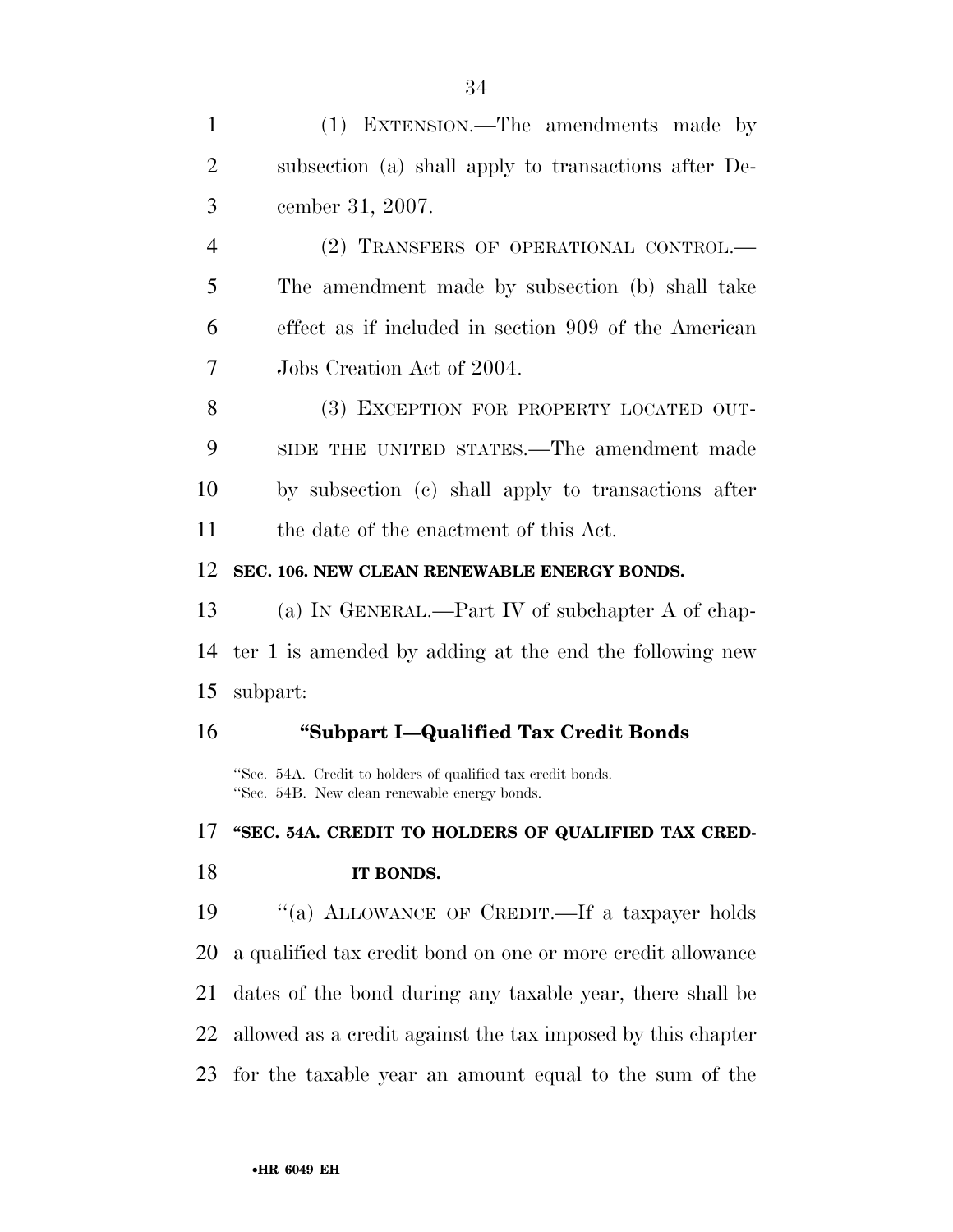(1) EXTENSION.—The amendments made by subsection (a) shall apply to transactions after December 31, 2007.

(2) TRANSFERS OF OPERATIONAL CONTROL.—The amendment made by subsection (b) shall take effect as if included in section 909 of the American Jobs Creation Act of 2004.

(3) EXCEPTION FOR PROPERTY LOCATED OUTSIDE THE UNITED STATES.—The amendment made by subsection (c) shall apply to transactions after the date of the enactment of this Act.

**SEC. 106. NEW CLEAN RENEWABLE ENERGY BONDS.**

(a) IN GENERAL.—Part IV of subchapter A of chapter 1 is amended by adding at the end the following new subpart:

**"Subpart I—Qualified Tax Credit Bonds**

"Sec. 54A. Credit to holders of qualified tax credit bonds.
"Sec. 54B. New clean renewable energy bonds.

**"SEC. 54A. CREDIT TO HOLDERS OF QUALIFIED TAX CREDIT BONDS.**

"(a) ALLOWANCE OF CREDIT.—If a taxpayer holds a qualified tax credit bond on one or more credit allowance dates of the bond during any taxable year, there shall be allowed as a credit against the tax imposed by this chapter for the taxable year an amount equal to the sum of the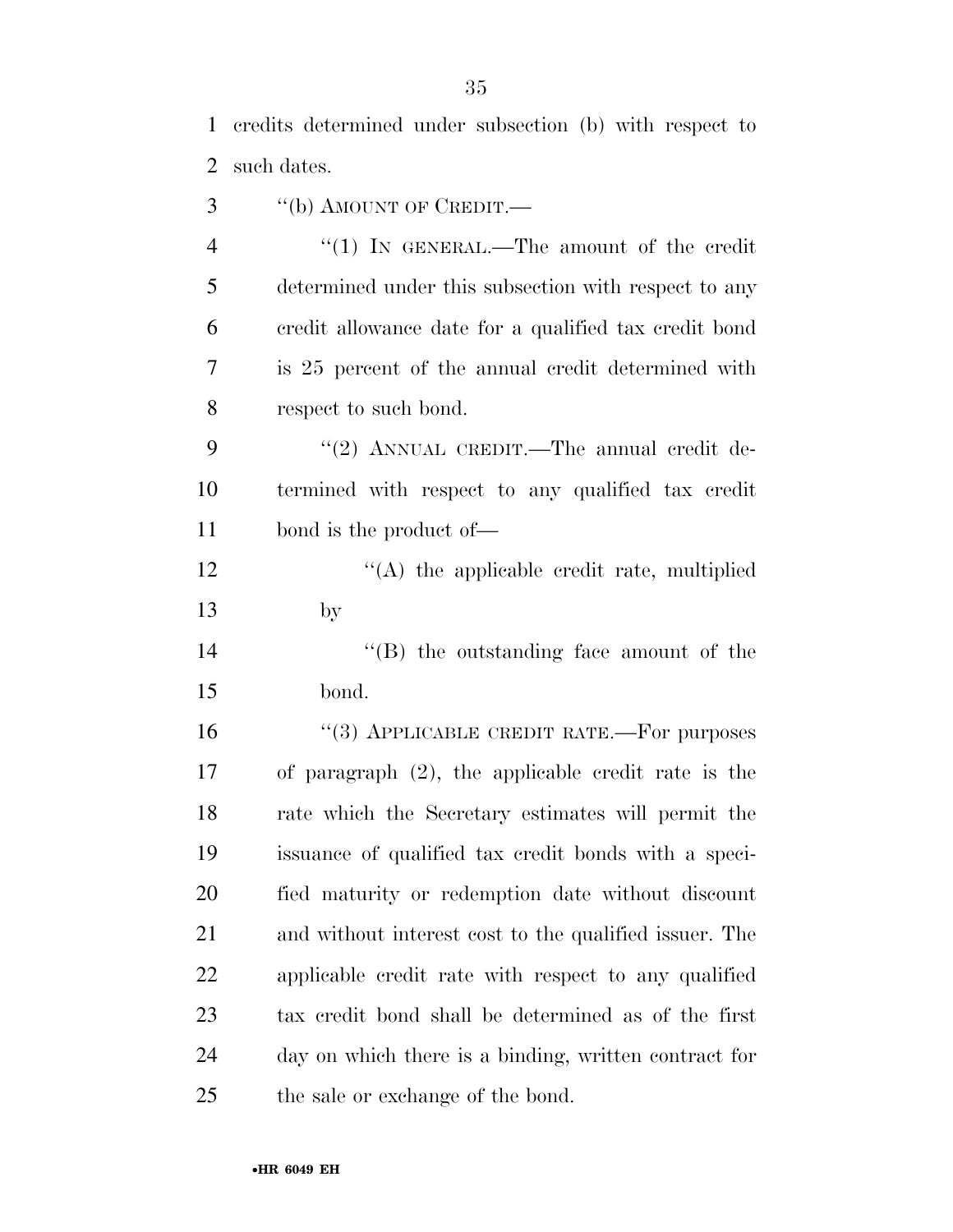credits determined under subsection (b) with respect to such dates.

''(b) AMOUNT OF CREDIT.—

''(1) IN GENERAL.—The amount of the credit determined under this subsection with respect to any credit allowance date for a qualified tax credit bond is 25 percent of the annual credit determined with respect to such bond.

''(2) ANNUAL CREDIT.—The annual credit determined with respect to any qualified tax credit bond is the product of—

''(A) the applicable credit rate, multiplied by

''(B) the outstanding face amount of the bond.

''(3) APPLICABLE CREDIT RATE.—For purposes of paragraph (2), the applicable credit rate is the rate which the Secretary estimates will permit the issuance of qualified tax credit bonds with a specified maturity or redemption date without discount and without interest cost to the qualified issuer. The applicable credit rate with respect to any qualified tax credit bond shall be determined as of the first day on which there is a binding, written contract for the sale or exchange of the bond.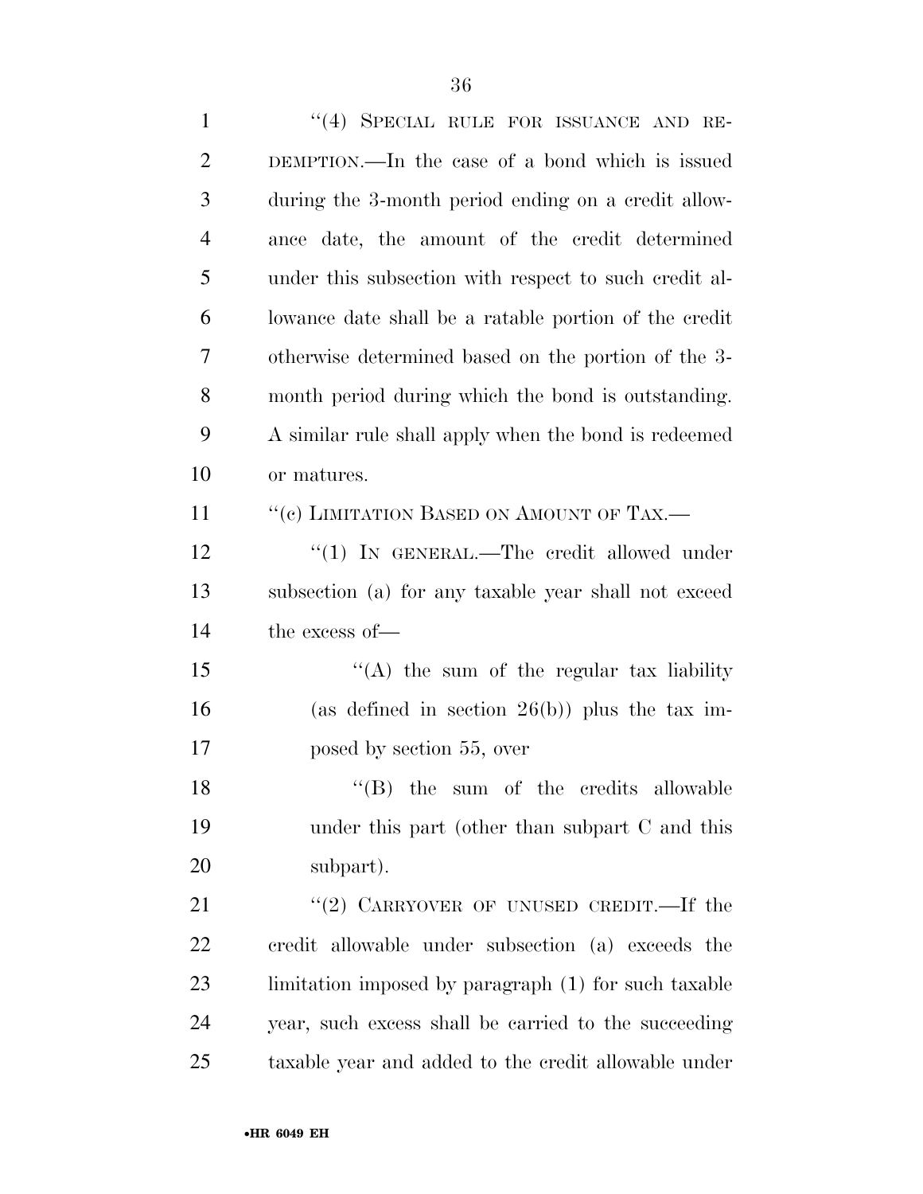"(4) SPECIAL RULE FOR ISSUANCE AND REDEMPTION.—In the case of a bond which is issued during the 3-month period ending on a credit allowance date, the amount of the credit determined under this subsection with respect to such credit allowance date shall be a ratable portion of the credit otherwise determined based on the portion of the 3-month period during which the bond is outstanding. A similar rule shall apply when the bond is redeemed or matures.

"(c) LIMITATION BASED ON AMOUNT OF TAX.—

"(1) IN GENERAL.—The credit allowed under subsection (a) for any taxable year shall not exceed the excess of—

"(A) the sum of the regular tax liability (as defined in section 26(b)) plus the tax imposed by section 55, over

"(B) the sum of the credits allowable under this part (other than subpart C and this subpart).

"(2) CARRYOVER OF UNUSED CREDIT.—If the credit allowable under subsection (a) exceeds the limitation imposed by paragraph (1) for such taxable year, such excess shall be carried to the succeeding taxable year and added to the credit allowable under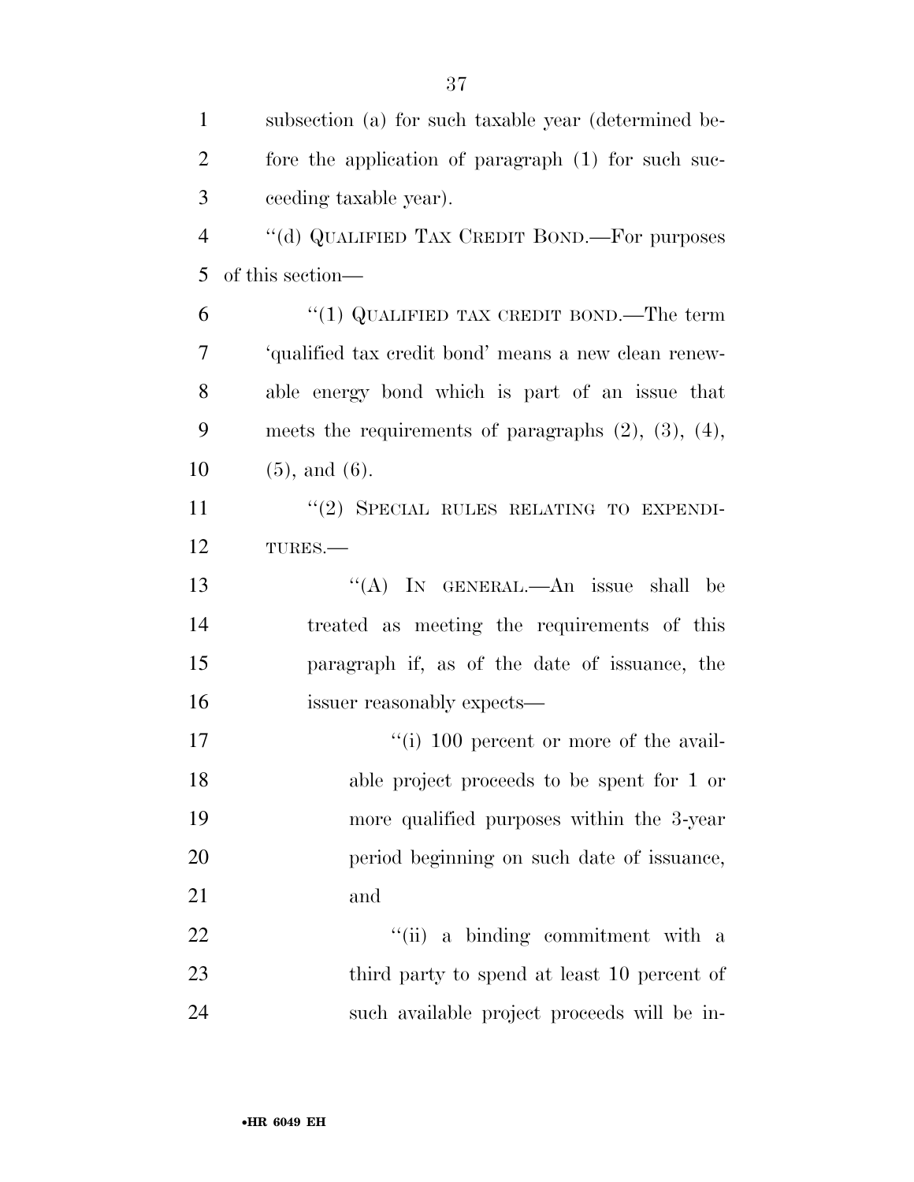subsection (a) for such taxable year (determined before the application of paragraph (1) for such succeeding taxable year).

"(d) QUALIFIED TAX CREDIT BOND.—For purposes of this section—

"(1) QUALIFIED TAX CREDIT BOND.—The term 'qualified tax credit bond' means a new clean renewable energy bond which is part of an issue that meets the requirements of paragraphs (2), (3), (4), (5), and (6).

"(2) SPECIAL RULES RELATING TO EXPENDITURES.—

"(A) IN GENERAL.—An issue shall be treated as meeting the requirements of this paragraph if, as of the date of issuance, the issuer reasonably expects—

"(i) 100 percent or more of the available project proceeds to be spent for 1 or more qualified purposes within the 3-year period beginning on such date of issuance, and

"(ii) a binding commitment with a third party to spend at least 10 percent of such available project proceeds will be in-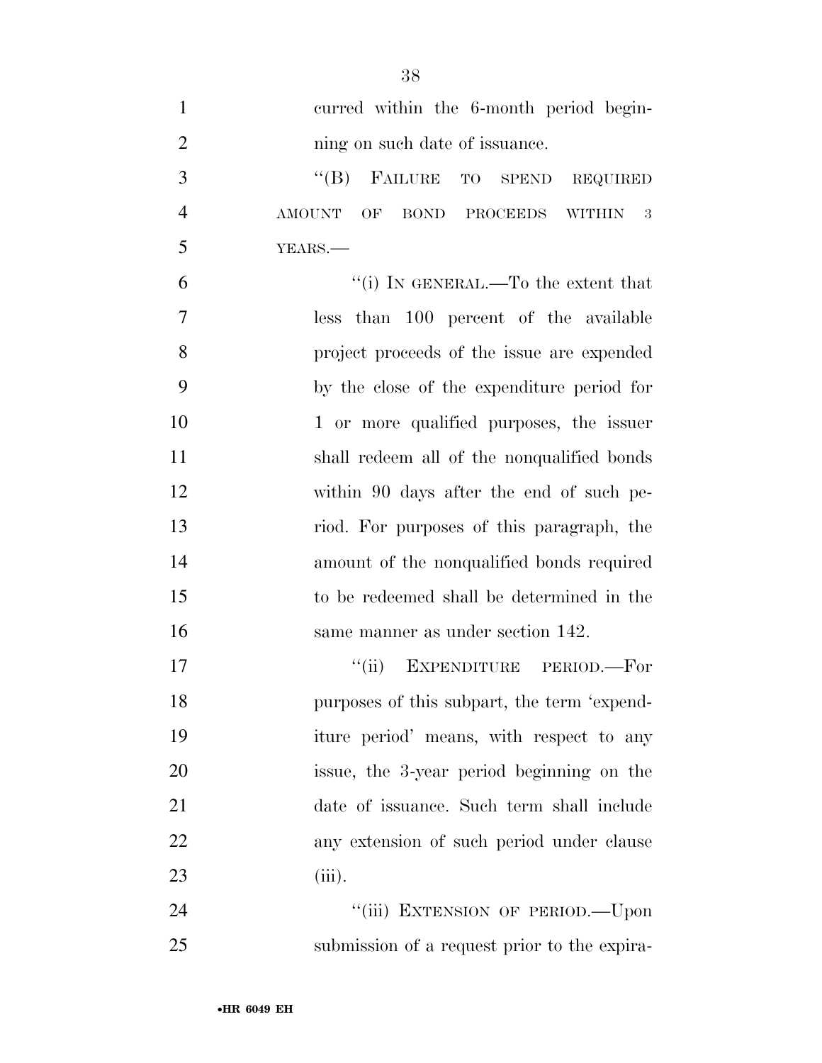curred within the 6-month period beginning on such date of issuance.

"(B) FAILURE TO SPEND REQUIRED AMOUNT OF BOND PROCEEDS WITHIN 3 YEARS.—

"(i) IN GENERAL.—To the extent that less than 100 percent of the available project proceeds of the issue are expended by the close of the expenditure period for 1 or more qualified purposes, the issuer shall redeem all of the nonqualified bonds within 90 days after the end of such period. For purposes of this paragraph, the amount of the nonqualified bonds required to be redeemed shall be determined in the same manner as under section 142.

"(ii) EXPENDITURE PERIOD.—For purposes of this subpart, the term 'expenditure period' means, with respect to any issue, the 3-year period beginning on the date of issuance. Such term shall include any extension of such period under clause (iii).

"(iii) EXTENSION OF PERIOD.—Upon submission of a request prior to the expira-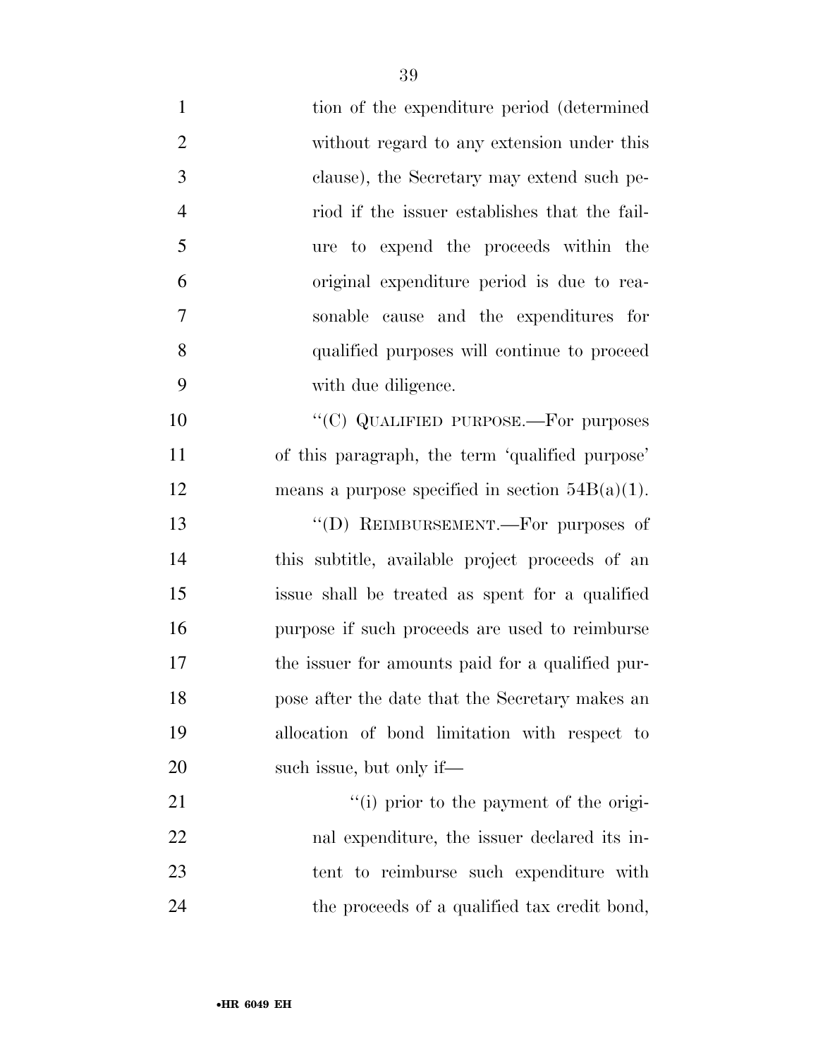tion of the expenditure period (determined without regard to any extension under this clause), the Secretary may extend such period if the issuer establishes that the failure to expend the proceeds within the original expenditure period is due to reasonable cause and the expenditures for qualified purposes will continue to proceed with due diligence.

"(C) QUALIFIED PURPOSE.—For purposes of this paragraph, the term 'qualified purpose' means a purpose specified in section 54B(a)(1).

"(D) REIMBURSEMENT.—For purposes of this subtitle, available project proceeds of an issue shall be treated as spent for a qualified purpose if such proceeds are used to reimburse the issuer for amounts paid for a qualified purpose after the date that the Secretary makes an allocation of bond limitation with respect to such issue, but only if—

"(i) prior to the payment of the original expenditure, the issuer declared its intent to reimburse such expenditure with the proceeds of a qualified tax credit bond,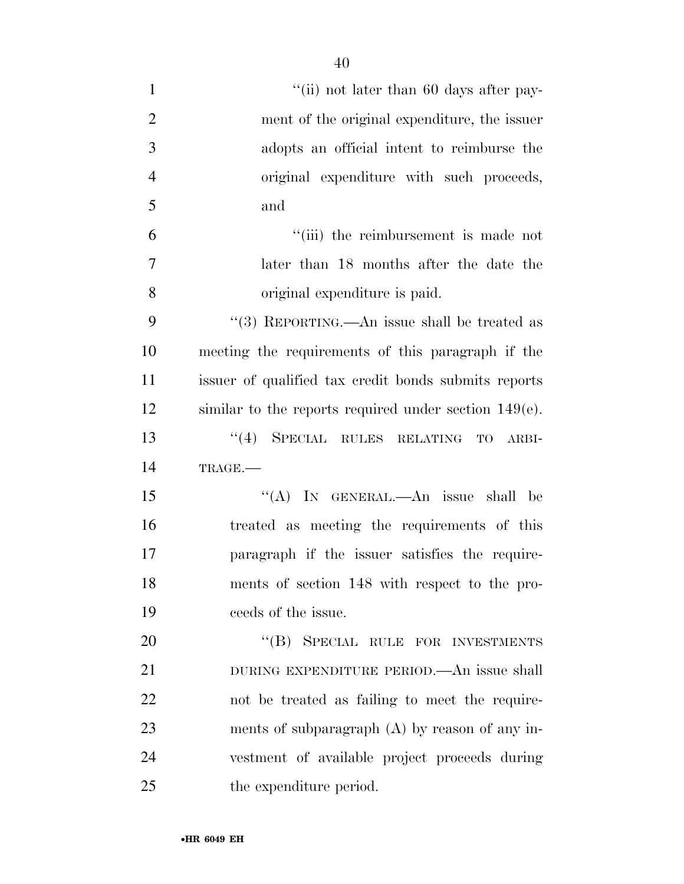"(ii) not later than 60 days after payment of the original expenditure, the issuer adopts an official intent to reimburse the original expenditure with such proceeds, and

"(iii) the reimbursement is made not later than 18 months after the date the original expenditure is paid.

"(3) REPORTING.—An issue shall be treated as meeting the requirements of this paragraph if the issuer of qualified tax credit bonds submits reports similar to the reports required under section 149(e).

"(4) SPECIAL RULES RELATING TO ARBITRAGE.—

"(A) IN GENERAL.—An issue shall be treated as meeting the requirements of this paragraph if the issuer satisfies the requirements of section 148 with respect to the proceeds of the issue.

"(B) SPECIAL RULE FOR INVESTMENTS DURING EXPENDITURE PERIOD.—An issue shall not be treated as failing to meet the requirements of subparagraph (A) by reason of any investment of available project proceeds during the expenditure period.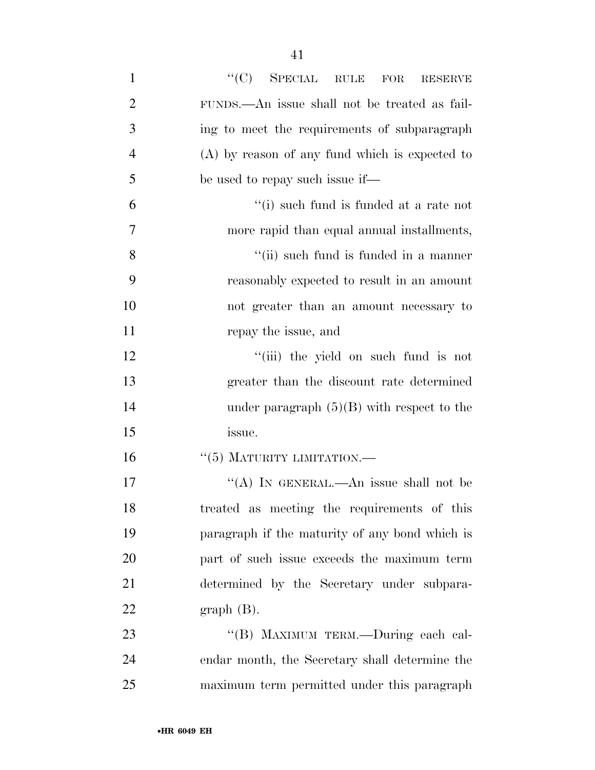"(C) SPECIAL RULE FOR RESERVE FUNDS.—An issue shall not be treated as failing to meet the requirements of subparagraph (A) by reason of any fund which is expected to be used to repay such issue if—

"(i) such fund is funded at a rate not more rapid than equal annual installments,

"(ii) such fund is funded in a manner reasonably expected to result in an amount not greater than an amount necessary to repay the issue, and

"(iii) the yield on such fund is not greater than the discount rate determined under paragraph (5)(B) with respect to the issue.

"(5) MATURITY LIMITATION.—

"(A) IN GENERAL.—An issue shall not be treated as meeting the requirements of this paragraph if the maturity of any bond which is part of such issue exceeds the maximum term determined by the Secretary under subparagraph (B).

"(B) MAXIMUM TERM.—During each calendar month, the Secretary shall determine the maximum term permitted under this paragraph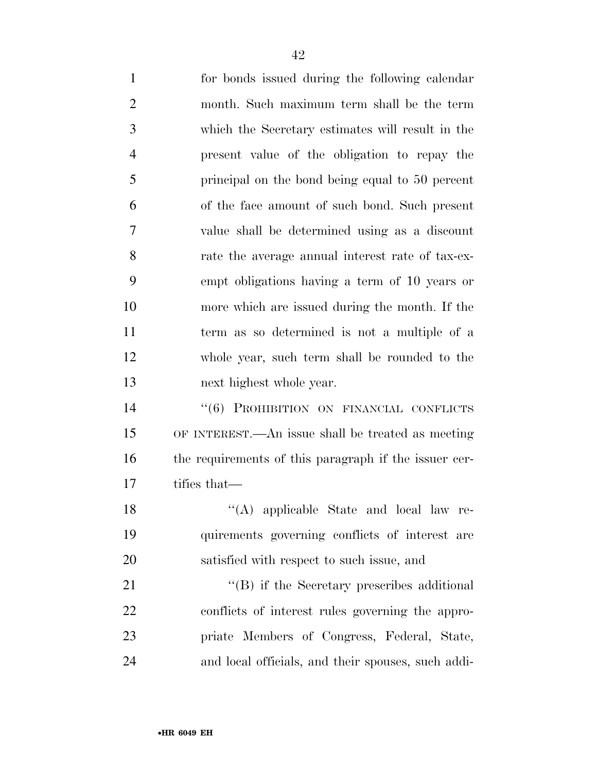for bonds issued during the following calendar month. Such maximum term shall be the term which the Secretary estimates will result in the present value of the obligation to repay the principal on the bond being equal to 50 percent of the face amount of such bond. Such present value shall be determined using as a discount rate the average annual interest rate of tax-exempt obligations having a term of 10 years or more which are issued during the month. If the term as so determined is not a multiple of a whole year, such term shall be rounded to the next highest whole year.

"(6) PROHIBITION ON FINANCIAL CONFLICTS OF INTEREST.—An issue shall be treated as meeting the requirements of this paragraph if the issuer certifies that—

"(A) applicable State and local law requirements governing conflicts of interest are satisfied with respect to such issue, and

"(B) if the Secretary prescribes additional conflicts of interest rules governing the appropriate Members of Congress, Federal, State, and local officials, and their spouses, such addi-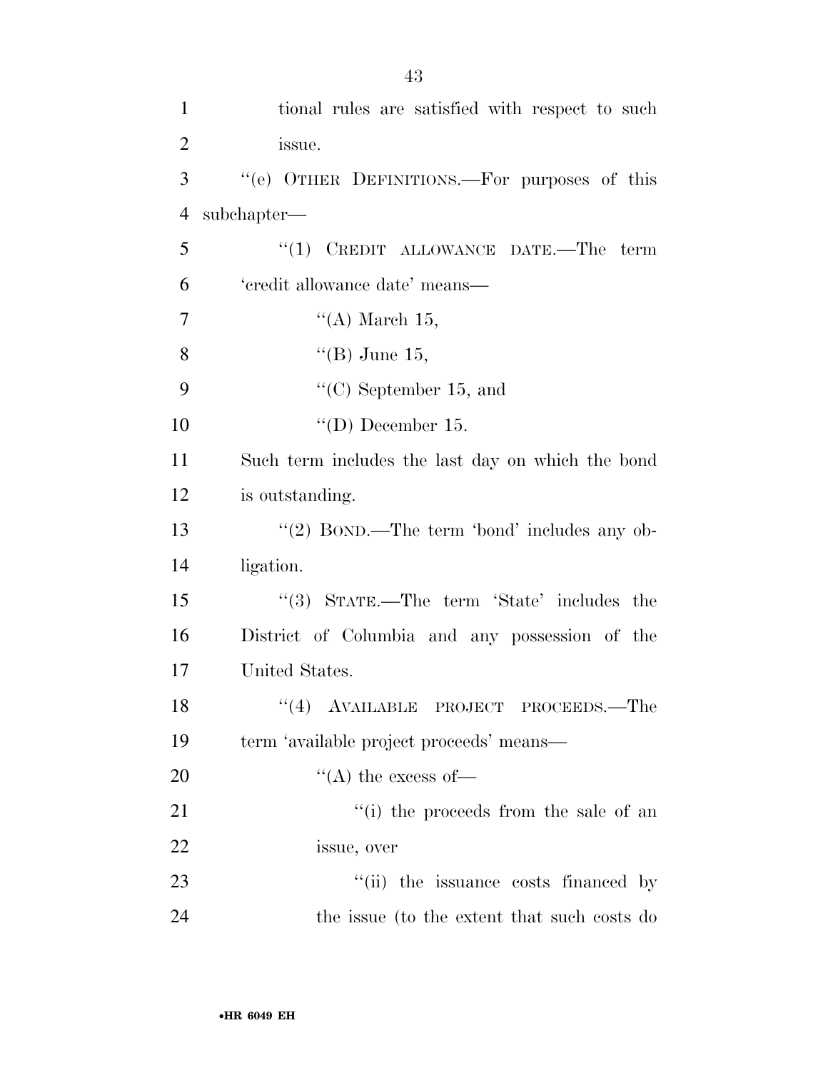tional rules are satisfied with respect to such issue.

''(e) OTHER DEFINITIONS.—For purposes of this subchapter—

''(1) CREDIT ALLOWANCE DATE.—The term 'credit allowance date' means—

''(A) March 15,

''(B) June 15,

''(C) September 15, and

''(D) December 15.

Such term includes the last day on which the bond is outstanding.

''(2) BOND.—The term 'bond' includes any obligation.

''(3) STATE.—The term 'State' includes the District of Columbia and any possession of the United States.

''(4) AVAILABLE PROJECT PROCEEDS.—The term 'available project proceeds' means—

''(A) the excess of—

''(i) the proceeds from the sale of an issue, over

''(ii) the issuance costs financed by the issue (to the extent that such costs do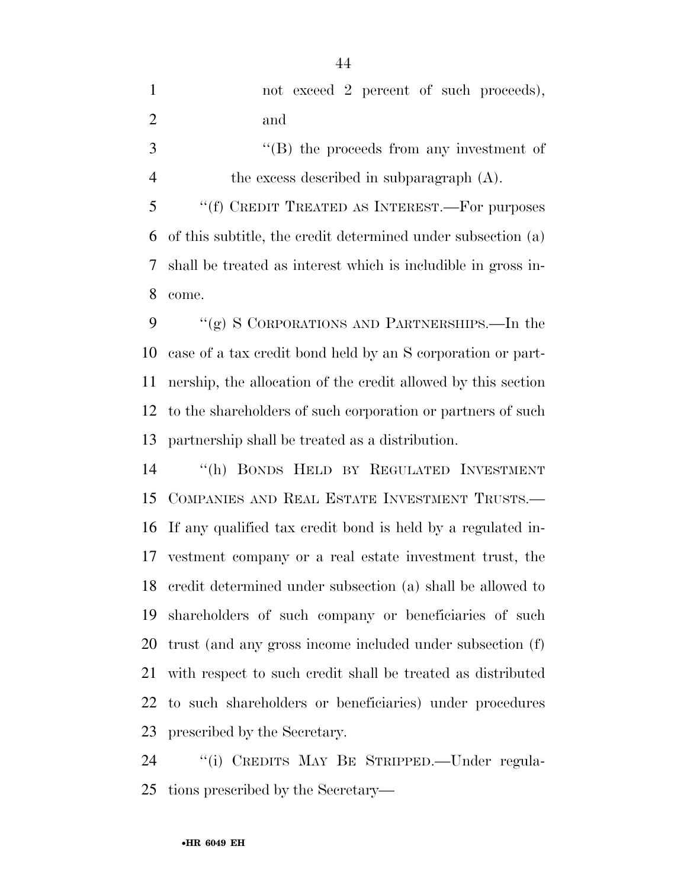not exceed 2 percent of such proceeds), and

"(B) the proceeds from any investment of the excess described in subparagraph (A).

"(f) CREDIT TREATED AS INTEREST.—For purposes of this subtitle, the credit determined under subsection (a) shall be treated as interest which is includible in gross income.

"(g) S CORPORATIONS AND PARTNERSHIPS.—In the case of a tax credit bond held by an S corporation or partnership, the allocation of the credit allowed by this section to the shareholders of such corporation or partners of such partnership shall be treated as a distribution.

"(h) BONDS HELD BY REGULATED INVESTMENT COMPANIES AND REAL ESTATE INVESTMENT TRUSTS.—If any qualified tax credit bond is held by a regulated investment company or a real estate investment trust, the credit determined under subsection (a) shall be allowed to shareholders of such company or beneficiaries of such trust (and any gross income included under subsection (f) with respect to such credit shall be treated as distributed to such shareholders or beneficiaries) under procedures prescribed by the Secretary.

"(i) CREDITS MAY BE STRIPPED.—Under regulations prescribed by the Secretary—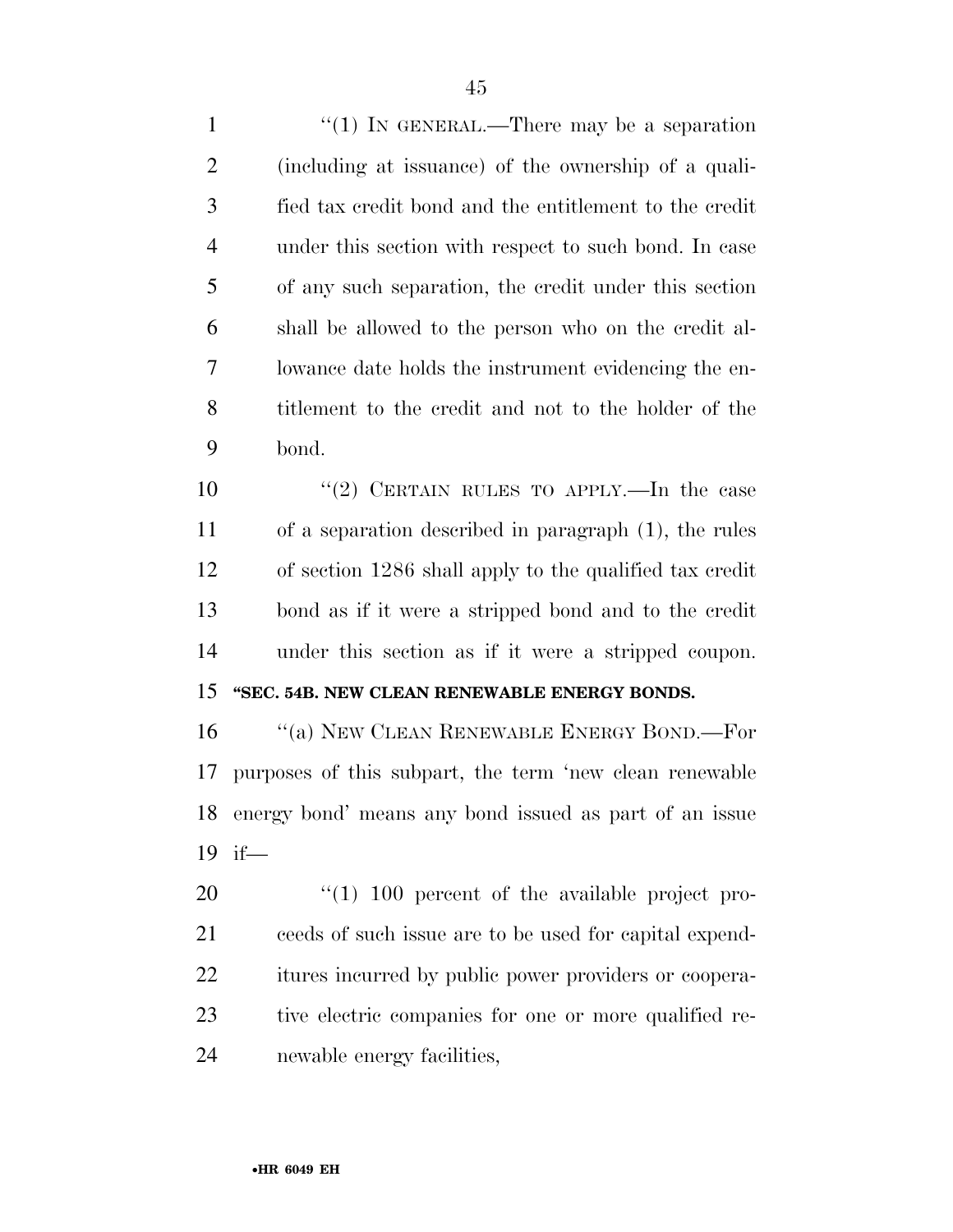"(1) IN GENERAL.—There may be a separation (including at issuance) of the ownership of a qualified tax credit bond and the entitlement to the credit under this section with respect to such bond. In case of any such separation, the credit under this section shall be allowed to the person who on the credit allowance date holds the instrument evidencing the entitlement to the credit and not to the holder of the bond.

"(2) CERTAIN RULES TO APPLY.—In the case of a separation described in paragraph (1), the rules of section 1286 shall apply to the qualified tax credit bond as if it were a stripped bond and to the credit under this section as if it were a stripped coupon.

**"SEC. 54B. NEW CLEAN RENEWABLE ENERGY BONDS.**

"(a) NEW CLEAN RENEWABLE ENERGY BOND.—For purposes of this subpart, the term 'new clean renewable energy bond' means any bond issued as part of an issue if—

"(1) 100 percent of the available project proceeds of such issue are to be used for capital expenditures incurred by public power providers or cooperative electric companies for one or more qualified renewable energy facilities,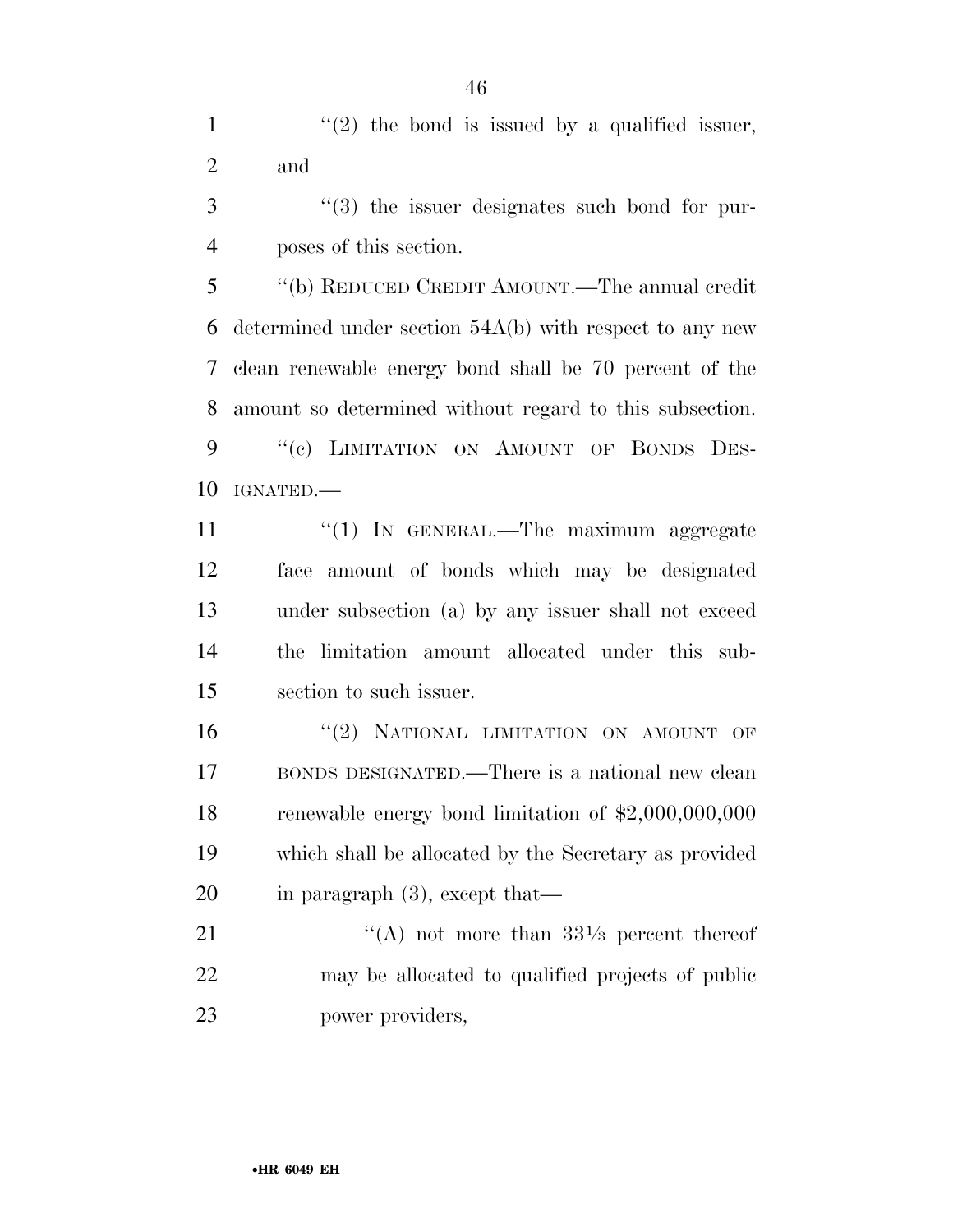"(2) the bond is issued by a qualified issuer, and

"(3) the issuer designates such bond for purposes of this section.

"(b) REDUCED CREDIT AMOUNT.—The annual credit determined under section 54A(b) with respect to any new clean renewable energy bond shall be 70 percent of the amount so determined without regard to this subsection.

"(c) LIMITATION ON AMOUNT OF BONDS DESIGNATED.—

"(1) IN GENERAL.—The maximum aggregate face amount of bonds which may be designated under subsection (a) by any issuer shall not exceed the limitation amount allocated under this subsection to such issuer.

"(2) NATIONAL LIMITATION ON AMOUNT OF BONDS DESIGNATED.—There is a national new clean renewable energy bond limitation of $2,000,000,000 which shall be allocated by the Secretary as provided in paragraph (3), except that—

"(A) not more than 33⅓ percent thereof may be allocated to qualified projects of public power providers,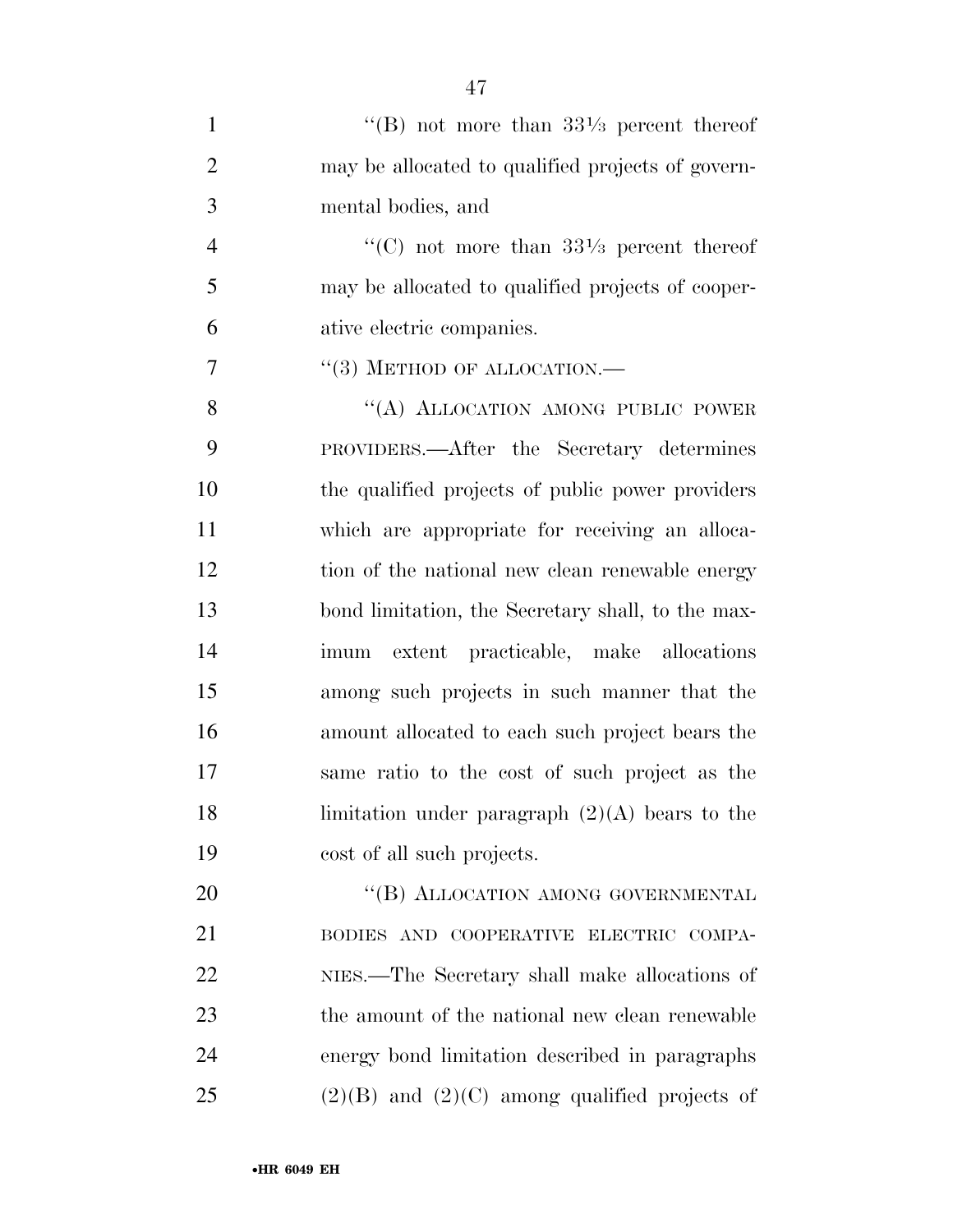"(B) not more than 33⅓ percent thereof may be allocated to qualified projects of governmental bodies, and

"(C) not more than 33⅓ percent thereof may be allocated to qualified projects of cooperative electric companies.

"(3) METHOD OF ALLOCATION.—

"(A) ALLOCATION AMONG PUBLIC POWER PROVIDERS.—After the Secretary determines the qualified projects of public power providers which are appropriate for receiving an allocation of the national new clean renewable energy bond limitation, the Secretary shall, to the maximum extent practicable, make allocations among such projects in such manner that the amount allocated to each such project bears the same ratio to the cost of such project as the limitation under paragraph (2)(A) bears to the cost of all such projects.

"(B) ALLOCATION AMONG GOVERNMENTAL BODIES AND COOPERATIVE ELECTRIC COMPANIES.—The Secretary shall make allocations of the amount of the national new clean renewable energy bond limitation described in paragraphs (2)(B) and (2)(C) among qualified projects of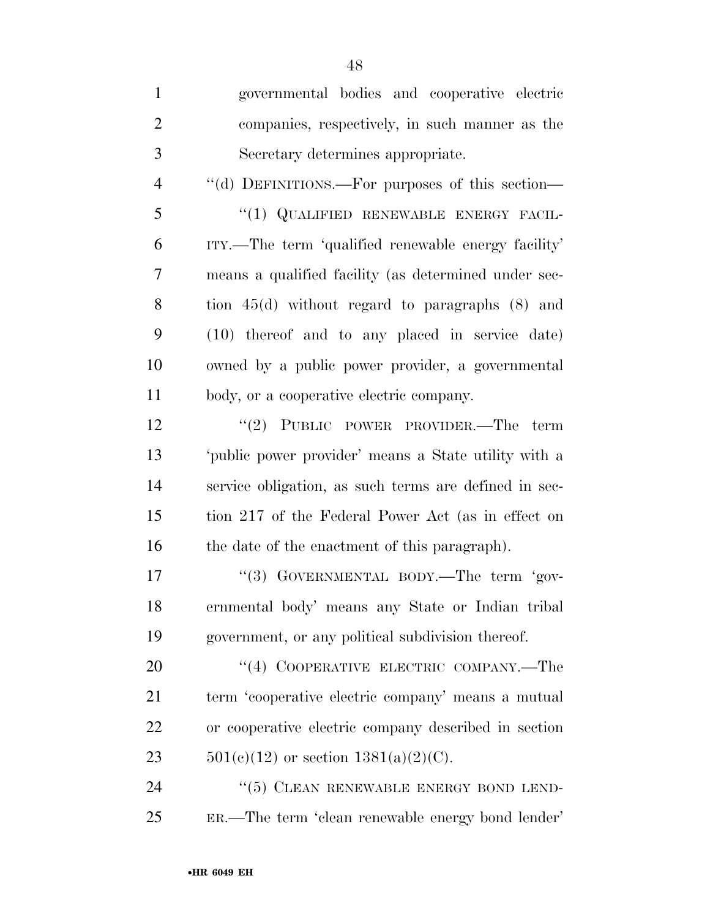governmental bodies and cooperative electric companies, respectively, in such manner as the Secretary determines appropriate.

"(d) DEFINITIONS.—For purposes of this section—

"(1) QUALIFIED RENEWABLE ENERGY FACILITY.—The term 'qualified renewable energy facility' means a qualified facility (as determined under section 45(d) without regard to paragraphs (8) and (10) thereof and to any placed in service date) owned by a public power provider, a governmental body, or a cooperative electric company.

"(2) PUBLIC POWER PROVIDER.—The term 'public power provider' means a State utility with a service obligation, as such terms are defined in section 217 of the Federal Power Act (as in effect on the date of the enactment of this paragraph).

"(3) GOVERNMENTAL BODY.—The term 'governmental body' means any State or Indian tribal government, or any political subdivision thereof.

"(4) COOPERATIVE ELECTRIC COMPANY.—The term 'cooperative electric company' means a mutual or cooperative electric company described in section 501(c)(12) or section 1381(a)(2)(C).

"(5) CLEAN RENEWABLE ENERGY BOND LENDER.—The term 'clean renewable energy bond lender'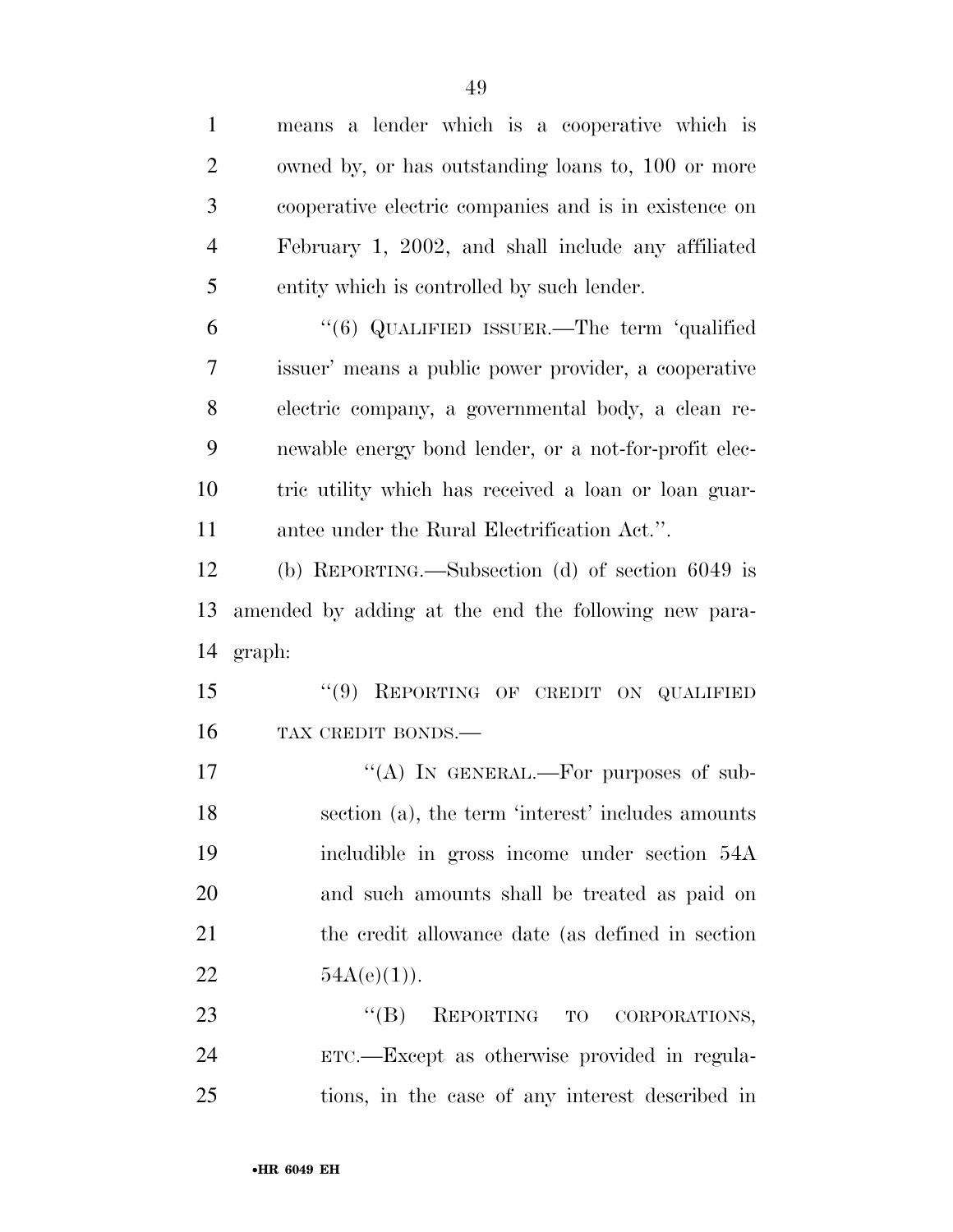means a lender which is a cooperative which is owned by, or has outstanding loans to, 100 or more cooperative electric companies and is in existence on February 1, 2002, and shall include any affiliated entity which is controlled by such lender.

"(6) QUALIFIED ISSUER.—The term 'qualified issuer' means a public power provider, a cooperative electric company, a governmental body, a clean renewable energy bond lender, or a not-for-profit electric utility which has received a loan or loan guarantee under the Rural Electrification Act.".

(b) REPORTING.—Subsection (d) of section 6049 is amended by adding at the end the following new paragraph:

"(9) REPORTING OF CREDIT ON QUALIFIED TAX CREDIT BONDS.—

"(A) IN GENERAL.—For purposes of subsection (a), the term 'interest' includes amounts includible in gross income under section 54A and such amounts shall be treated as paid on the credit allowance date (as defined in section 54A(e)(1)).

"(B) REPORTING TO CORPORATIONS, ETC.—Except as otherwise provided in regulations, in the case of any interest described in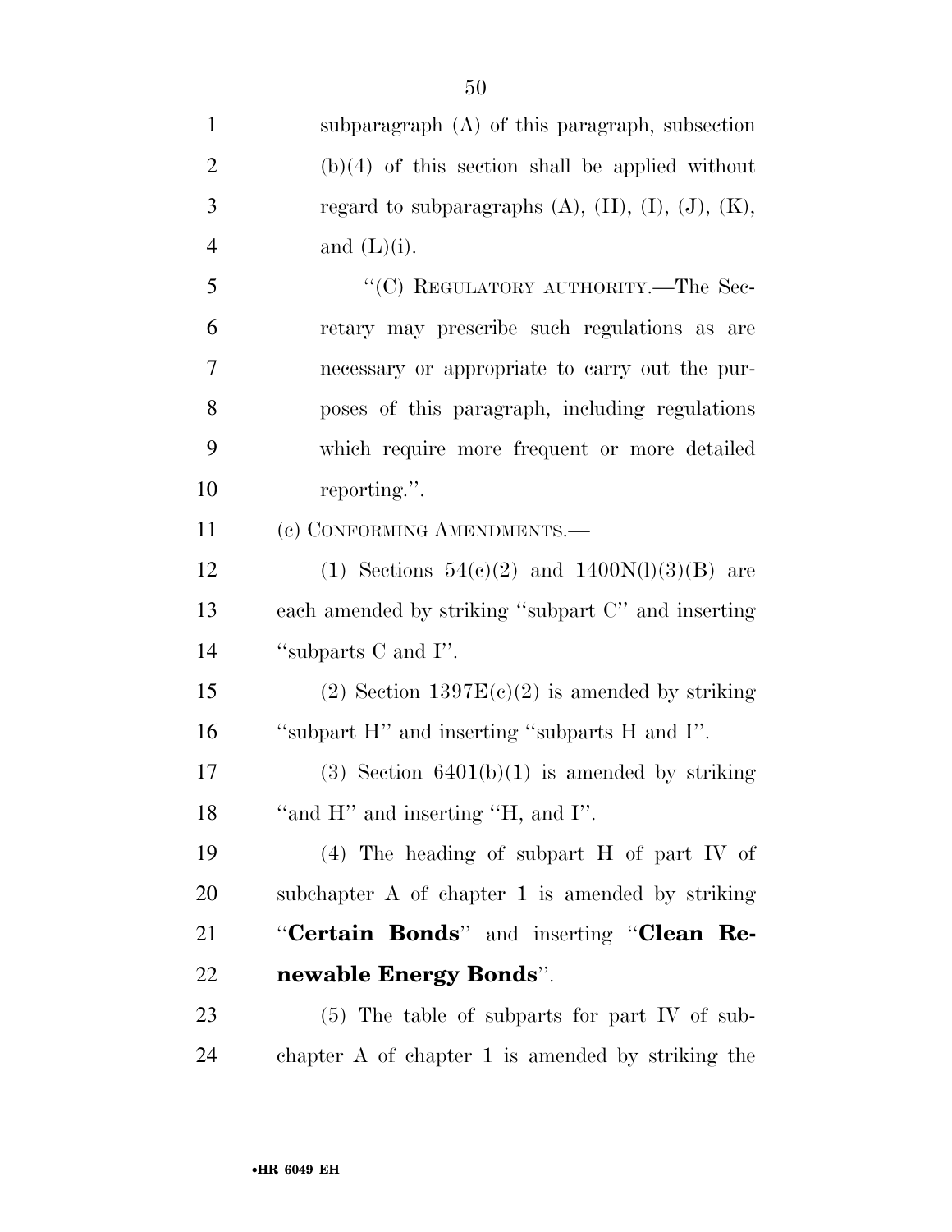subparagraph (A) of this paragraph, subsection (b)(4) of this section shall be applied without regard to subparagraphs (A), (H), (I), (J), (K), and (L)(i).

"(C) REGULATORY AUTHORITY.—The Secretary may prescribe such regulations as are necessary or appropriate to carry out the purposes of this paragraph, including regulations which require more frequent or more detailed reporting.".

(c) CONFORMING AMENDMENTS.—

(1) Sections 54(c)(2) and 1400N(l)(3)(B) are each amended by striking "subpart C" and inserting "subparts C and I".

(2) Section 1397E(c)(2) is amended by striking "subpart H" and inserting "subparts H and I".

(3) Section 6401(b)(1) is amended by striking "and H" and inserting "H, and I".

(4) The heading of subpart H of part IV of subchapter A of chapter 1 is amended by striking "**Certain Bonds**" and inserting "**Clean Renewable Energy Bonds**".

(5) The table of subparts for part IV of subchapter A of chapter 1 is amended by striking the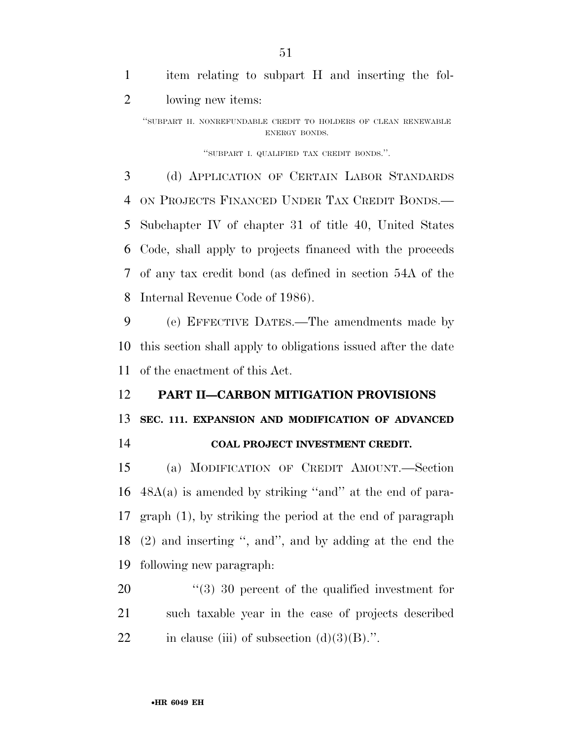item relating to subpart H and inserting the following new items:

> "SUBPART H. NONREFUNDABLE CREDIT TO HOLDERS OF CLEAN RENEWABLE ENERGY BONDS.
>
> "SUBPART I. QUALIFIED TAX CREDIT BONDS.".

(d) APPLICATION OF CERTAIN LABOR STANDARDS ON PROJECTS FINANCED UNDER TAX CREDIT BONDS.—Subchapter IV of chapter 31 of title 40, United States Code, shall apply to projects financed with the proceeds of any tax credit bond (as defined in section 54A of the Internal Revenue Code of 1986).

(e) EFFECTIVE DATES.—The amendments made by this section shall apply to obligations issued after the date of the enactment of this Act.

## PART II—CARBON MITIGATION PROVISIONS

### SEC. 111. EXPANSION AND MODIFICATION OF ADVANCED COAL PROJECT INVESTMENT CREDIT.

(a) MODIFICATION OF CREDIT AMOUNT.—Section 48A(a) is amended by striking "and" at the end of paragraph (1), by striking the period at the end of paragraph (2) and inserting ", and", by adding at the end the following new paragraph:

"(3) 30 percent of the qualified investment for such taxable year in the case of projects described in clause (iii) of subsection (d)(3)(B).".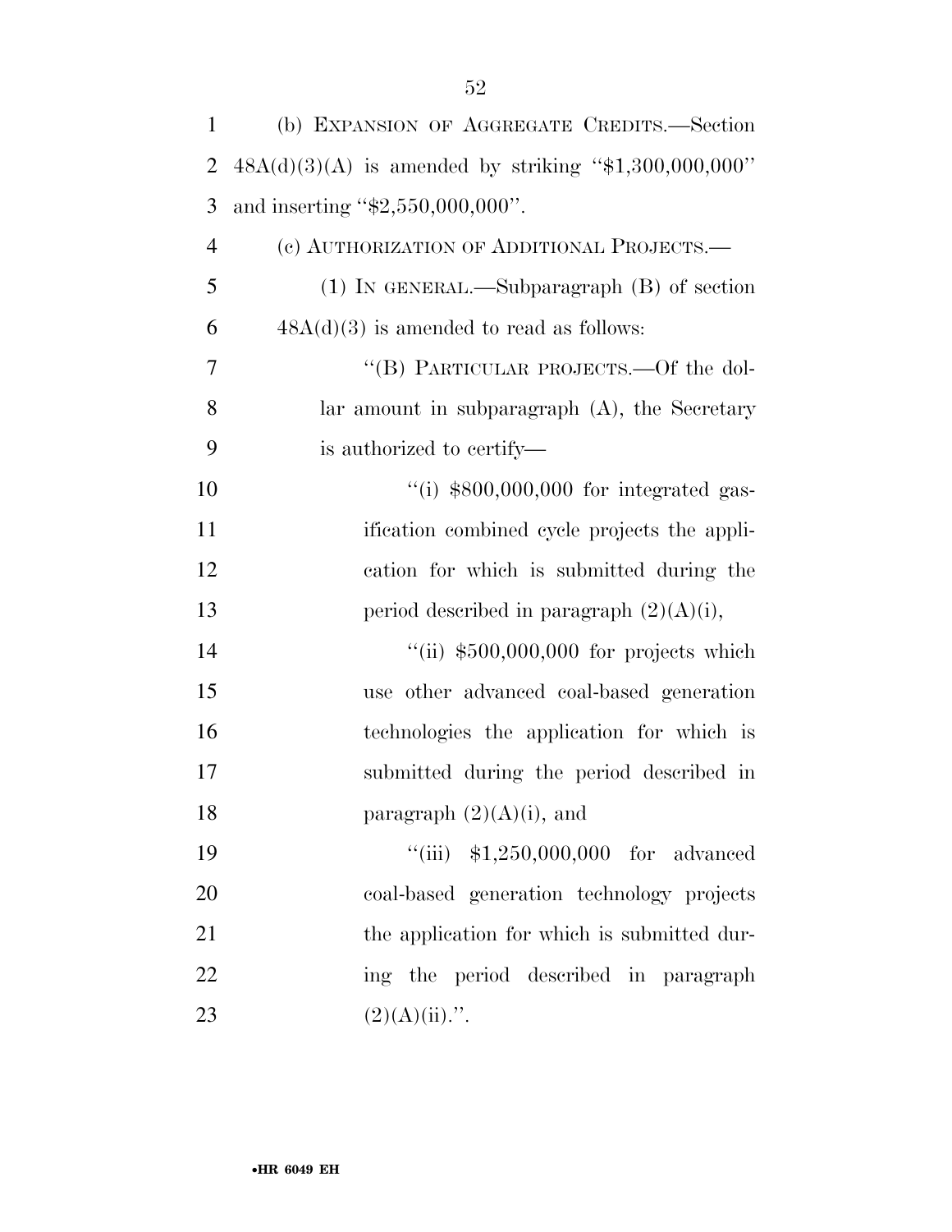(b) EXPANSION OF AGGREGATE CREDITS.—Section 48A(d)(3)(A) is amended by striking "$1,300,000,000" and inserting "$2,550,000,000".

(c) AUTHORIZATION OF ADDITIONAL PROJECTS.—

(1) IN GENERAL.—Subparagraph (B) of section 48A(d)(3) is amended to read as follows:

"(B) PARTICULAR PROJECTS.—Of the dollar amount in subparagraph (A), the Secretary is authorized to certify—

"(i) $800,000,000 for integrated gasification combined cycle projects the application for which is submitted during the period described in paragraph (2)(A)(i),

"(ii) $500,000,000 for projects which use other advanced coal-based generation technologies the application for which is submitted during the period described in paragraph (2)(A)(i), and

"(iii) $1,250,000,000 for advanced coal-based generation technology projects the application for which is submitted during the period described in paragraph (2)(A)(ii).".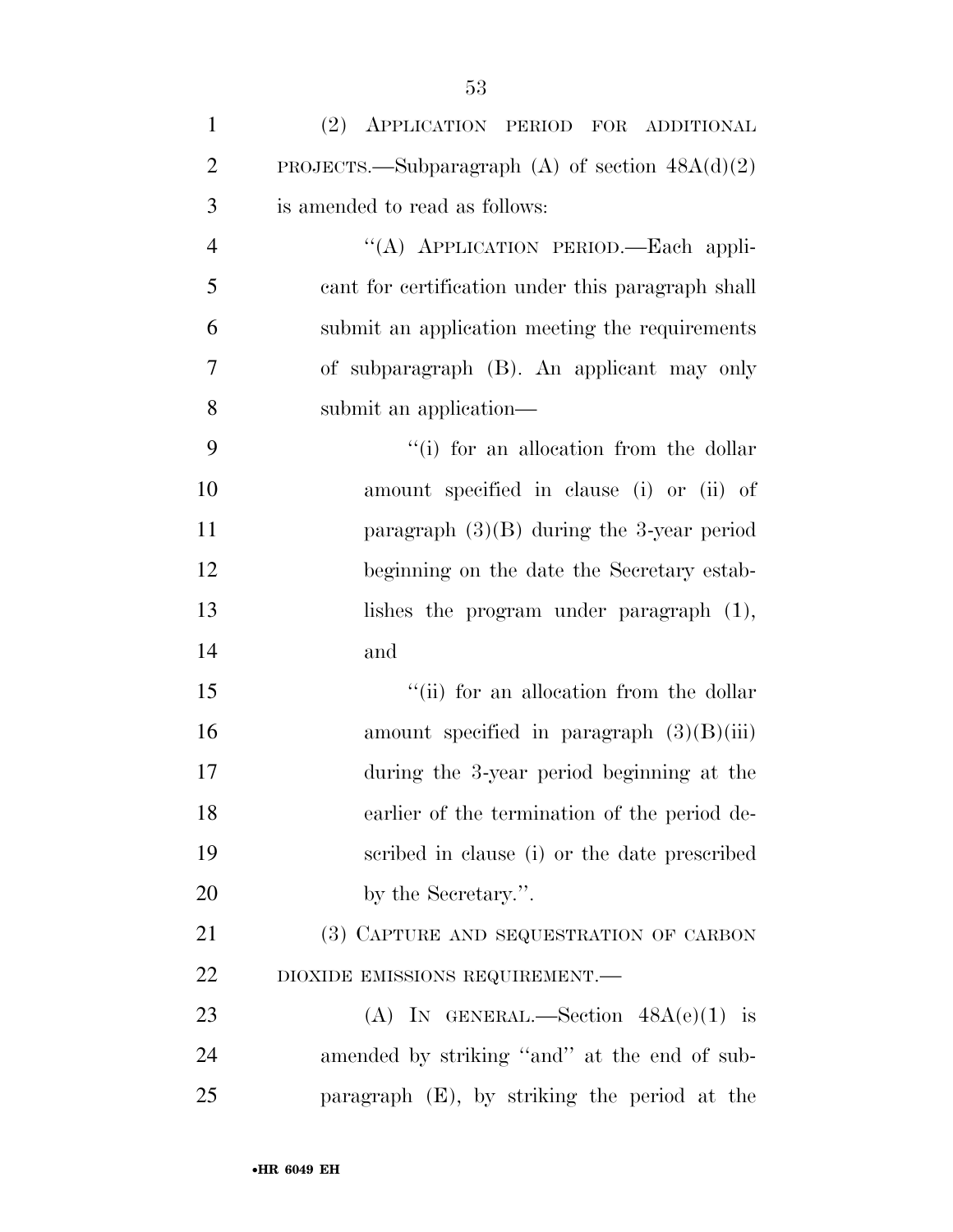(2) APPLICATION PERIOD FOR ADDITIONAL PROJECTS.—Subparagraph (A) of section 48A(d)(2) is amended to read as follows:

"(A) APPLICATION PERIOD.—Each applicant for certification under this paragraph shall submit an application meeting the requirements of subparagraph (B). An applicant may only submit an application—

"(i) for an allocation from the dollar amount specified in clause (i) or (ii) of paragraph (3)(B) during the 3-year period beginning on the date the Secretary establishes the program under paragraph (1), and

"(ii) for an allocation from the dollar amount specified in paragraph (3)(B)(iii) during the 3-year period beginning at the earlier of the termination of the period described in clause (i) or the date prescribed by the Secretary.".

(3) CAPTURE AND SEQUESTRATION OF CARBON DIOXIDE EMISSIONS REQUIREMENT.—

(A) IN GENERAL.—Section 48A(e)(1) is amended by striking "and" at the end of subparagraph (E), by striking the period at the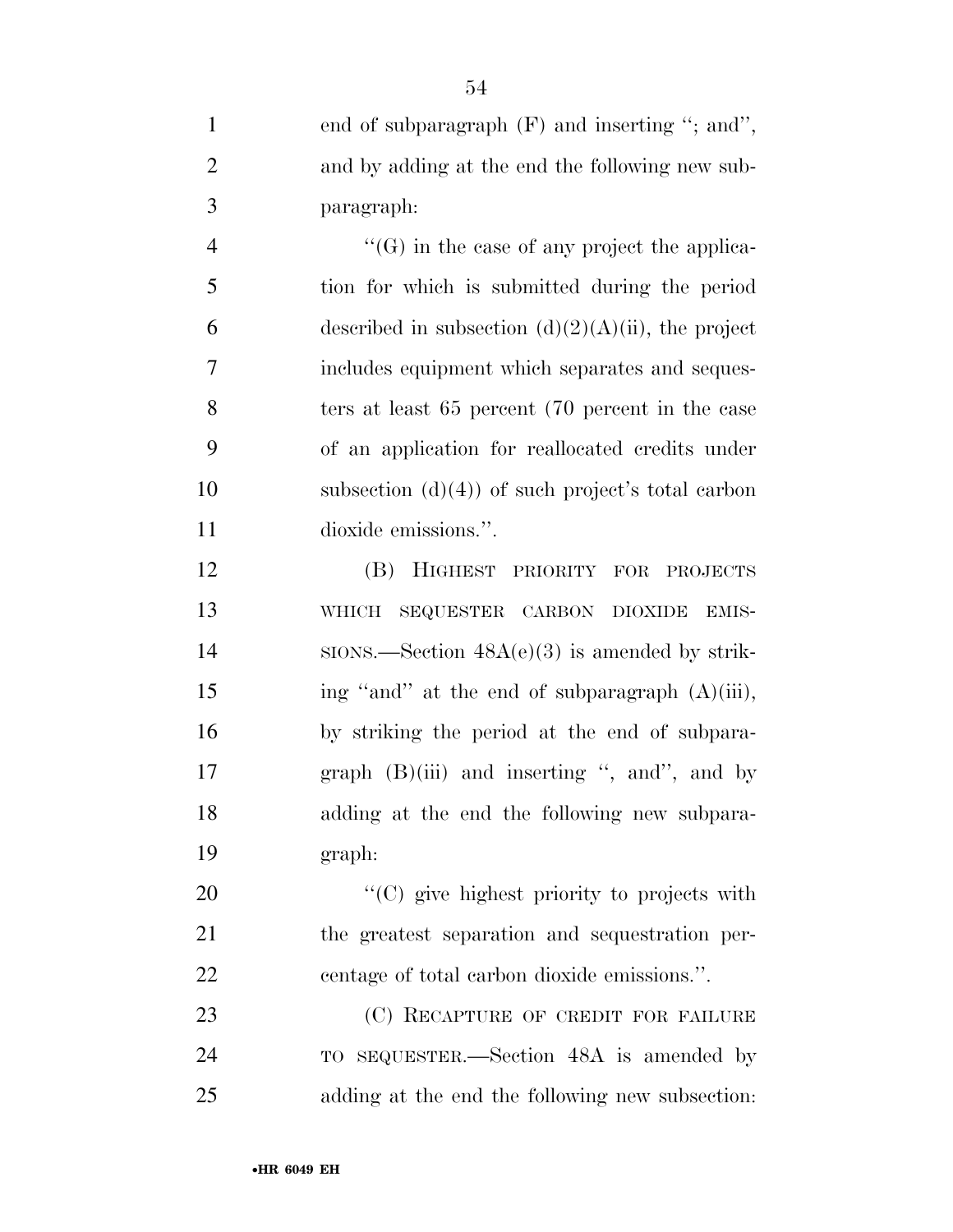end of subparagraph (F) and inserting "; and", and by adding at the end the following new subparagraph:

"(G) in the case of any project the application for which is submitted during the period described in subsection (d)(2)(A)(ii), the project includes equipment which separates and sequesters at least 65 percent (70 percent in the case of an application for reallocated credits under subsection (d)(4)) of such project's total carbon dioxide emissions.".

(B) HIGHEST PRIORITY FOR PROJECTS WHICH SEQUESTER CARBON DIOXIDE EMISSIONS.—Section 48A(e)(3) is amended by striking "and" at the end of subparagraph (A)(iii), by striking the period at the end of subparagraph (B)(iii) and inserting ", and", and by adding at the end the following new subparagraph:

"(C) give highest priority to projects with the greatest separation and sequestration percentage of total carbon dioxide emissions.".

(C) RECAPTURE OF CREDIT FOR FAILURE TO SEQUESTER.—Section 48A is amended by adding at the end the following new subsection: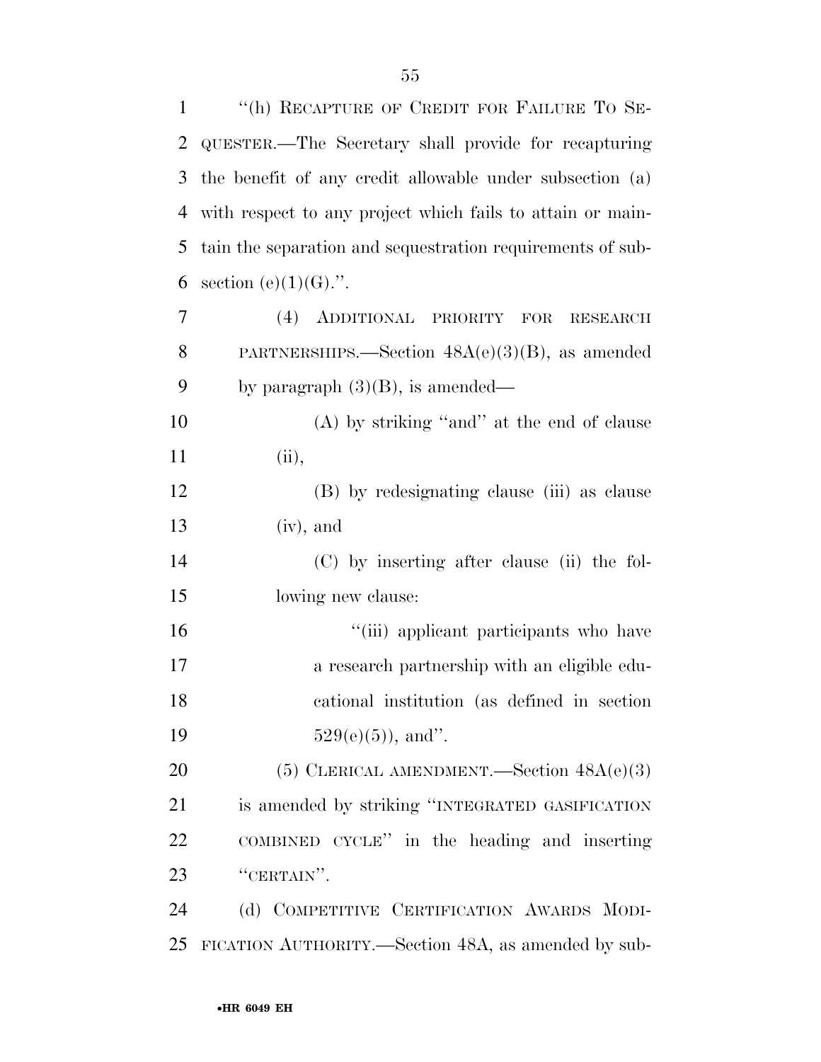"(h) RECAPTURE OF CREDIT FOR FAILURE TO SEQUESTER.—The Secretary shall provide for recapturing the benefit of any credit allowable under subsection (a) with respect to any project which fails to attain or maintain the separation and sequestration requirements of subsection (e)(1)(G).".

(4) ADDITIONAL PRIORITY FOR RESEARCH PARTNERSHIPS.—Section 48A(e)(3)(B), as amended by paragraph (3)(B), is amended—

(A) by striking "and" at the end of clause (ii),

(B) by redesignating clause (iii) as clause (iv), and

(C) by inserting after clause (ii) the following new clause:

"(iii) applicant participants who have a research partnership with an eligible educational institution (as defined in section 529(e)(5)), and".

(5) CLERICAL AMENDMENT.—Section 48A(e)(3) is amended by striking "INTEGRATED GASIFICATION COMBINED CYCLE" in the heading and inserting "CERTAIN".

(d) COMPETITIVE CERTIFICATION AWARDS MODIFICATION AUTHORITY.—Section 48A, as amended by sub-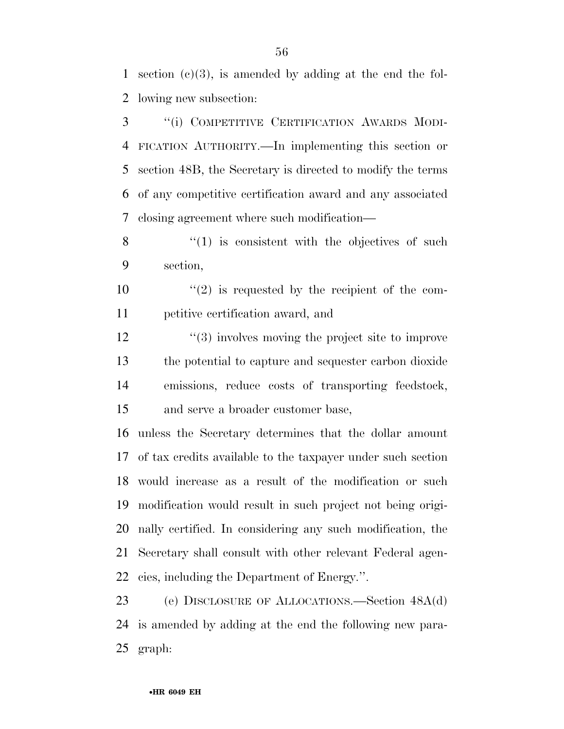section (c)(3), is amended by adding at the end the following new subsection:

"(i) COMPETITIVE CERTIFICATION AWARDS MODIFICATION AUTHORITY.—In implementing this section or section 48B, the Secretary is directed to modify the terms of any competitive certification award and any associated closing agreement where such modification—

"(1) is consistent with the objectives of such section,

"(2) is requested by the recipient of the competitive certification award, and

"(3) involves moving the project site to improve the potential to capture and sequester carbon dioxide emissions, reduce costs of transporting feedstock, and serve a broader customer base,

unless the Secretary determines that the dollar amount of tax credits available to the taxpayer under such section would increase as a result of the modification or such modification would result in such project not being originally certified. In considering any such modification, the Secretary shall consult with other relevant Federal agencies, including the Department of Energy.".

(e) DISCLOSURE OF ALLOCATIONS.—Section 48A(d) is amended by adding at the end the following new paragraph: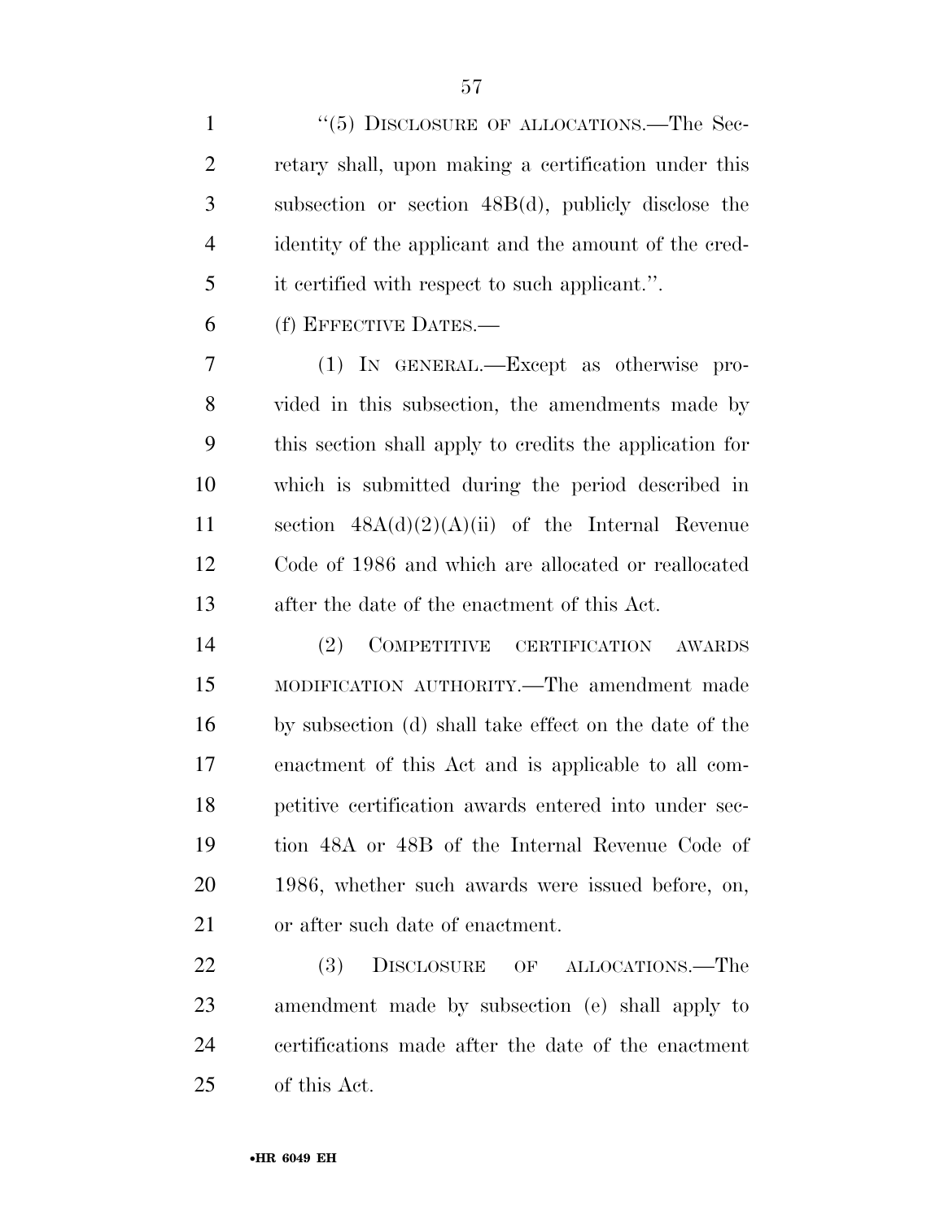"(5) DISCLOSURE OF ALLOCATIONS.—The Secretary shall, upon making a certification under this subsection or section 48B(d), publicly disclose the identity of the applicant and the amount of the credit certified with respect to such applicant.".

(f) EFFECTIVE DATES.—

(1) IN GENERAL.—Except as otherwise provided in this subsection, the amendments made by this section shall apply to credits the application for which is submitted during the period described in section 48A(d)(2)(A)(ii) of the Internal Revenue Code of 1986 and which are allocated or reallocated after the date of the enactment of this Act.

(2) COMPETITIVE CERTIFICATION AWARDS MODIFICATION AUTHORITY.—The amendment made by subsection (d) shall take effect on the date of the enactment of this Act and is applicable to all competitive certification awards entered into under section 48A or 48B of the Internal Revenue Code of 1986, whether such awards were issued before, on, or after such date of enactment.

(3) DISCLOSURE OF ALLOCATIONS.—The amendment made by subsection (e) shall apply to certifications made after the date of the enactment of this Act.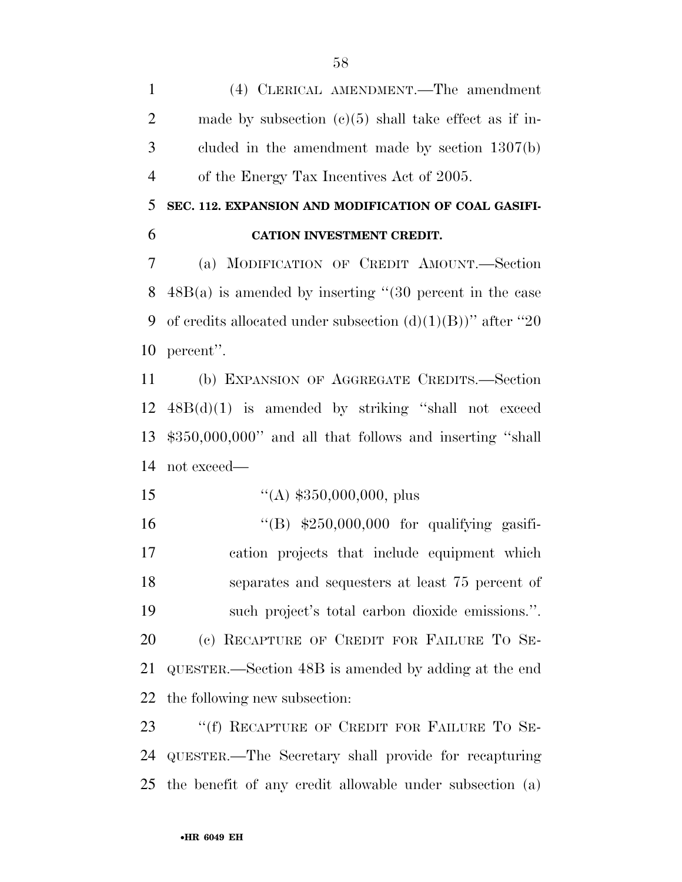(4) CLERICAL AMENDMENT.—The amendment made by subsection (c)(5) shall take effect as if included in the amendment made by section 1307(b) of the Energy Tax Incentives Act of 2005.

**SEC. 112. EXPANSION AND MODIFICATION OF COAL GASIFICATION INVESTMENT CREDIT.**

(a) MODIFICATION OF CREDIT AMOUNT.—Section 48B(a) is amended by inserting ''(30 percent in the case of credits allocated under subsection (d)(1)(B))'' after ''20 percent''.

(b) EXPANSION OF AGGREGATE CREDITS.—Section 48B(d)(1) is amended by striking ''shall not exceed $350,000,000'' and all that follows and inserting ''shall not exceed—

''(A) $350,000,000, plus

''(B) $250,000,000 for qualifying gasification projects that include equipment which separates and sequesters at least 75 percent of such project's total carbon dioxide emissions.''.

(c) RECAPTURE OF CREDIT FOR FAILURE TO SEQUESTER.—Section 48B is amended by adding at the end the following new subsection:

''(f) RECAPTURE OF CREDIT FOR FAILURE TO SEQUESTER.—The Secretary shall provide for recapturing the benefit of any credit allowable under subsection (a)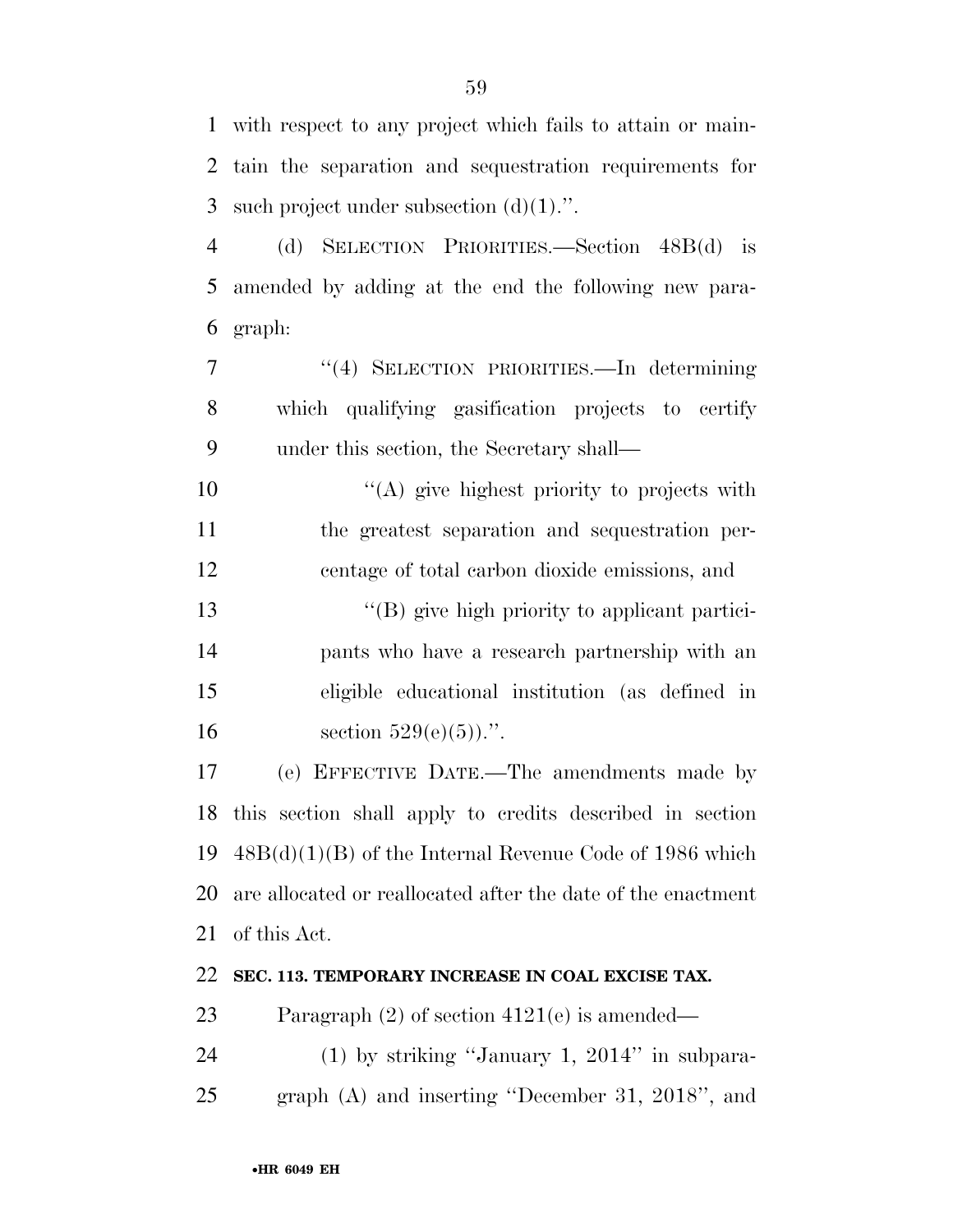with respect to any project which fails to attain or maintain the separation and sequestration requirements for such project under subsection (d)(1).''.

(d) SELECTION PRIORITIES.—Section 48B(d) is amended by adding at the end the following new paragraph:

> ''(4) SELECTION PRIORITIES.—In determining which qualifying gasification projects to certify under this section, the Secretary shall—
>
> > ''(A) give highest priority to projects with the greatest separation and sequestration percentage of total carbon dioxide emissions, and
> >
> > ''(B) give high priority to applicant participants who have a research partnership with an eligible educational institution (as defined in section 529(e)(5)).''.

(e) EFFECTIVE DATE.—The amendments made by this section shall apply to credits described in section 48B(d)(1)(B) of the Internal Revenue Code of 1986 which are allocated or reallocated after the date of the enactment of this Act.

**SEC. 113. TEMPORARY INCREASE IN COAL EXCISE TAX.**

Paragraph (2) of section 4121(e) is amended—

> (1) by striking ''January 1, 2014'' in subparagraph (A) and inserting ''December 31, 2018'', and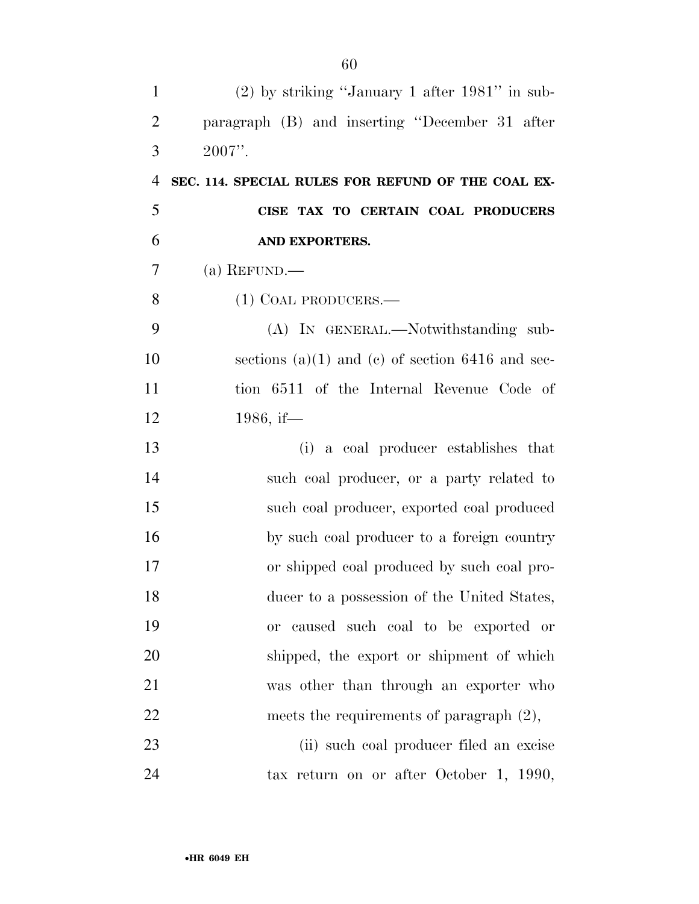(2) by striking "January 1 after 1981" in subparagraph (B) and inserting "December 31 after 2007".

**SEC. 114. SPECIAL RULES FOR REFUND OF THE COAL EXCISE TAX TO CERTAIN COAL PRODUCERS AND EXPORTERS.**

(a) REFUND.—

(1) COAL PRODUCERS.—

(A) IN GENERAL.—Notwithstanding subsections (a)(1) and (c) of section 6416 and section 6511 of the Internal Revenue Code of 1986, if—

(i) a coal producer establishes that such coal producer, or a party related to such coal producer, exported coal produced by such coal producer to a foreign country or shipped coal produced by such coal producer to a possession of the United States, or caused such coal to be exported or shipped, the export or shipment of which was other than through an exporter who meets the requirements of paragraph (2),

(ii) such coal producer filed an excise tax return on or after October 1, 1990,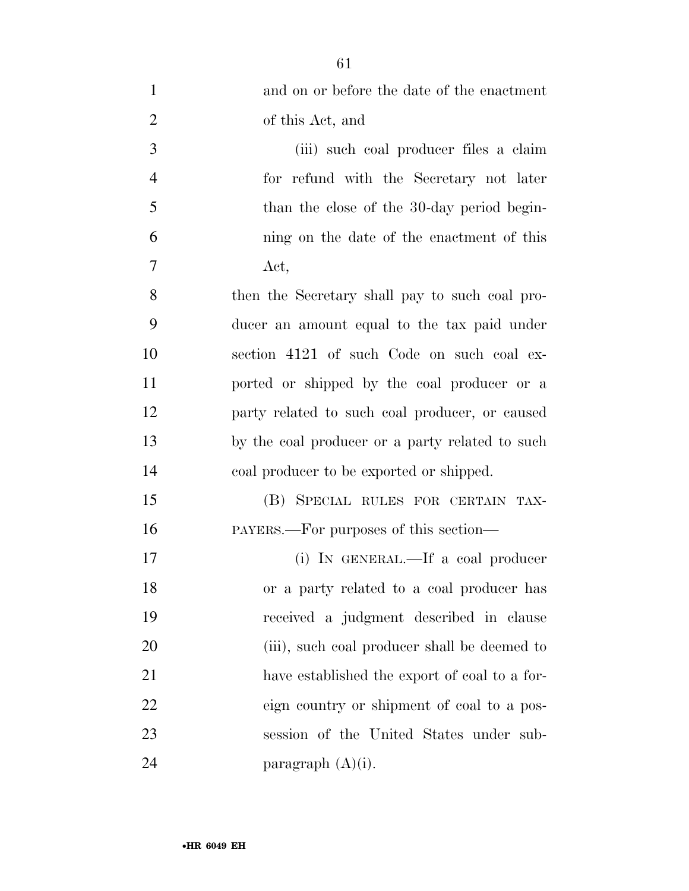and on or before the date of the enactment of this Act, and

(iii) such coal producer files a claim for refund with the Secretary not later than the close of the 30-day period beginning on the date of the enactment of this Act,

then the Secretary shall pay to such coal producer an amount equal to the tax paid under section 4121 of such Code on such coal exported or shipped by the coal producer or a party related to such coal producer, or caused by the coal producer or a party related to such coal producer to be exported or shipped.

(B) SPECIAL RULES FOR CERTAIN TAXPAYERS.—For purposes of this section—

(i) IN GENERAL.—If a coal producer or a party related to a coal producer has received a judgment described in clause (iii), such coal producer shall be deemed to have established the export of coal to a foreign country or shipment of coal to a possession of the United States under subparagraph (A)(i).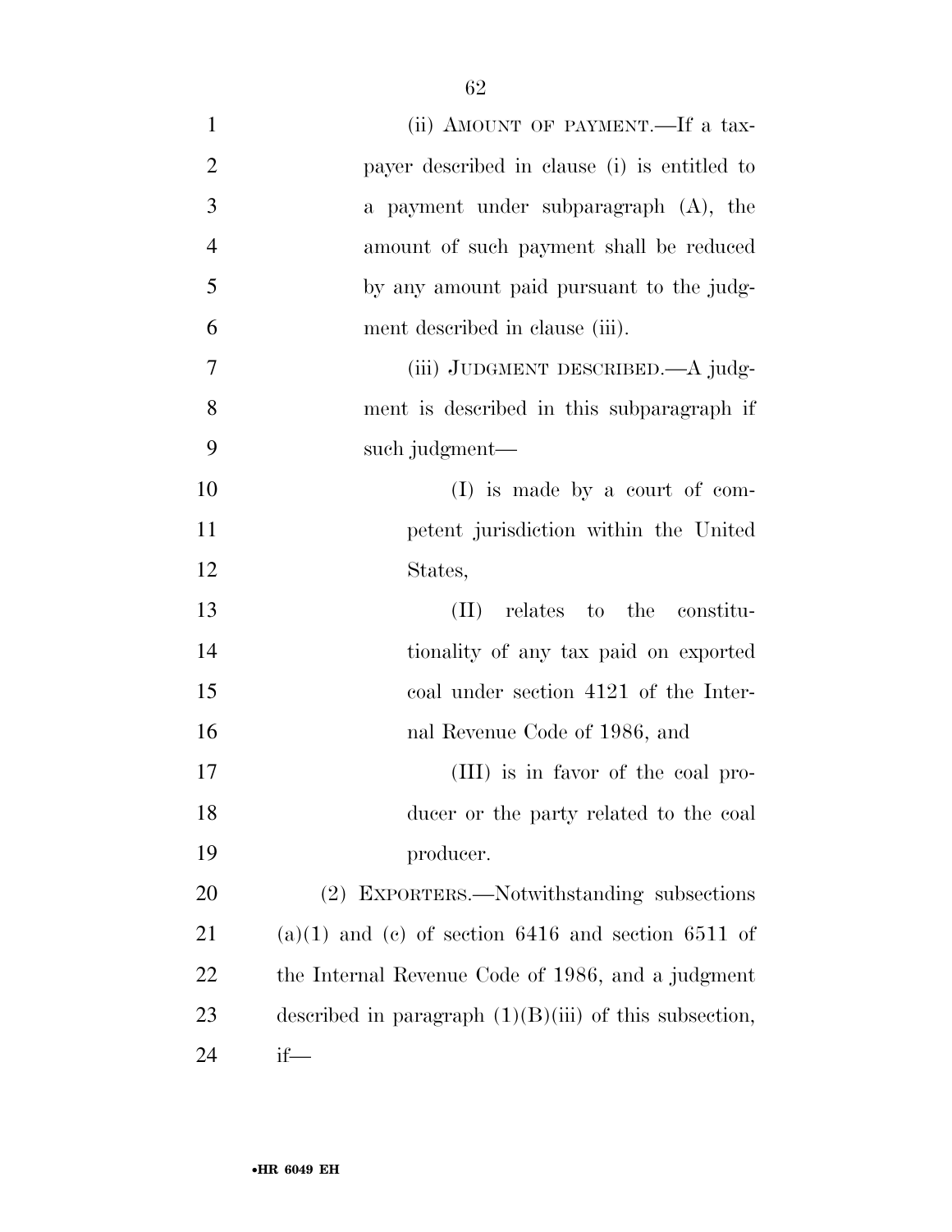(ii) AMOUNT OF PAYMENT.—If a taxpayer described in clause (i) is entitled to a payment under subparagraph (A), the amount of such payment shall be reduced by any amount paid pursuant to the judgment described in clause (iii).

(iii) JUDGMENT DESCRIBED.—A judgment is described in this subparagraph if such judgment—

(I) is made by a court of competent jurisdiction within the United States,

(II) relates to the constitutionality of any tax paid on exported coal under section 4121 of the Internal Revenue Code of 1986, and

(III) is in favor of the coal producer or the party related to the coal producer.

(2) EXPORTERS.—Notwithstanding subsections (a)(1) and (c) of section 6416 and section 6511 of the Internal Revenue Code of 1986, and a judgment described in paragraph (1)(B)(iii) of this subsection, if—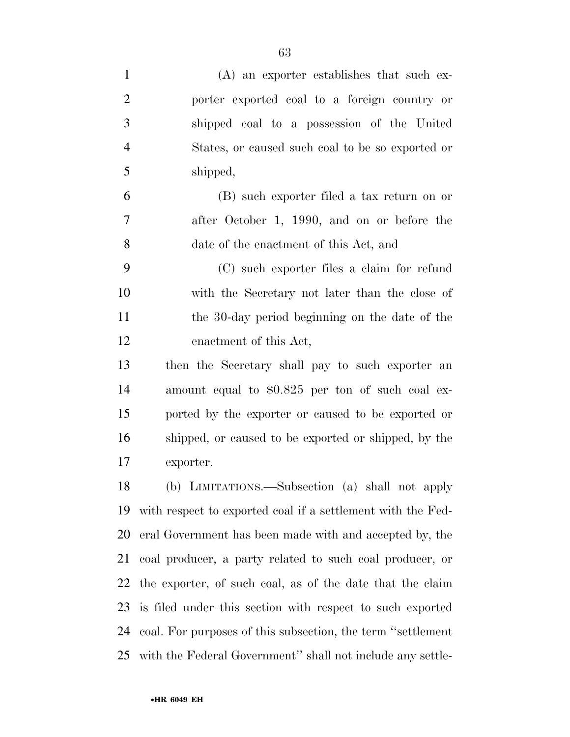(A) an exporter establishes that such exporter exported coal to a foreign country or shipped coal to a possession of the United States, or caused such coal to be so exported or shipped,

(B) such exporter filed a tax return on or after October 1, 1990, and on or before the date of the enactment of this Act, and

(C) such exporter files a claim for refund with the Secretary not later than the close of the 30-day period beginning on the date of the enactment of this Act,

then the Secretary shall pay to such exporter an amount equal to $0.825 per ton of such coal exported by the exporter or caused to be exported or shipped, or caused to be exported or shipped, by the exporter.

(b) LIMITATIONS.—Subsection (a) shall not apply with respect to exported coal if a settlement with the Federal Government has been made with and accepted by, the coal producer, a party related to such coal producer, or the exporter, of such coal, as of the date that the claim is filed under this section with respect to such exported coal. For purposes of this subsection, the term ''settlement with the Federal Government'' shall not include any settle-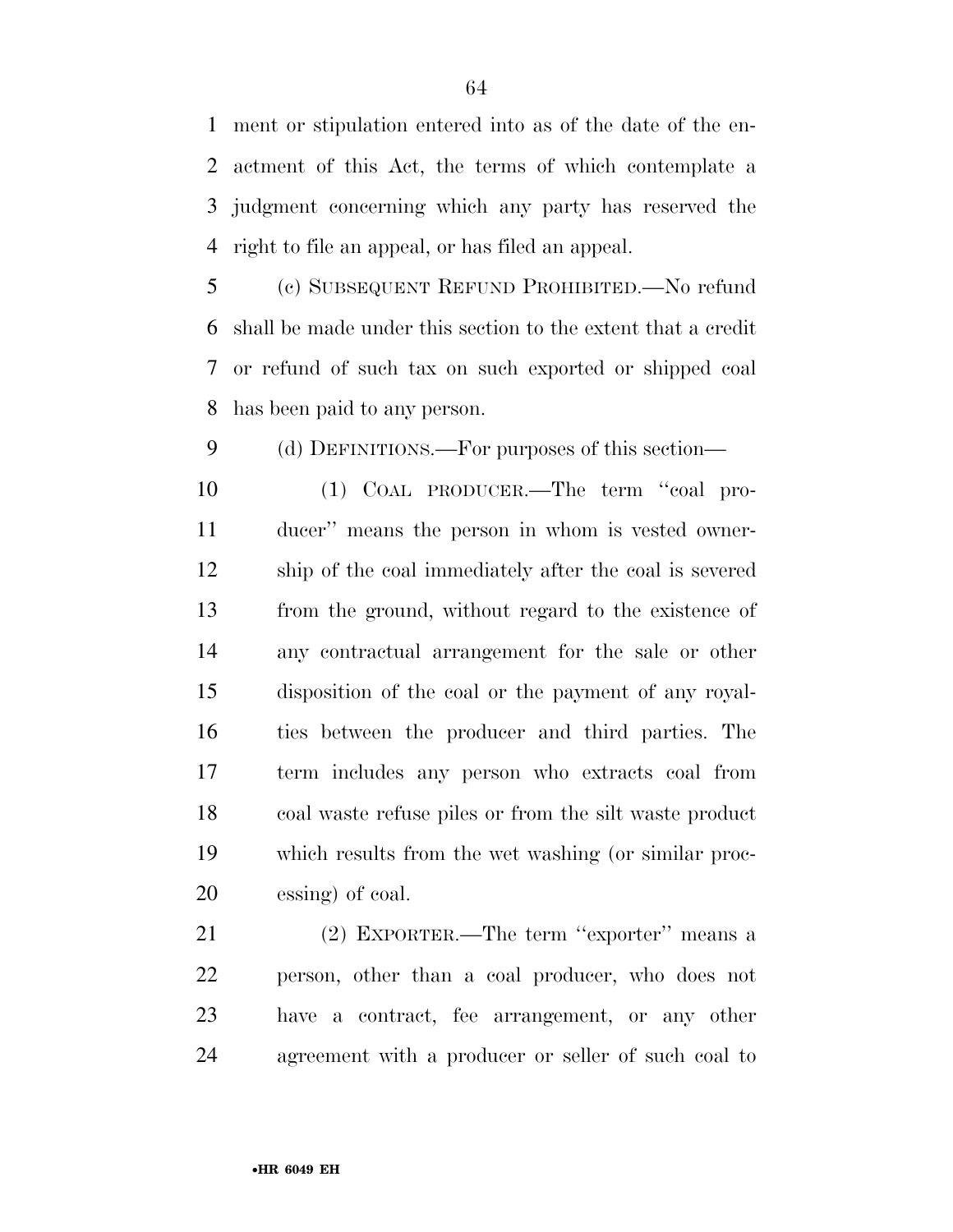ment or stipulation entered into as of the date of the enactment of this Act, the terms of which contemplate a judgment concerning which any party has reserved the right to file an appeal, or has filed an appeal.

(c) SUBSEQUENT REFUND PROHIBITED.—No refund shall be made under this section to the extent that a credit or refund of such tax on such exported or shipped coal has been paid to any person.

(d) DEFINITIONS.—For purposes of this section—

(1) COAL PRODUCER.—The term ''coal producer'' means the person in whom is vested ownership of the coal immediately after the coal is severed from the ground, without regard to the existence of any contractual arrangement for the sale or other disposition of the coal or the payment of any royalties between the producer and third parties. The term includes any person who extracts coal from coal waste refuse piles or from the silt waste product which results from the wet washing (or similar processing) of coal.

(2) EXPORTER.—The term ''exporter'' means a person, other than a coal producer, who does not have a contract, fee arrangement, or any other agreement with a producer or seller of such coal to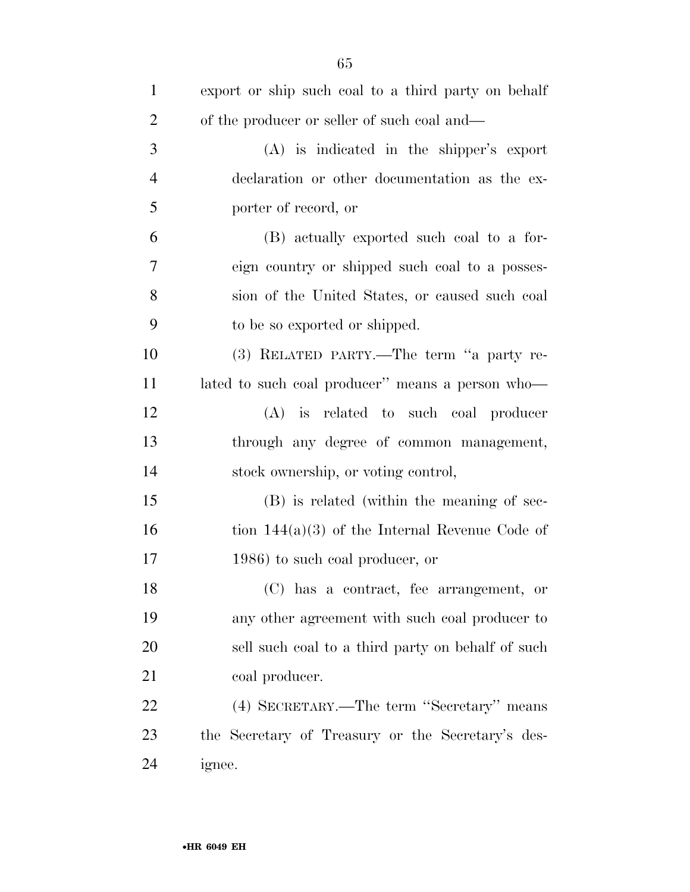export or ship such coal to a third party on behalf of the producer or seller of such coal and—

(A) is indicated in the shipper's export declaration or other documentation as the exporter of record, or

(B) actually exported such coal to a foreign country or shipped such coal to a possession of the United States, or caused such coal to be so exported or shipped.

(3) RELATED PARTY.—The term ''a party related to such coal producer'' means a person who—

(A) is related to such coal producer through any degree of common management, stock ownership, or voting control,

(B) is related (within the meaning of section 144(a)(3) of the Internal Revenue Code of 1986) to such coal producer, or

(C) has a contract, fee arrangement, or any other agreement with such coal producer to sell such coal to a third party on behalf of such coal producer.

(4) SECRETARY.—The term ''Secretary'' means the Secretary of Treasury or the Secretary's designee.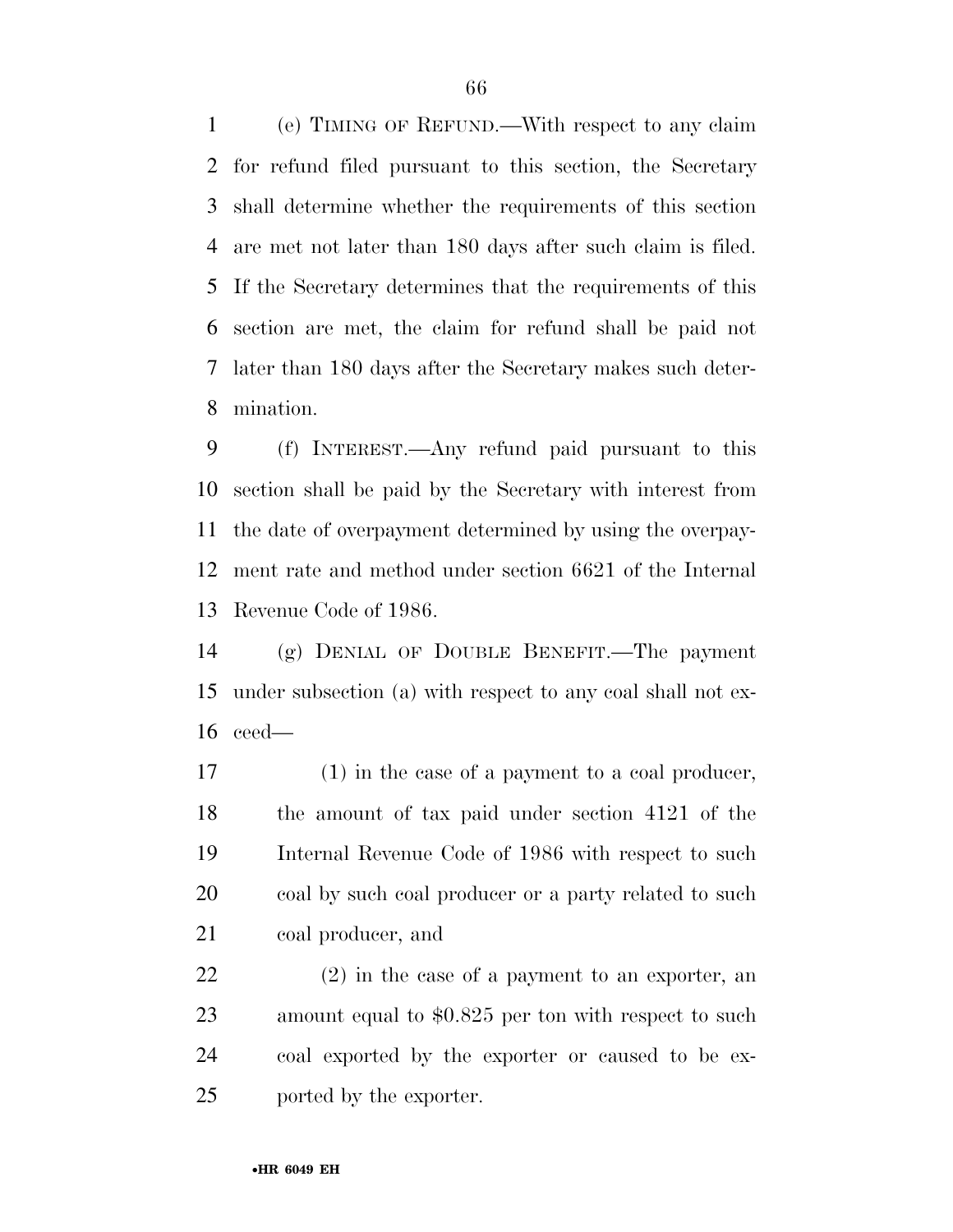(e) TIMING OF REFUND.—With respect to any claim for refund filed pursuant to this section, the Secretary shall determine whether the requirements of this section are met not later than 180 days after such claim is filed. If the Secretary determines that the requirements of this section are met, the claim for refund shall be paid not later than 180 days after the Secretary makes such determination.

(f) INTEREST.—Any refund paid pursuant to this section shall be paid by the Secretary with interest from the date of overpayment determined by using the overpayment rate and method under section 6621 of the Internal Revenue Code of 1986.

(g) DENIAL OF DOUBLE BENEFIT.—The payment under subsection (a) with respect to any coal shall not exceed—

(1) in the case of a payment to a coal producer, the amount of tax paid under section 4121 of the Internal Revenue Code of 1986 with respect to such coal by such coal producer or a party related to such coal producer, and

(2) in the case of a payment to an exporter, an amount equal to $0.825 per ton with respect to such coal exported by the exporter or caused to be exported by the exporter.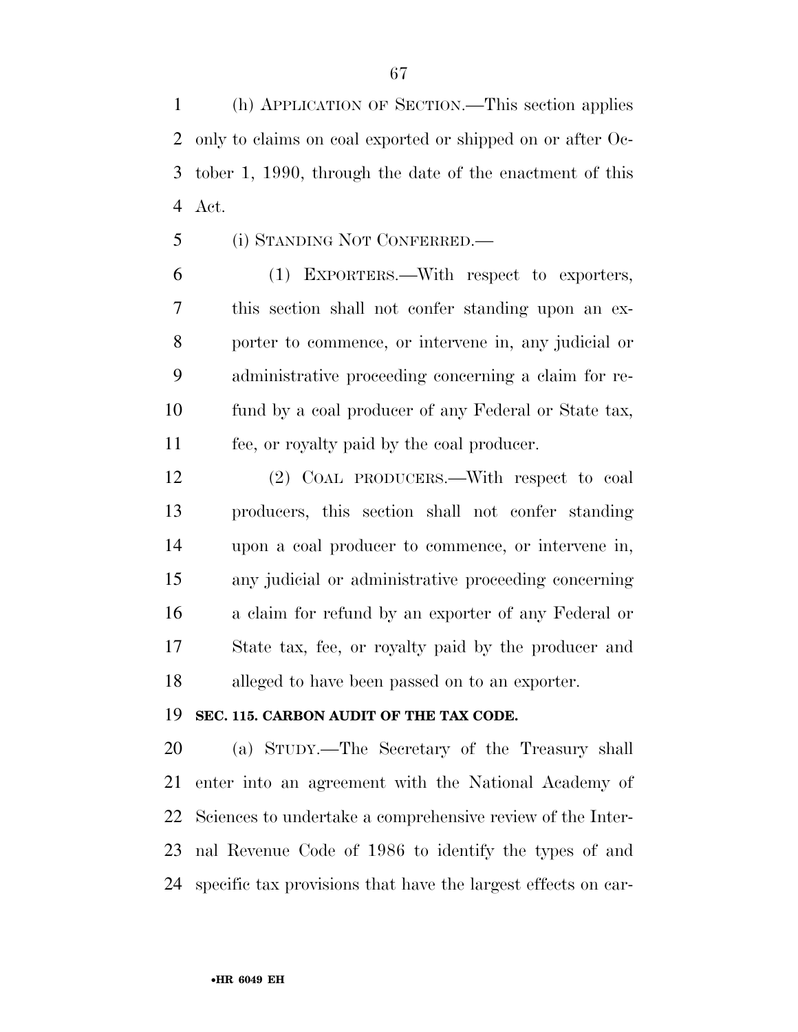(h) APPLICATION OF SECTION.—This section applies only to claims on coal exported or shipped on or after October 1, 1990, through the date of the enactment of this Act.

(i) STANDING NOT CONFERRED.—

(1) EXPORTERS.—With respect to exporters, this section shall not confer standing upon an exporter to commence, or intervene in, any judicial or administrative proceeding concerning a claim for refund by a coal producer of any Federal or State tax, fee, or royalty paid by the coal producer.

(2) COAL PRODUCERS.—With respect to coal producers, this section shall not confer standing upon a coal producer to commence, or intervene in, any judicial or administrative proceeding concerning a claim for refund by an exporter of any Federal or State tax, fee, or royalty paid by the producer and alleged to have been passed on to an exporter.

**SEC. 115. CARBON AUDIT OF THE TAX CODE.**

(a) STUDY.—The Secretary of the Treasury shall enter into an agreement with the National Academy of Sciences to undertake a comprehensive review of the Internal Revenue Code of 1986 to identify the types of and specific tax provisions that have the largest effects on car-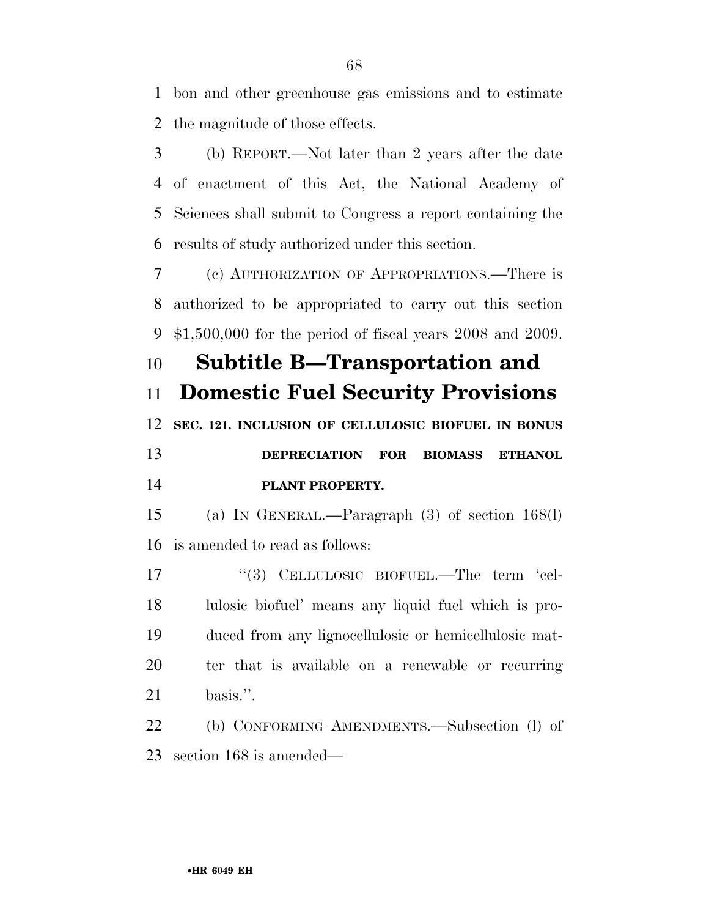bon and other greenhouse gas emissions and to estimate the magnitude of those effects.

(b) REPORT.—Not later than 2 years after the date of enactment of this Act, the National Academy of Sciences shall submit to Congress a report containing the results of study authorized under this section.

(c) AUTHORIZATION OF APPROPRIATIONS.—There is authorized to be appropriated to carry out this section $1,500,000 for the period of fiscal years 2008 and 2009.

## Subtitle B—Transportation and Domestic Fuel Security Provisions

**SEC. 121. INCLUSION OF CELLULOSIC BIOFUEL IN BONUS DEPRECIATION FOR BIOMASS ETHANOL PLANT PROPERTY.**

(a) IN GENERAL.—Paragraph (3) of section 168(l) is amended to read as follows:

"(3) CELLULOSIC BIOFUEL.—The term 'cellulosic biofuel' means any liquid fuel which is produced from any lignocellulosic or hemicellulosic matter that is available on a renewable or recurring basis.".

(b) CONFORMING AMENDMENTS.—Subsection (l) of section 168 is amended—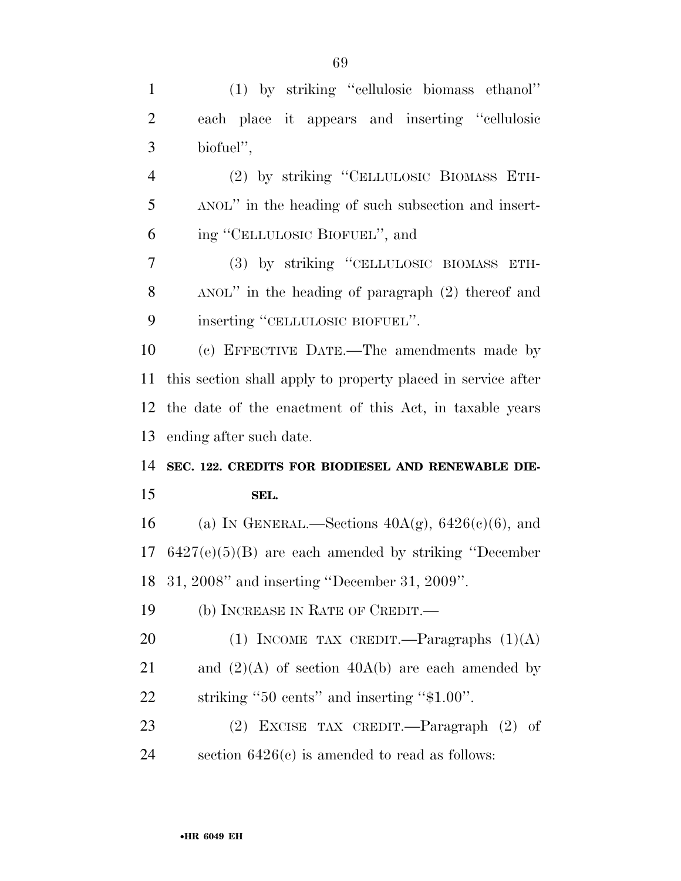(1) by striking "cellulosic biomass ethanol" each place it appears and inserting "cellulosic biofuel",

(2) by striking "CELLULOSIC BIOMASS ETHANOL" in the heading of such subsection and inserting "CELLULOSIC BIOFUEL", and

(3) by striking "CELLULOSIC BIOMASS ETHANOL" in the heading of paragraph (2) thereof and inserting "CELLULOSIC BIOFUEL".

(c) EFFECTIVE DATE.—The amendments made by this section shall apply to property placed in service after the date of the enactment of this Act, in taxable years ending after such date.

**SEC. 122. CREDITS FOR BIODIESEL AND RENEWABLE DIESEL.**

(a) IN GENERAL.—Sections 40A(g), 6426(c)(6), and 6427(e)(5)(B) are each amended by striking "December 31, 2008" and inserting "December 31, 2009".

(b) INCREASE IN RATE OF CREDIT.—

(1) INCOME TAX CREDIT.—Paragraphs (1)(A) and (2)(A) of section 40A(b) are each amended by striking "50 cents" and inserting "$1.00".

(2) EXCISE TAX CREDIT.—Paragraph (2) of section 6426(c) is amended to read as follows: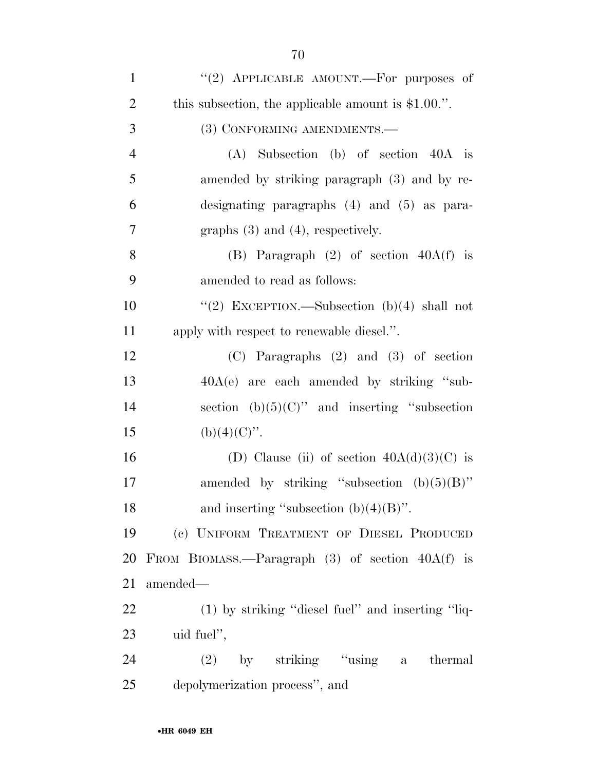"(2) APPLICABLE AMOUNT.—For purposes of this subsection, the applicable amount is $1.00.".

(3) CONFORMING AMENDMENTS.—

(A) Subsection (b) of section 40A is amended by striking paragraph (3) and by redesignating paragraphs (4) and (5) as paragraphs (3) and (4), respectively.

(B) Paragraph (2) of section 40A(f) is amended to read as follows:

"(2) EXCEPTION.—Subsection (b)(4) shall not apply with respect to renewable diesel.".

(C) Paragraphs (2) and (3) of section 40A(e) are each amended by striking "subsection (b)(5)(C)" and inserting "subsection (b)(4)(C)".

(D) Clause (ii) of section 40A(d)(3)(C) is amended by striking "subsection (b)(5)(B)" and inserting "subsection (b)(4)(B)".

(c) UNIFORM TREATMENT OF DIESEL PRODUCED FROM BIOMASS.—Paragraph (3) of section 40A(f) is amended—

(1) by striking "diesel fuel" and inserting "liquid fuel",

(2) by striking "using a thermal depolymerization process", and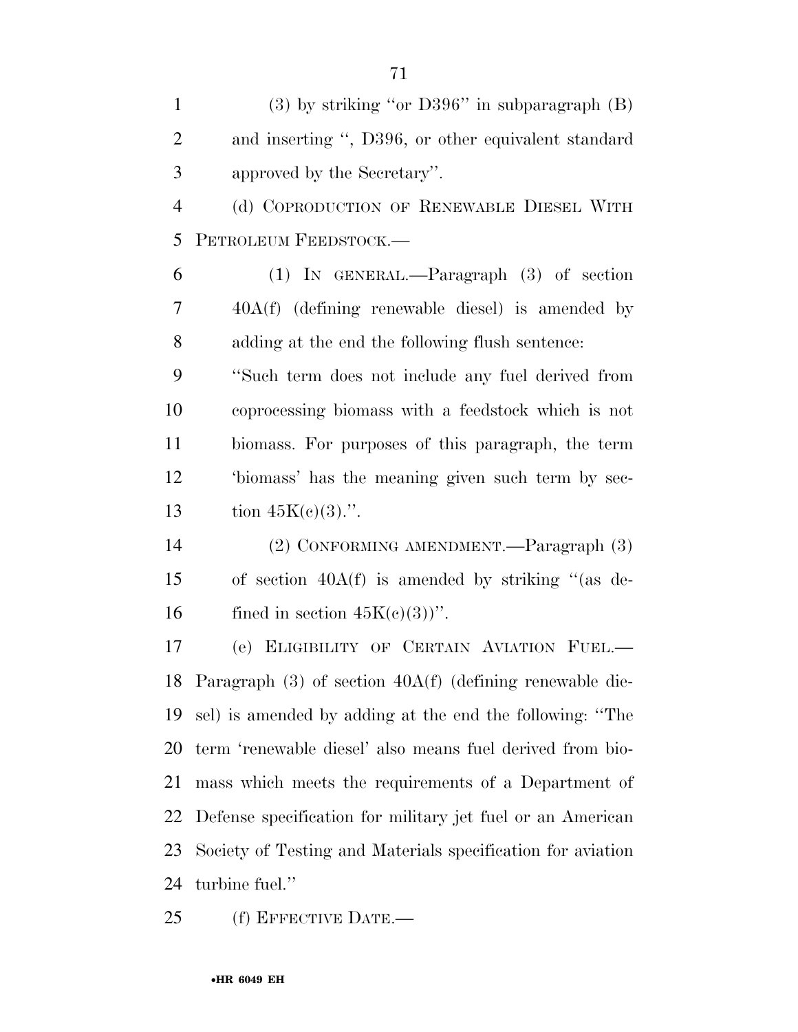(3) by striking "or D396" in subparagraph (B) and inserting ", D396, or other equivalent standard approved by the Secretary".

(d) COPRODUCTION OF RENEWABLE DIESEL WITH PETROLEUM FEEDSTOCK.—

(1) IN GENERAL.—Paragraph (3) of section 40A(f) (defining renewable diesel) is amended by adding at the end the following flush sentence:

"Such term does not include any fuel derived from coprocessing biomass with a feedstock which is not biomass. For purposes of this paragraph, the term 'biomass' has the meaning given such term by section 45K(c)(3).".

(2) CONFORMING AMENDMENT.—Paragraph (3) of section 40A(f) is amended by striking "(as defined in section 45K(c)(3))".

(e) ELIGIBILITY OF CERTAIN AVIATION FUEL.—Paragraph (3) of section 40A(f) (defining renewable diesel) is amended by adding at the end the following: "The term 'renewable diesel' also means fuel derived from biomass which meets the requirements of a Department of Defense specification for military jet fuel or an American Society of Testing and Materials specification for aviation turbine fuel."

(f) EFFECTIVE DATE.—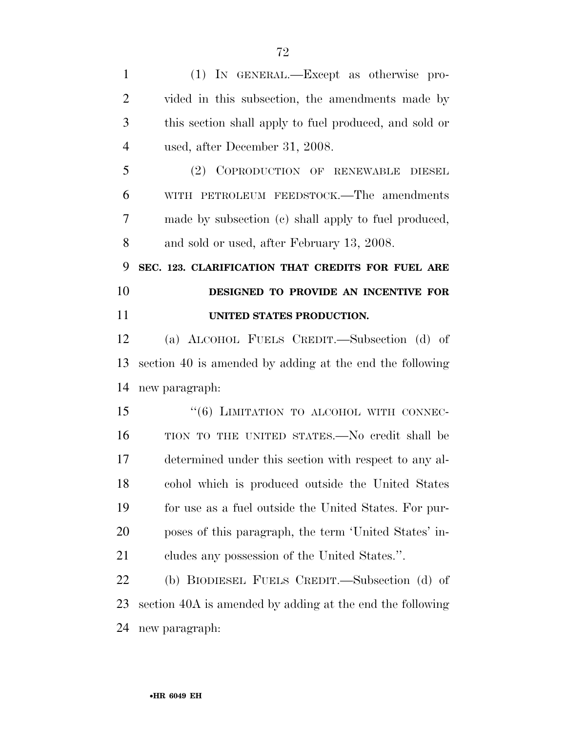(1) IN GENERAL.—Except as otherwise provided in this subsection, the amendments made by this section shall apply to fuel produced, and sold or used, after December 31, 2008.

(2) COPRODUCTION OF RENEWABLE DIESEL WITH PETROLEUM FEEDSTOCK.—The amendments made by subsection (c) shall apply to fuel produced, and sold or used, after February 13, 2008.

**SEC. 123. CLARIFICATION THAT CREDITS FOR FUEL ARE DESIGNED TO PROVIDE AN INCENTIVE FOR UNITED STATES PRODUCTION.**

(a) ALCOHOL FUELS CREDIT.—Subsection (d) of section 40 is amended by adding at the end the following new paragraph:

"(6) LIMITATION TO ALCOHOL WITH CONNECTION TO THE UNITED STATES.—No credit shall be determined under this section with respect to any alcohol which is produced outside the United States for use as a fuel outside the United States. For purposes of this paragraph, the term 'United States' includes any possession of the United States.".

(b) BIODIESEL FUELS CREDIT.—Subsection (d) of section 40A is amended by adding at the end the following new paragraph: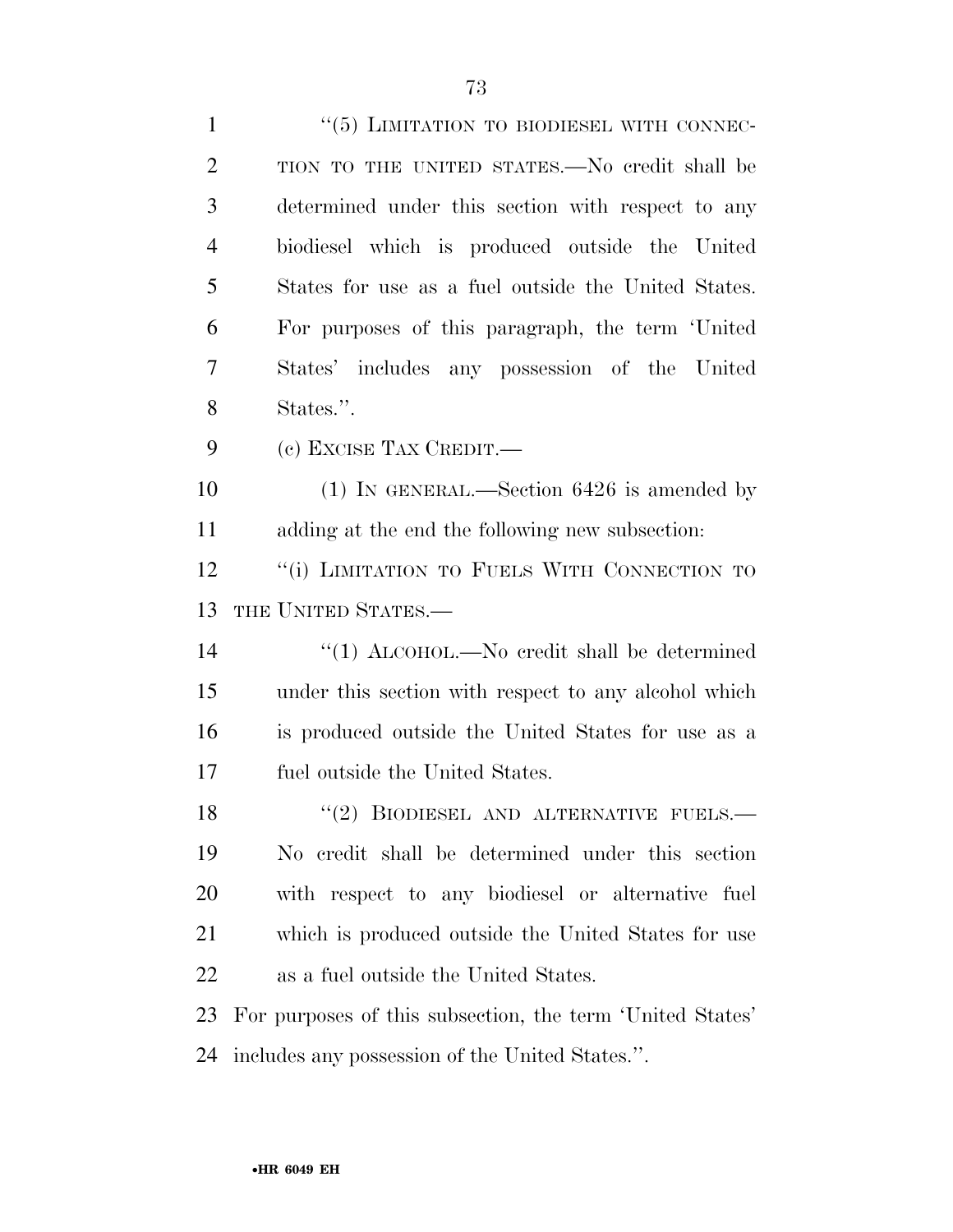"(5) LIMITATION TO BIODIESEL WITH CONNECTION TO THE UNITED STATES.—No credit shall be determined under this section with respect to any biodiesel which is produced outside the United States for use as a fuel outside the United States. For purposes of this paragraph, the term 'United States' includes any possession of the United States.".

(c) EXCISE TAX CREDIT.—

(1) IN GENERAL.—Section 6426 is amended by adding at the end the following new subsection:

"(i) LIMITATION TO FUELS WITH CONNECTION TO THE UNITED STATES.—

"(1) ALCOHOL.—No credit shall be determined under this section with respect to any alcohol which is produced outside the United States for use as a fuel outside the United States.

"(2) BIODIESEL AND ALTERNATIVE FUELS.—No credit shall be determined under this section with respect to any biodiesel or alternative fuel which is produced outside the United States for use as a fuel outside the United States.

For purposes of this subsection, the term 'United States' includes any possession of the United States.".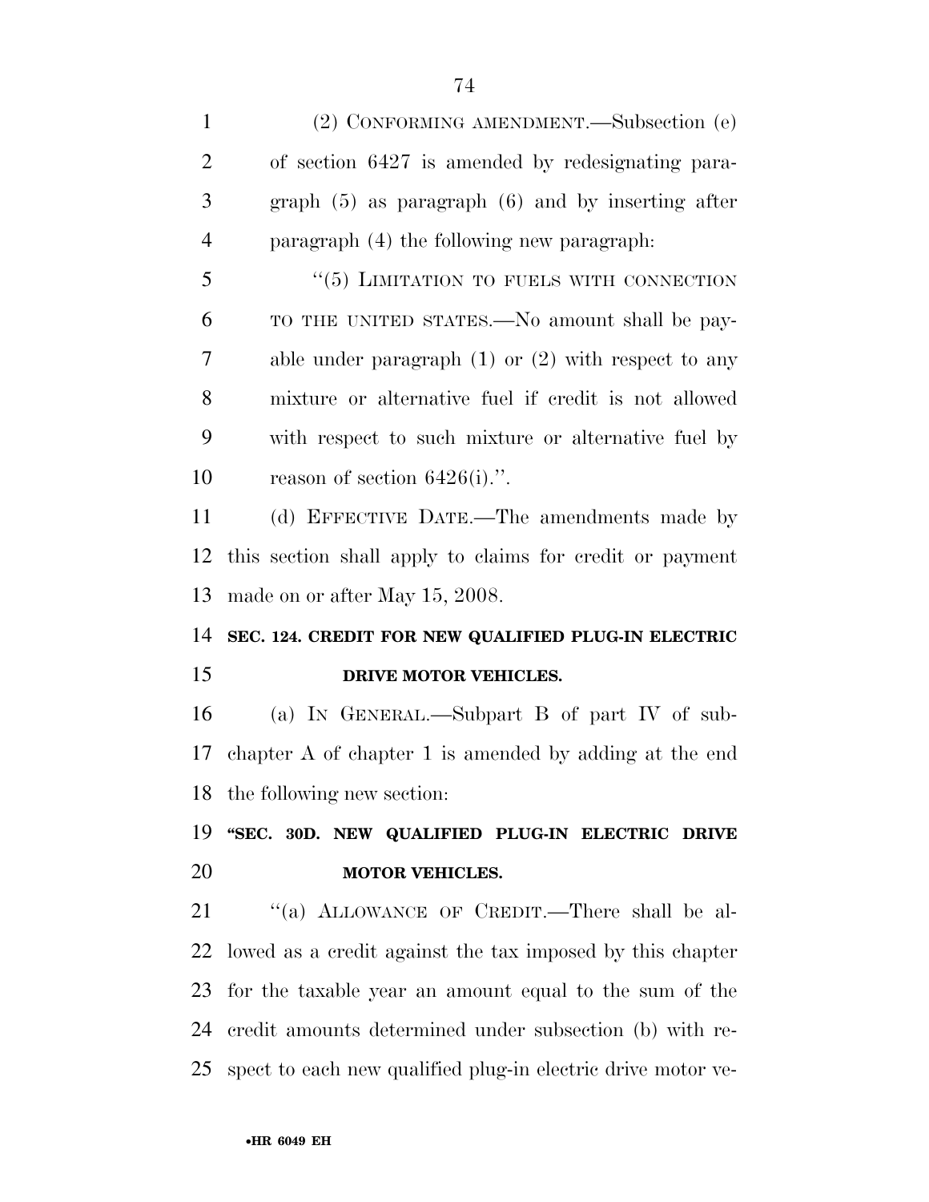(2) CONFORMING AMENDMENT.—Subsection (e) of section 6427 is amended by redesignating paragraph (5) as paragraph (6) and by inserting after paragraph (4) the following new paragraph:

"(5) LIMITATION TO FUELS WITH CONNECTION TO THE UNITED STATES.—No amount shall be payable under paragraph (1) or (2) with respect to any mixture or alternative fuel if credit is not allowed with respect to such mixture or alternative fuel by reason of section 6426(i).".

(d) EFFECTIVE DATE.—The amendments made by this section shall apply to claims for credit or payment made on or after May 15, 2008.

**SEC. 124. CREDIT FOR NEW QUALIFIED PLUG-IN ELECTRIC DRIVE MOTOR VEHICLES.**

(a) IN GENERAL.—Subpart B of part IV of subchapter A of chapter 1 is amended by adding at the end the following new section:

**"SEC. 30D. NEW QUALIFIED PLUG-IN ELECTRIC DRIVE MOTOR VEHICLES.**

"(a) ALLOWANCE OF CREDIT.—There shall be allowed as a credit against the tax imposed by this chapter for the taxable year an amount equal to the sum of the credit amounts determined under subsection (b) with respect to each new qualified plug-in electric drive motor ve-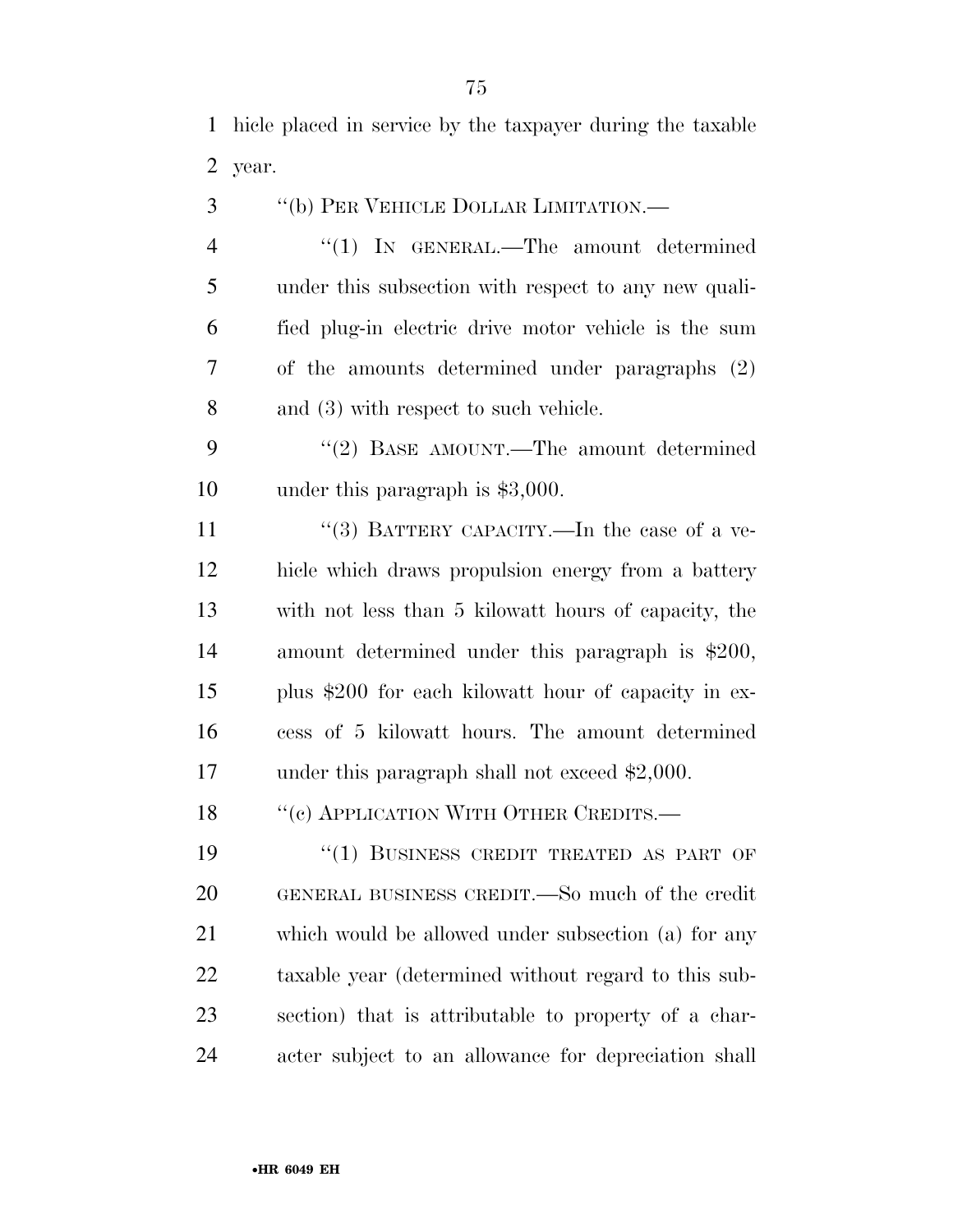hicle placed in service by the taxpayer during the taxable year.

"(b) PER VEHICLE DOLLAR LIMITATION.—

"(1) IN GENERAL.—The amount determined under this subsection with respect to any new qualified plug-in electric drive motor vehicle is the sum of the amounts determined under paragraphs (2) and (3) with respect to such vehicle.

"(2) BASE AMOUNT.—The amount determined under this paragraph is $3,000.

"(3) BATTERY CAPACITY.—In the case of a vehicle which draws propulsion energy from a battery with not less than 5 kilowatt hours of capacity, the amount determined under this paragraph is $200, plus $200 for each kilowatt hour of capacity in excess of 5 kilowatt hours. The amount determined under this paragraph shall not exceed $2,000.

"(c) APPLICATION WITH OTHER CREDITS.—

"(1) BUSINESS CREDIT TREATED AS PART OF GENERAL BUSINESS CREDIT.—So much of the credit which would be allowed under subsection (a) for any taxable year (determined without regard to this subsection) that is attributable to property of a character subject to an allowance for depreciation shall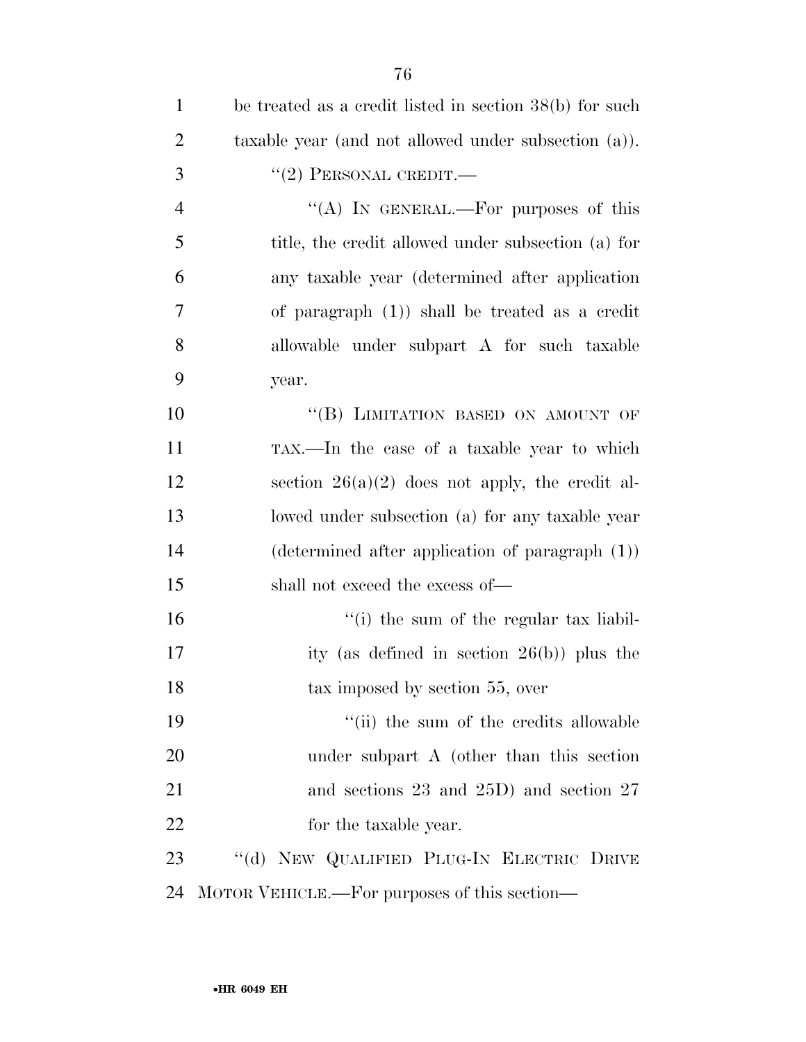be treated as a credit listed in section 38(b) for such taxable year (and not allowed under subsection (a)).

"(2) PERSONAL CREDIT.—

"(A) IN GENERAL.—For purposes of this title, the credit allowed under subsection (a) for any taxable year (determined after application of paragraph (1)) shall be treated as a credit allowable under subpart A for such taxable year.

"(B) LIMITATION BASED ON AMOUNT OF TAX.—In the case of a taxable year to which section 26(a)(2) does not apply, the credit allowed under subsection (a) for any taxable year (determined after application of paragraph (1)) shall not exceed the excess of—

"(i) the sum of the regular tax liability (as defined in section 26(b)) plus the tax imposed by section 55, over

"(ii) the sum of the credits allowable under subpart A (other than this section and sections 23 and 25D) and section 27 for the taxable year.

"(d) NEW QUALIFIED PLUG-IN ELECTRIC DRIVE MOTOR VEHICLE.—For purposes of this section—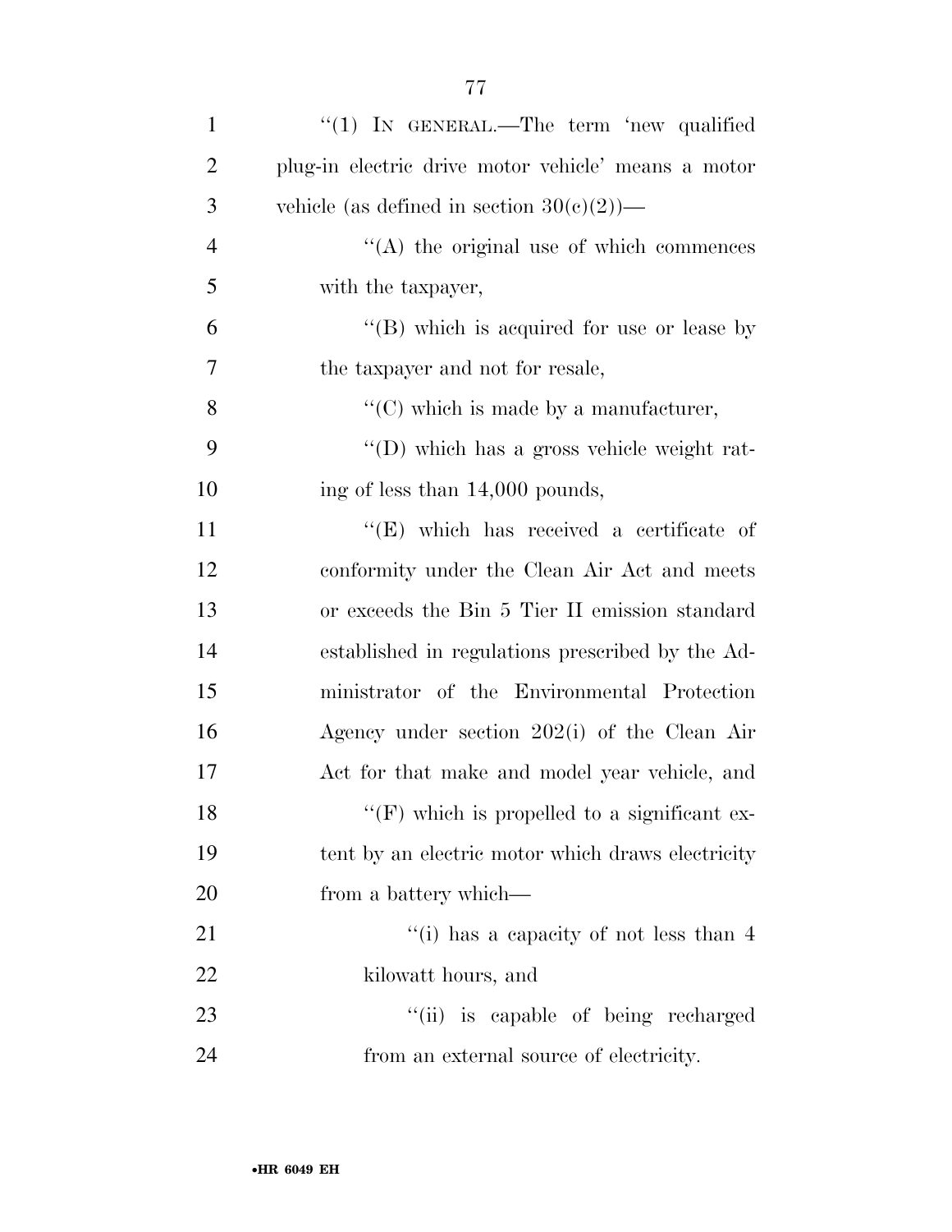"(1) IN GENERAL.—The term 'new qualified plug-in electric drive motor vehicle' means a motor vehicle (as defined in section 30(c)(2))—

"(A) the original use of which commences with the taxpayer,

"(B) which is acquired for use or lease by the taxpayer and not for resale,

"(C) which is made by a manufacturer,

"(D) which has a gross vehicle weight rating of less than 14,000 pounds,

"(E) which has received a certificate of conformity under the Clean Air Act and meets or exceeds the Bin 5 Tier II emission standard established in regulations prescribed by the Administrator of the Environmental Protection Agency under section 202(i) of the Clean Air Act for that make and model year vehicle, and

"(F) which is propelled to a significant extent by an electric motor which draws electricity from a battery which—

"(i) has a capacity of not less than 4 kilowatt hours, and

"(ii) is capable of being recharged from an external source of electricity.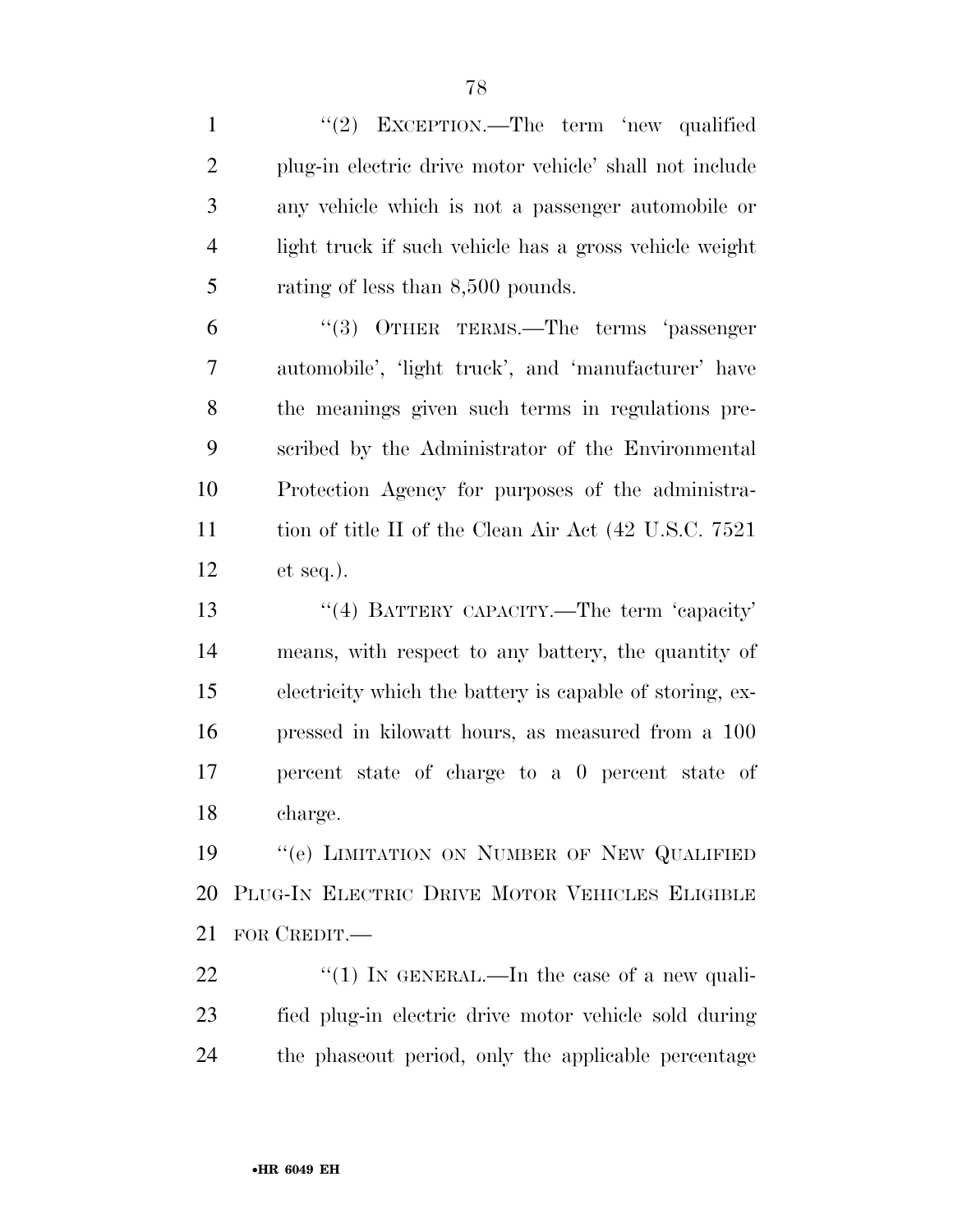"(2) EXCEPTION.—The term 'new qualified plug-in electric drive motor vehicle' shall not include any vehicle which is not a passenger automobile or light truck if such vehicle has a gross vehicle weight rating of less than 8,500 pounds.

"(3) OTHER TERMS.—The terms 'passenger automobile', 'light truck', and 'manufacturer' have the meanings given such terms in regulations prescribed by the Administrator of the Environmental Protection Agency for purposes of the administration of title II of the Clean Air Act (42 U.S.C. 7521 et seq.).

"(4) BATTERY CAPACITY.—The term 'capacity' means, with respect to any battery, the quantity of electricity which the battery is capable of storing, expressed in kilowatt hours, as measured from a 100 percent state of charge to a 0 percent state of charge.

"(e) LIMITATION ON NUMBER OF NEW QUALIFIED PLUG-IN ELECTRIC DRIVE MOTOR VEHICLES ELIGIBLE FOR CREDIT.—

"(1) IN GENERAL.—In the case of a new qualified plug-in electric drive motor vehicle sold during the phaseout period, only the applicable percentage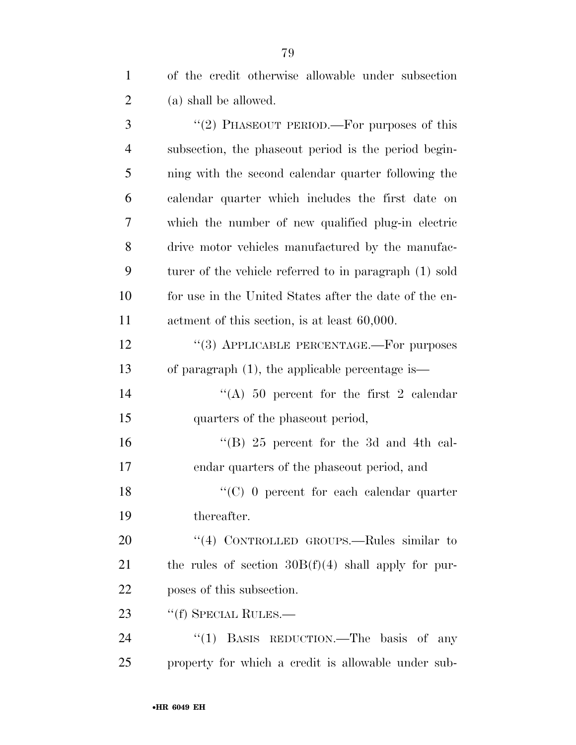of the credit otherwise allowable under subsection (a) shall be allowed.

"(2) PHASEOUT PERIOD.—For purposes of this subsection, the phaseout period is the period beginning with the second calendar quarter following the calendar quarter which includes the first date on which the number of new qualified plug-in electric drive motor vehicles manufactured by the manufacturer of the vehicle referred to in paragraph (1) sold for use in the United States after the date of the enactment of this section, is at least 60,000.

"(3) APPLICABLE PERCENTAGE.—For purposes of paragraph (1), the applicable percentage is—

"(A) 50 percent for the first 2 calendar quarters of the phaseout period,

"(B) 25 percent for the 3d and 4th calendar quarters of the phaseout period, and

"(C) 0 percent for each calendar quarter thereafter.

"(4) CONTROLLED GROUPS.—Rules similar to the rules of section 30B(f)(4) shall apply for purposes of this subsection.

"(f) SPECIAL RULES.—

"(1) BASIS REDUCTION.—The basis of any property for which a credit is allowable under sub-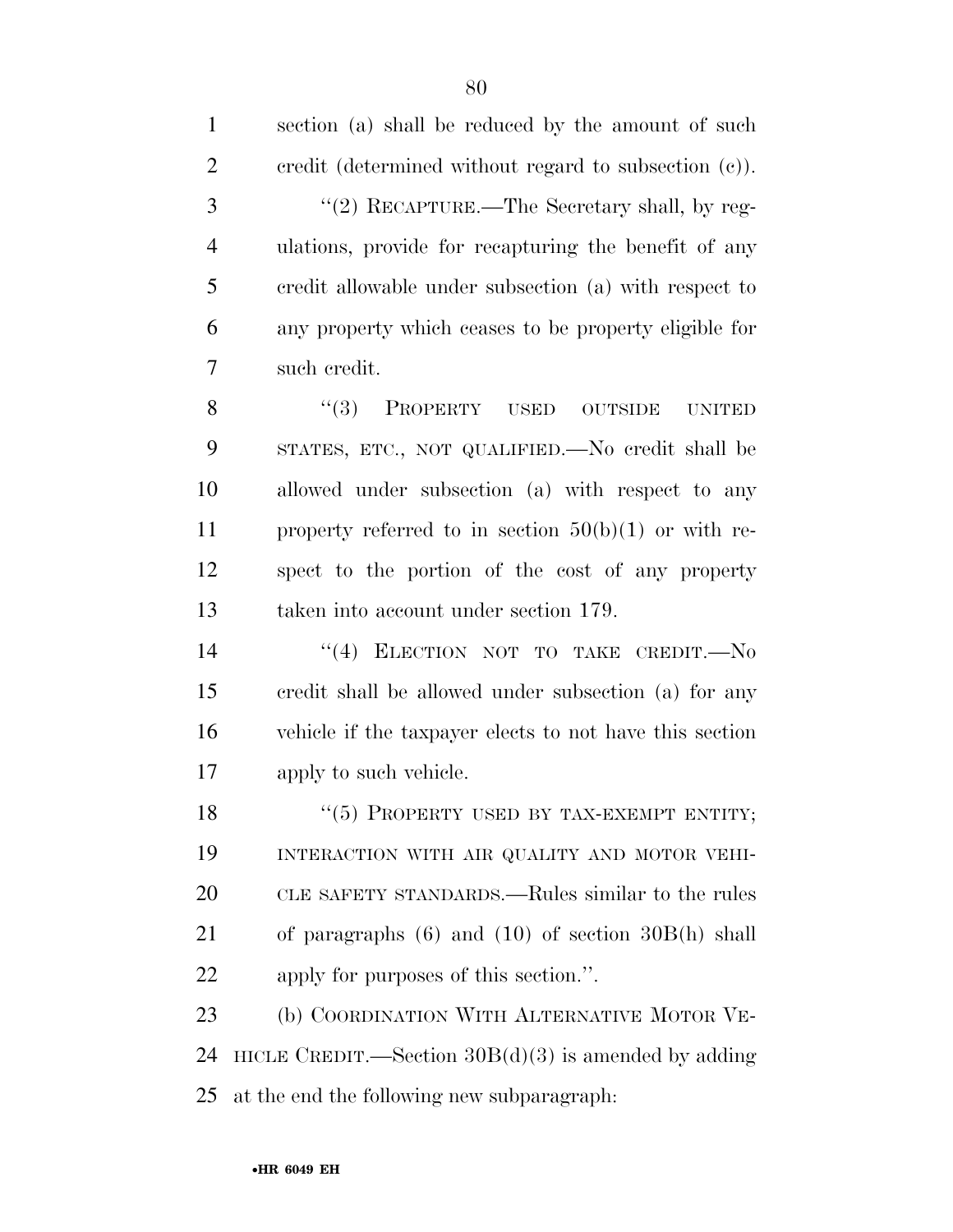section (a) shall be reduced by the amount of such credit (determined without regard to subsection (c)).

"(2) RECAPTURE.—The Secretary shall, by regulations, provide for recapturing the benefit of any credit allowable under subsection (a) with respect to any property which ceases to be property eligible for such credit.

"(3) PROPERTY USED OUTSIDE UNITED STATES, ETC., NOT QUALIFIED.—No credit shall be allowed under subsection (a) with respect to any property referred to in section 50(b)(1) or with respect to the portion of the cost of any property taken into account under section 179.

"(4) ELECTION NOT TO TAKE CREDIT.—No credit shall be allowed under subsection (a) for any vehicle if the taxpayer elects to not have this section apply to such vehicle.

"(5) PROPERTY USED BY TAX-EXEMPT ENTITY; INTERACTION WITH AIR QUALITY AND MOTOR VEHICLE SAFETY STANDARDS.—Rules similar to the rules of paragraphs (6) and (10) of section 30B(h) shall apply for purposes of this section.".

(b) COORDINATION WITH ALTERNATIVE MOTOR VEHICLE CREDIT.—Section 30B(d)(3) is amended by adding at the end the following new subparagraph: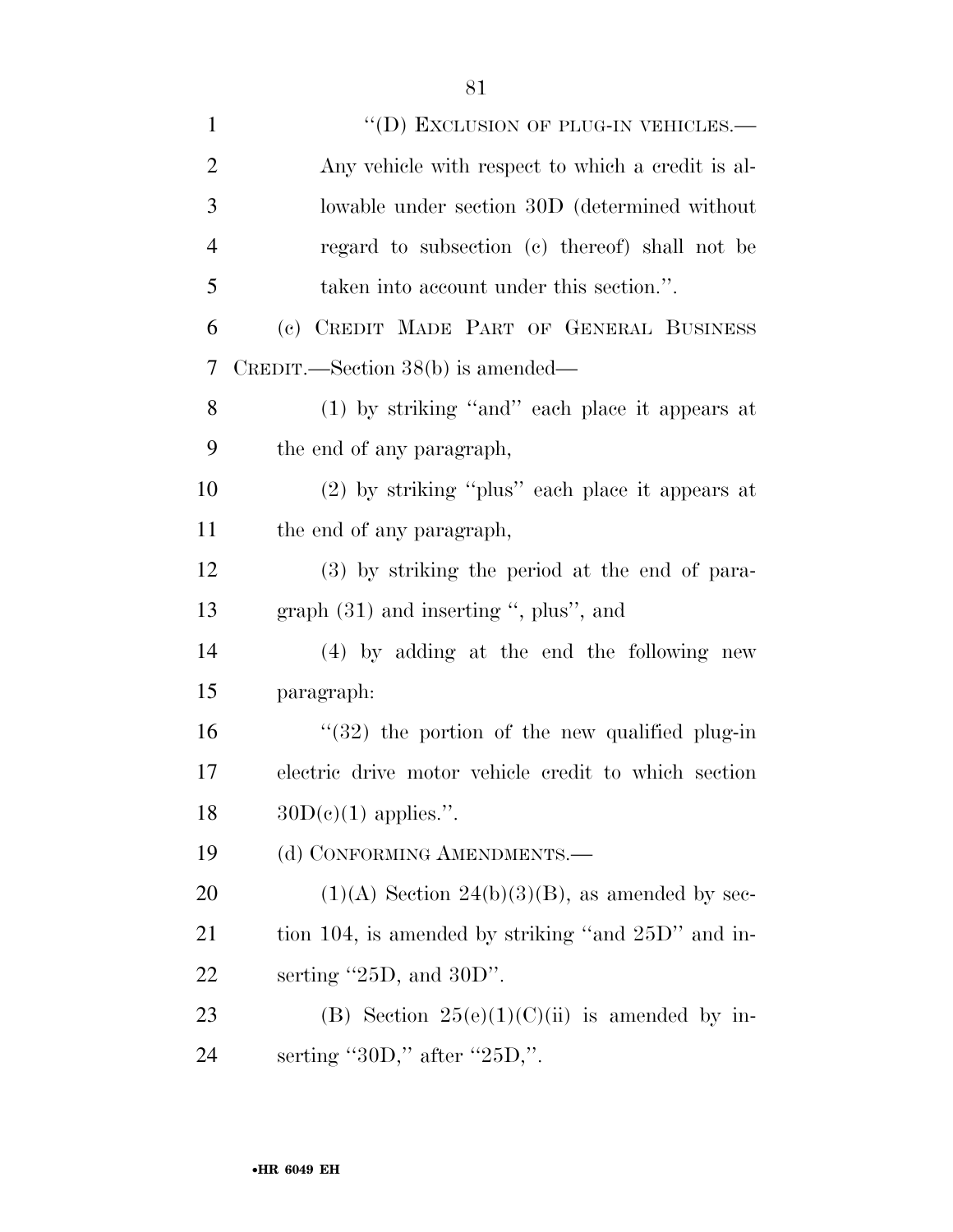"(D) EXCLUSION OF PLUG-IN VEHICLES.—Any vehicle with respect to which a credit is allowable under section 30D (determined without regard to subsection (c) thereof) shall not be taken into account under this section.".

(c) CREDIT MADE PART OF GENERAL BUSINESS CREDIT.—Section 38(b) is amended—

(1) by striking "and" each place it appears at the end of any paragraph,

(2) by striking "plus" each place it appears at the end of any paragraph,

(3) by striking the period at the end of paragraph (31) and inserting ", plus", and

(4) by adding at the end the following new paragraph:

"(32) the portion of the new qualified plug-in electric drive motor vehicle credit to which section 30D(c)(1) applies.".

(d) CONFORMING AMENDMENTS.—

(1)(A) Section 24(b)(3)(B), as amended by section 104, is amended by striking "and 25D" and inserting "25D, and 30D".

(B) Section 25(e)(1)(C)(ii) is amended by inserting "30D," after "25D,".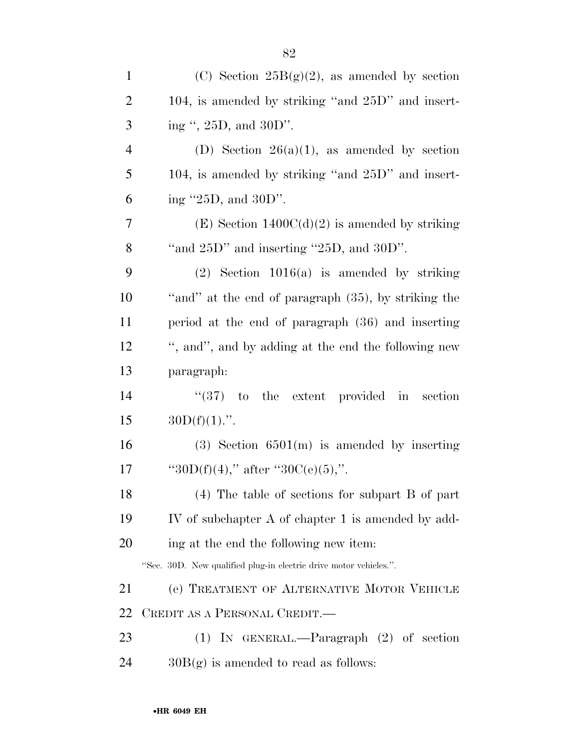(C) Section 25B(g)(2), as amended by section 104, is amended by striking "and 25D" and inserting ", 25D, and 30D".

(D) Section 26(a)(1), as amended by section 104, is amended by striking "and 25D" and inserting "25D, and 30D".

(E) Section 1400C(d)(2) is amended by striking "and 25D" and inserting "25D, and 30D".

(2) Section 1016(a) is amended by striking "and" at the end of paragraph (35), by striking the period at the end of paragraph (36) and inserting ", and", by adding at the end the following new paragraph:

"(37) to the extent provided in section 30D(f)(1).".

(3) Section 6501(m) is amended by inserting "30D(f)(4)," after "30C(e)(5),".

(4) The table of sections for subpart B of part IV of subchapter A of chapter 1 is amended by adding at the end the following new item:

"Sec. 30D. New qualified plug-in electric drive motor vehicles.".

(e) TREATMENT OF ALTERNATIVE MOTOR VEHICLE CREDIT AS A PERSONAL CREDIT.—

(1) IN GENERAL.—Paragraph (2) of section 30B(g) is amended to read as follows: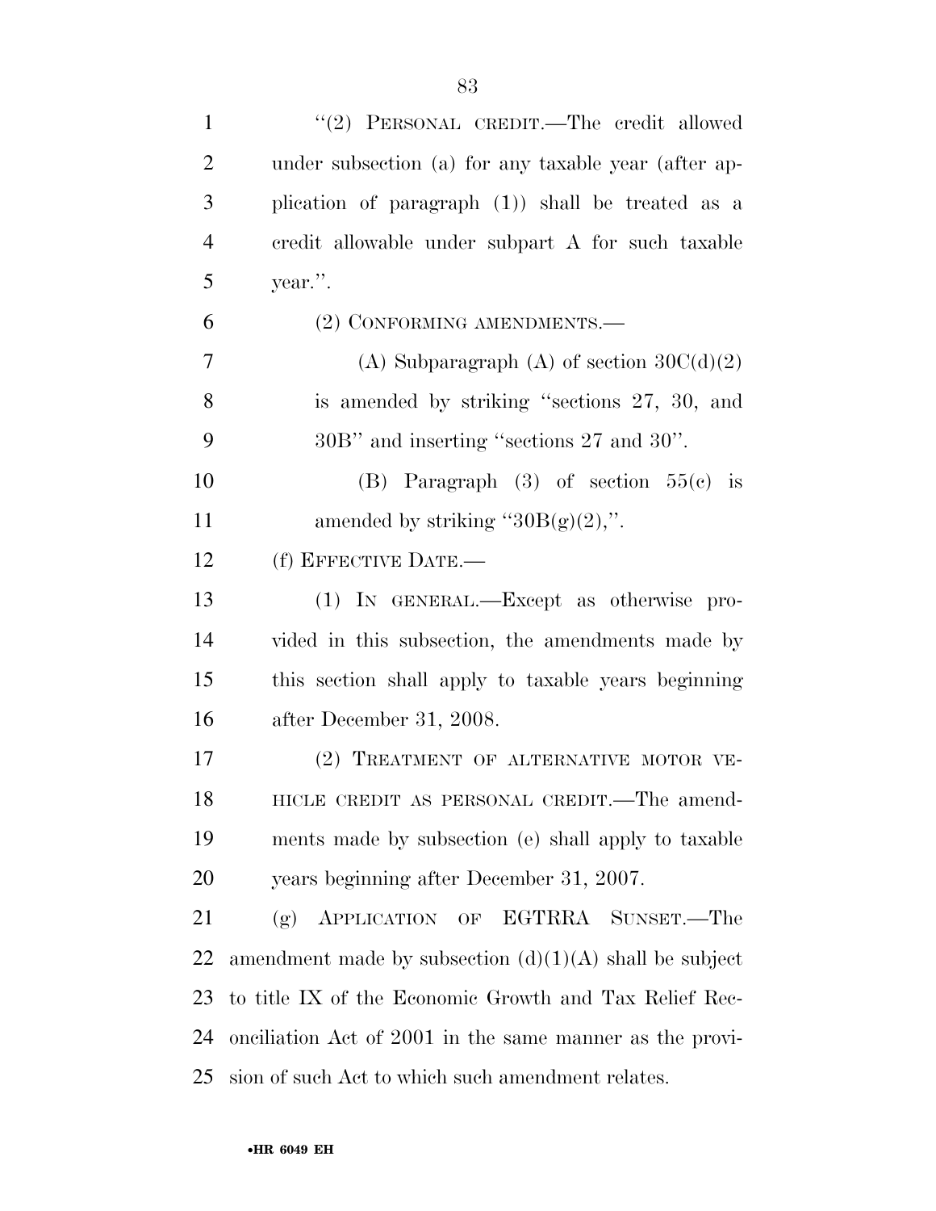"(2) PERSONAL CREDIT.—The credit allowed under subsection (a) for any taxable year (after application of paragraph (1)) shall be treated as a credit allowable under subpart A for such taxable year.".

(2) CONFORMING AMENDMENTS.—

(A) Subparagraph (A) of section 30C(d)(2) is amended by striking "sections 27, 30, and 30B" and inserting "sections 27 and 30".

(B) Paragraph (3) of section 55(c) is amended by striking "30B(g)(2),".

(f) EFFECTIVE DATE.—

(1) IN GENERAL.—Except as otherwise provided in this subsection, the amendments made by this section shall apply to taxable years beginning after December 31, 2008.

(2) TREATMENT OF ALTERNATIVE MOTOR VEHICLE CREDIT AS PERSONAL CREDIT.—The amendments made by subsection (e) shall apply to taxable years beginning after December 31, 2007.

(g) APPLICATION OF EGTRRA SUNSET.—The amendment made by subsection (d)(1)(A) shall be subject to title IX of the Economic Growth and Tax Relief Reconciliation Act of 2001 in the same manner as the provision of such Act to which such amendment relates.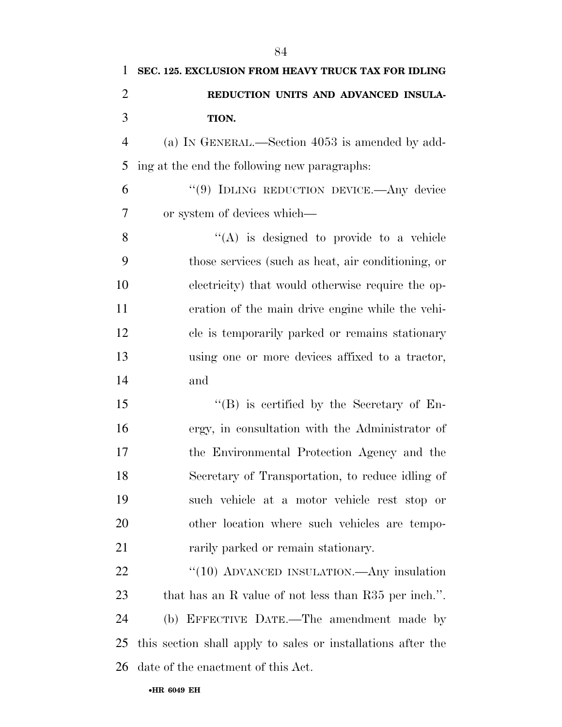**SEC. 125. EXCLUSION FROM HEAVY TRUCK TAX FOR IDLING REDUCTION UNITS AND ADVANCED INSULATION.**

(a) IN GENERAL.—Section 4053 is amended by adding at the end the following new paragraphs:

"(9) IDLING REDUCTION DEVICE.—Any device or system of devices which—

"(A) is designed to provide to a vehicle those services (such as heat, air conditioning, or electricity) that would otherwise require the operation of the main drive engine while the vehicle is temporarily parked or remains stationary using one or more devices affixed to a tractor, and

"(B) is certified by the Secretary of Energy, in consultation with the Administrator of the Environmental Protection Agency and the Secretary of Transportation, to reduce idling of such vehicle at a motor vehicle rest stop or other location where such vehicles are temporarily parked or remain stationary.

"(10) ADVANCED INSULATION.—Any insulation that has an R value of not less than R35 per inch.".

(b) EFFECTIVE DATE.—The amendment made by this section shall apply to sales or installations after the date of the enactment of this Act.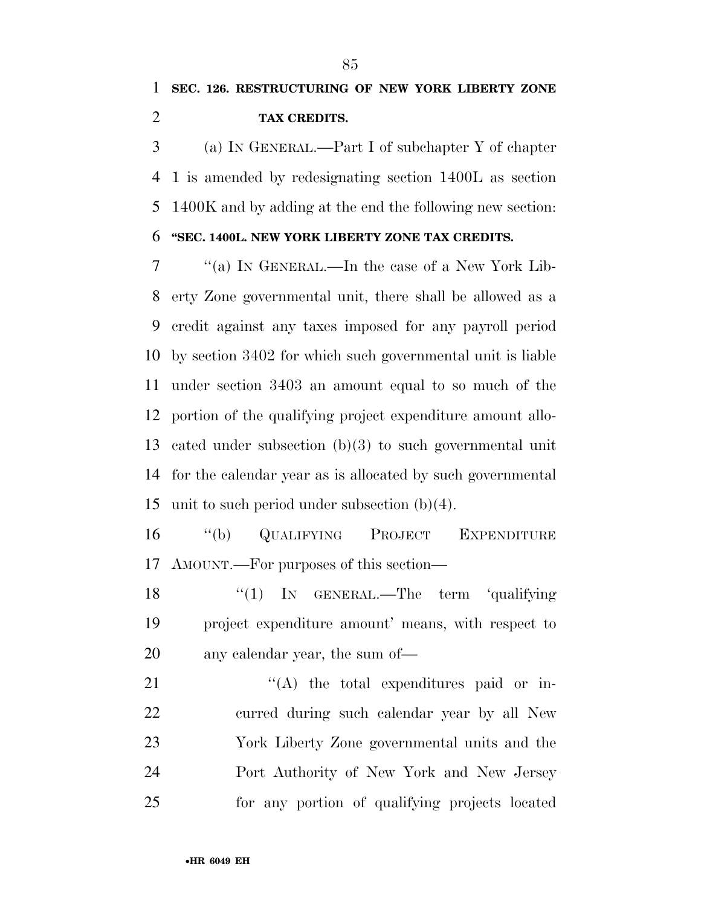**SEC. 126. RESTRUCTURING OF NEW YORK LIBERTY ZONE TAX CREDITS.**

(a) IN GENERAL.—Part I of subchapter Y of chapter 1 is amended by redesignating section 1400L as section 1400K and by adding at the end the following new section:

**"SEC. 1400L. NEW YORK LIBERTY ZONE TAX CREDITS.**

"(a) IN GENERAL.—In the case of a New York Liberty Zone governmental unit, there shall be allowed as a credit against any taxes imposed for any payroll period by section 3402 for which such governmental unit is liable under section 3403 an amount equal to so much of the portion of the qualifying project expenditure amount allocated under subsection (b)(3) to such governmental unit for the calendar year as is allocated by such governmental unit to such period under subsection (b)(4).

"(b) QUALIFYING PROJECT EXPENDITURE AMOUNT.—For purposes of this section—

"(1) IN GENERAL.—The term 'qualifying project expenditure amount' means, with respect to any calendar year, the sum of—

"(A) the total expenditures paid or incurred during such calendar year by all New York Liberty Zone governmental units and the Port Authority of New York and New Jersey for any portion of qualifying projects located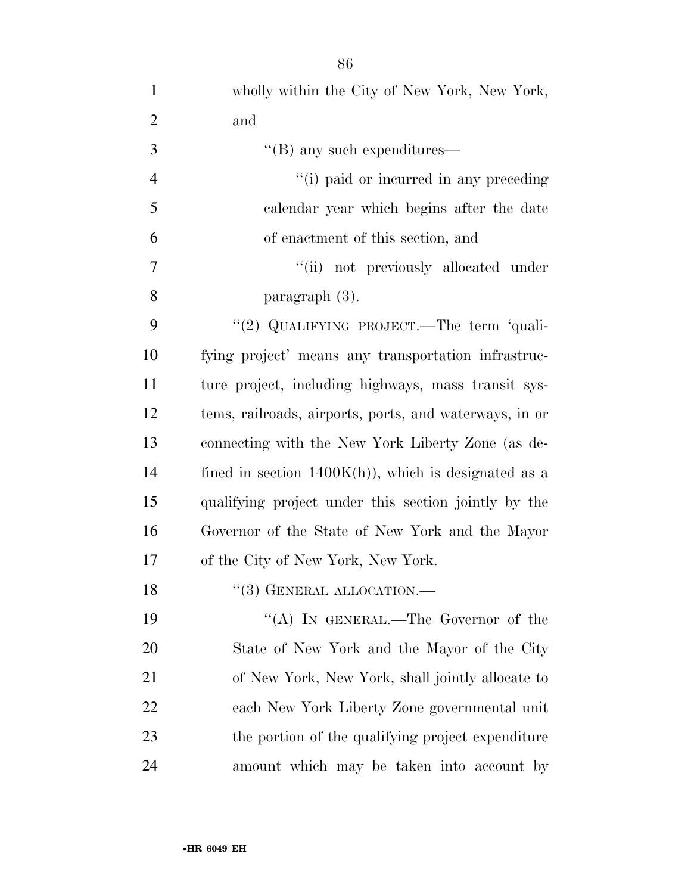wholly within the City of New York, New York, and

''(B) any such expenditures—

''(i) paid or incurred in any preceding calendar year which begins after the date of enactment of this section, and

''(ii) not previously allocated under paragraph (3).

''(2) QUALIFYING PROJECT.—The term 'qualifying project' means any transportation infrastructure project, including highways, mass transit systems, railroads, airports, ports, and waterways, in or connecting with the New York Liberty Zone (as defined in section 1400K(h)), which is designated as a qualifying project under this section jointly by the Governor of the State of New York and the Mayor of the City of New York, New York.

''(3) GENERAL ALLOCATION.—

''(A) IN GENERAL.—The Governor of the State of New York and the Mayor of the City of New York, New York, shall jointly allocate to each New York Liberty Zone governmental unit the portion of the qualifying project expenditure amount which may be taken into account by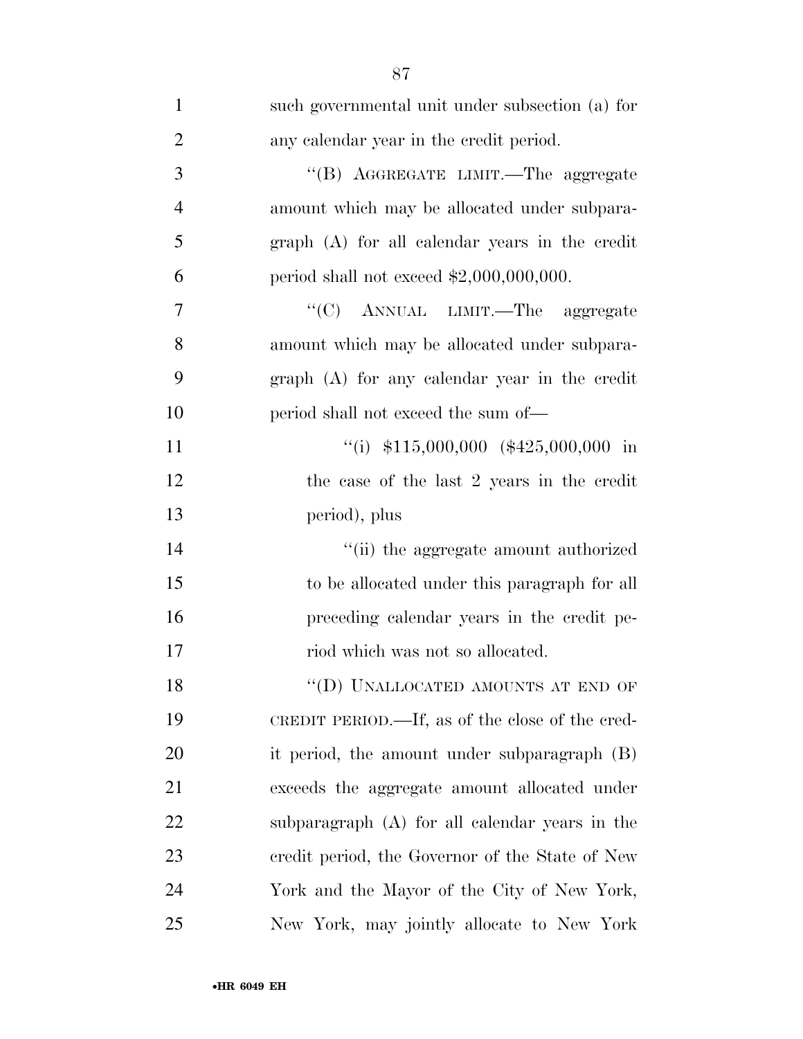such governmental unit under subsection (a) for any calendar year in the credit period.

"(B) AGGREGATE LIMIT.—The aggregate amount which may be allocated under subparagraph (A) for all calendar years in the credit period shall not exceed $2,000,000,000.

"(C) ANNUAL LIMIT.—The aggregate amount which may be allocated under subparagraph (A) for any calendar year in the credit period shall not exceed the sum of—

"(i) $115,000,000 ($425,000,000 in the case of the last 2 years in the credit period), plus

"(ii) the aggregate amount authorized to be allocated under this paragraph for all preceding calendar years in the credit period which was not so allocated.

"(D) UNALLOCATED AMOUNTS AT END OF CREDIT PERIOD.—If, as of the close of the credit period, the amount under subparagraph (B) exceeds the aggregate amount allocated under subparagraph (A) for all calendar years in the credit period, the Governor of the State of New York and the Mayor of the City of New York, New York, may jointly allocate to New York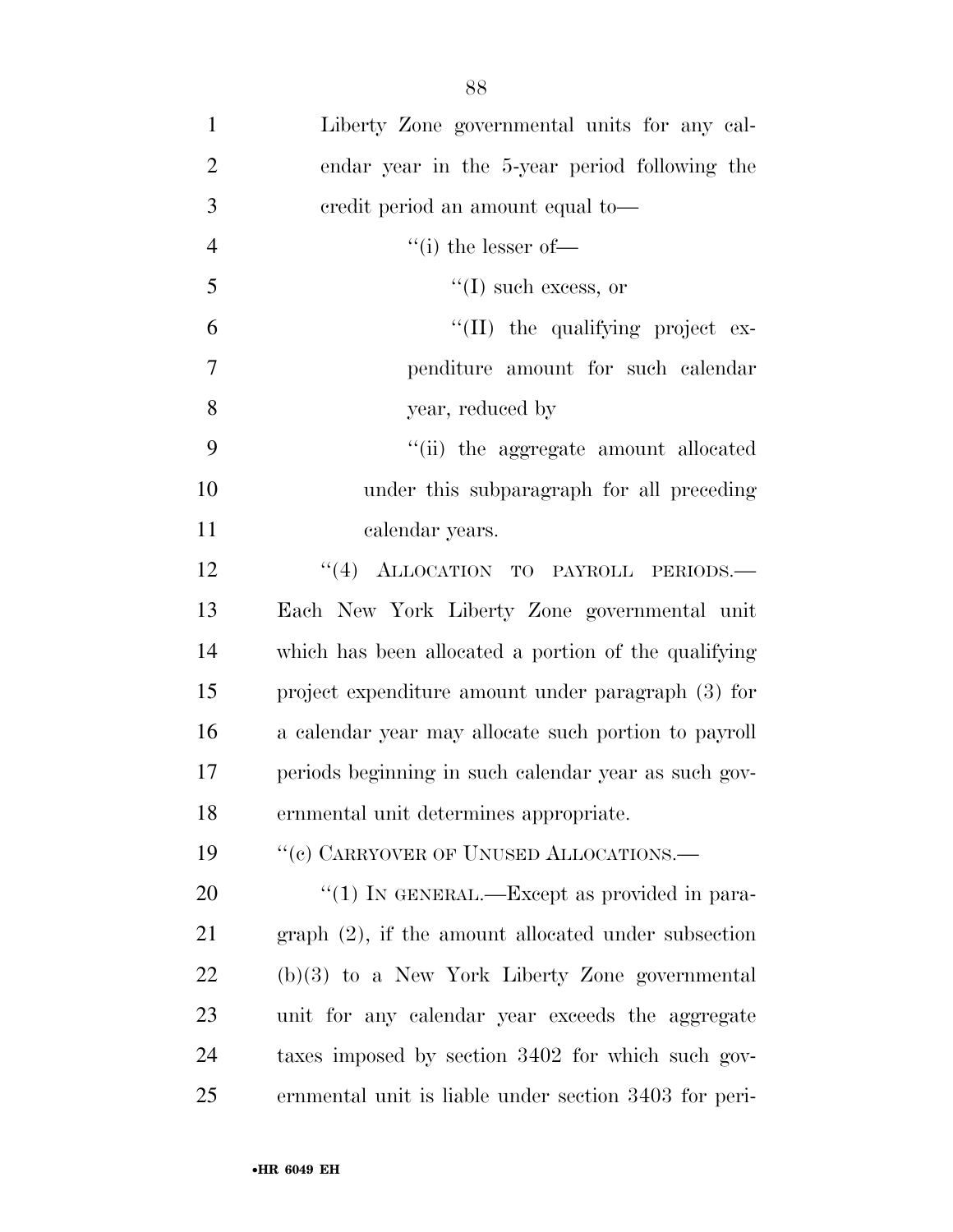Liberty Zone governmental units for any calendar year in the 5-year period following the credit period an amount equal to—

''(i) the lesser of—

''(I) such excess, or

''(II) the qualifying project expenditure amount for such calendar year, reduced by

''(ii) the aggregate amount allocated under this subparagraph for all preceding calendar years.

''(4) ALLOCATION TO PAYROLL PERIODS.—Each New York Liberty Zone governmental unit which has been allocated a portion of the qualifying project expenditure amount under paragraph (3) for a calendar year may allocate such portion to payroll periods beginning in such calendar year as such governmental unit determines appropriate.

''(c) CARRYOVER OF UNUSED ALLOCATIONS.—

''(1) IN GENERAL.—Except as provided in paragraph (2), if the amount allocated under subsection (b)(3) to a New York Liberty Zone governmental unit for any calendar year exceeds the aggregate taxes imposed by section 3402 for which such governmental unit is liable under section 3403 for peri-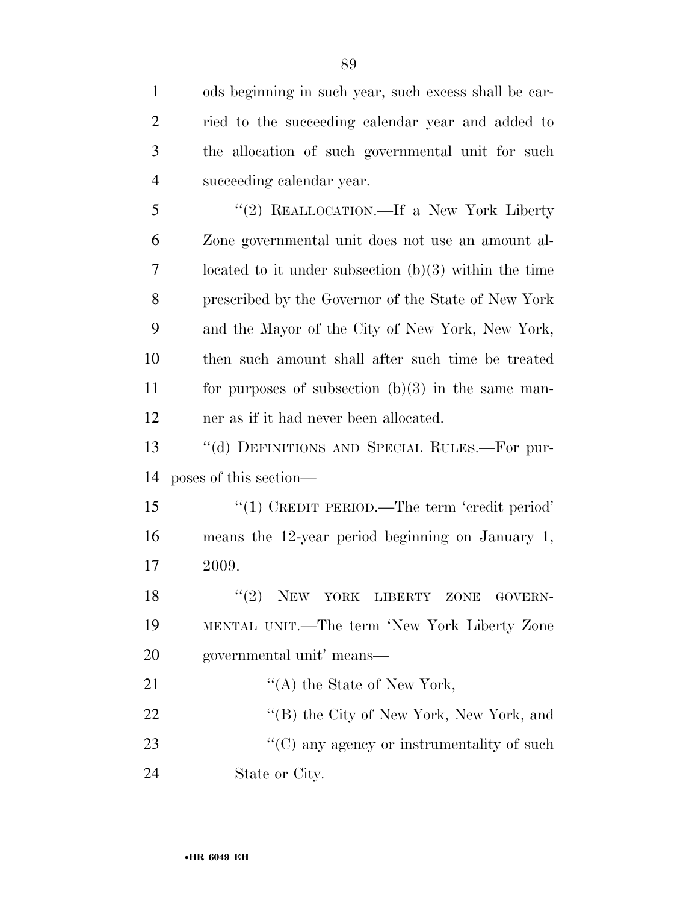ods beginning in such year, such excess shall be carried to the succeeding calendar year and added to the allocation of such governmental unit for such succeeding calendar year.

"(2) REALLOCATION.—If a New York Liberty Zone governmental unit does not use an amount allocated to it under subsection (b)(3) within the time prescribed by the Governor of the State of New York and the Mayor of the City of New York, New York, then such amount shall after such time be treated for purposes of subsection (b)(3) in the same manner as if it had never been allocated.

"(d) DEFINITIONS AND SPECIAL RULES.—For purposes of this section—

"(1) CREDIT PERIOD.—The term 'credit period' means the 12-year period beginning on January 1, 2009.

"(2) NEW YORK LIBERTY ZONE GOVERNMENTAL UNIT.—The term 'New York Liberty Zone governmental unit' means—

"(A) the State of New York,

"(B) the City of New York, New York, and

"(C) any agency or instrumentality of such State or City.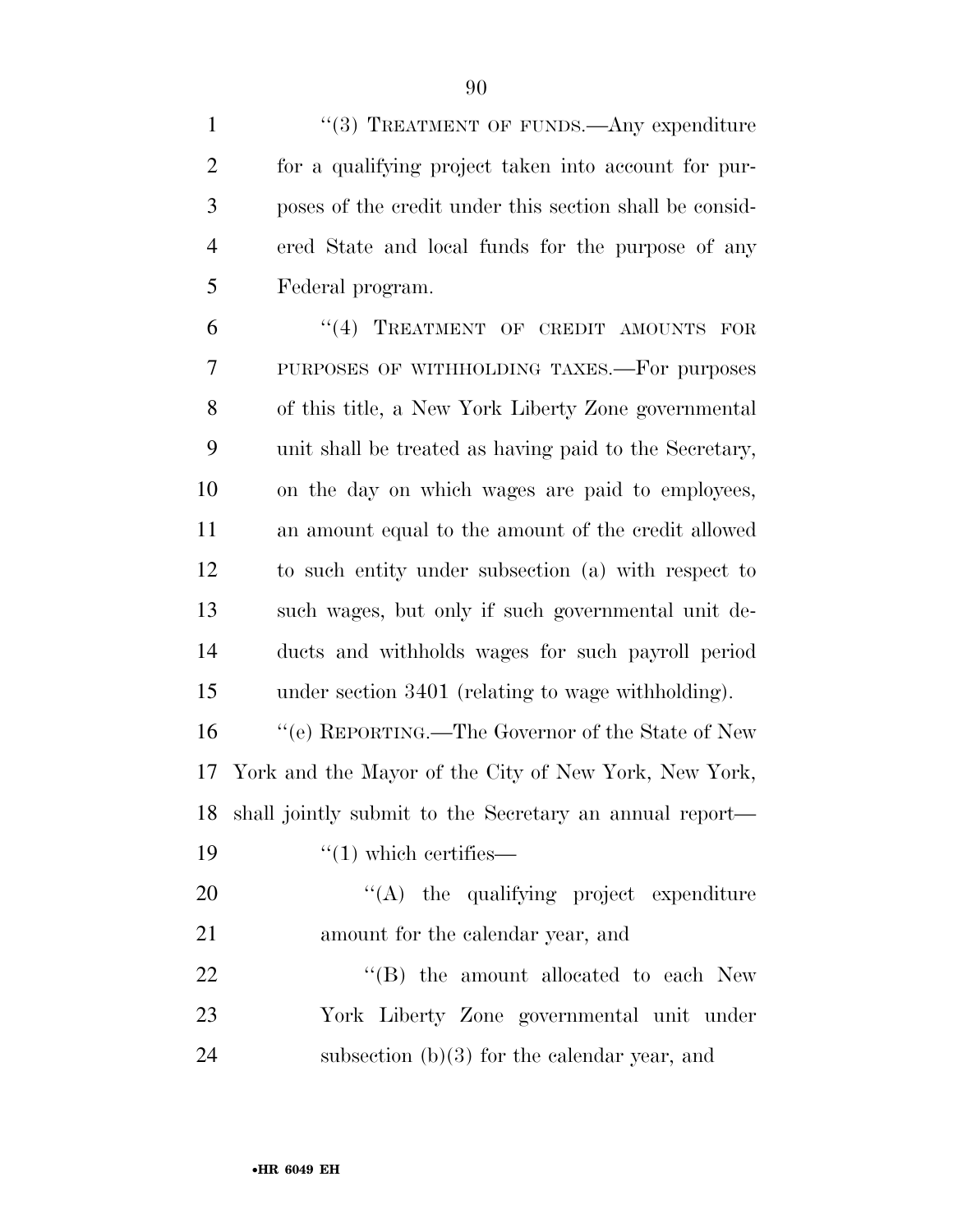''(3) TREATMENT OF FUNDS.—Any expenditure for a qualifying project taken into account for purposes of the credit under this section shall be considered State and local funds for the purpose of any Federal program.

''(4) TREATMENT OF CREDIT AMOUNTS FOR PURPOSES OF WITHHOLDING TAXES.—For purposes of this title, a New York Liberty Zone governmental unit shall be treated as having paid to the Secretary, on the day on which wages are paid to employees, an amount equal to the amount of the credit allowed to such entity under subsection (a) with respect to such wages, but only if such governmental unit deducts and withholds wages for such payroll period under section 3401 (relating to wage withholding).

''(e) REPORTING.—The Governor of the State of New York and the Mayor of the City of New York, New York, shall jointly submit to the Secretary an annual report—

''(1) which certifies—

''(A) the qualifying project expenditure amount for the calendar year, and

''(B) the amount allocated to each New York Liberty Zone governmental unit under subsection (b)(3) for the calendar year, and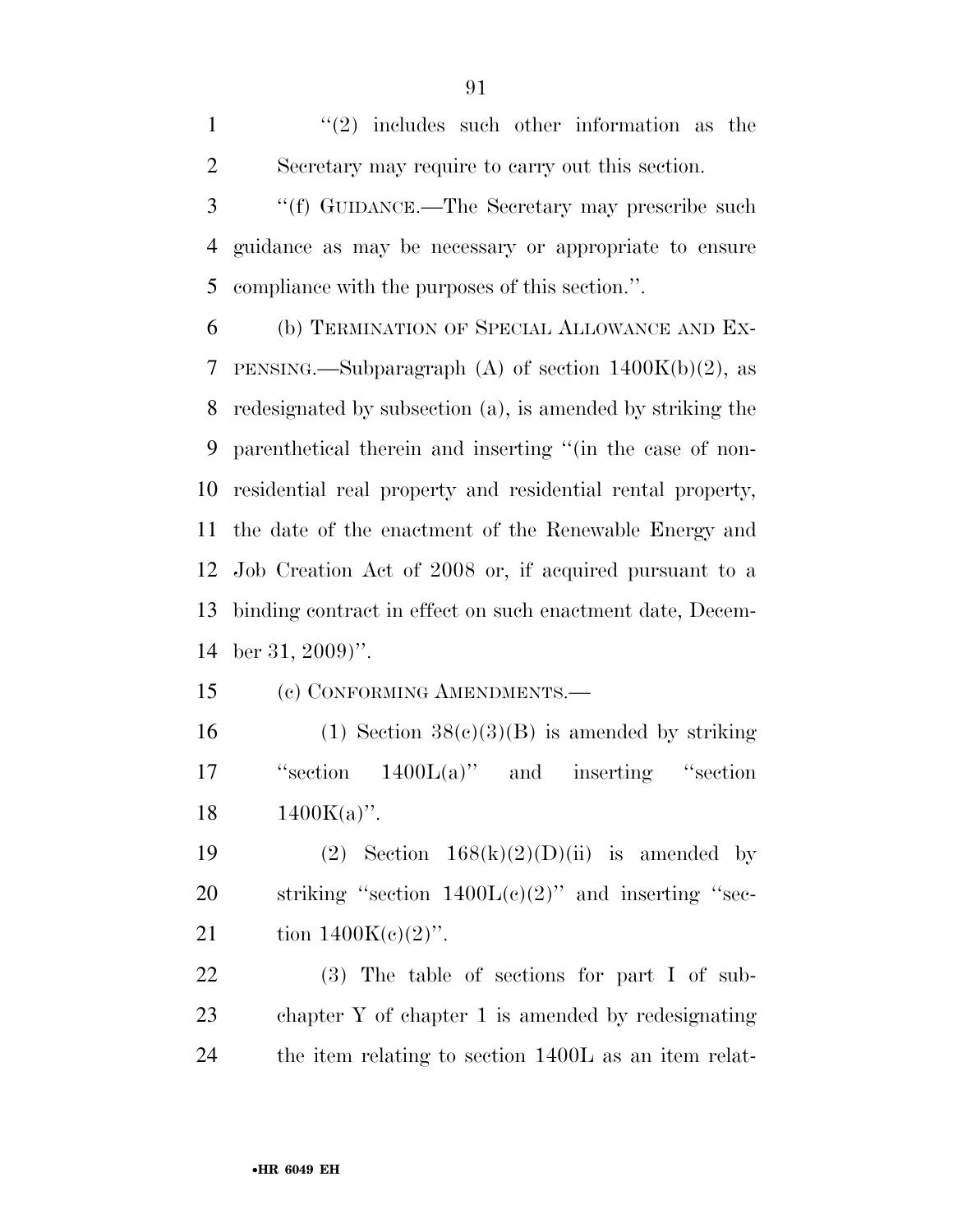''(2) includes such other information as the Secretary may require to carry out this section.

''(f) GUIDANCE.—The Secretary may prescribe such guidance as may be necessary or appropriate to ensure compliance with the purposes of this section.''.

(b) TERMINATION OF SPECIAL ALLOWANCE AND EXPENSING.—Subparagraph (A) of section 1400K(b)(2), as redesignated by subsection (a), is amended by striking the parenthetical therein and inserting ''(in the case of nonresidential real property and residential rental property, the date of the enactment of the Renewable Energy and Job Creation Act of 2008 or, if acquired pursuant to a binding contract in effect on such enactment date, December 31, 2009)''.

(c) CONFORMING AMENDMENTS.—

(1) Section 38(c)(3)(B) is amended by striking ''section 1400L(a)'' and inserting ''section 1400K(a)''.

(2) Section 168(k)(2)(D)(ii) is amended by striking ''section 1400L(c)(2)'' and inserting ''section 1400K(c)(2)''.

(3) The table of sections for part I of subchapter Y of chapter 1 is amended by redesignating the item relating to section 1400L as an item relat-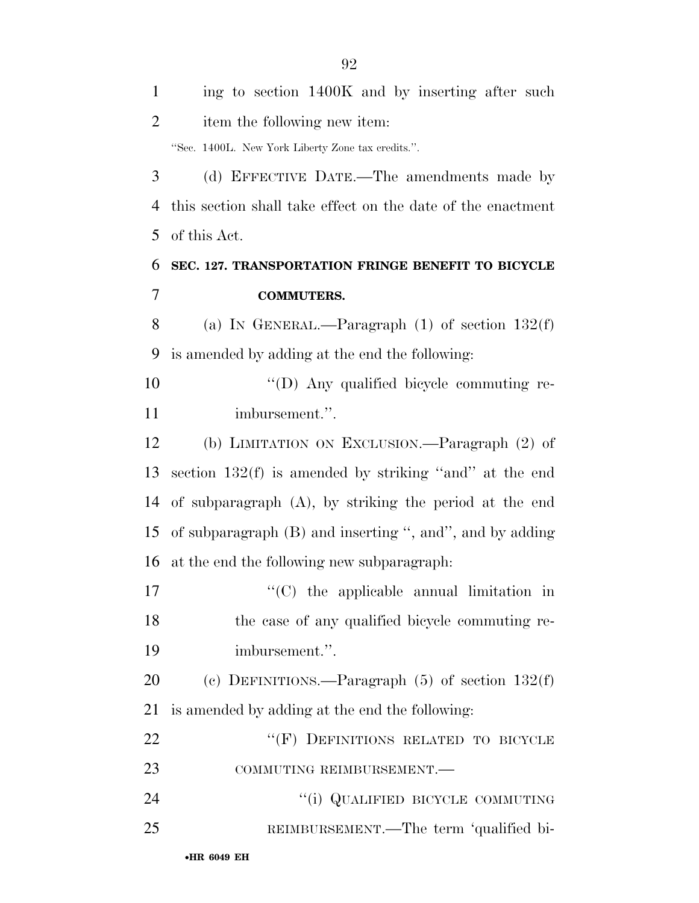ing to section 1400K and by inserting after such item the following new item:

"Sec. 1400L. New York Liberty Zone tax credits.".

(d) EFFECTIVE DATE.—The amendments made by this section shall take effect on the date of the enactment of this Act.

**SEC. 127. TRANSPORTATION FRINGE BENEFIT TO BICYCLE COMMUTERS.**

(a) IN GENERAL.—Paragraph (1) of section 132(f) is amended by adding at the end the following:

"(D) Any qualified bicycle commuting reimbursement.".

(b) LIMITATION ON EXCLUSION.—Paragraph (2) of section 132(f) is amended by striking "and" at the end of subparagraph (A), by striking the period at the end of subparagraph (B) and inserting ", and", and by adding at the end the following new subparagraph:

"(C) the applicable annual limitation in the case of any qualified bicycle commuting reimbursement.".

(c) DEFINITIONS.—Paragraph (5) of section 132(f) is amended by adding at the end the following:

"(F) DEFINITIONS RELATED TO BICYCLE COMMUTING REIMBURSEMENT.—

"(i) QUALIFIED BICYCLE COMMUTING REIMBURSEMENT.—The term 'qualified bi-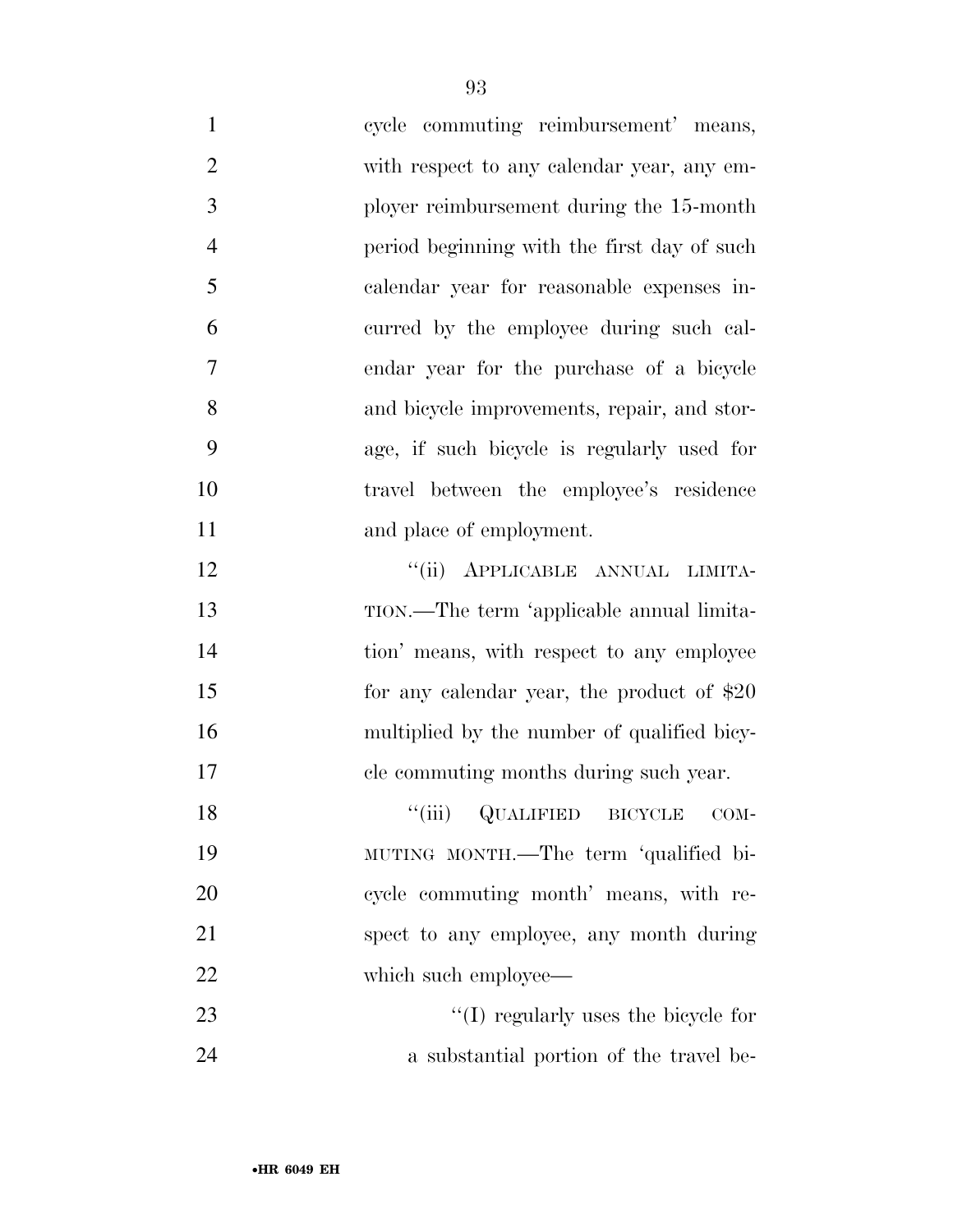cycle commuting reimbursement' means, with respect to any calendar year, any employer reimbursement during the 15-month period beginning with the first day of such calendar year for reasonable expenses incurred by the employee during such calendar year for the purchase of a bicycle and bicycle improvements, repair, and storage, if such bicycle is regularly used for travel between the employee's residence and place of employment.

"(ii) APPLICABLE ANNUAL LIMITATION.—The term 'applicable annual limitation' means, with respect to any employee for any calendar year, the product of $20 multiplied by the number of qualified bicycle commuting months during such year.

"(iii) QUALIFIED BICYCLE COMMUTING MONTH.—The term 'qualified bicycle commuting month' means, with respect to any employee, any month during which such employee—

"(I) regularly uses the bicycle for a substantial portion of the travel be-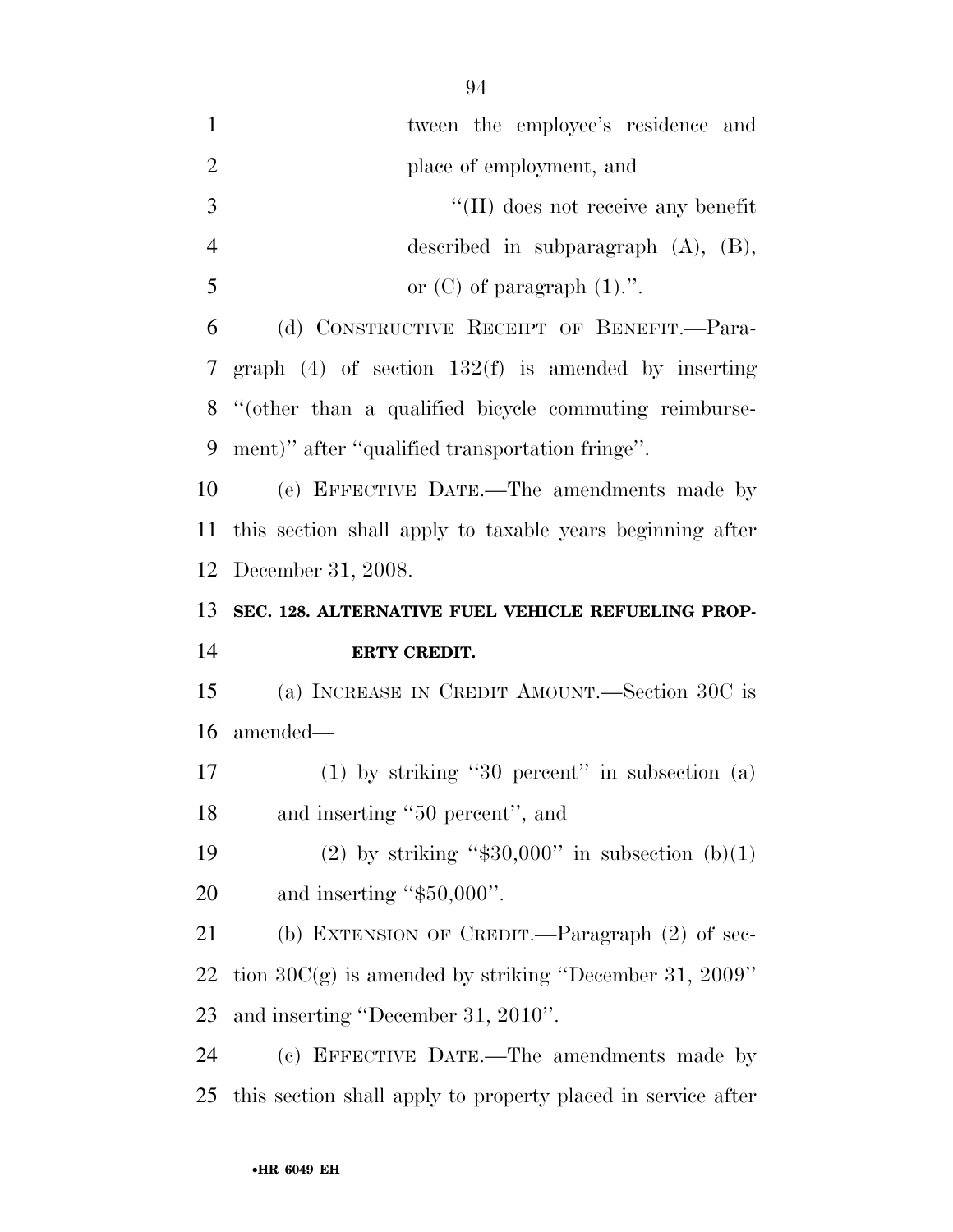tween the employee's residence and place of employment, and

''(II) does not receive any benefit described in subparagraph (A), (B), or (C) of paragraph (1).''.

(d) CONSTRUCTIVE RECEIPT OF BENEFIT.—Paragraph (4) of section 132(f) is amended by inserting ''(other than a qualified bicycle commuting reimbursement)'' after ''qualified transportation fringe''.

(e) EFFECTIVE DATE.—The amendments made by this section shall apply to taxable years beginning after December 31, 2008.

**SEC. 128. ALTERNATIVE FUEL VEHICLE REFUELING PROPERTY CREDIT.**

(a) INCREASE IN CREDIT AMOUNT.—Section 30C is amended—

(1) by striking ''30 percent'' in subsection (a) and inserting ''50 percent'', and

(2) by striking ''$30,000'' in subsection (b)(1) and inserting ''$50,000''.

(b) EXTENSION OF CREDIT.—Paragraph (2) of section 30C(g) is amended by striking ''December 31, 2009'' and inserting ''December 31, 2010''.

(c) EFFECTIVE DATE.—The amendments made by this section shall apply to property placed in service after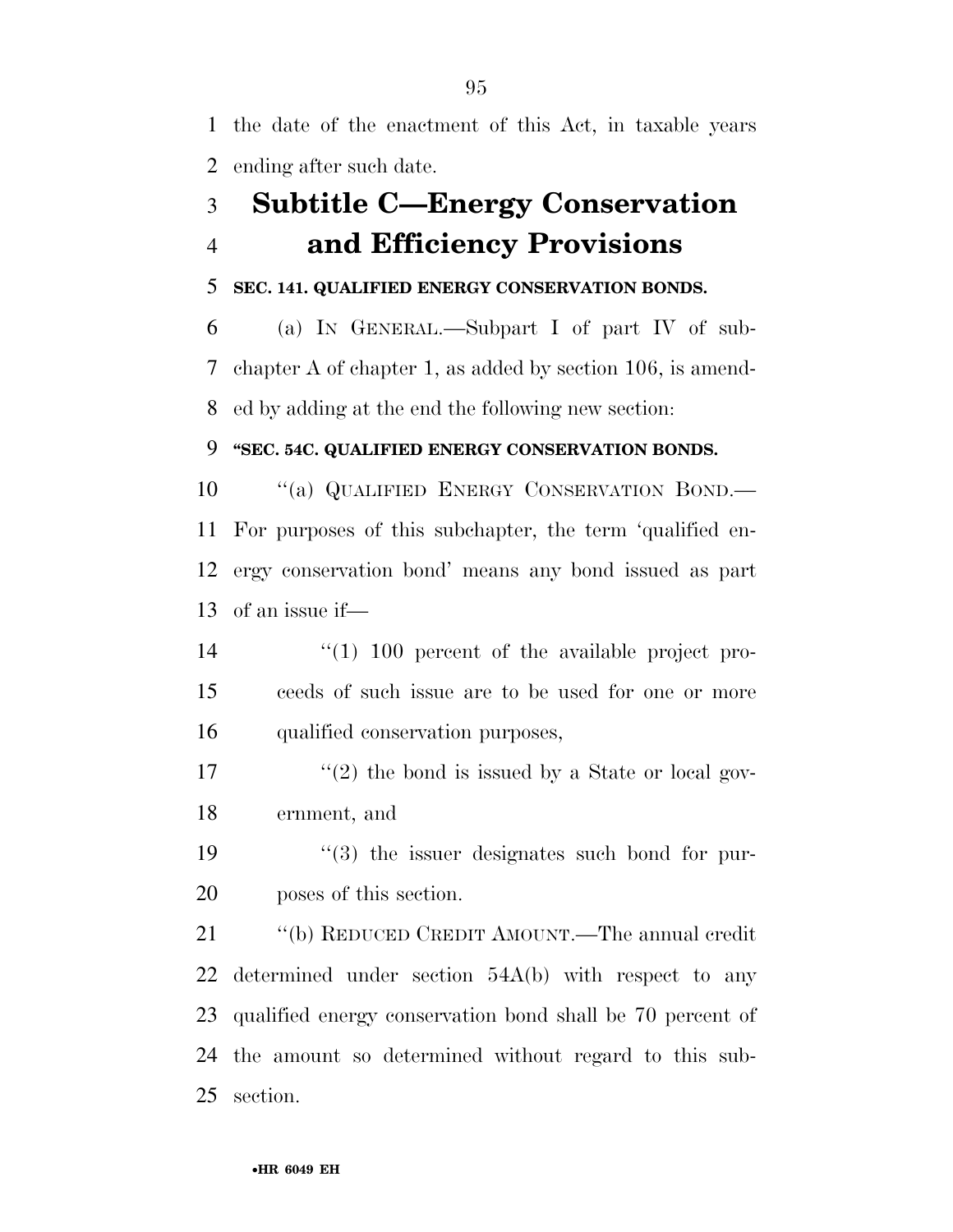the date of the enactment of this Act, in taxable years ending after such date.

# Subtitle C—Energy Conservation and Efficiency Provisions

**SEC. 141. QUALIFIED ENERGY CONSERVATION BONDS.**

(a) IN GENERAL.—Subpart I of part IV of subchapter A of chapter 1, as added by section 106, is amended by adding at the end the following new section:

**"SEC. 54C. QUALIFIED ENERGY CONSERVATION BONDS.**

"(a) QUALIFIED ENERGY CONSERVATION BOND.—For purposes of this subchapter, the term 'qualified energy conservation bond' means any bond issued as part of an issue if—

"(1) 100 percent of the available project proceeds of such issue are to be used for one or more qualified conservation purposes,

"(2) the bond is issued by a State or local government, and

"(3) the issuer designates such bond for purposes of this section.

"(b) REDUCED CREDIT AMOUNT.—The annual credit determined under section 54A(b) with respect to any qualified energy conservation bond shall be 70 percent of the amount so determined without regard to this subsection.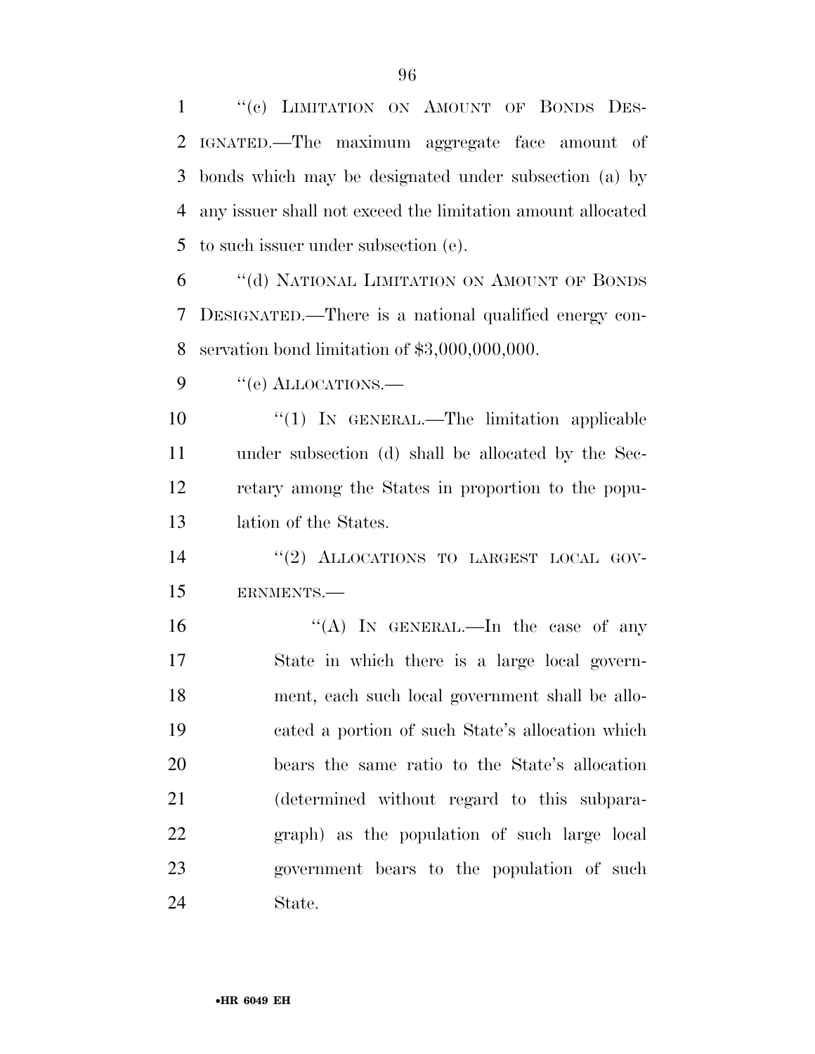"(c) LIMITATION ON AMOUNT OF BONDS DESIGNATED.—The maximum aggregate face amount of bonds which may be designated under subsection (a) by any issuer shall not exceed the limitation amount allocated to such issuer under subsection (e).

"(d) NATIONAL LIMITATION ON AMOUNT OF BONDS DESIGNATED.—There is a national qualified energy conservation bond limitation of $3,000,000,000.

"(e) ALLOCATIONS.—

"(1) IN GENERAL.—The limitation applicable under subsection (d) shall be allocated by the Secretary among the States in proportion to the population of the States.

"(2) ALLOCATIONS TO LARGEST LOCAL GOVERNMENTS.—

"(A) IN GENERAL.—In the case of any State in which there is a large local government, each such local government shall be allocated a portion of such State's allocation which bears the same ratio to the State's allocation (determined without regard to this subparagraph) as the population of such large local government bears to the population of such State.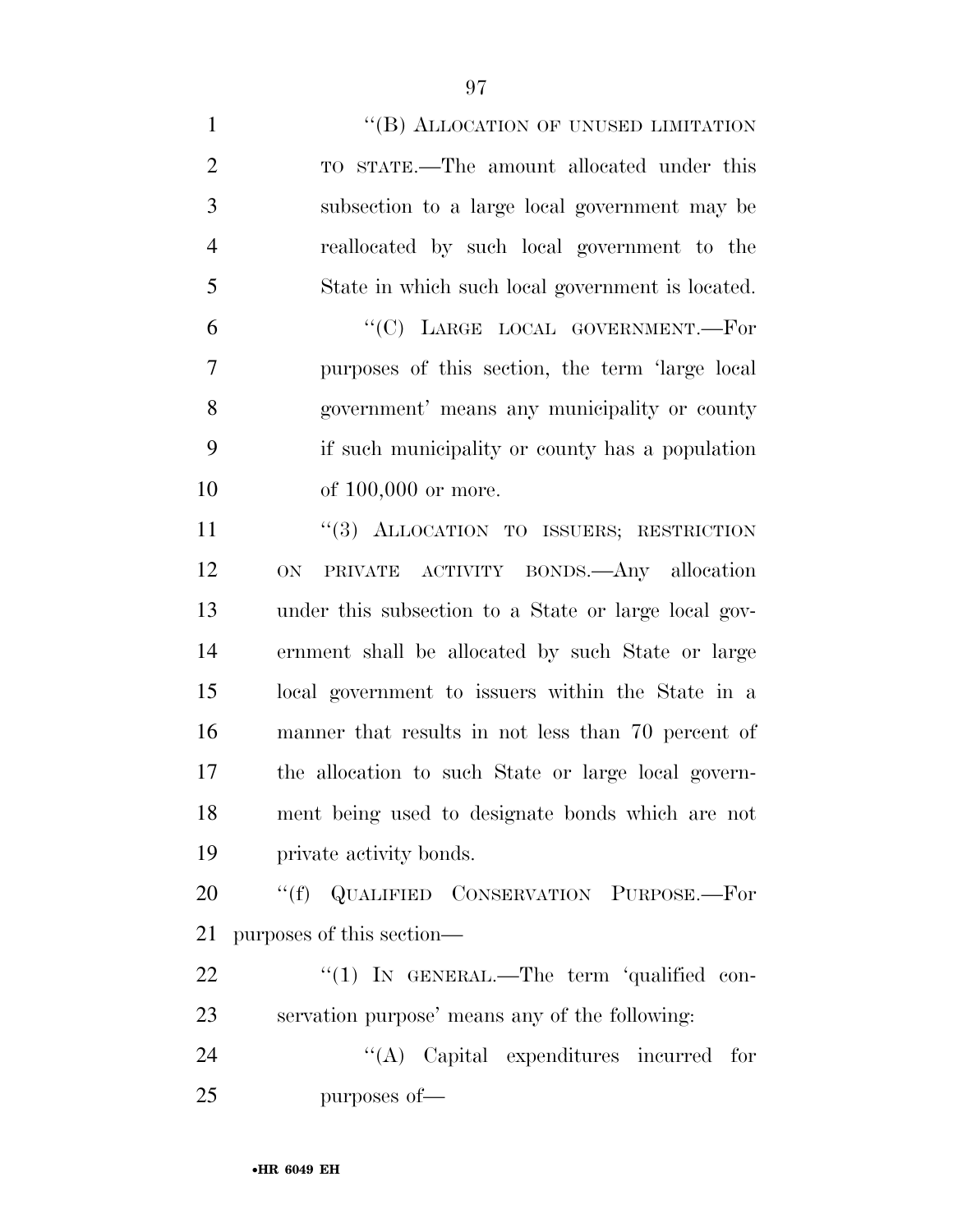"(B) ALLOCATION OF UNUSED LIMITATION TO STATE.—The amount allocated under this subsection to a large local government may be reallocated by such local government to the State in which such local government is located.

"(C) LARGE LOCAL GOVERNMENT.—For purposes of this section, the term 'large local government' means any municipality or county if such municipality or county has a population of 100,000 or more.

"(3) ALLOCATION TO ISSUERS; RESTRICTION ON PRIVATE ACTIVITY BONDS.—Any allocation under this subsection to a State or large local government shall be allocated by such State or large local government to issuers within the State in a manner that results in not less than 70 percent of the allocation to such State or large local government being used to designate bonds which are not private activity bonds.

"(f) QUALIFIED CONSERVATION PURPOSE.—For purposes of this section—

"(1) IN GENERAL.—The term 'qualified conservation purpose' means any of the following:

"(A) Capital expenditures incurred for purposes of—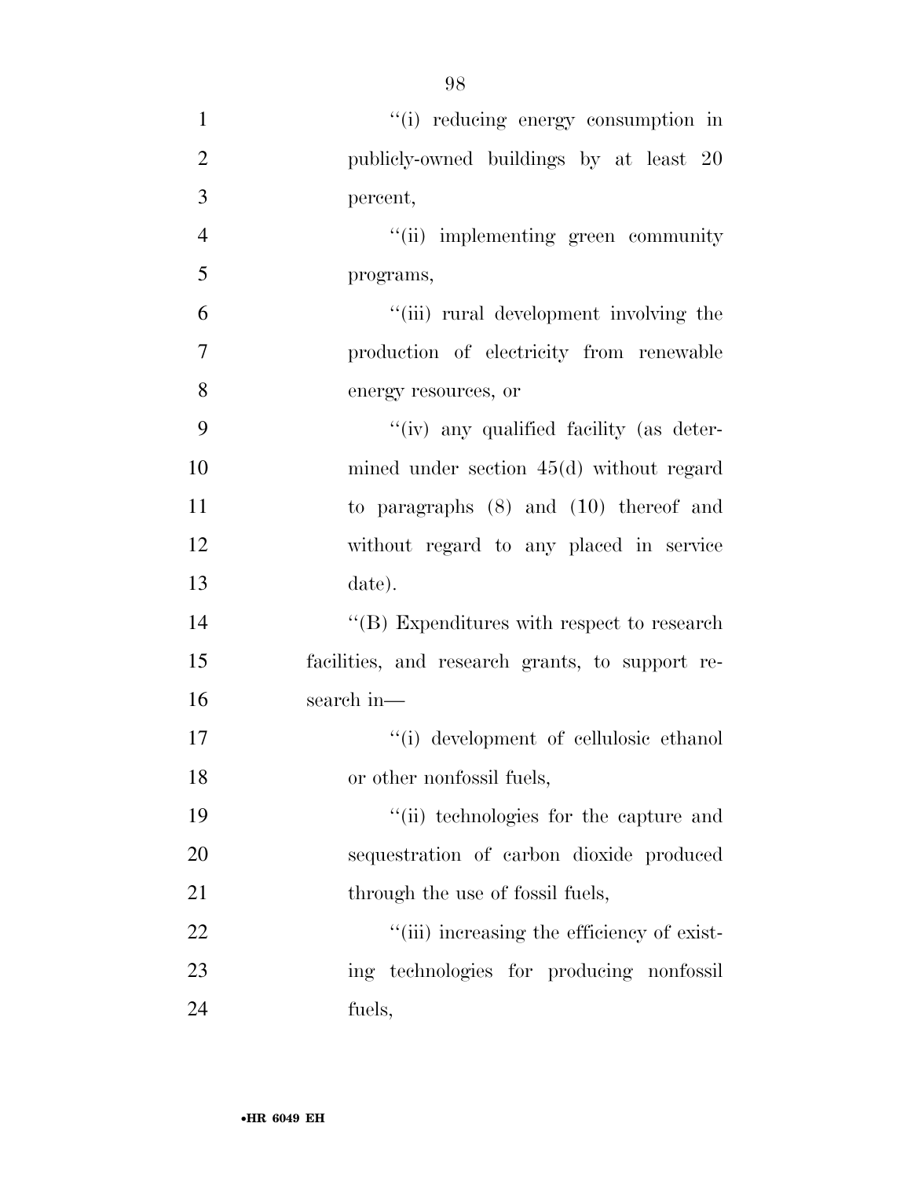"(i) reducing energy consumption in publicly-owned buildings by at least 20 percent,

"(ii) implementing green community programs,

"(iii) rural development involving the production of electricity from renewable energy resources, or

"(iv) any qualified facility (as determined under section 45(d) without regard to paragraphs (8) and (10) thereof and without regard to any placed in service date).

"(B) Expenditures with respect to research facilities, and research grants, to support research in—

"(i) development of cellulosic ethanol or other nonfossil fuels,

"(ii) technologies for the capture and sequestration of carbon dioxide produced through the use of fossil fuels,

"(iii) increasing the efficiency of existing technologies for producing nonfossil fuels,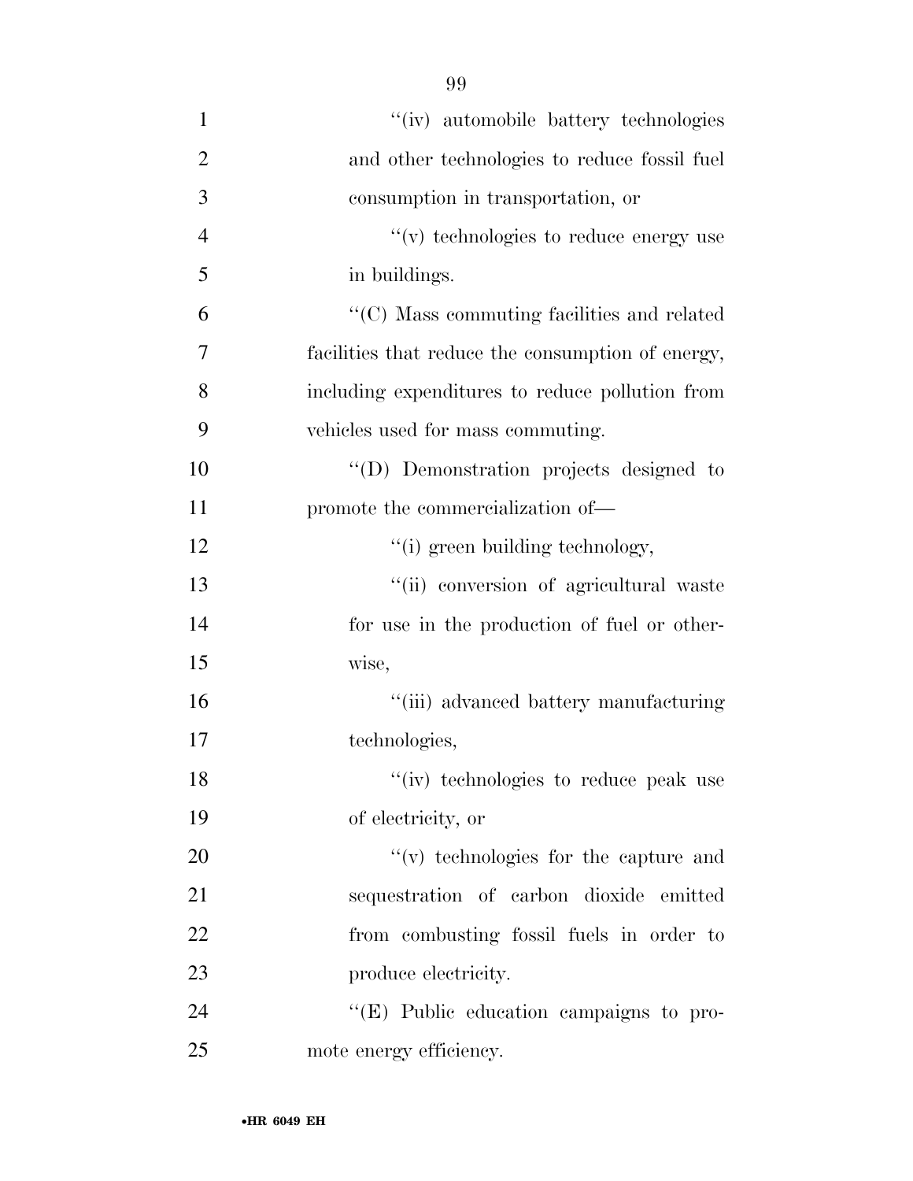''(iv) automobile battery technologies and other technologies to reduce fossil fuel consumption in transportation, or

''(v) technologies to reduce energy use in buildings.

''(C) Mass commuting facilities and related facilities that reduce the consumption of energy, including expenditures to reduce pollution from vehicles used for mass commuting.

''(D) Demonstration projects designed to promote the commercialization of—

''(i) green building technology,

''(ii) conversion of agricultural waste for use in the production of fuel or otherwise,

''(iii) advanced battery manufacturing technologies,

''(iv) technologies to reduce peak use of electricity, or

''(v) technologies for the capture and sequestration of carbon dioxide emitted from combusting fossil fuels in order to produce electricity.

''(E) Public education campaigns to promote energy efficiency.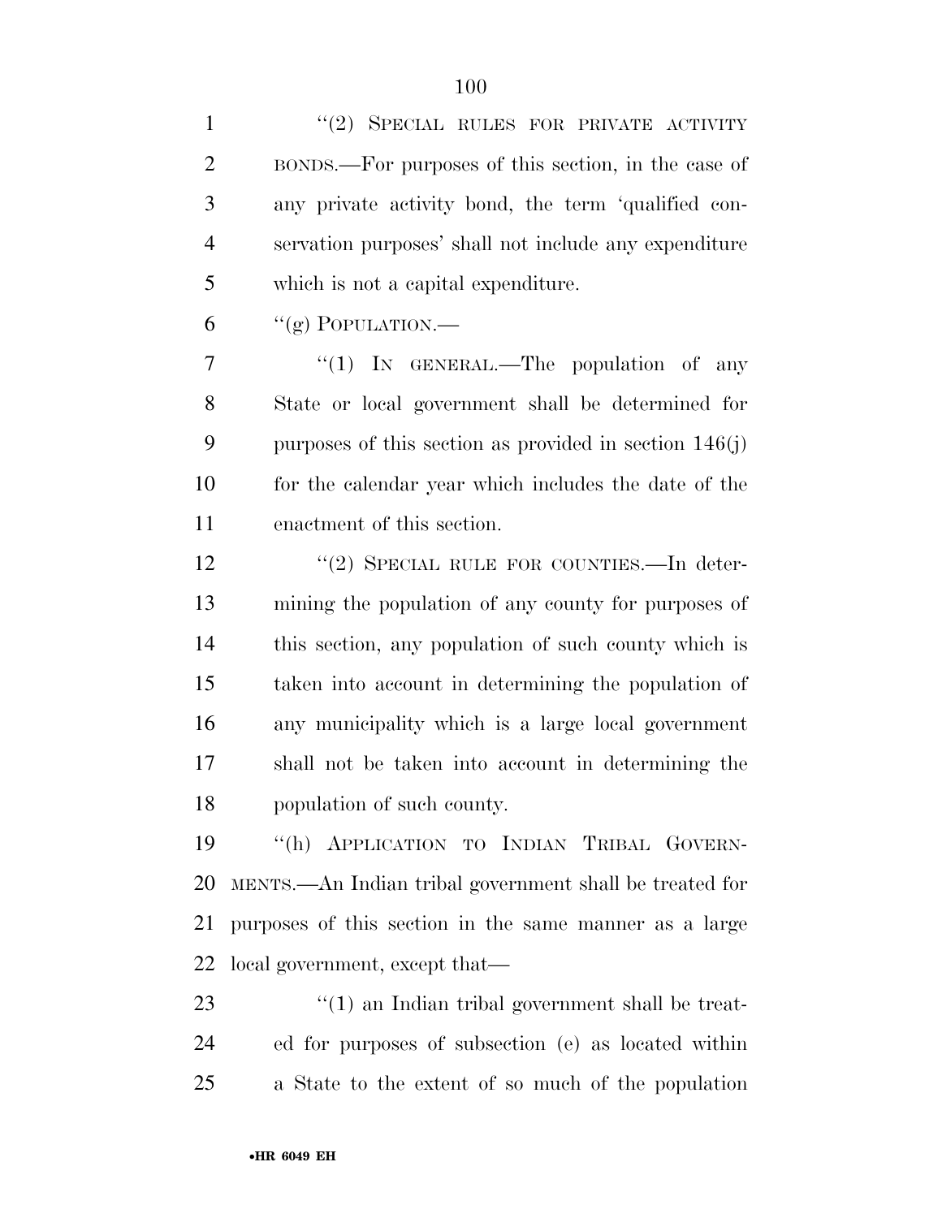"(2) SPECIAL RULES FOR PRIVATE ACTIVITY BONDS.—For purposes of this section, in the case of any private activity bond, the term 'qualified conservation purposes' shall not include any expenditure which is not a capital expenditure.

"(g) POPULATION.—

"(1) IN GENERAL.—The population of any State or local government shall be determined for purposes of this section as provided in section 146(j) for the calendar year which includes the date of the enactment of this section.

"(2) SPECIAL RULE FOR COUNTIES.—In determining the population of any county for purposes of this section, any population of such county which is taken into account in determining the population of any municipality which is a large local government shall not be taken into account in determining the population of such county.

"(h) APPLICATION TO INDIAN TRIBAL GOVERNMENTS.—An Indian tribal government shall be treated for purposes of this section in the same manner as a large local government, except that—

"(1) an Indian tribal government shall be treated for purposes of subsection (e) as located within a State to the extent of so much of the population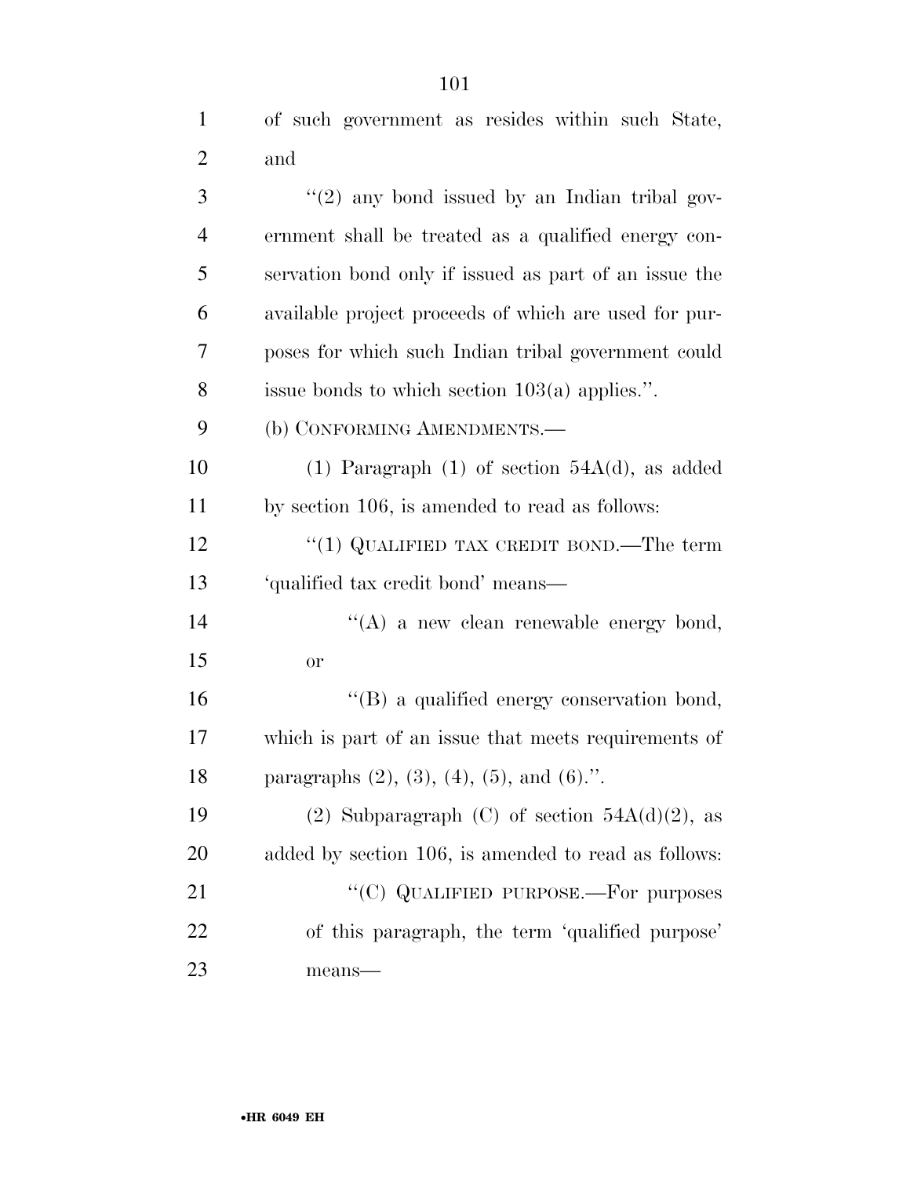of such government as resides within such State, and

"(2) any bond issued by an Indian tribal government shall be treated as a qualified energy conservation bond only if issued as part of an issue the available project proceeds of which are used for purposes for which such Indian tribal government could issue bonds to which section 103(a) applies.".

(b) CONFORMING AMENDMENTS.—

(1) Paragraph (1) of section 54A(d), as added by section 106, is amended to read as follows:

"(1) QUALIFIED TAX CREDIT BOND.—The term 'qualified tax credit bond' means—

"(A) a new clean renewable energy bond, or

"(B) a qualified energy conservation bond, which is part of an issue that meets requirements of paragraphs (2), (3), (4), (5), and (6).".

(2) Subparagraph (C) of section 54A(d)(2), as added by section 106, is amended to read as follows:

"(C) QUALIFIED PURPOSE.—For purposes of this paragraph, the term 'qualified purpose' means—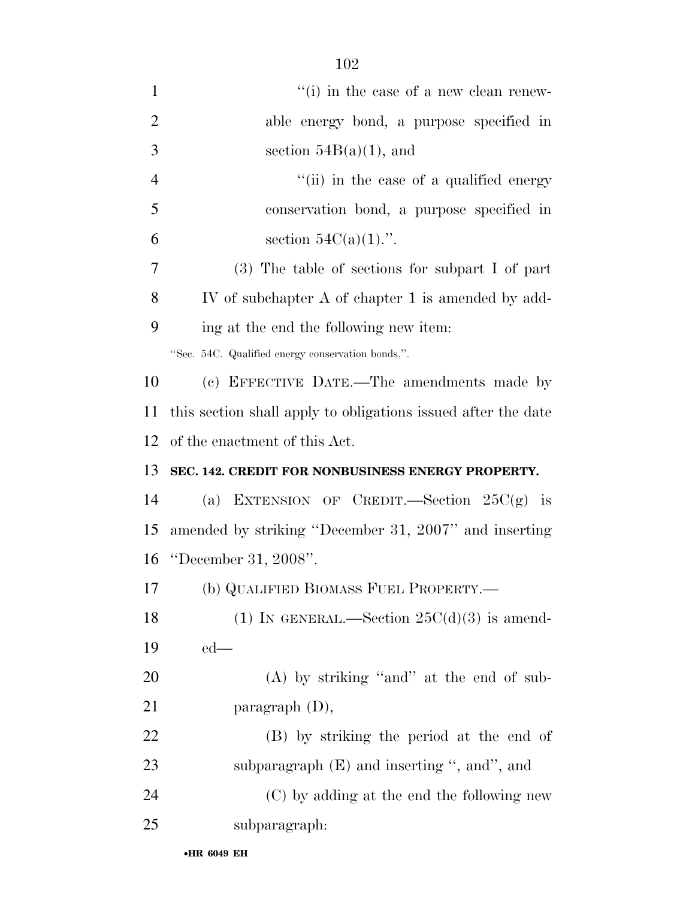''(i) in the case of a new clean renewable energy bond, a purpose specified in section 54B(a)(1), and

''(ii) in the case of a qualified energy conservation bond, a purpose specified in section 54C(a)(1).''.

(3) The table of sections for subpart I of part IV of subchapter A of chapter 1 is amended by adding at the end the following new item:

''Sec. 54C. Qualified energy conservation bonds.''.

(c) EFFECTIVE DATE.—The amendments made by this section shall apply to obligations issued after the date of the enactment of this Act.

**SEC. 142. CREDIT FOR NONBUSINESS ENERGY PROPERTY.**

(a) EXTENSION OF CREDIT.—Section 25C(g) is amended by striking ''December 31, 2007'' and inserting ''December 31, 2008''.

(b) QUALIFIED BIOMASS FUEL PROPERTY.—

(1) IN GENERAL.—Section 25C(d)(3) is amended—

(A) by striking ''and'' at the end of subparagraph (D),

(B) by striking the period at the end of subparagraph (E) and inserting '', and'', and

(C) by adding at the end the following new subparagraph: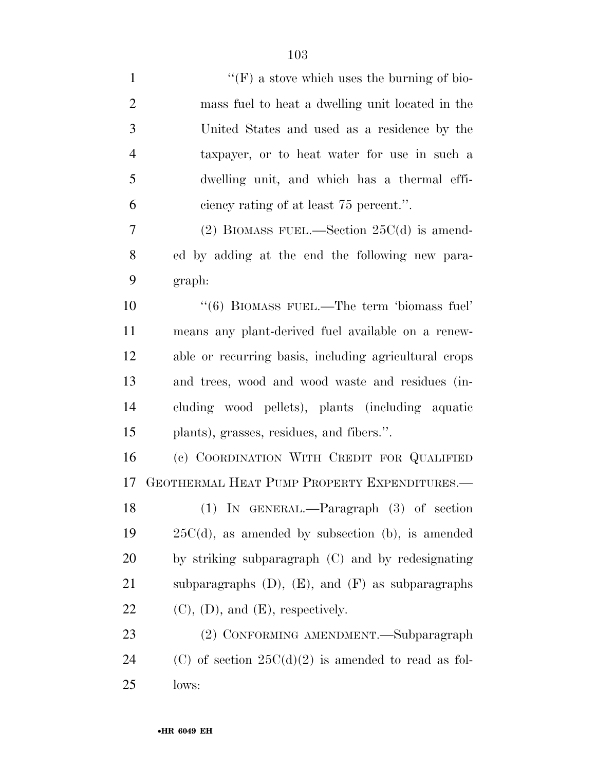''(F) a stove which uses the burning of biomass fuel to heat a dwelling unit located in the United States and used as a residence by the taxpayer, or to heat water for use in such a dwelling unit, and which has a thermal efficiency rating of at least 75 percent.''.

(2) BIOMASS FUEL.—Section 25C(d) is amended by adding at the end the following new paragraph:

''(6) BIOMASS FUEL.—The term 'biomass fuel' means any plant-derived fuel available on a renewable or recurring basis, including agricultural crops and trees, wood and wood waste and residues (including wood pellets), plants (including aquatic plants), grasses, residues, and fibers.''.

(c) COORDINATION WITH CREDIT FOR QUALIFIED GEOTHERMAL HEAT PUMP PROPERTY EXPENDITURES.—

(1) IN GENERAL.—Paragraph (3) of section 25C(d), as amended by subsection (b), is amended by striking subparagraph (C) and by redesignating subparagraphs (D), (E), and (F) as subparagraphs (C), (D), and (E), respectively.

(2) CONFORMING AMENDMENT.—Subparagraph (C) of section 25C(d)(2) is amended to read as follows: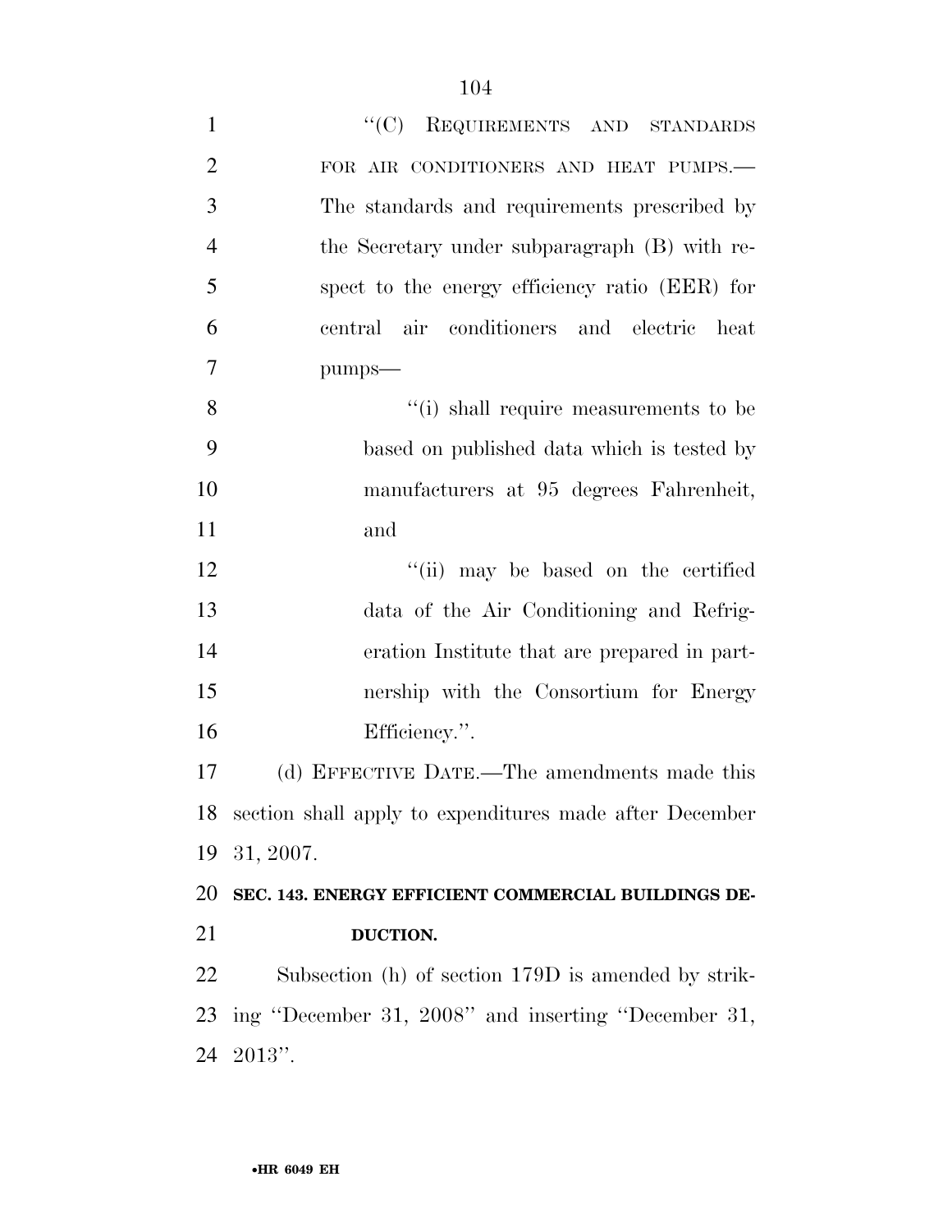"(C) REQUIREMENTS AND STANDARDS FOR AIR CONDITIONERS AND HEAT PUMPS.—The standards and requirements prescribed by the Secretary under subparagraph (B) with respect to the energy efficiency ratio (EER) for central air conditioners and electric heat pumps—

"(i) shall require measurements to be based on published data which is tested by manufacturers at 95 degrees Fahrenheit, and

"(ii) may be based on the certified data of the Air Conditioning and Refrigeration Institute that are prepared in partnership with the Consortium for Energy Efficiency.".

(d) EFFECTIVE DATE.—The amendments made this section shall apply to expenditures made after December 31, 2007.

**SEC. 143. ENERGY EFFICIENT COMMERCIAL BUILDINGS DEDUCTION.**

Subsection (h) of section 179D is amended by striking "December 31, 2008" and inserting "December 31, 2013".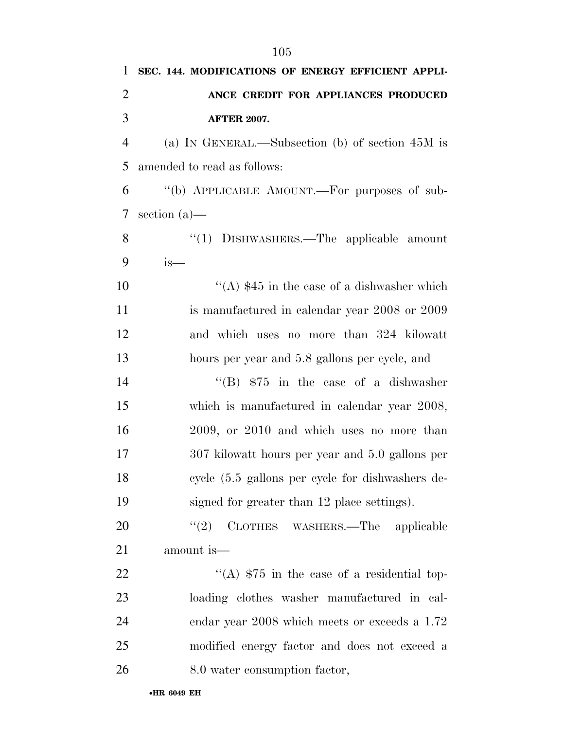**SEC. 144. MODIFICATIONS OF ENERGY EFFICIENT APPLIANCE CREDIT FOR APPLIANCES PRODUCED AFTER 2007.**

(a) IN GENERAL.—Subsection (b) of section 45M is amended to read as follows:

"(b) APPLICABLE AMOUNT.—For purposes of subsection (a)—

"(1) DISHWASHERS.—The applicable amount is—

"(A) $45 in the case of a dishwasher which is manufactured in calendar year 2008 or 2009 and which uses no more than 324 kilowatt hours per year and 5.8 gallons per cycle, and

"(B) $75 in the case of a dishwasher which is manufactured in calendar year 2008, 2009, or 2010 and which uses no more than 307 kilowatt hours per year and 5.0 gallons per cycle (5.5 gallons per cycle for dishwashers designed for greater than 12 place settings).

"(2) CLOTHES WASHERS.—The applicable amount is—

"(A) $75 in the case of a residential top-loading clothes washer manufactured in calendar year 2008 which meets or exceeds a 1.72 modified energy factor and does not exceed a 8.0 water consumption factor,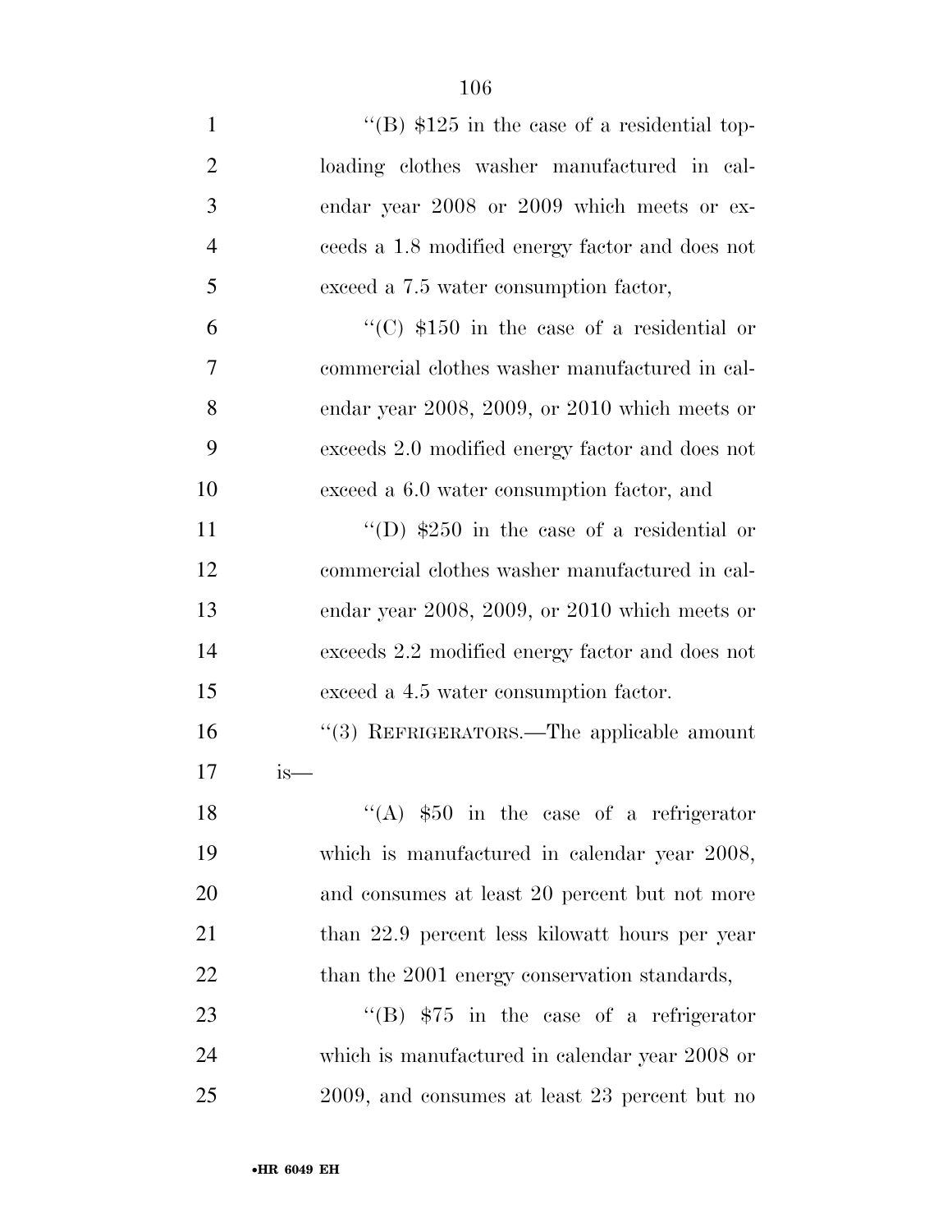''(B) $125 in the case of a residential top-loading clothes washer manufactured in calendar year 2008 or 2009 which meets or exceeds a 1.8 modified energy factor and does not exceed a 7.5 water consumption factor,

''(C) $150 in the case of a residential or commercial clothes washer manufactured in calendar year 2008, 2009, or 2010 which meets or exceeds 2.0 modified energy factor and does not exceed a 6.0 water consumption factor, and

''(D) $250 in the case of a residential or commercial clothes washer manufactured in calendar year 2008, 2009, or 2010 which meets or exceeds 2.2 modified energy factor and does not exceed a 4.5 water consumption factor.

''(3) REFRIGERATORS.—The applicable amount is—

''(A) $50 in the case of a refrigerator which is manufactured in calendar year 2008, and consumes at least 20 percent but not more than 22.9 percent less kilowatt hours per year than the 2001 energy conservation standards,

''(B) $75 in the case of a refrigerator which is manufactured in calendar year 2008 or 2009, and consumes at least 23 percent but no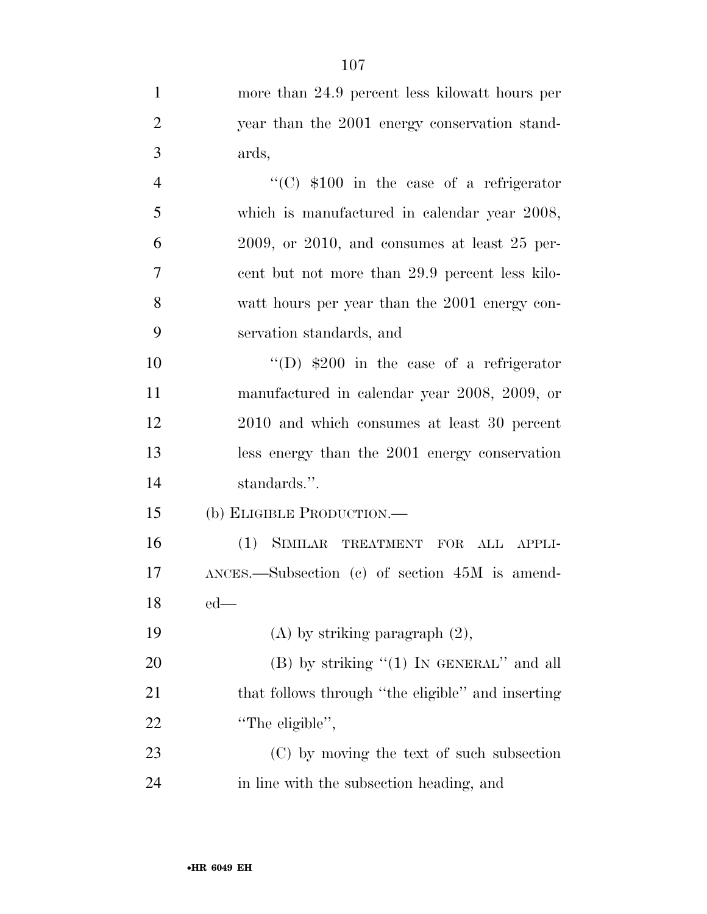more than 24.9 percent less kilowatt hours per year than the 2001 energy conservation standards,

"(C) $100 in the case of a refrigerator which is manufactured in calendar year 2008, 2009, or 2010, and consumes at least 25 percent but not more than 29.9 percent less kilowatt hours per year than the 2001 energy conservation standards, and

"(D) $200 in the case of a refrigerator manufactured in calendar year 2008, 2009, or 2010 and which consumes at least 30 percent less energy than the 2001 energy conservation standards.".

(b) ELIGIBLE PRODUCTION.—

(1) SIMILAR TREATMENT FOR ALL APPLIANCES.—Subsection (c) of section 45M is amended—

(A) by striking paragraph (2),

(B) by striking "(1) IN GENERAL" and all that follows through "the eligible" and inserting "The eligible",

(C) by moving the text of such subsection in line with the subsection heading, and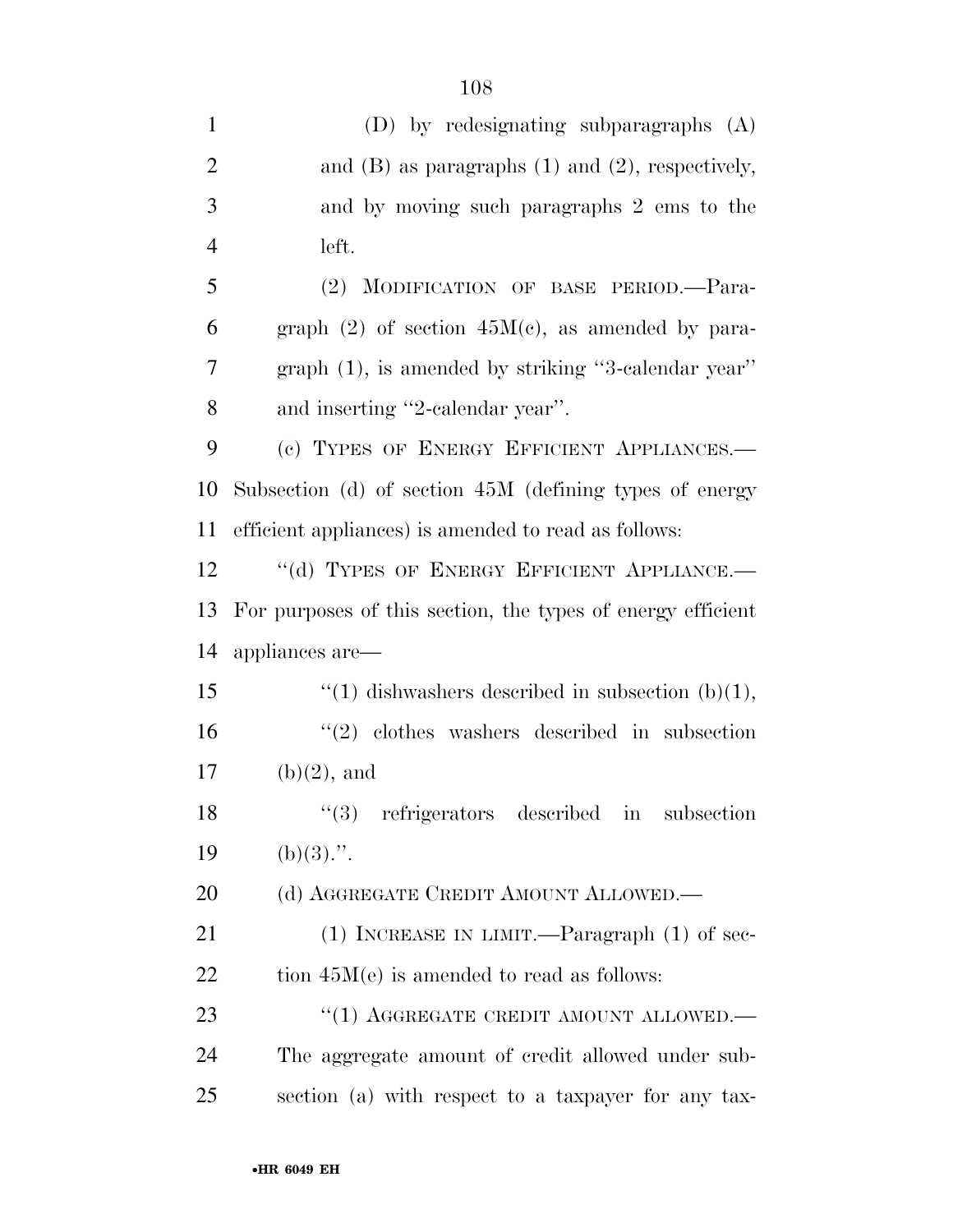(D) by redesignating subparagraphs (A) and (B) as paragraphs (1) and (2), respectively, and by moving such paragraphs 2 ems to the left.

(2) MODIFICATION OF BASE PERIOD.—Paragraph (2) of section 45M(c), as amended by paragraph (1), is amended by striking ''3-calendar year'' and inserting ''2-calendar year''.

(c) TYPES OF ENERGY EFFICIENT APPLIANCES.—Subsection (d) of section 45M (defining types of energy efficient appliances) is amended to read as follows:

''(d) TYPES OF ENERGY EFFICIENT APPLIANCE.—For purposes of this section, the types of energy efficient appliances are—

''(1) dishwashers described in subsection (b)(1),

''(2) clothes washers described in subsection (b)(2), and

''(3) refrigerators described in subsection (b)(3).''.

(d) AGGREGATE CREDIT AMOUNT ALLOWED.—

(1) INCREASE IN LIMIT.—Paragraph (1) of section 45M(e) is amended to read as follows:

''(1) AGGREGATE CREDIT AMOUNT ALLOWED.—The aggregate amount of credit allowed under subsection (a) with respect to a taxpayer for any tax-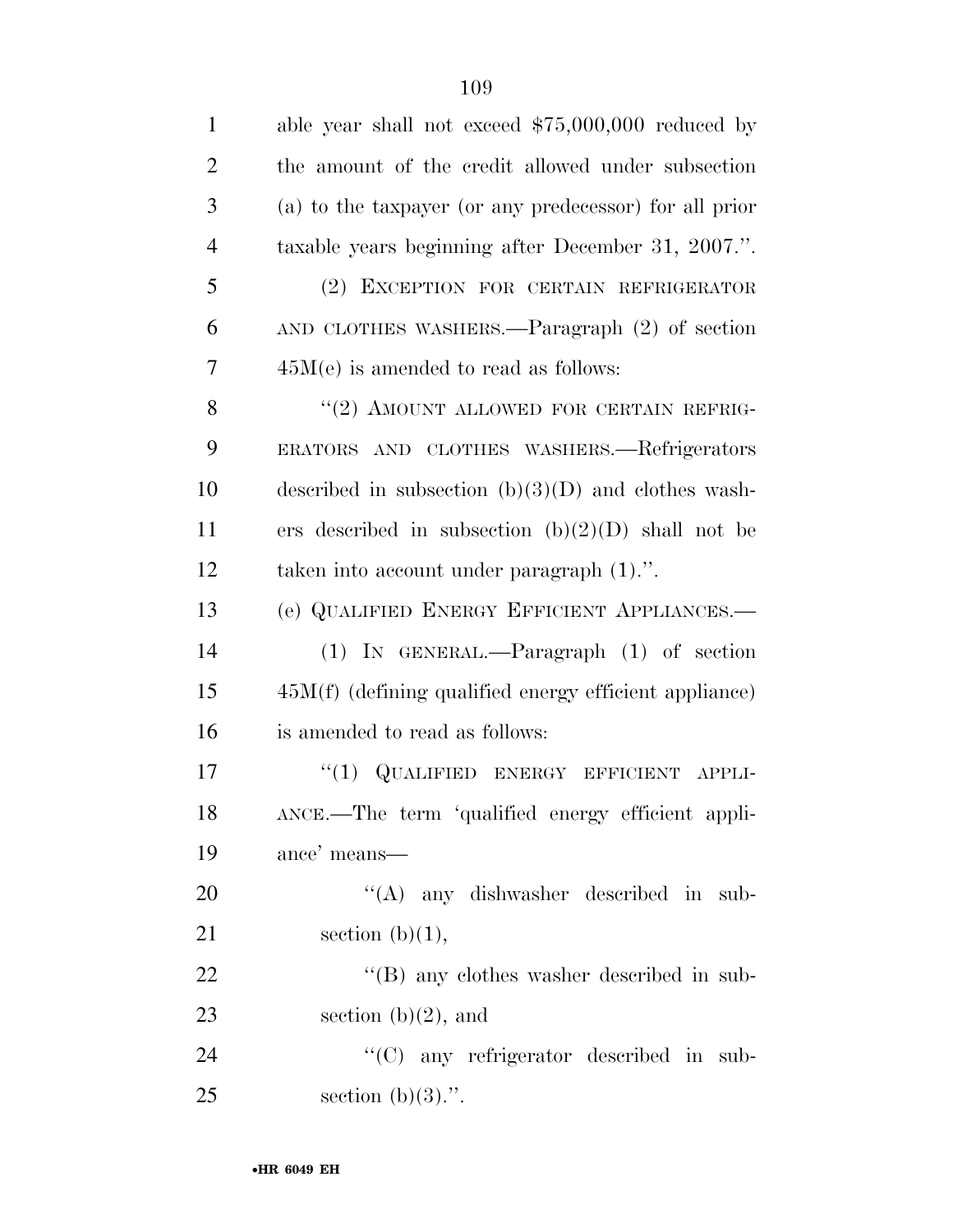able year shall not exceed $75,000,000 reduced by the amount of the credit allowed under subsection (a) to the taxpayer (or any predecessor) for all prior taxable years beginning after December 31, 2007.''.

(2) EXCEPTION FOR CERTAIN REFRIGERATOR AND CLOTHES WASHERS.—Paragraph (2) of section 45M(e) is amended to read as follows:

''(2) AMOUNT ALLOWED FOR CERTAIN REFRIGERATORS AND CLOTHES WASHERS.—Refrigerators described in subsection (b)(3)(D) and clothes washers described in subsection (b)(2)(D) shall not be taken into account under paragraph (1).''.

(e) QUALIFIED ENERGY EFFICIENT APPLIANCES.—

(1) IN GENERAL.—Paragraph (1) of section 45M(f) (defining qualified energy efficient appliance) is amended to read as follows:

''(1) QUALIFIED ENERGY EFFICIENT APPLIANCE.—The term 'qualified energy efficient appliance' means—

''(A) any dishwasher described in subsection (b)(1),

''(B) any clothes washer described in subsection (b)(2), and

''(C) any refrigerator described in subsection (b)(3).''.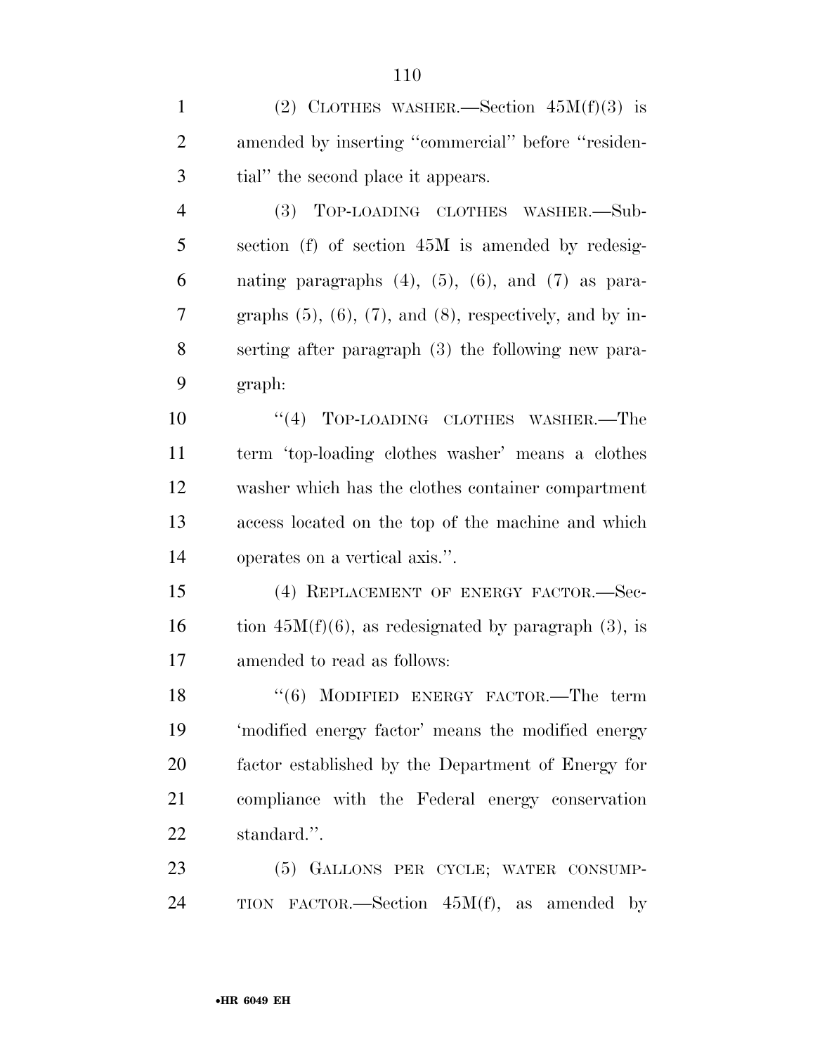(2) CLOTHES WASHER.—Section 45M(f)(3) is amended by inserting ''commercial'' before ''residential'' the second place it appears.

(3) TOP-LOADING CLOTHES WASHER.—Subsection (f) of section 45M is amended by redesignating paragraphs (4), (5), (6), and (7) as paragraphs (5), (6), (7), and (8), respectively, and by inserting after paragraph (3) the following new paragraph:

''(4) TOP-LOADING CLOTHES WASHER.—The term 'top-loading clothes washer' means a clothes washer which has the clothes container compartment access located on the top of the machine and which operates on a vertical axis.''.

(4) REPLACEMENT OF ENERGY FACTOR.—Section 45M(f)(6), as redesignated by paragraph (3), is amended to read as follows:

''(6) MODIFIED ENERGY FACTOR.—The term 'modified energy factor' means the modified energy factor established by the Department of Energy for compliance with the Federal energy conservation standard.''.

(5) GALLONS PER CYCLE; WATER CONSUMPTION FACTOR.—Section 45M(f), as amended by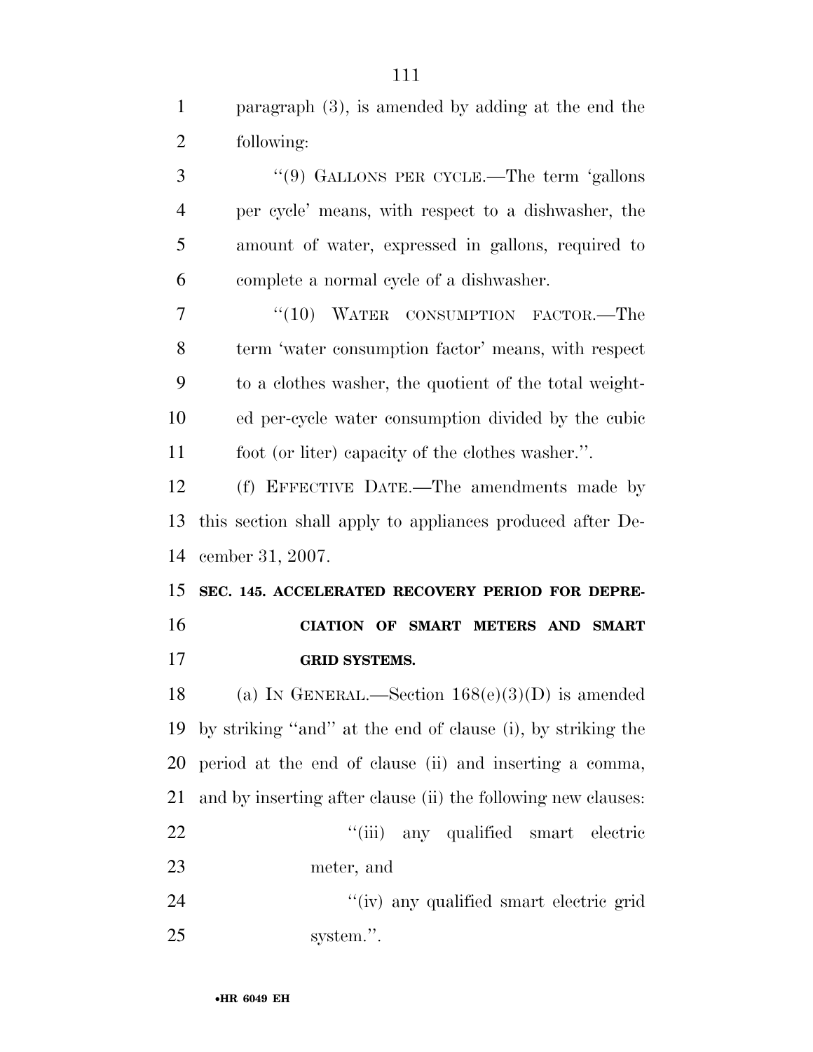paragraph (3), is amended by adding at the end the following:

"(9) GALLONS PER CYCLE.—The term 'gallons per cycle' means, with respect to a dishwasher, the amount of water, expressed in gallons, required to complete a normal cycle of a dishwasher.

"(10) WATER CONSUMPTION FACTOR.—The term 'water consumption factor' means, with respect to a clothes washer, the quotient of the total weighted per-cycle water consumption divided by the cubic foot (or liter) capacity of the clothes washer.".

(f) EFFECTIVE DATE.—The amendments made by this section shall apply to appliances produced after December 31, 2007.

**SEC. 145. ACCELERATED RECOVERY PERIOD FOR DEPRECIATION OF SMART METERS AND SMART GRID SYSTEMS.**

(a) IN GENERAL.—Section 168(e)(3)(D) is amended by striking "and" at the end of clause (i), by striking the period at the end of clause (ii) and inserting a comma, and by inserting after clause (ii) the following new clauses:

"(iii) any qualified smart electric meter, and

"(iv) any qualified smart electric grid system.".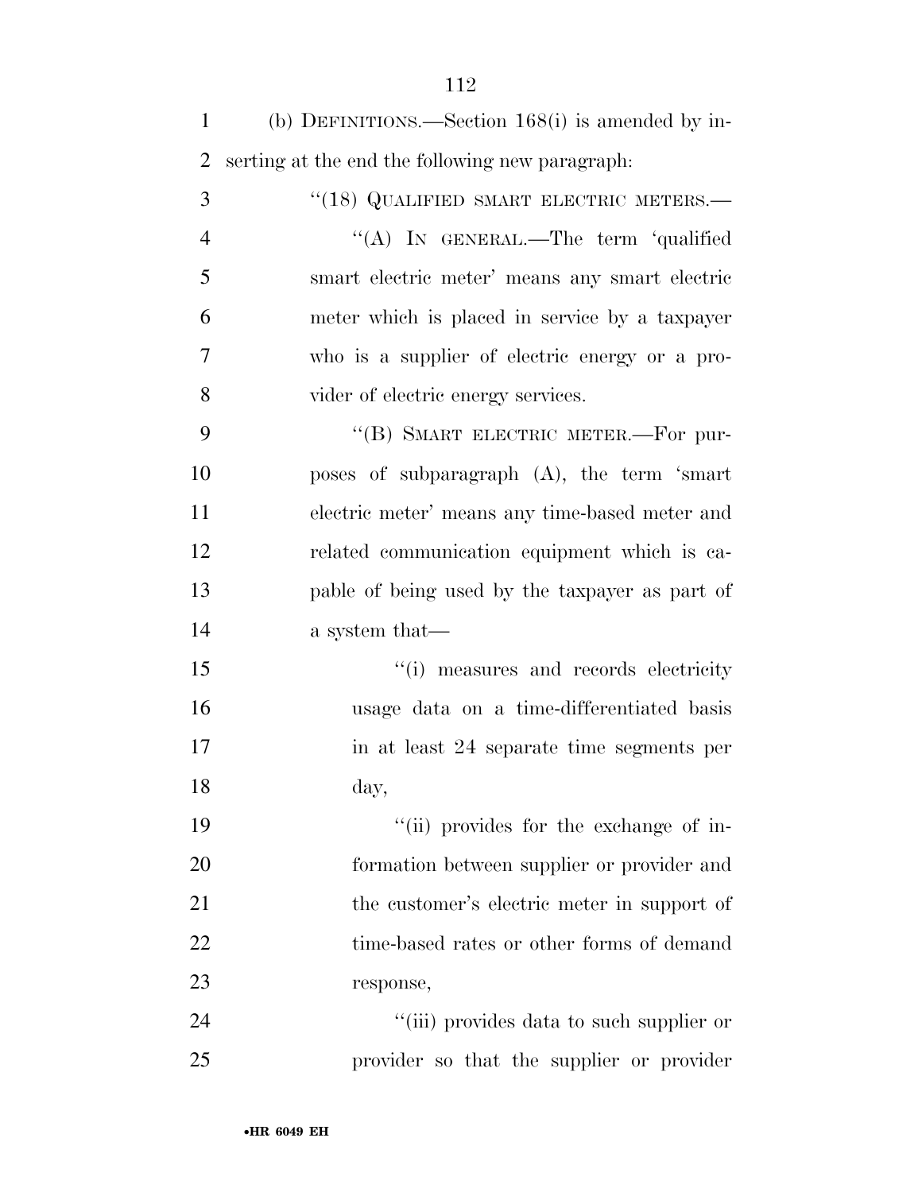(b) DEFINITIONS.—Section 168(i) is amended by inserting at the end the following new paragraph:

"(18) QUALIFIED SMART ELECTRIC METERS.—

"(A) IN GENERAL.—The term 'qualified smart electric meter' means any smart electric meter which is placed in service by a taxpayer who is a supplier of electric energy or a provider of electric energy services.

"(B) SMART ELECTRIC METER.—For purposes of subparagraph (A), the term 'smart electric meter' means any time-based meter and related communication equipment which is capable of being used by the taxpayer as part of a system that—

"(i) measures and records electricity usage data on a time-differentiated basis in at least 24 separate time segments per day,

"(ii) provides for the exchange of information between supplier or provider and the customer's electric meter in support of time-based rates or other forms of demand response,

"(iii) provides data to such supplier or provider so that the supplier or provider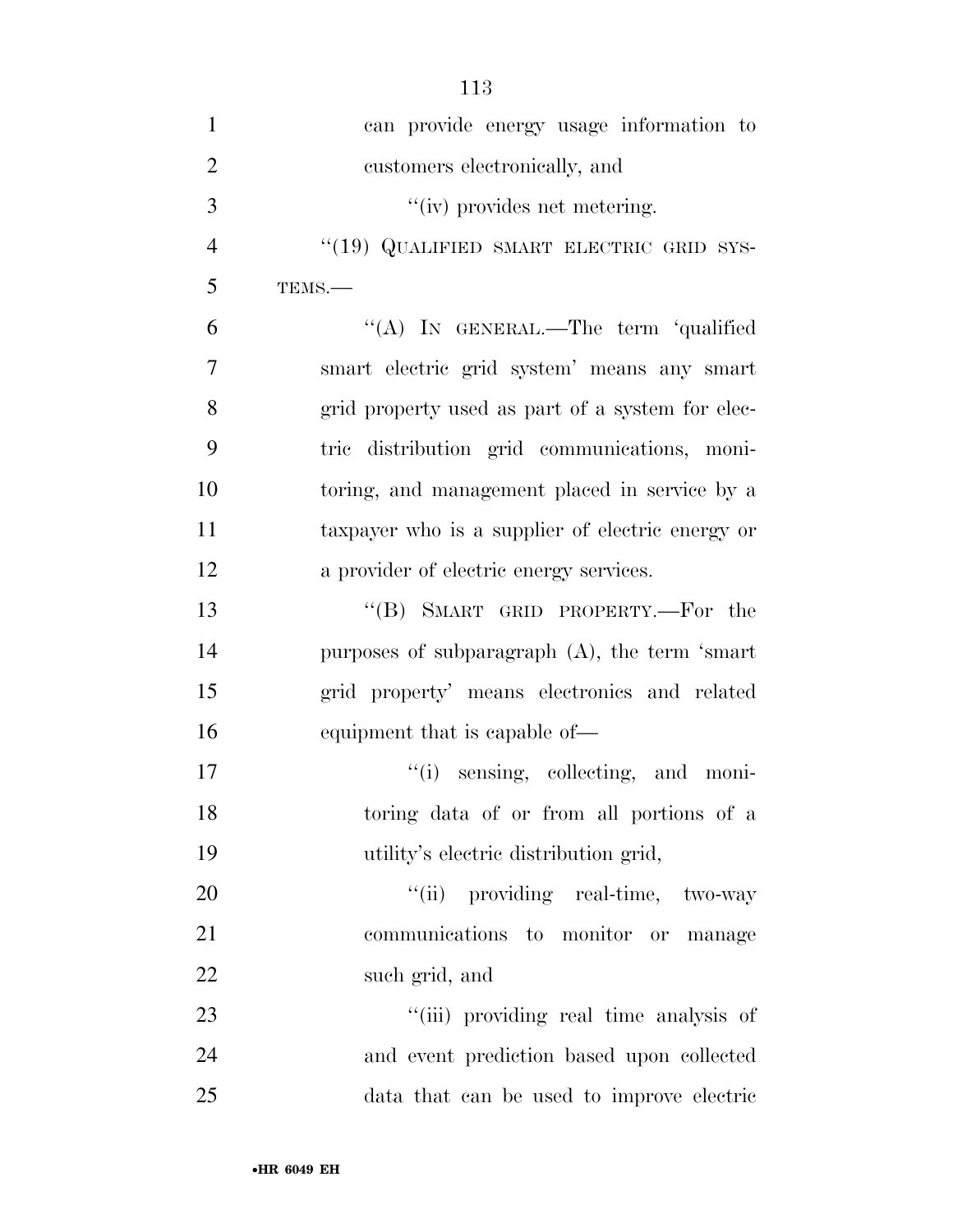can provide energy usage information to customers electronically, and

"(iv) provides net metering.

"(19) QUALIFIED SMART ELECTRIC GRID SYSTEMS.—

"(A) IN GENERAL.—The term 'qualified smart electric grid system' means any smart grid property used as part of a system for electric distribution grid communications, monitoring, and management placed in service by a taxpayer who is a supplier of electric energy or a provider of electric energy services.

"(B) SMART GRID PROPERTY.—For the purposes of subparagraph (A), the term 'smart grid property' means electronics and related equipment that is capable of—

"(i) sensing, collecting, and monitoring data of or from all portions of a utility's electric distribution grid,

"(ii) providing real-time, two-way communications to monitor or manage such grid, and

"(iii) providing real time analysis of and event prediction based upon collected data that can be used to improve electric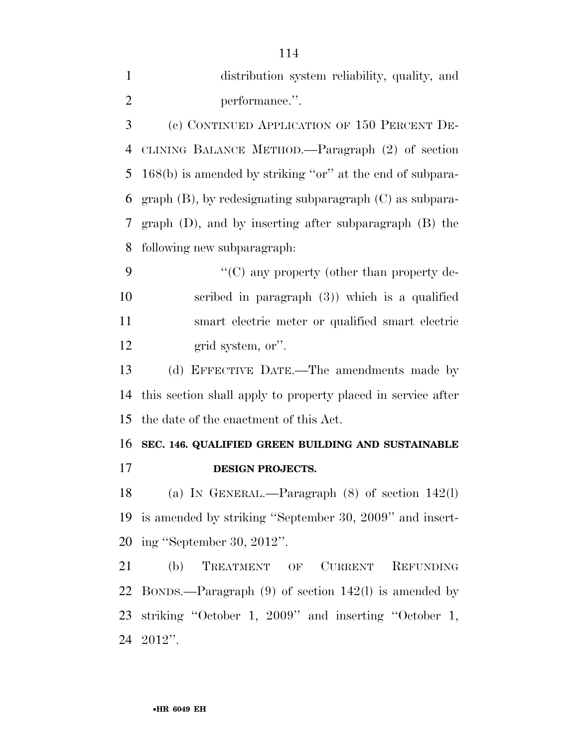distribution system reliability, quality, and performance.''.

(c) CONTINUED APPLICATION OF 150 PERCENT DECLINING BALANCE METHOD.—Paragraph (2) of section 168(b) is amended by striking ''or'' at the end of subparagraph (B), by redesignating subparagraph (C) as subparagraph (D), and by inserting after subparagraph (B) the following new subparagraph:

''(C) any property (other than property described in paragraph (3)) which is a qualified smart electric meter or qualified smart electric grid system, or''.

(d) EFFECTIVE DATE.—The amendments made by this section shall apply to property placed in service after the date of the enactment of this Act.

**SEC. 146. QUALIFIED GREEN BUILDING AND SUSTAINABLE DESIGN PROJECTS.**

(a) IN GENERAL.—Paragraph (8) of section 142(l) is amended by striking ''September 30, 2009'' and inserting ''September 30, 2012''.

(b) TREATMENT OF CURRENT REFUNDING BONDS.—Paragraph (9) of section 142(l) is amended by striking ''October 1, 2009'' and inserting ''October 1, 2012''.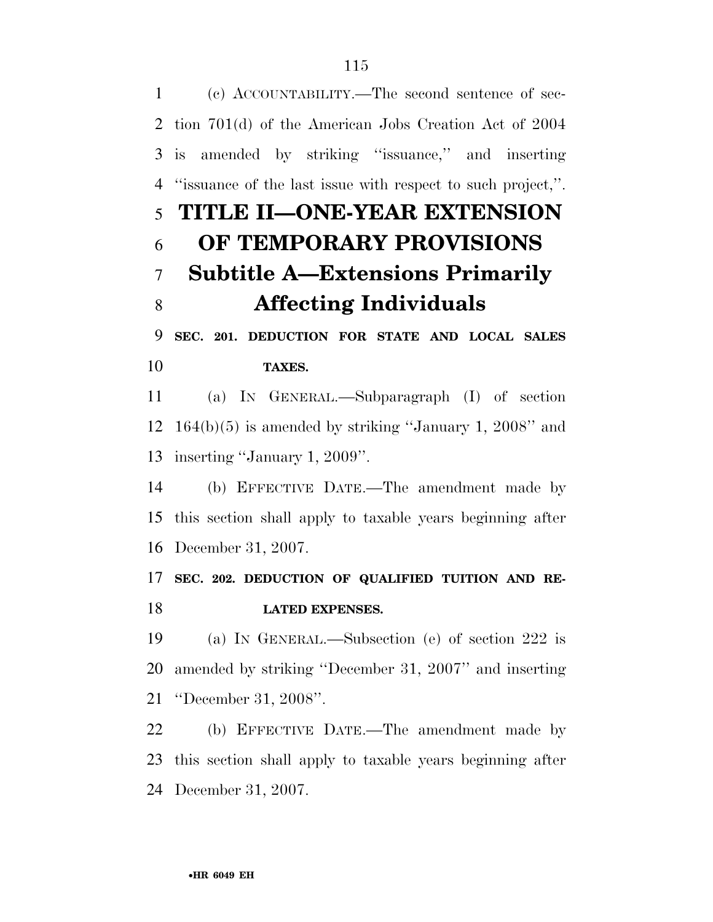(c) ACCOUNTABILITY.—The second sentence of section 701(d) of the American Jobs Creation Act of 2004 is amended by striking ''issuance,'' and inserting ''issuance of the last issue with respect to such project,''.

# TITLE II—ONE-YEAR EXTENSION OF TEMPORARY PROVISIONS

## Subtitle A—Extensions Primarily Affecting Individuals

### SEC. 201. DEDUCTION FOR STATE AND LOCAL SALES TAXES.

(a) IN GENERAL.—Subparagraph (I) of section 164(b)(5) is amended by striking ''January 1, 2008'' and inserting ''January 1, 2009''.

(b) EFFECTIVE DATE.—The amendment made by this section shall apply to taxable years beginning after December 31, 2007.

### SEC. 202. DEDUCTION OF QUALIFIED TUITION AND RELATED EXPENSES.

(a) IN GENERAL.—Subsection (e) of section 222 is amended by striking ''December 31, 2007'' and inserting ''December 31, 2008''.

(b) EFFECTIVE DATE.—The amendment made by this section shall apply to taxable years beginning after December 31, 2007.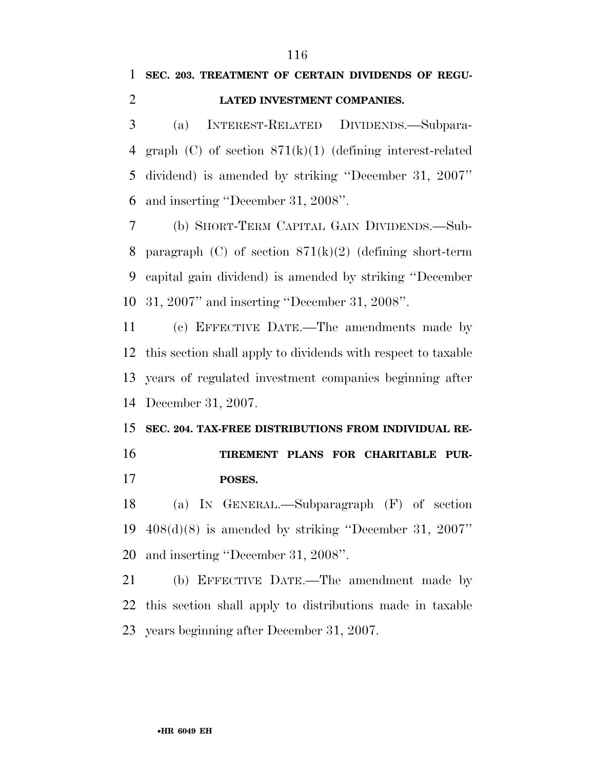**SEC. 203. TREATMENT OF CERTAIN DIVIDENDS OF REGULATED INVESTMENT COMPANIES.**

(a) INTEREST-RELATED DIVIDENDS.—Subparagraph (C) of section 871(k)(1) (defining interest-related dividend) is amended by striking "December 31, 2007" and inserting "December 31, 2008".

(b) SHORT-TERM CAPITAL GAIN DIVIDENDS.—Subparagraph (C) of section 871(k)(2) (defining short-term capital gain dividend) is amended by striking "December 31, 2007" and inserting "December 31, 2008".

(c) EFFECTIVE DATE.—The amendments made by this section shall apply to dividends with respect to taxable years of regulated investment companies beginning after December 31, 2007.

**SEC. 204. TAX-FREE DISTRIBUTIONS FROM INDIVIDUAL RETIREMENT PLANS FOR CHARITABLE PURPOSES.**

(a) IN GENERAL.—Subparagraph (F) of section 408(d)(8) is amended by striking "December 31, 2007" and inserting "December 31, 2008".

(b) EFFECTIVE DATE.—The amendment made by this section shall apply to distributions made in taxable years beginning after December 31, 2007.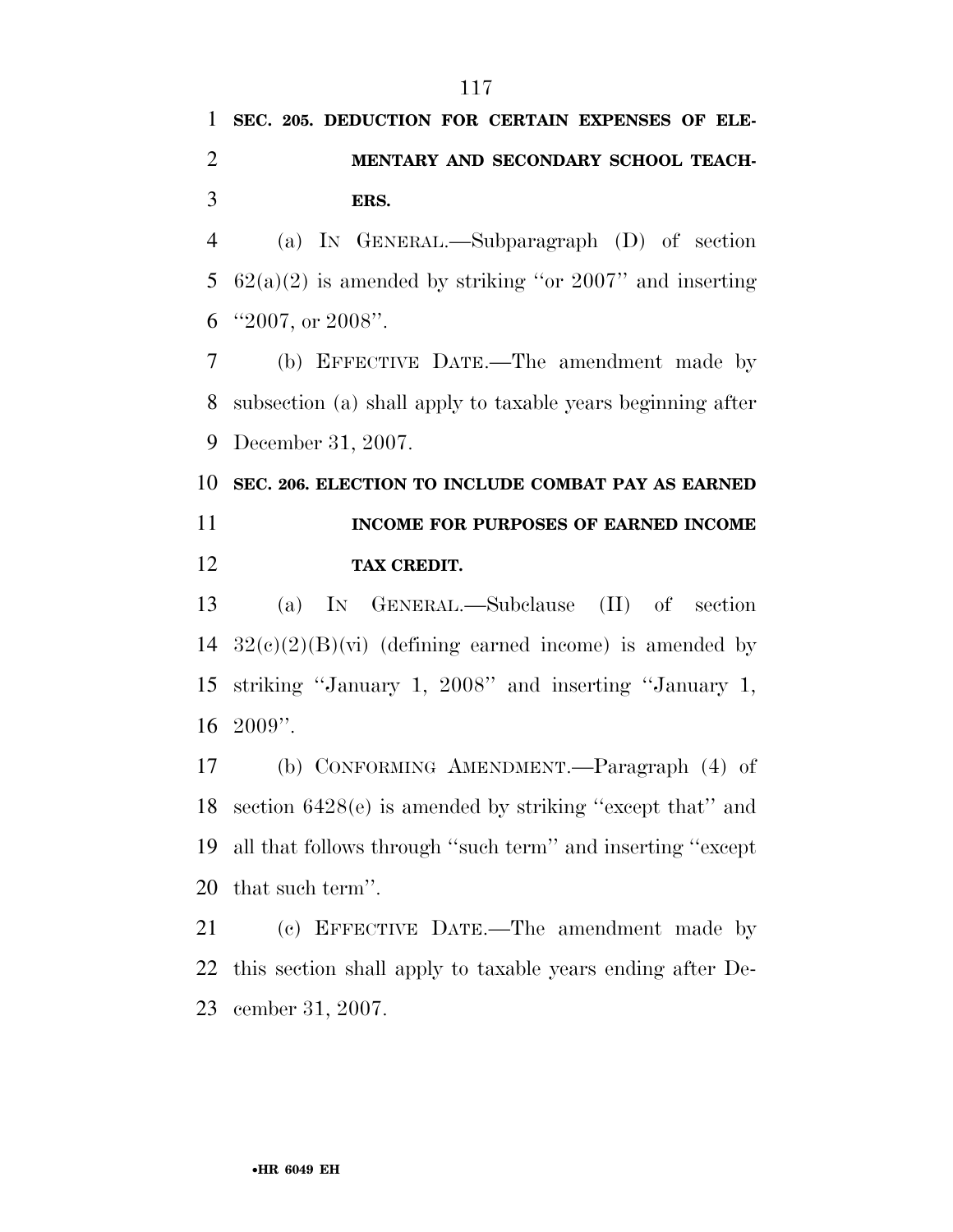### SEC. 205. DEDUCTION FOR CERTAIN EXPENSES OF ELEMENTARY AND SECONDARY SCHOOL TEACHERS.

(a) IN GENERAL.—Subparagraph (D) of section 62(a)(2) is amended by striking ''or 2007'' and inserting ''2007, or 2008''.

(b) EFFECTIVE DATE.—The amendment made by subsection (a) shall apply to taxable years beginning after December 31, 2007.

### SEC. 206. ELECTION TO INCLUDE COMBAT PAY AS EARNED INCOME FOR PURPOSES OF EARNED INCOME TAX CREDIT.

(a) IN GENERAL.—Subclause (II) of section 32(c)(2)(B)(vi) (defining earned income) is amended by striking ''January 1, 2008'' and inserting ''January 1, 2009''.

(b) CONFORMING AMENDMENT.—Paragraph (4) of section 6428(e) is amended by striking ''except that'' and all that follows through ''such term'' and inserting ''except that such term''.

(c) EFFECTIVE DATE.—The amendment made by this section shall apply to taxable years ending after December 31, 2007.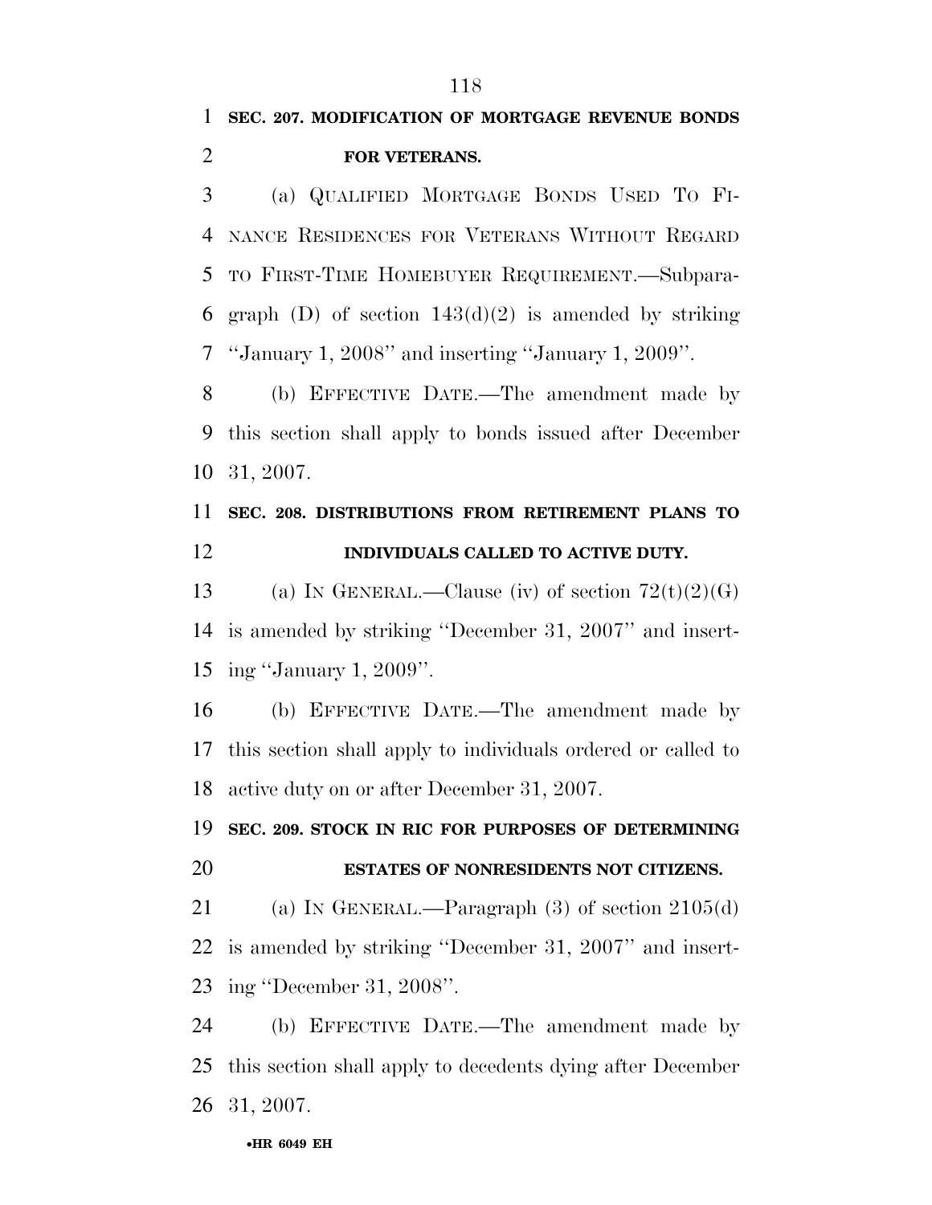**SEC. 207. MODIFICATION OF MORTGAGE REVENUE BONDS FOR VETERANS.**

(a) QUALIFIED MORTGAGE BONDS USED TO FINANCE RESIDENCES FOR VETERANS WITHOUT REGARD TO FIRST-TIME HOMEBUYER REQUIREMENT.—Subparagraph (D) of section 143(d)(2) is amended by striking ''January 1, 2008'' and inserting ''January 1, 2009''.

(b) EFFECTIVE DATE.—The amendment made by this section shall apply to bonds issued after December 31, 2007.

**SEC. 208. DISTRIBUTIONS FROM RETIREMENT PLANS TO INDIVIDUALS CALLED TO ACTIVE DUTY.**

(a) IN GENERAL.—Clause (iv) of section 72(t)(2)(G) is amended by striking ''December 31, 2007'' and inserting ''January 1, 2009''.

(b) EFFECTIVE DATE.—The amendment made by this section shall apply to individuals ordered or called to active duty on or after December 31, 2007.

**SEC. 209. STOCK IN RIC FOR PURPOSES OF DETERMINING ESTATES OF NONRESIDENTS NOT CITIZENS.**

(a) IN GENERAL.—Paragraph (3) of section 2105(d) is amended by striking ''December 31, 2007'' and inserting ''December 31, 2008''.

(b) EFFECTIVE DATE.—The amendment made by this section shall apply to decedents dying after December 31, 2007.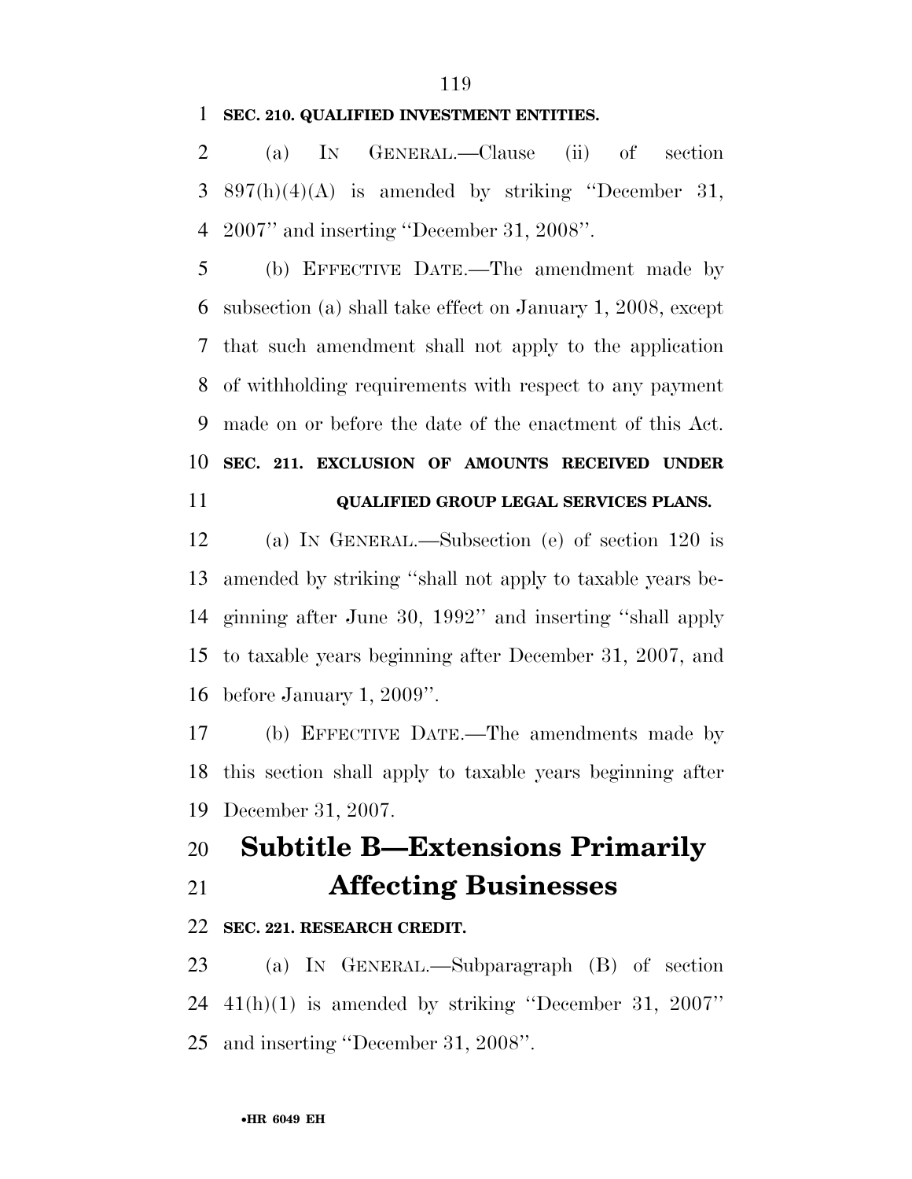**SEC. 210. QUALIFIED INVESTMENT ENTITIES.**

(a) IN GENERAL.—Clause (ii) of section 897(h)(4)(A) is amended by striking ''December 31, 2007'' and inserting ''December 31, 2008''.

(b) EFFECTIVE DATE.—The amendment made by subsection (a) shall take effect on January 1, 2008, except that such amendment shall not apply to the application of withholding requirements with respect to any payment made on or before the date of the enactment of this Act.

**SEC. 211. EXCLUSION OF AMOUNTS RECEIVED UNDER QUALIFIED GROUP LEGAL SERVICES PLANS.**

(a) IN GENERAL.—Subsection (e) of section 120 is amended by striking ''shall not apply to taxable years beginning after June 30, 1992'' and inserting ''shall apply to taxable years beginning after December 31, 2007, and before January 1, 2009''.

(b) EFFECTIVE DATE.—The amendments made by this section shall apply to taxable years beginning after December 31, 2007.

# Subtitle B—Extensions Primarily Affecting Businesses

**SEC. 221. RESEARCH CREDIT.**

(a) IN GENERAL.—Subparagraph (B) of section 41(h)(1) is amended by striking ''December 31, 2007'' and inserting ''December 31, 2008''.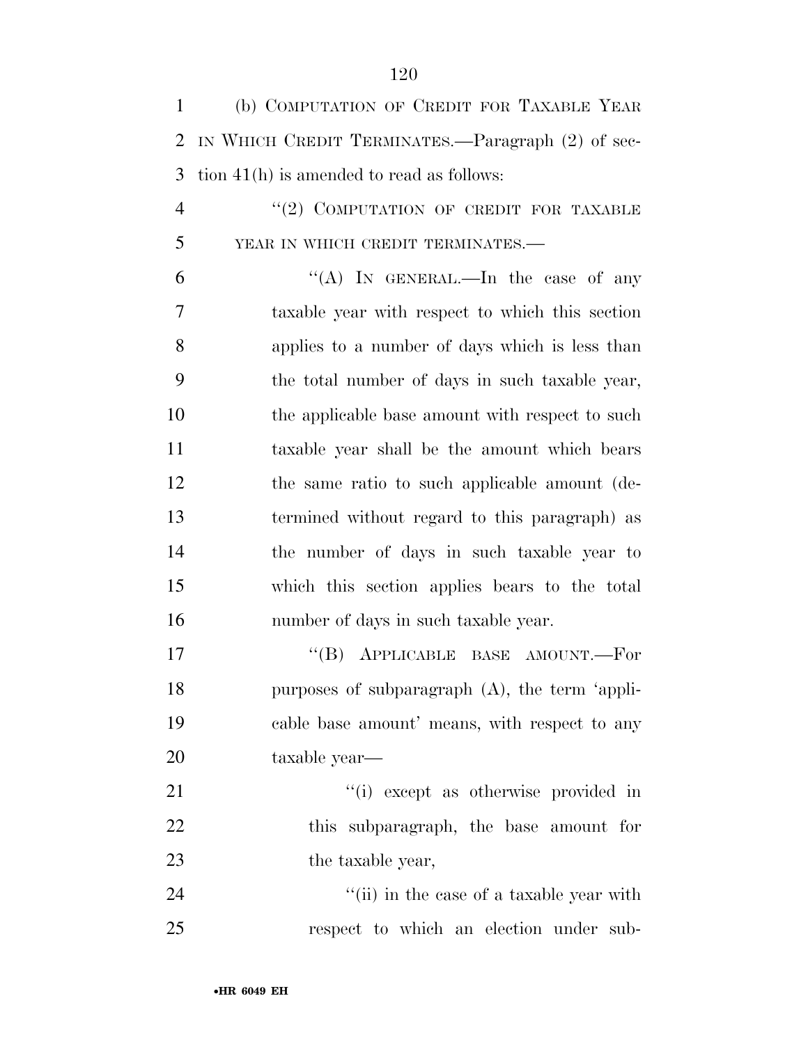(b) COMPUTATION OF CREDIT FOR TAXABLE YEAR IN WHICH CREDIT TERMINATES.—Paragraph (2) of section 41(h) is amended to read as follows:

"(2) COMPUTATION OF CREDIT FOR TAXABLE YEAR IN WHICH CREDIT TERMINATES.—

"(A) IN GENERAL.—In the case of any taxable year with respect to which this section applies to a number of days which is less than the total number of days in such taxable year, the applicable base amount with respect to such taxable year shall be the amount which bears the same ratio to such applicable amount (determined without regard to this paragraph) as the number of days in such taxable year to which this section applies bears to the total number of days in such taxable year.

"(B) APPLICABLE BASE AMOUNT.—For purposes of subparagraph (A), the term 'applicable base amount' means, with respect to any taxable year—

"(i) except as otherwise provided in this subparagraph, the base amount for the taxable year,

"(ii) in the case of a taxable year with respect to which an election under sub-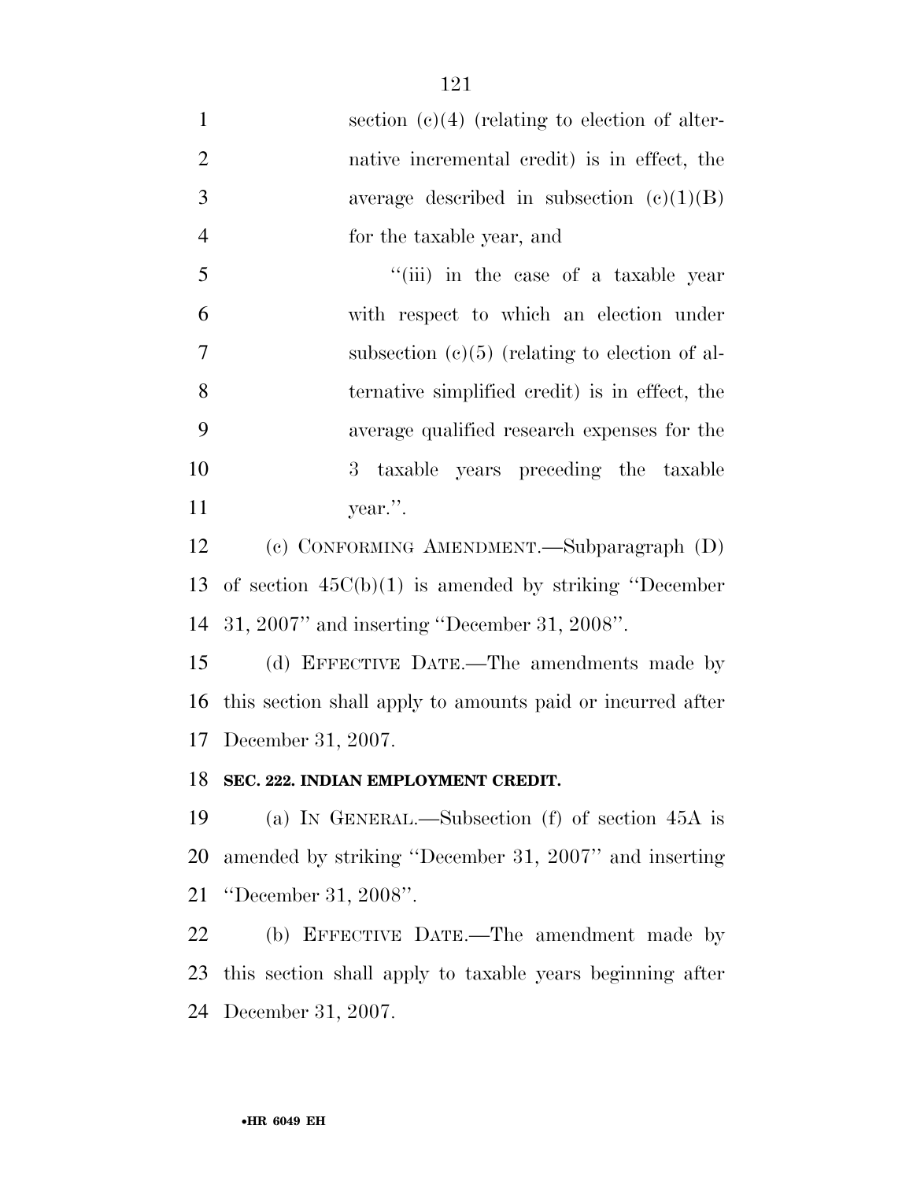section (c)(4) (relating to election of alternative incremental credit) is in effect, the average described in subsection (c)(1)(B) for the taxable year, and

"(iii) in the case of a taxable year with respect to which an election under subsection (c)(5) (relating to election of alternative simplified credit) is in effect, the average qualified research expenses for the 3 taxable years preceding the taxable year.".

(c) CONFORMING AMENDMENT.—Subparagraph (D) of section 45C(b)(1) is amended by striking "December 31, 2007" and inserting "December 31, 2008".

(d) EFFECTIVE DATE.—The amendments made by this section shall apply to amounts paid or incurred after December 31, 2007.

**SEC. 222. INDIAN EMPLOYMENT CREDIT.**

(a) IN GENERAL.—Subsection (f) of section 45A is amended by striking "December 31, 2007" and inserting "December 31, 2008".

(b) EFFECTIVE DATE.—The amendment made by this section shall apply to taxable years beginning after December 31, 2007.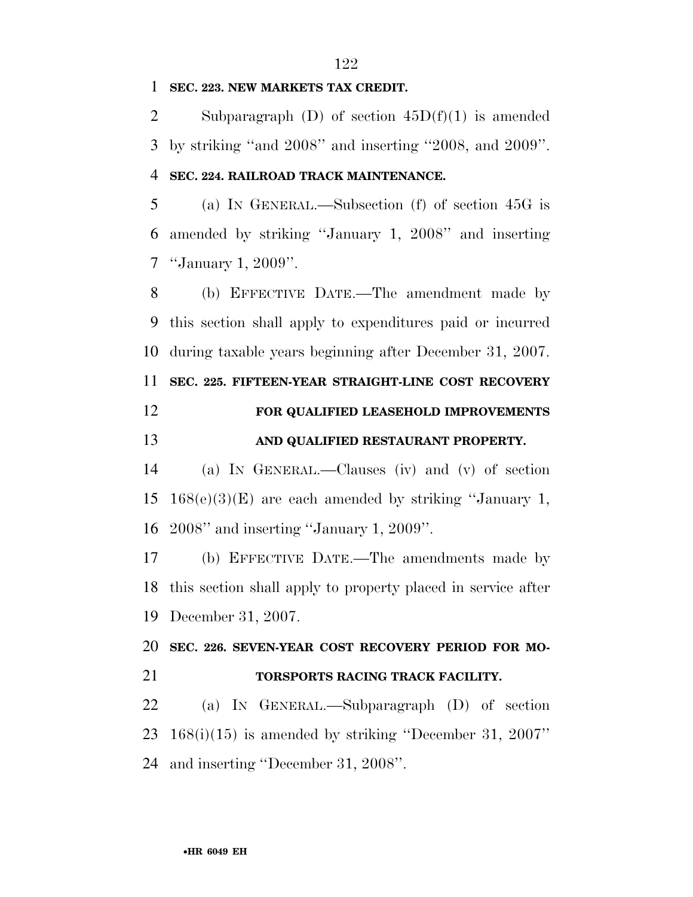**SEC. 223. NEW MARKETS TAX CREDIT.**

Subparagraph (D) of section 45D(f)(1) is amended by striking ''and 2008'' and inserting ''2008, and 2009''.

**SEC. 224. RAILROAD TRACK MAINTENANCE.**

(a) IN GENERAL.—Subsection (f) of section 45G is amended by striking ''January 1, 2008'' and inserting ''January 1, 2009''.

(b) EFFECTIVE DATE.—The amendment made by this section shall apply to expenditures paid or incurred during taxable years beginning after December 31, 2007.

**SEC. 225. FIFTEEN-YEAR STRAIGHT-LINE COST RECOVERY FOR QUALIFIED LEASEHOLD IMPROVEMENTS AND QUALIFIED RESTAURANT PROPERTY.**

(a) IN GENERAL.—Clauses (iv) and (v) of section 168(e)(3)(E) are each amended by striking ''January 1, 2008'' and inserting ''January 1, 2009''.

(b) EFFECTIVE DATE.—The amendments made by this section shall apply to property placed in service after December 31, 2007.

**SEC. 226. SEVEN-YEAR COST RECOVERY PERIOD FOR MOTORSPORTS RACING TRACK FACILITY.**

(a) IN GENERAL.—Subparagraph (D) of section 168(i)(15) is amended by striking ''December 31, 2007'' and inserting ''December 31, 2008''.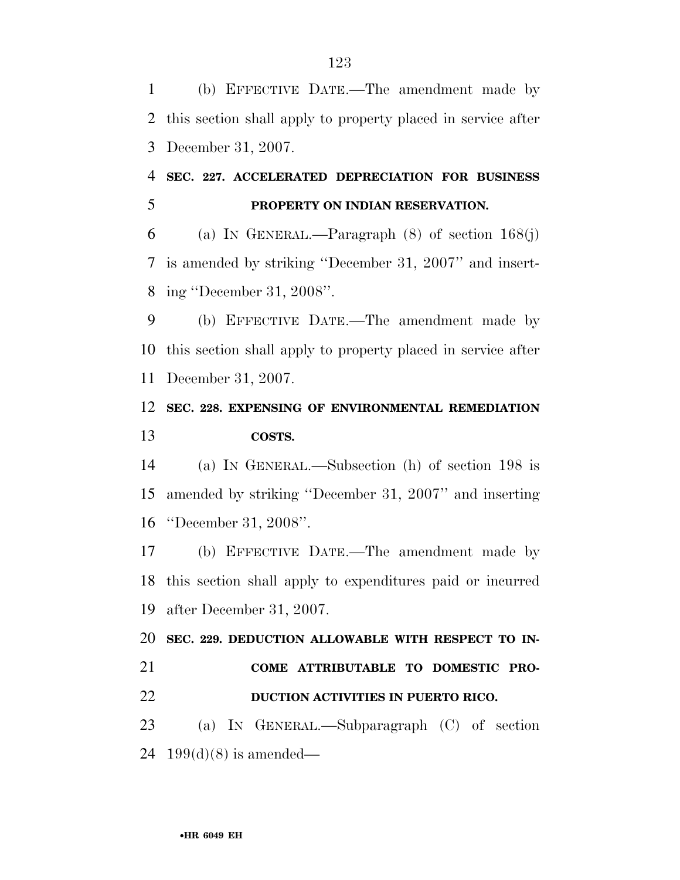(b) EFFECTIVE DATE.—The amendment made by this section shall apply to property placed in service after December 31, 2007.

**SEC. 227. ACCELERATED DEPRECIATION FOR BUSINESS PROPERTY ON INDIAN RESERVATION.**

(a) IN GENERAL.—Paragraph (8) of section 168(j) is amended by striking ''December 31, 2007'' and inserting ''December 31, 2008''.

(b) EFFECTIVE DATE.—The amendment made by this section shall apply to property placed in service after December 31, 2007.

**SEC. 228. EXPENSING OF ENVIRONMENTAL REMEDIATION COSTS.**

(a) IN GENERAL.—Subsection (h) of section 198 is amended by striking ''December 31, 2007'' and inserting ''December 31, 2008''.

(b) EFFECTIVE DATE.—The amendment made by this section shall apply to expenditures paid or incurred after December 31, 2007.

**SEC. 229. DEDUCTION ALLOWABLE WITH RESPECT TO INCOME ATTRIBUTABLE TO DOMESTIC PRODUCTION ACTIVITIES IN PUERTO RICO.**

(a) IN GENERAL.—Subparagraph (C) of section 199(d)(8) is amended—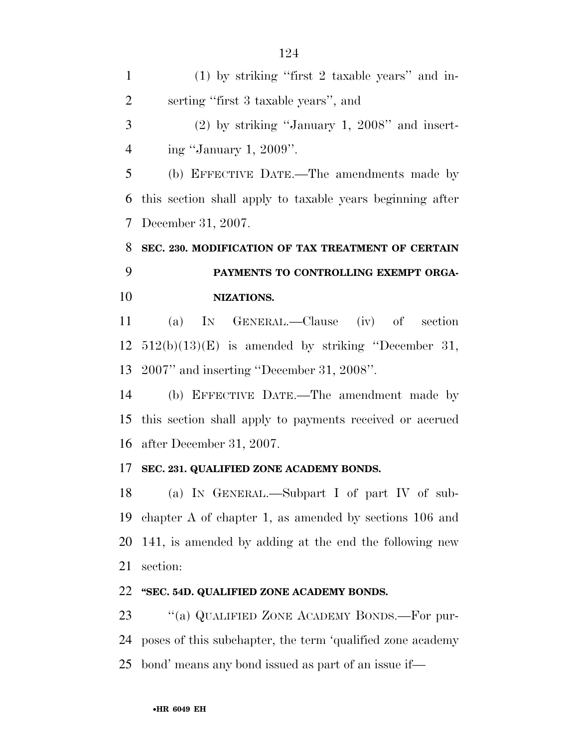(1) by striking "first 2 taxable years" and inserting "first 3 taxable years", and

(2) by striking "January 1, 2008" and inserting "January 1, 2009".

(b) EFFECTIVE DATE.—The amendments made by this section shall apply to taxable years beginning after December 31, 2007.

**SEC. 230. MODIFICATION OF TAX TREATMENT OF CERTAIN PAYMENTS TO CONTROLLING EXEMPT ORGANIZATIONS.**

(a) IN GENERAL.—Clause (iv) of section 512(b)(13)(E) is amended by striking "December 31, 2007" and inserting "December 31, 2008".

(b) EFFECTIVE DATE.—The amendment made by this section shall apply to payments received or accrued after December 31, 2007.

**SEC. 231. QUALIFIED ZONE ACADEMY BONDS.**

(a) IN GENERAL.—Subpart I of part IV of subchapter A of chapter 1, as amended by sections 106 and 141, is amended by adding at the end the following new section:

**"SEC. 54D. QUALIFIED ZONE ACADEMY BONDS.**

"(a) QUALIFIED ZONE ACADEMY BONDS.—For purposes of this subchapter, the term 'qualified zone academy bond' means any bond issued as part of an issue if—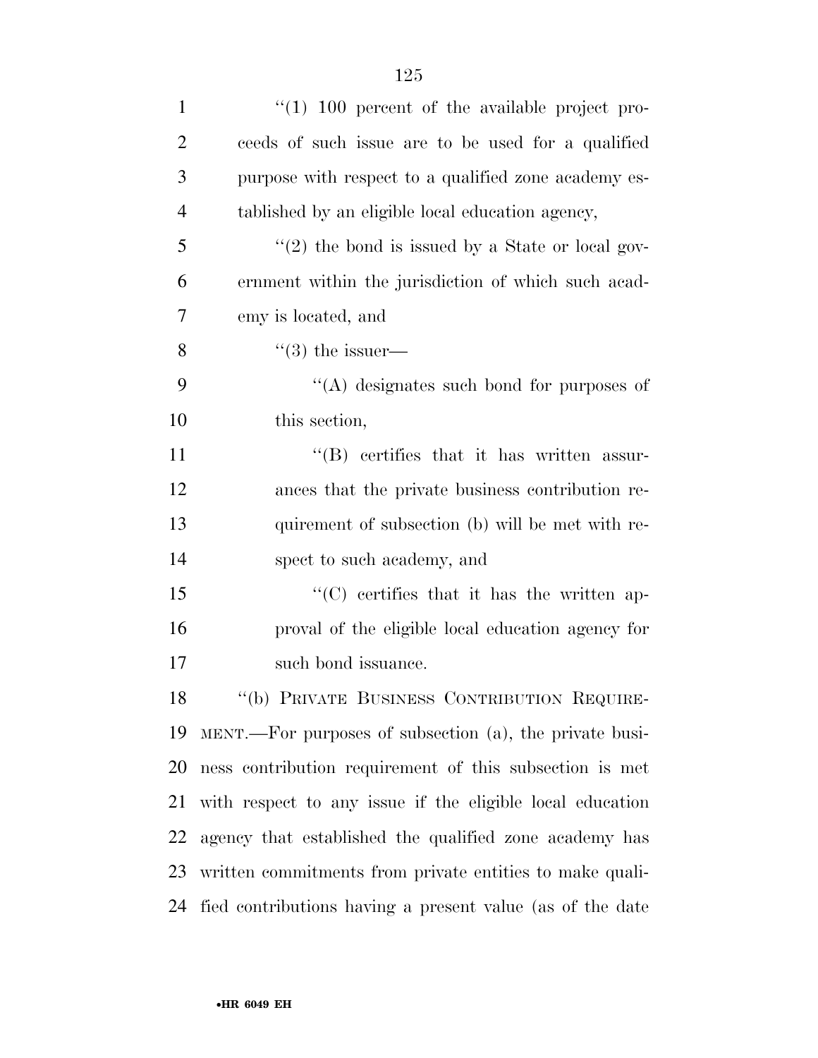"(1) 100 percent of the available project proceeds of such issue are to be used for a qualified purpose with respect to a qualified zone academy established by an eligible local education agency,

"(2) the bond is issued by a State or local government within the jurisdiction of which such academy is located, and

"(3) the issuer—

"(A) designates such bond for purposes of this section,

"(B) certifies that it has written assurances that the private business contribution requirement of subsection (b) will be met with respect to such academy, and

"(C) certifies that it has the written approval of the eligible local education agency for such bond issuance.

"(b) PRIVATE BUSINESS CONTRIBUTION REQUIREMENT.—For purposes of subsection (a), the private business contribution requirement of this subsection is met with respect to any issue if the eligible local education agency that established the qualified zone academy has written commitments from private entities to make qualified contributions having a present value (as of the date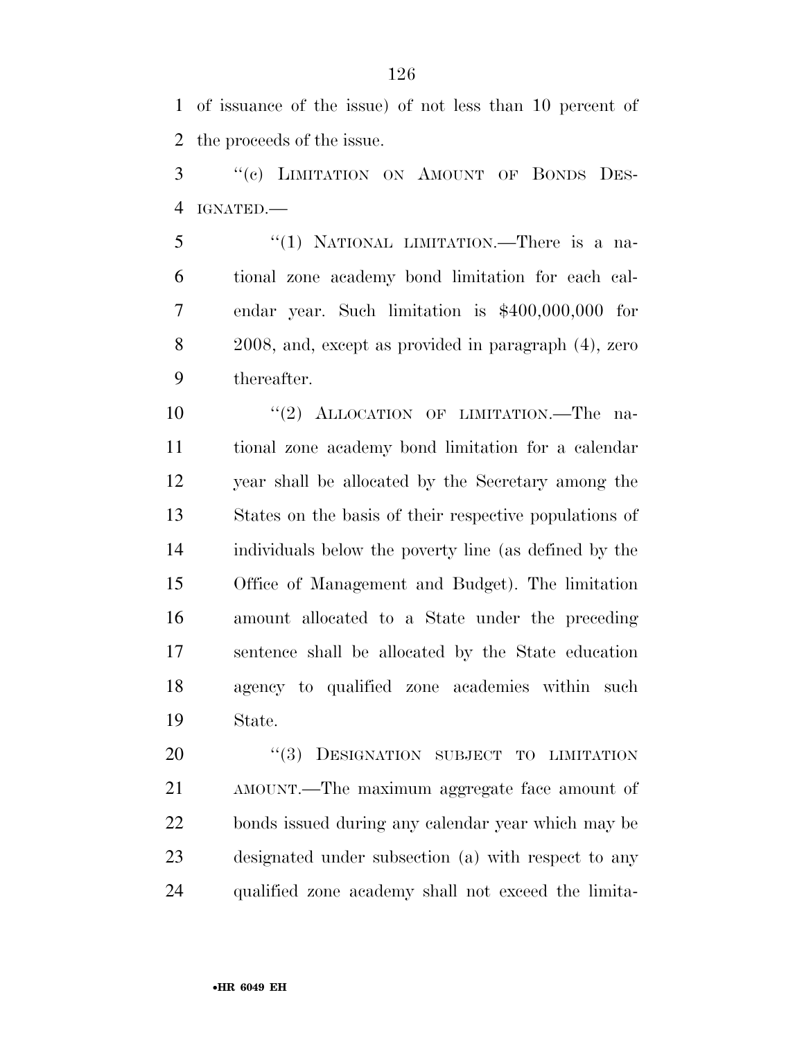of issuance of the issue) of not less than 10 percent of the proceeds of the issue.

''(c) LIMITATION ON AMOUNT OF BONDS DESIGNATED.—

''(1) NATIONAL LIMITATION.—There is a national zone academy bond limitation for each calendar year. Such limitation is $400,000,000 for 2008, and, except as provided in paragraph (4), zero thereafter.

''(2) ALLOCATION OF LIMITATION.—The national zone academy bond limitation for a calendar year shall be allocated by the Secretary among the States on the basis of their respective populations of individuals below the poverty line (as defined by the Office of Management and Budget). The limitation amount allocated to a State under the preceding sentence shall be allocated by the State education agency to qualified zone academies within such State.

''(3) DESIGNATION SUBJECT TO LIMITATION AMOUNT.—The maximum aggregate face amount of bonds issued during any calendar year which may be designated under subsection (a) with respect to any qualified zone academy shall not exceed the limita-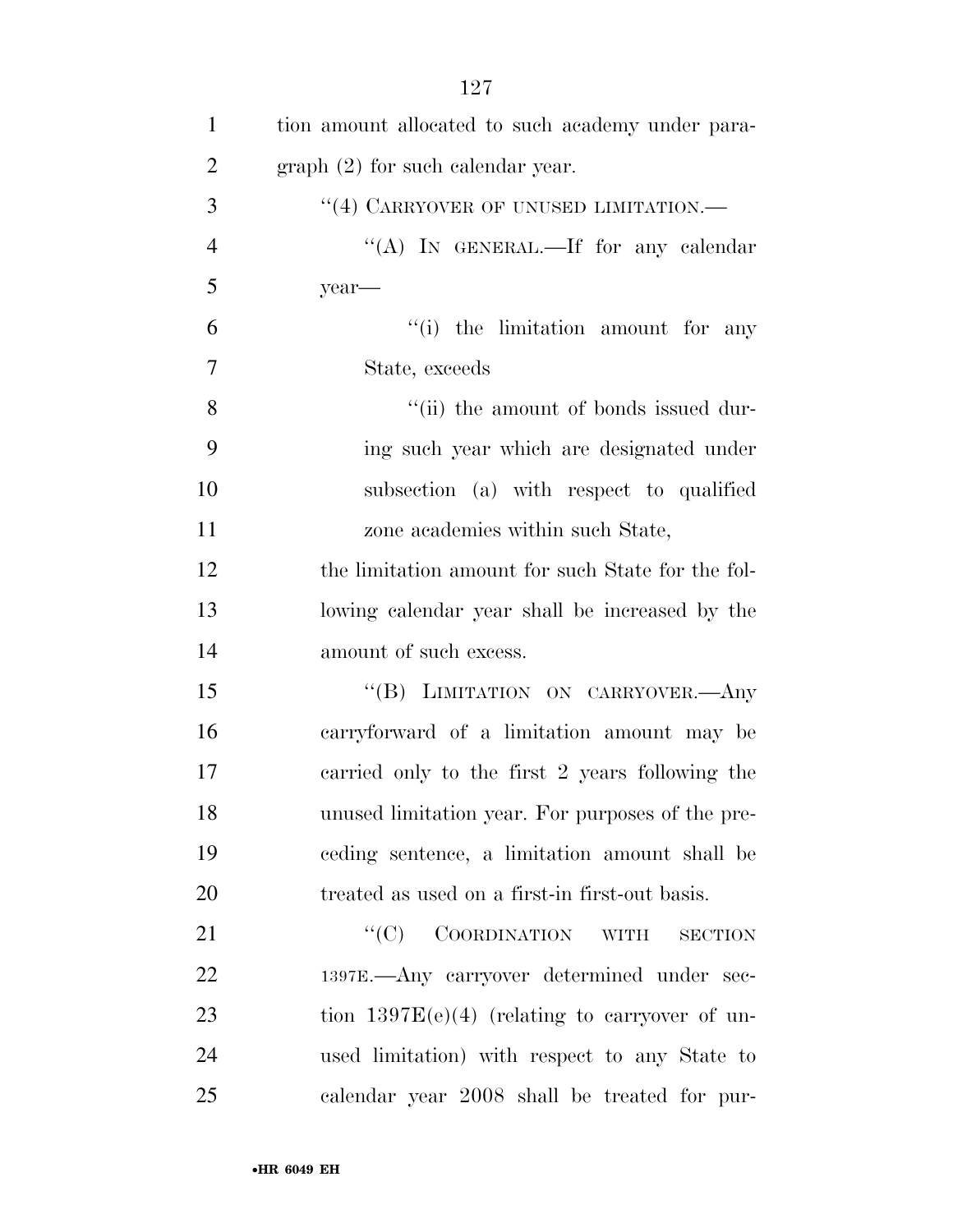tion amount allocated to such academy under paragraph (2) for such calendar year.

"(4) CARRYOVER OF UNUSED LIMITATION.—

"(A) IN GENERAL.—If for any calendar year—

"(i) the limitation amount for any State, exceeds

"(ii) the amount of bonds issued during such year which are designated under subsection (a) with respect to qualified zone academies within such State,

the limitation amount for such State for the following calendar year shall be increased by the amount of such excess.

"(B) LIMITATION ON CARRYOVER.—Any carryforward of a limitation amount may be carried only to the first 2 years following the unused limitation year. For purposes of the preceding sentence, a limitation amount shall be treated as used on a first-in first-out basis.

"(C) COORDINATION WITH SECTION 1397E.—Any carryover determined under section 1397E(e)(4) (relating to carryover of unused limitation) with respect to any State to calendar year 2008 shall be treated for pur-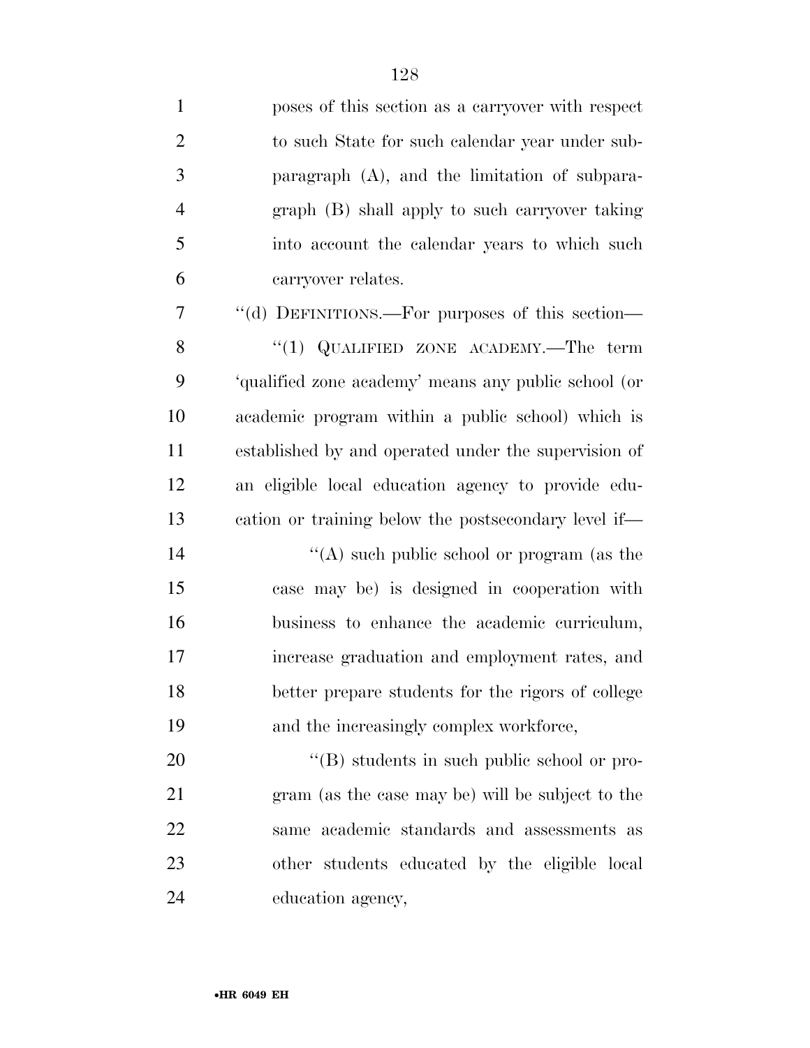poses of this section as a carryover with respect to such State for such calendar year under subparagraph (A), and the limitation of subparagraph (B) shall apply to such carryover taking into account the calendar years to which such carryover relates.

''(d) DEFINITIONS.—For purposes of this section—

''(1) QUALIFIED ZONE ACADEMY.—The term 'qualified zone academy' means any public school (or academic program within a public school) which is established by and operated under the supervision of an eligible local education agency to provide education or training below the postsecondary level if—

''(A) such public school or program (as the case may be) is designed in cooperation with business to enhance the academic curriculum, increase graduation and employment rates, and better prepare students for the rigors of college and the increasingly complex workforce,

''(B) students in such public school or program (as the case may be) will be subject to the same academic standards and assessments as other students educated by the eligible local education agency,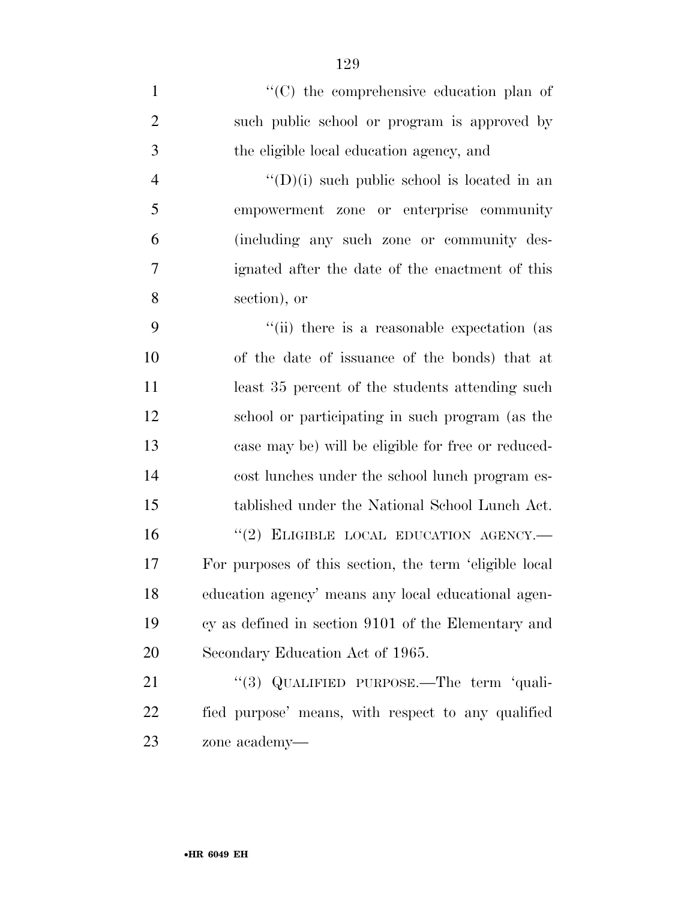''(C) the comprehensive education plan of such public school or program is approved by the eligible local education agency, and

''(D)(i) such public school is located in an empowerment zone or enterprise community (including any such zone or community designated after the date of the enactment of this section), or

''(ii) there is a reasonable expectation (as of the date of issuance of the bonds) that at least 35 percent of the students attending such school or participating in such program (as the case may be) will be eligible for free or reduced-cost lunches under the school lunch program established under the National School Lunch Act.

''(2) ELIGIBLE LOCAL EDUCATION AGENCY.—For purposes of this section, the term 'eligible local education agency' means any local educational agency as defined in section 9101 of the Elementary and Secondary Education Act of 1965.

''(3) QUALIFIED PURPOSE.—The term 'qualified purpose' means, with respect to any qualified zone academy—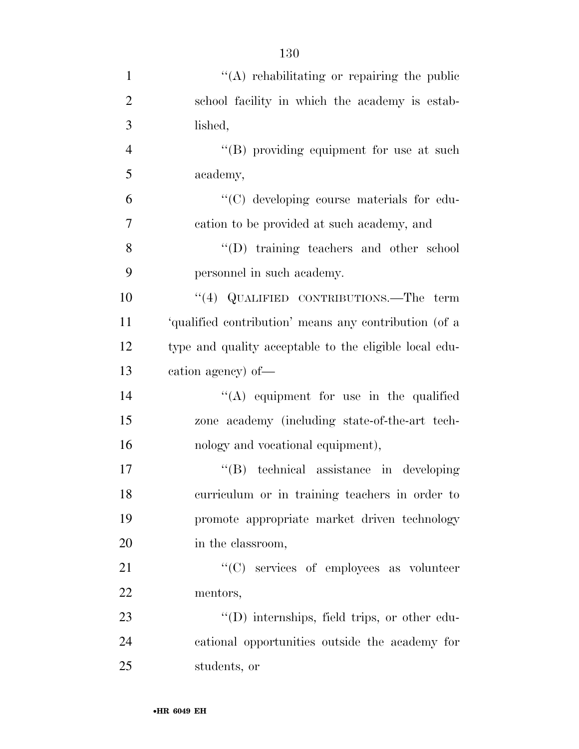''(A) rehabilitating or repairing the public school facility in which the academy is established,

''(B) providing equipment for use at such academy,

''(C) developing course materials for education to be provided at such academy, and

''(D) training teachers and other school personnel in such academy.

''(4) QUALIFIED CONTRIBUTIONS.—The term 'qualified contribution' means any contribution (of a type and quality acceptable to the eligible local education agency) of—

''(A) equipment for use in the qualified zone academy (including state-of-the-art technology and vocational equipment),

''(B) technical assistance in developing curriculum or in training teachers in order to promote appropriate market driven technology in the classroom,

''(C) services of employees as volunteer mentors,

''(D) internships, field trips, or other educational opportunities outside the academy for students, or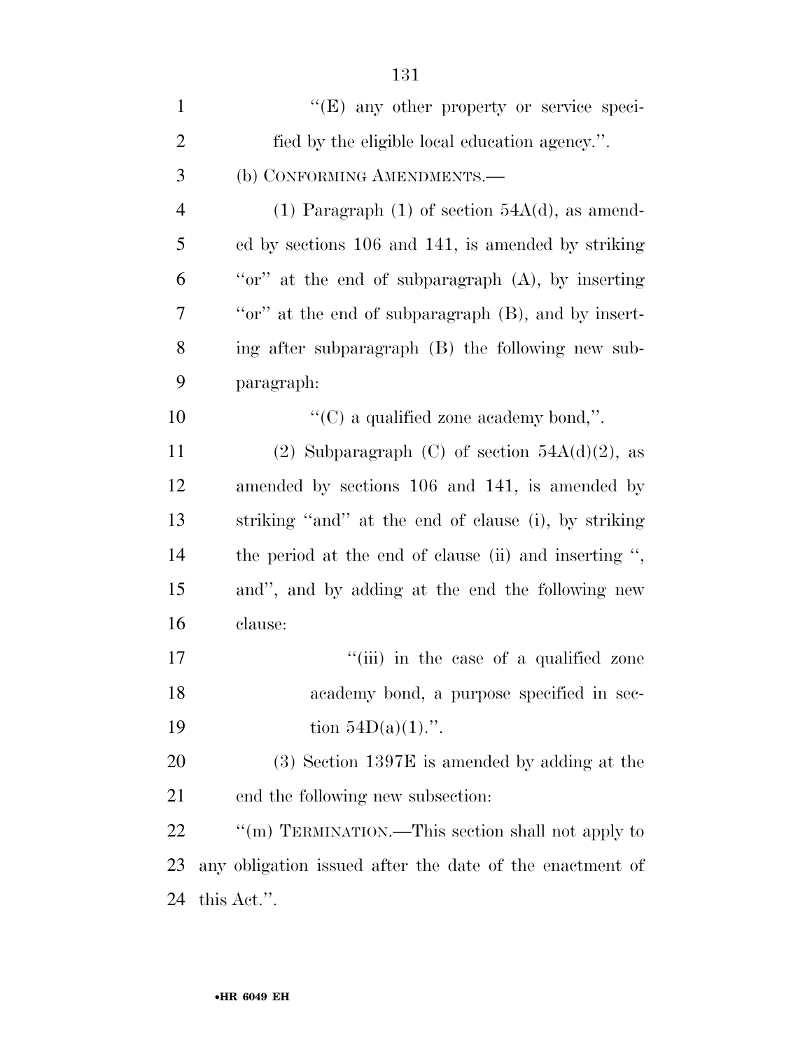"(E) any other property or service specified by the eligible local education agency.".

(b) CONFORMING AMENDMENTS.—

(1) Paragraph (1) of section 54A(d), as amended by sections 106 and 141, is amended by striking "or" at the end of subparagraph (A), by inserting "or" at the end of subparagraph (B), and by inserting after subparagraph (B) the following new subparagraph:

"(C) a qualified zone academy bond,".

(2) Subparagraph (C) of section 54A(d)(2), as amended by sections 106 and 141, is amended by striking "and" at the end of clause (i), by striking the period at the end of clause (ii) and inserting ", and", and by adding at the end the following new clause:

"(iii) in the case of a qualified zone academy bond, a purpose specified in section 54D(a)(1).".

(3) Section 1397E is amended by adding at the end the following new subsection:

"(m) TERMINATION.—This section shall not apply to any obligation issued after the date of the enactment of this Act.".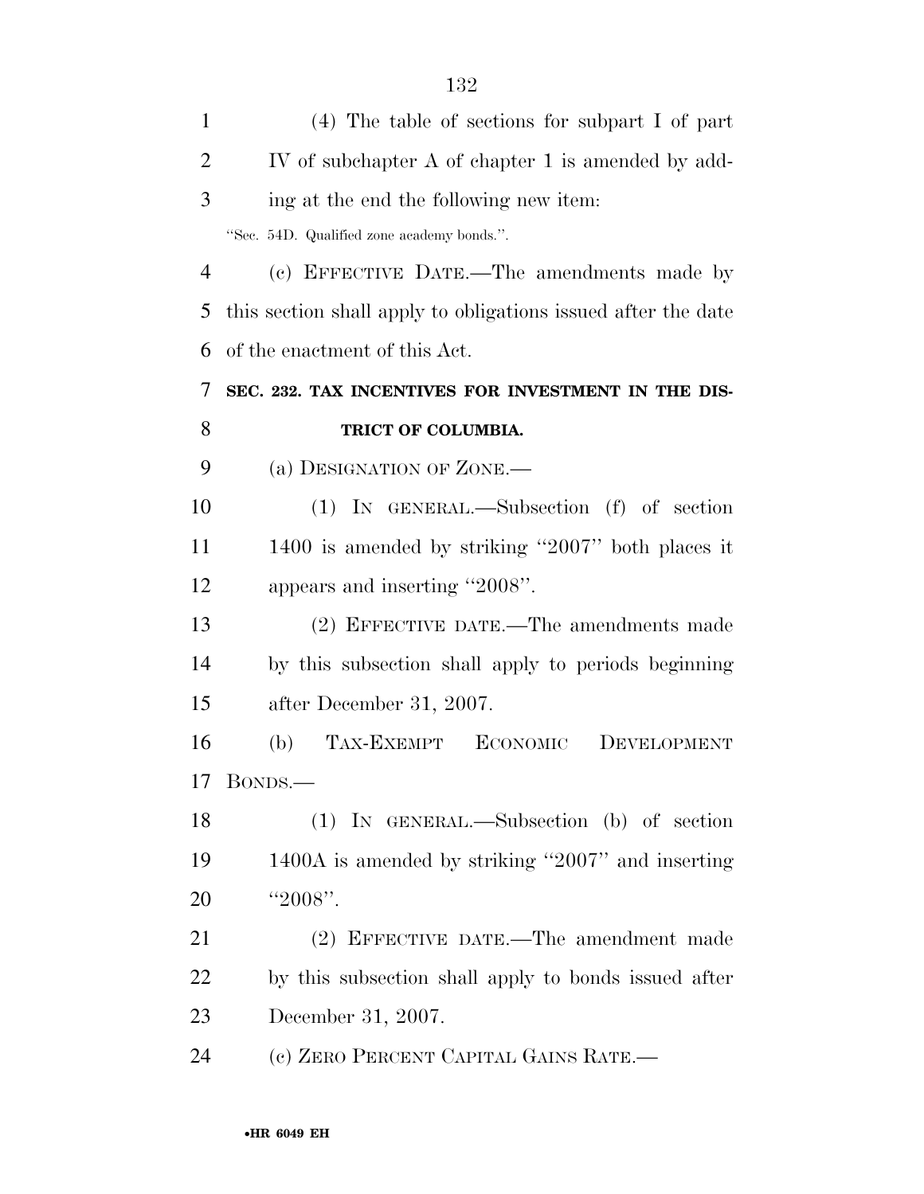(4) The table of sections for subpart I of part IV of subchapter A of chapter 1 is amended by adding at the end the following new item:

"Sec. 54D. Qualified zone academy bonds.".

(c) EFFECTIVE DATE.—The amendments made by this section shall apply to obligations issued after the date of the enactment of this Act.

**SEC. 232. TAX INCENTIVES FOR INVESTMENT IN THE DISTRICT OF COLUMBIA.**

(a) DESIGNATION OF ZONE.—

(1) IN GENERAL.—Subsection (f) of section 1400 is amended by striking "2007" both places it appears and inserting "2008".

(2) EFFECTIVE DATE.—The amendments made by this subsection shall apply to periods beginning after December 31, 2007.

(b) TAX-EXEMPT ECONOMIC DEVELOPMENT BONDS.—

(1) IN GENERAL.—Subsection (b) of section 1400A is amended by striking "2007" and inserting "2008".

(2) EFFECTIVE DATE.—The amendment made by this subsection shall apply to bonds issued after December 31, 2007.

(c) ZERO PERCENT CAPITAL GAINS RATE.—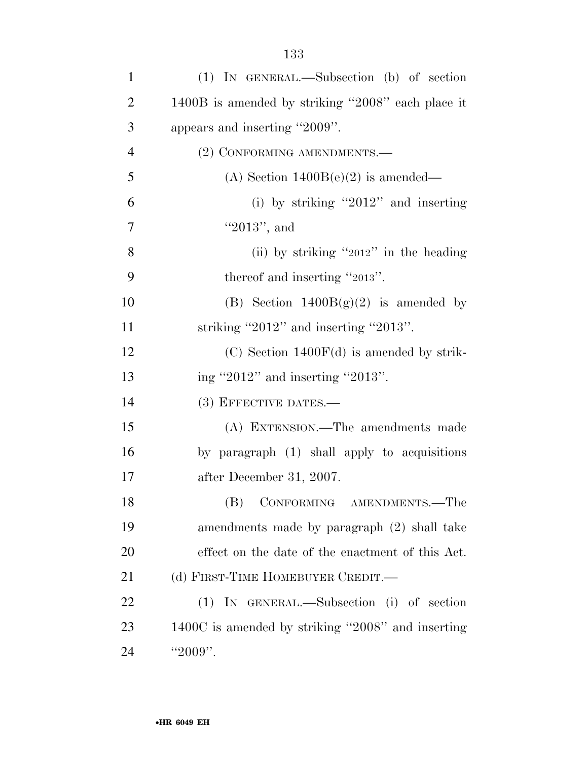(1) IN GENERAL.—Subsection (b) of section 1400B is amended by striking ''2008'' each place it appears and inserting ''2009''.

(2) CONFORMING AMENDMENTS.—

(A) Section 1400B(e)(2) is amended—

(i) by striking ''2012'' and inserting ''2013'', and

(ii) by striking ''2012'' in the heading thereof and inserting ''2013''.

(B) Section 1400B(g)(2) is amended by striking ''2012'' and inserting ''2013''.

(C) Section 1400F(d) is amended by striking ''2012'' and inserting ''2013''.

(3) EFFECTIVE DATES.—

(A) EXTENSION.—The amendments made by paragraph (1) shall apply to acquisitions after December 31, 2007.

(B) CONFORMING AMENDMENTS.—The amendments made by paragraph (2) shall take effect on the date of the enactment of this Act.

(d) FIRST-TIME HOMEBUYER CREDIT.—

(1) IN GENERAL.—Subsection (i) of section 1400C is amended by striking ''2008'' and inserting ''2009''.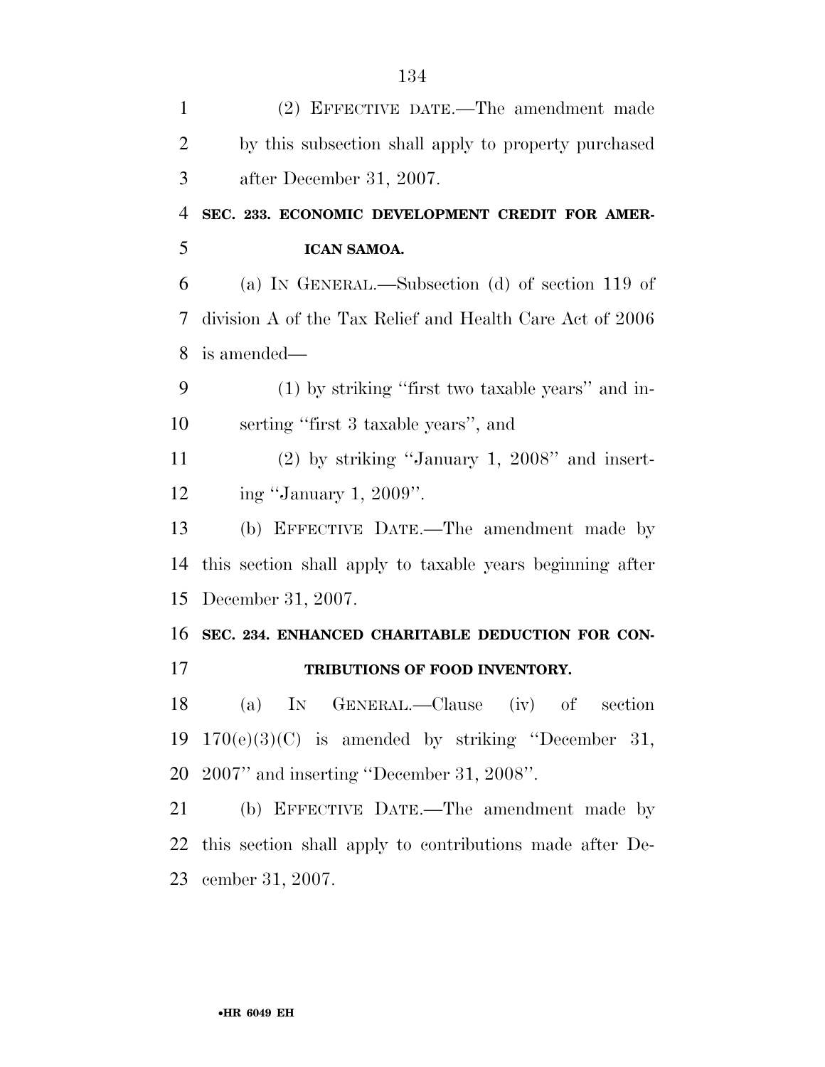(2) EFFECTIVE DATE.—The amendment made by this subsection shall apply to property purchased after December 31, 2007.

**SEC. 233. ECONOMIC DEVELOPMENT CREDIT FOR AMERICAN SAMOA.**

(a) IN GENERAL.—Subsection (d) of section 119 of division A of the Tax Relief and Health Care Act of 2006 is amended—

(1) by striking ''first two taxable years'' and inserting ''first 3 taxable years'', and

(2) by striking ''January 1, 2008'' and inserting ''January 1, 2009''.

(b) EFFECTIVE DATE.—The amendment made by this section shall apply to taxable years beginning after December 31, 2007.

**SEC. 234. ENHANCED CHARITABLE DEDUCTION FOR CONTRIBUTIONS OF FOOD INVENTORY.**

(a) IN GENERAL.—Clause (iv) of section 170(e)(3)(C) is amended by striking ''December 31, 2007'' and inserting ''December 31, 2008''.

(b) EFFECTIVE DATE.—The amendment made by this section shall apply to contributions made after December 31, 2007.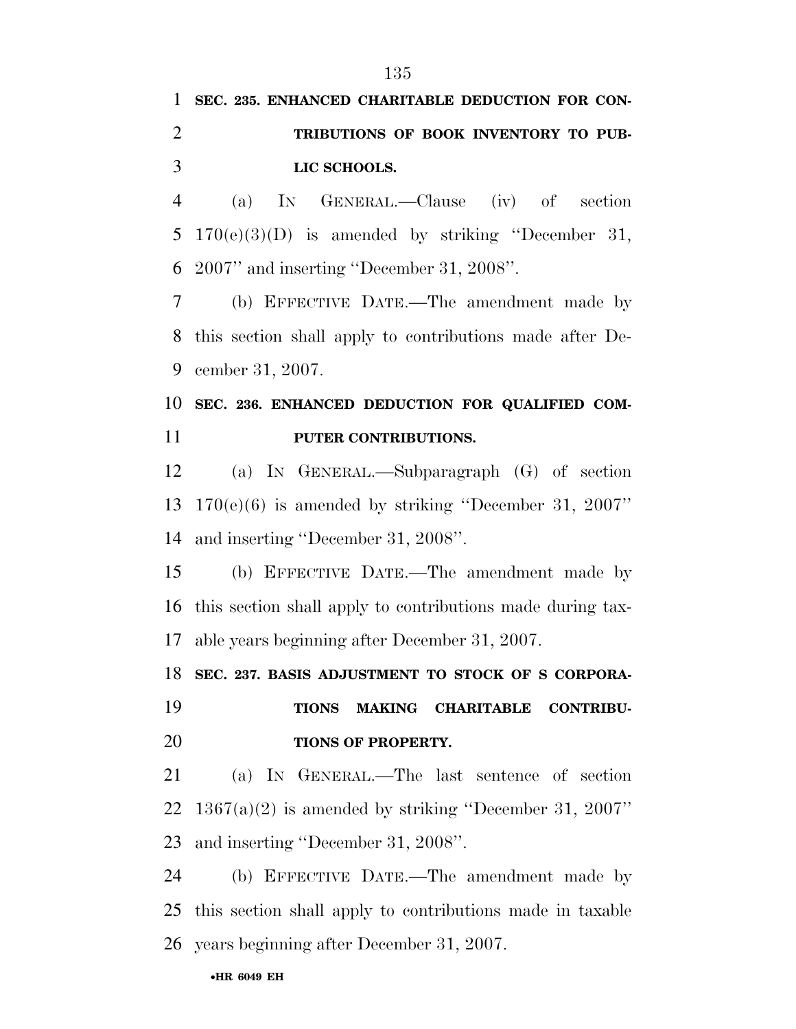**SEC. 235. ENHANCED CHARITABLE DEDUCTION FOR CONTRIBUTIONS OF BOOK INVENTORY TO PUBLIC SCHOOLS.**

(a) IN GENERAL.—Clause (iv) of section 170(e)(3)(D) is amended by striking ''December 31, 2007'' and inserting ''December 31, 2008''.

(b) EFFECTIVE DATE.—The amendment made by this section shall apply to contributions made after December 31, 2007.

**SEC. 236. ENHANCED DEDUCTION FOR QUALIFIED COMPUTER CONTRIBUTIONS.**

(a) IN GENERAL.—Subparagraph (G) of section 170(e)(6) is amended by striking ''December 31, 2007'' and inserting ''December 31, 2008''.

(b) EFFECTIVE DATE.—The amendment made by this section shall apply to contributions made during taxable years beginning after December 31, 2007.

**SEC. 237. BASIS ADJUSTMENT TO STOCK OF S CORPORATIONS MAKING CHARITABLE CONTRIBUTIONS OF PROPERTY.**

(a) IN GENERAL.—The last sentence of section 1367(a)(2) is amended by striking ''December 31, 2007'' and inserting ''December 31, 2008''.

(b) EFFECTIVE DATE.—The amendment made by this section shall apply to contributions made in taxable years beginning after December 31, 2007.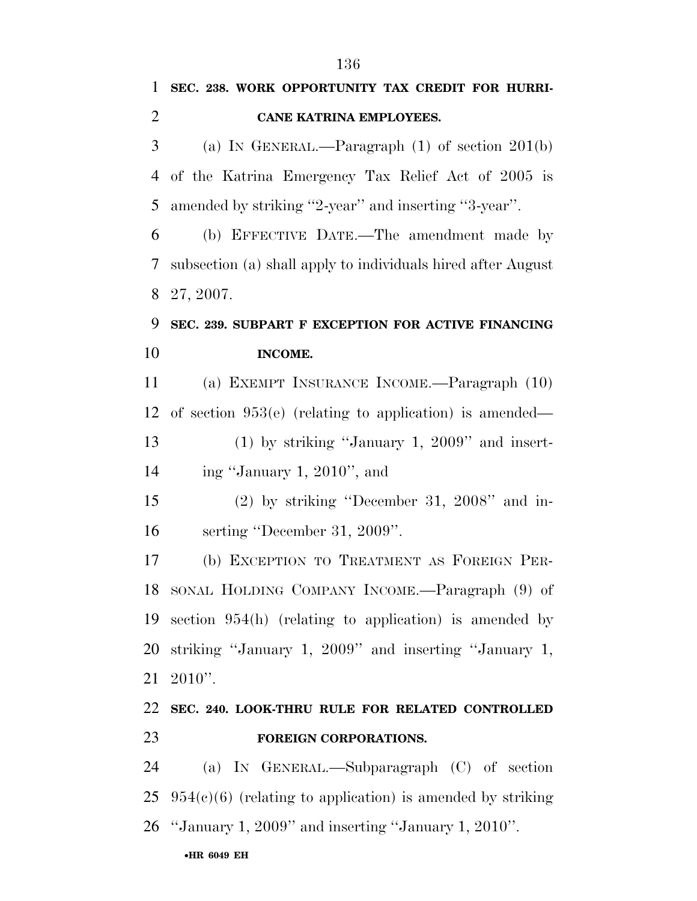**SEC. 238. WORK OPPORTUNITY TAX CREDIT FOR HURRICANE KATRINA EMPLOYEES.**

(a) IN GENERAL.—Paragraph (1) of section 201(b) of the Katrina Emergency Tax Relief Act of 2005 is amended by striking ''2-year'' and inserting ''3-year''.

(b) EFFECTIVE DATE.—The amendment made by subsection (a) shall apply to individuals hired after August 27, 2007.

**SEC. 239. SUBPART F EXCEPTION FOR ACTIVE FINANCING INCOME.**

(a) EXEMPT INSURANCE INCOME.—Paragraph (10) of section 953(e) (relating to application) is amended—

(1) by striking ''January 1, 2009'' and inserting ''January 1, 2010'', and

(2) by striking ''December 31, 2008'' and inserting ''December 31, 2009''.

(b) EXCEPTION TO TREATMENT AS FOREIGN PERSONAL HOLDING COMPANY INCOME.—Paragraph (9) of section 954(h) (relating to application) is amended by striking ''January 1, 2009'' and inserting ''January 1, 2010''.

**SEC. 240. LOOK-THRU RULE FOR RELATED CONTROLLED FOREIGN CORPORATIONS.**

(a) IN GENERAL.—Subparagraph (C) of section 954(c)(6) (relating to application) is amended by striking ''January 1, 2009'' and inserting ''January 1, 2010''.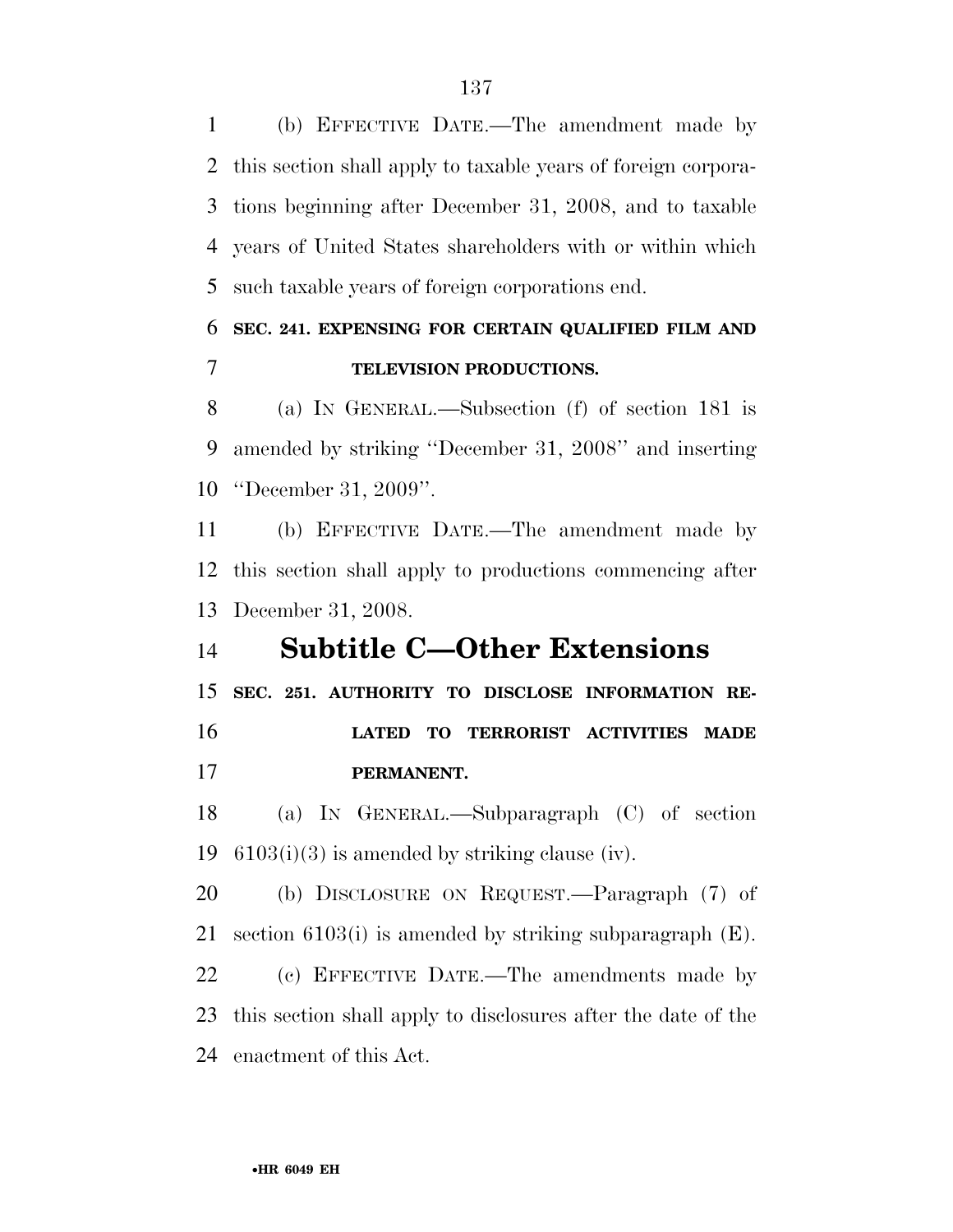(b) EFFECTIVE DATE.—The amendment made by this section shall apply to taxable years of foreign corporations beginning after December 31, 2008, and to taxable years of United States shareholders with or within which such taxable years of foreign corporations end.

**SEC. 241. EXPENSING FOR CERTAIN QUALIFIED FILM AND TELEVISION PRODUCTIONS.**

(a) IN GENERAL.—Subsection (f) of section 181 is amended by striking ''December 31, 2008'' and inserting ''December 31, 2009''.

(b) EFFECTIVE DATE.—The amendment made by this section shall apply to productions commencing after December 31, 2008.

## Subtitle C—Other Extensions

**SEC. 251. AUTHORITY TO DISCLOSE INFORMATION RELATED TO TERRORIST ACTIVITIES MADE PERMANENT.**

(a) IN GENERAL.—Subparagraph (C) of section 6103(i)(3) is amended by striking clause (iv).

(b) DISCLOSURE ON REQUEST.—Paragraph (7) of section 6103(i) is amended by striking subparagraph (E).

(c) EFFECTIVE DATE.—The amendments made by this section shall apply to disclosures after the date of the enactment of this Act.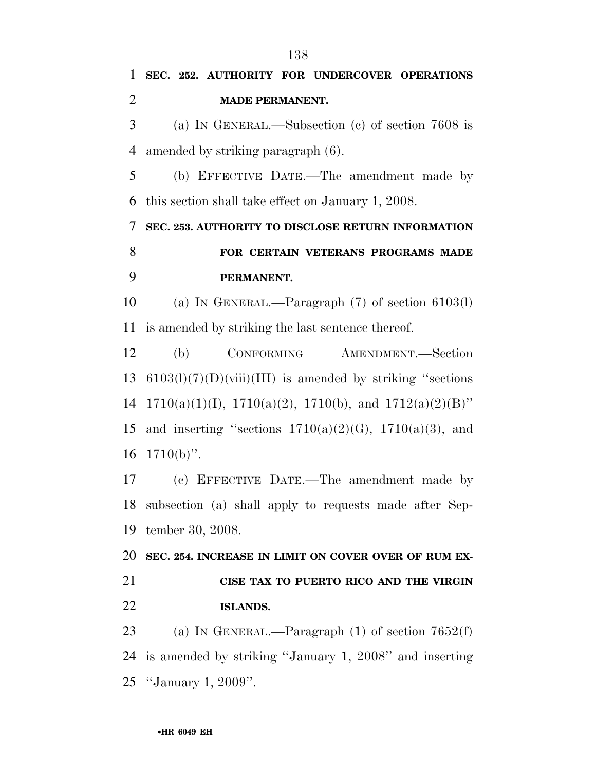**SEC. 252. AUTHORITY FOR UNDERCOVER OPERATIONS MADE PERMANENT.**

(a) IN GENERAL.—Subsection (c) of section 7608 is amended by striking paragraph (6).

(b) EFFECTIVE DATE.—The amendment made by this section shall take effect on January 1, 2008.

**SEC. 253. AUTHORITY TO DISCLOSE RETURN INFORMATION FOR CERTAIN VETERANS PROGRAMS MADE PERMANENT.**

(a) IN GENERAL.—Paragraph (7) of section 6103(l) is amended by striking the last sentence thereof.

(b) CONFORMING AMENDMENT.—Section 6103(l)(7)(D)(viii)(III) is amended by striking ''sections 1710(a)(1)(I), 1710(a)(2), 1710(b), and 1712(a)(2)(B)'' and inserting ''sections 1710(a)(2)(G), 1710(a)(3), and 1710(b)''.

(c) EFFECTIVE DATE.—The amendment made by subsection (a) shall apply to requests made after September 30, 2008.

**SEC. 254. INCREASE IN LIMIT ON COVER OVER OF RUM EXCISE TAX TO PUERTO RICO AND THE VIRGIN ISLANDS.**

(a) IN GENERAL.—Paragraph (1) of section 7652(f) is amended by striking ''January 1, 2008'' and inserting ''January 1, 2009''.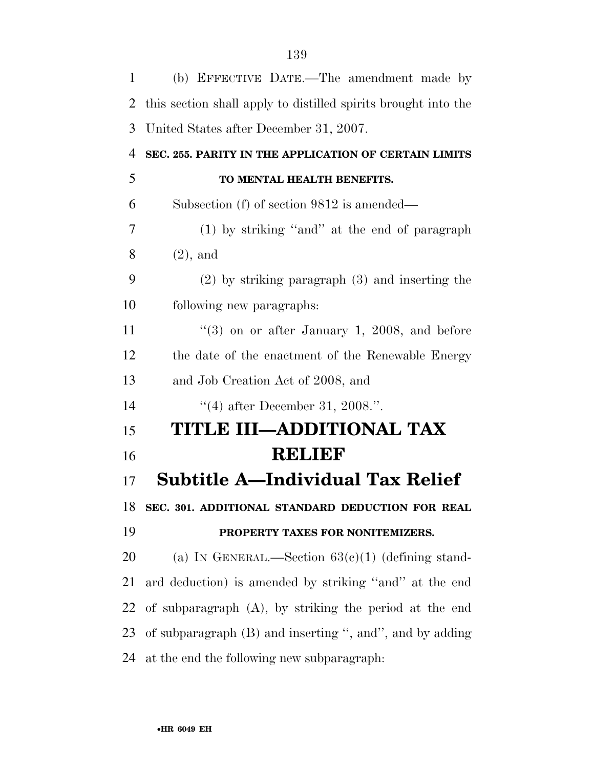(b) EFFECTIVE DATE.—The amendment made by this section shall apply to distilled spirits brought into the United States after December 31, 2007.

**SEC. 255. PARITY IN THE APPLICATION OF CERTAIN LIMITS TO MENTAL HEALTH BENEFITS.**

Subsection (f) of section 9812 is amended—

(1) by striking ''and'' at the end of paragraph (2), and

(2) by striking paragraph (3) and inserting the following new paragraphs:

''(3) on or after January 1, 2008, and before the date of the enactment of the Renewable Energy and Job Creation Act of 2008, and

''(4) after December 31, 2008.''.

# TITLE III—ADDITIONAL TAX RELIEF

## Subtitle A—Individual Tax Relief

**SEC. 301. ADDITIONAL STANDARD DEDUCTION FOR REAL PROPERTY TAXES FOR NONITEMIZERS.**

(a) IN GENERAL.—Section 63(c)(1) (defining standard deduction) is amended by striking ''and'' at the end of subparagraph (A), by striking the period at the end of subparagraph (B) and inserting '', and'', and by adding at the end the following new subparagraph: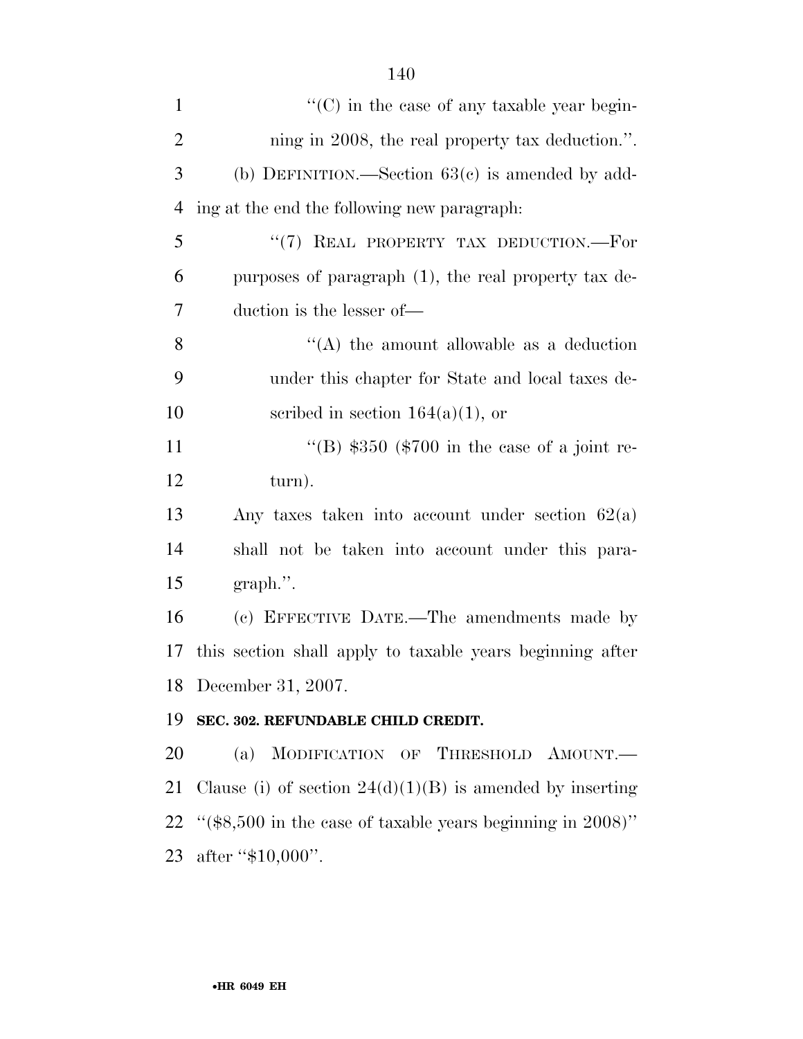''(C) in the case of any taxable year beginning in 2008, the real property tax deduction.''.

(b) DEFINITION.—Section 63(c) is amended by adding at the end the following new paragraph:

''(7) REAL PROPERTY TAX DEDUCTION.—For purposes of paragraph (1), the real property tax deduction is the lesser of—

''(A) the amount allowable as a deduction under this chapter for State and local taxes described in section 164(a)(1), or

''(B) $350 ($700 in the case of a joint return).

Any taxes taken into account under section 62(a) shall not be taken into account under this paragraph.''.

(c) EFFECTIVE DATE.—The amendments made by this section shall apply to taxable years beginning after December 31, 2007.

**SEC. 302. REFUNDABLE CHILD CREDIT.**

(a) MODIFICATION OF THRESHOLD AMOUNT.—Clause (i) of section 24(d)(1)(B) is amended by inserting ''($8,500 in the case of taxable years beginning in 2008)'' after ''$10,000''.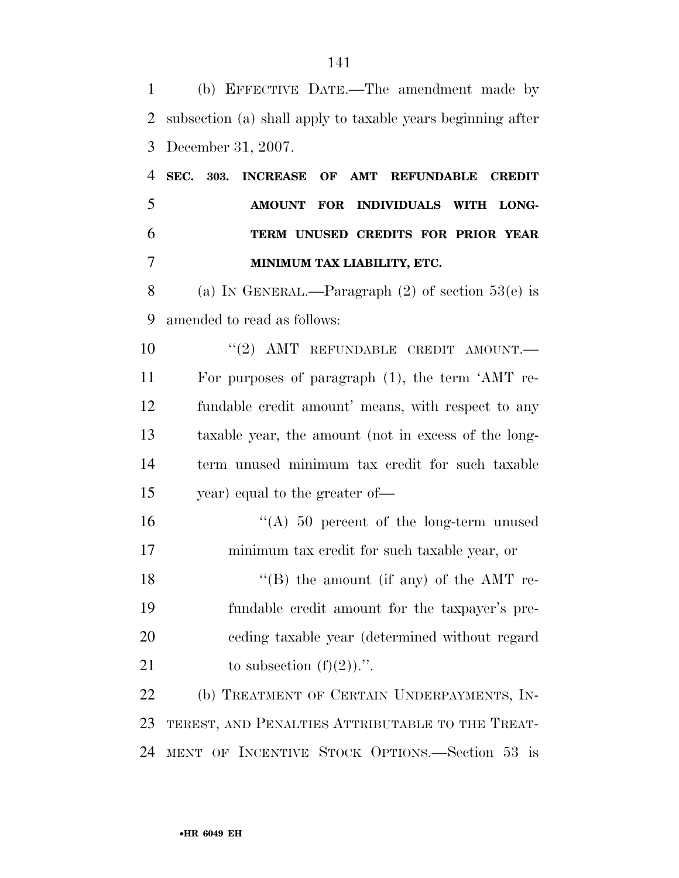(b) EFFECTIVE DATE.—The amendment made by subsection (a) shall apply to taxable years beginning after December 31, 2007.

**SEC. 303. INCREASE OF AMT REFUNDABLE CREDIT AMOUNT FOR INDIVIDUALS WITH LONG-TERM UNUSED CREDITS FOR PRIOR YEAR MINIMUM TAX LIABILITY, ETC.**

(a) IN GENERAL.—Paragraph (2) of section 53(e) is amended to read as follows:

"(2) AMT REFUNDABLE CREDIT AMOUNT.—For purposes of paragraph (1), the term 'AMT refundable credit amount' means, with respect to any taxable year, the amount (not in excess of the long-term unused minimum tax credit for such taxable year) equal to the greater of—

"(A) 50 percent of the long-term unused minimum tax credit for such taxable year, or

"(B) the amount (if any) of the AMT refundable credit amount for the taxpayer's preceding taxable year (determined without regard to subsection (f)(2)).".

(b) TREATMENT OF CERTAIN UNDERPAYMENTS, INTEREST, AND PENALTIES ATTRIBUTABLE TO THE TREATMENT OF INCENTIVE STOCK OPTIONS.—Section 53 is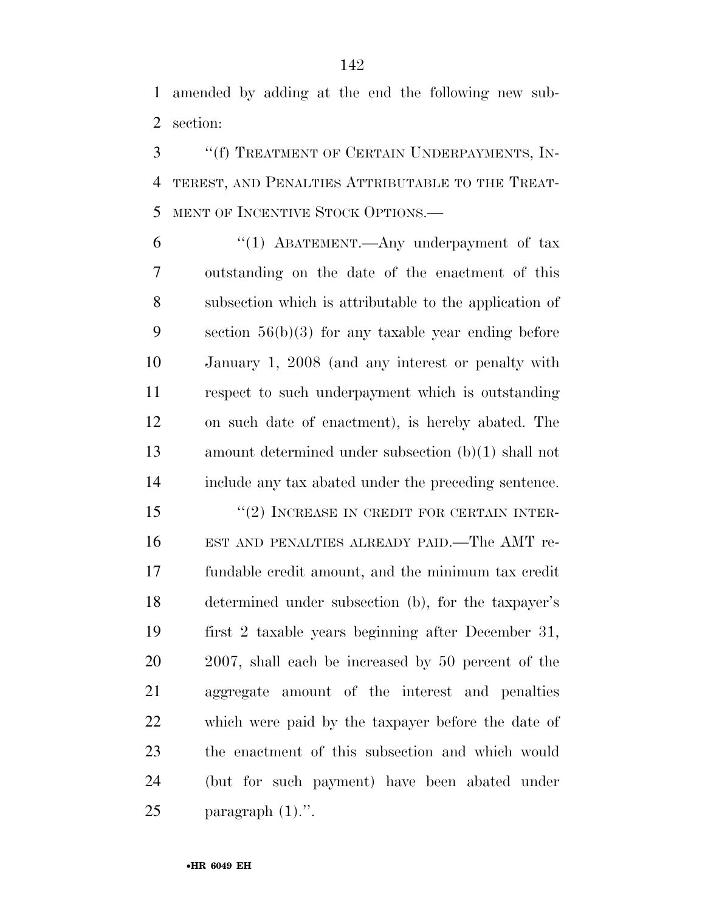amended by adding at the end the following new subsection:

"(f) TREATMENT OF CERTAIN UNDERPAYMENTS, INTEREST, AND PENALTIES ATTRIBUTABLE TO THE TREATMENT OF INCENTIVE STOCK OPTIONS.—

"(1) ABATEMENT.—Any underpayment of tax outstanding on the date of the enactment of this subsection which is attributable to the application of section 56(b)(3) for any taxable year ending before January 1, 2008 (and any interest or penalty with respect to such underpayment which is outstanding on such date of enactment), is hereby abated. The amount determined under subsection (b)(1) shall not include any tax abated under the preceding sentence.

"(2) INCREASE IN CREDIT FOR CERTAIN INTEREST AND PENALTIES ALREADY PAID.—The AMT refundable credit amount, and the minimum tax credit determined under subsection (b), for the taxpayer's first 2 taxable years beginning after December 31, 2007, shall each be increased by 50 percent of the aggregate amount of the interest and penalties which were paid by the taxpayer before the date of the enactment of this subsection and which would (but for such payment) have been abated under paragraph (1).".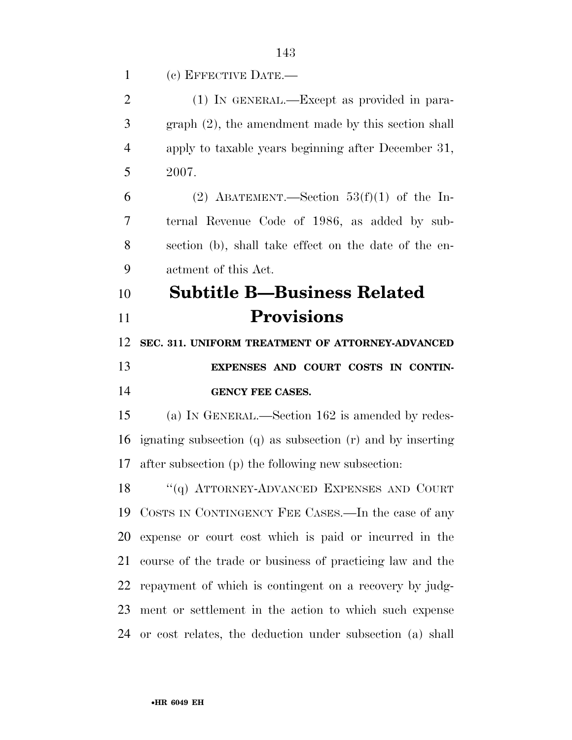(c) EFFECTIVE DATE.—

(1) IN GENERAL.—Except as provided in paragraph (2), the amendment made by this section shall apply to taxable years beginning after December 31, 2007.

(2) ABATEMENT.—Section 53(f)(1) of the Internal Revenue Code of 1986, as added by subsection (b), shall take effect on the date of the enactment of this Act.

## Subtitle B—Business Related Provisions

### SEC. 311. UNIFORM TREATMENT OF ATTORNEY-ADVANCED EXPENSES AND COURT COSTS IN CONTINGENCY FEE CASES.

(a) IN GENERAL.—Section 162 is amended by redesignating subsection (q) as subsection (r) and by inserting after subsection (p) the following new subsection:

"(q) ATTORNEY-ADVANCED EXPENSES AND COURT COSTS IN CONTINGENCY FEE CASES.—In the case of any expense or court cost which is paid or incurred in the course of the trade or business of practicing law and the repayment of which is contingent on a recovery by judgment or settlement in the action to which such expense or cost relates, the deduction under subsection (a) shall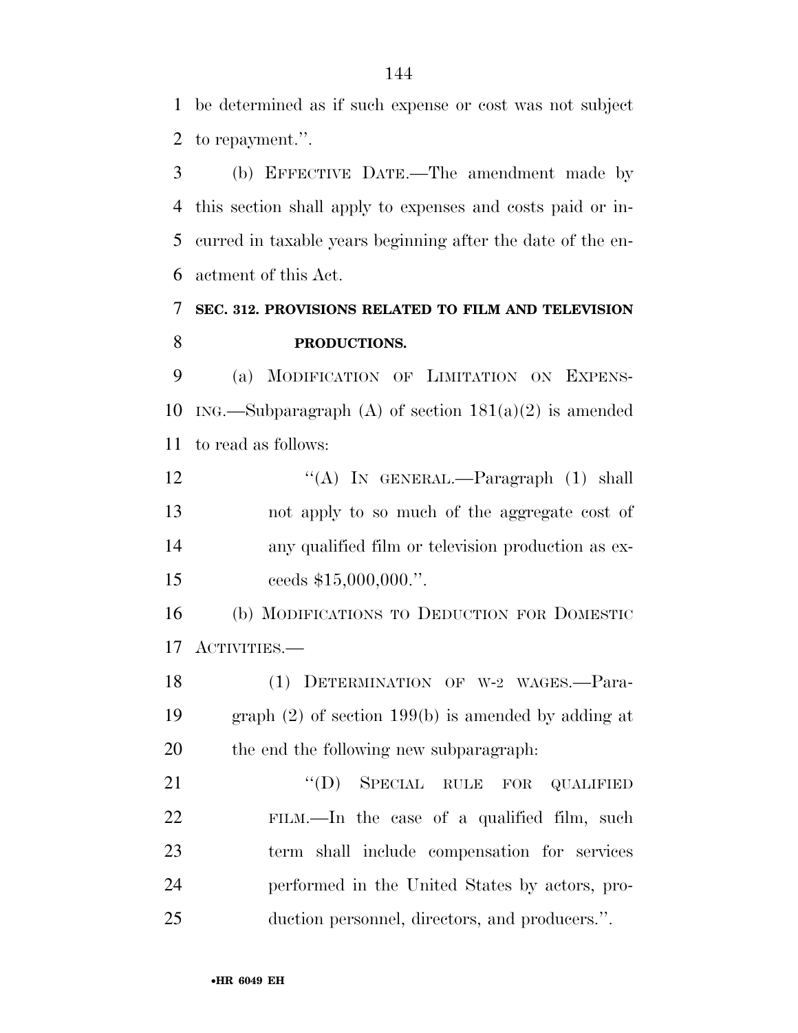be determined as if such expense or cost was not subject to repayment.''.

(b) EFFECTIVE DATE.—The amendment made by this section shall apply to expenses and costs paid or incurred in taxable years beginning after the date of the enactment of this Act.

**SEC. 312. PROVISIONS RELATED TO FILM AND TELEVISION PRODUCTIONS.**

(a) MODIFICATION OF LIMITATION ON EXPENSING.—Subparagraph (A) of section 181(a)(2) is amended to read as follows:

> ''(A) IN GENERAL.—Paragraph (1) shall not apply to so much of the aggregate cost of any qualified film or television production as exceeds $15,000,000.''.

(b) MODIFICATIONS TO DEDUCTION FOR DOMESTIC ACTIVITIES.—

(1) DETERMINATION OF W-2 WAGES.—Paragraph (2) of section 199(b) is amended by adding at the end the following new subparagraph:

> ''(D) SPECIAL RULE FOR QUALIFIED FILM.—In the case of a qualified film, such term shall include compensation for services performed in the United States by actors, production personnel, directors, and producers.''.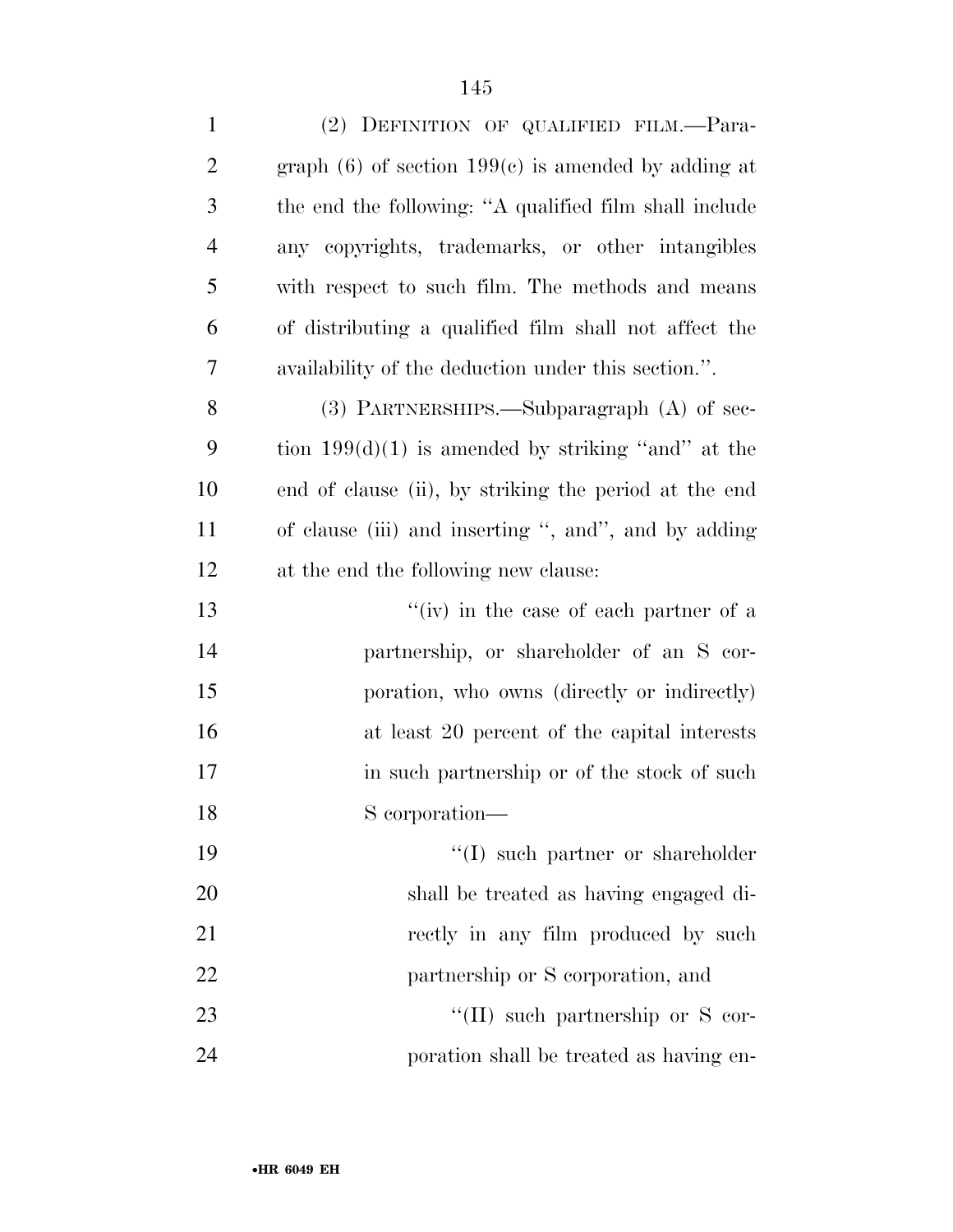(2) DEFINITION OF QUALIFIED FILM.—Paragraph (6) of section 199(c) is amended by adding at the end the following: ''A qualified film shall include any copyrights, trademarks, or other intangibles with respect to such film. The methods and means of distributing a qualified film shall not affect the availability of the deduction under this section.''.

(3) PARTNERSHIPS.—Subparagraph (A) of section 199(d)(1) is amended by striking ''and'' at the end of clause (ii), by striking the period at the end of clause (iii) and inserting '', and'', by adding at the end the following new clause:

''(iv) in the case of each partner of a partnership, or shareholder of an S corporation, who owns (directly or indirectly) at least 20 percent of the capital interests in such partnership or of the stock of such S corporation—

''(I) such partner or shareholder shall be treated as having engaged directly in any film produced by such partnership or S corporation, and

''(II) such partnership or S corporation shall be treated as having en-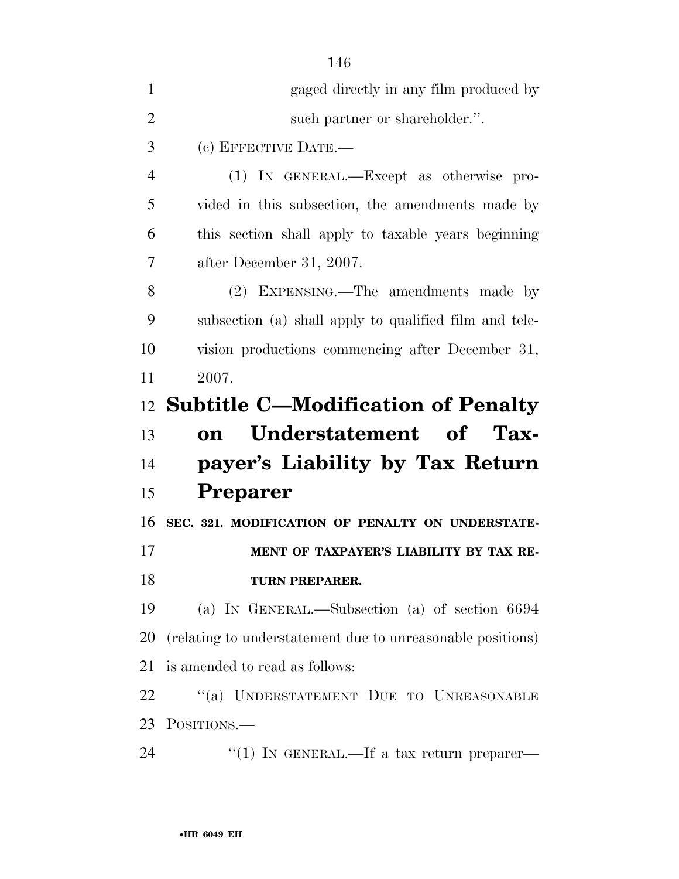gaged directly in any film produced by such partner or shareholder.''.

(c) EFFECTIVE DATE.—

(1) IN GENERAL.—Except as otherwise provided in this subsection, the amendments made by this section shall apply to taxable years beginning after December 31, 2007.

(2) EXPENSING.—The amendments made by subsection (a) shall apply to qualified film and television productions commencing after December 31, 2007.

## Subtitle C—Modification of Penalty on Understatement of Taxpayer's Liability by Tax Return Preparer

### SEC. 321. MODIFICATION OF PENALTY ON UNDERSTATEMENT OF TAXPAYER'S LIABILITY BY TAX RETURN PREPARER.

(a) IN GENERAL.—Subsection (a) of section 6694 (relating to understatement due to unreasonable positions) is amended to read as follows:

''(a) UNDERSTATEMENT DUE TO UNREASONABLE POSITIONS.—

''(1) IN GENERAL.—If a tax return preparer—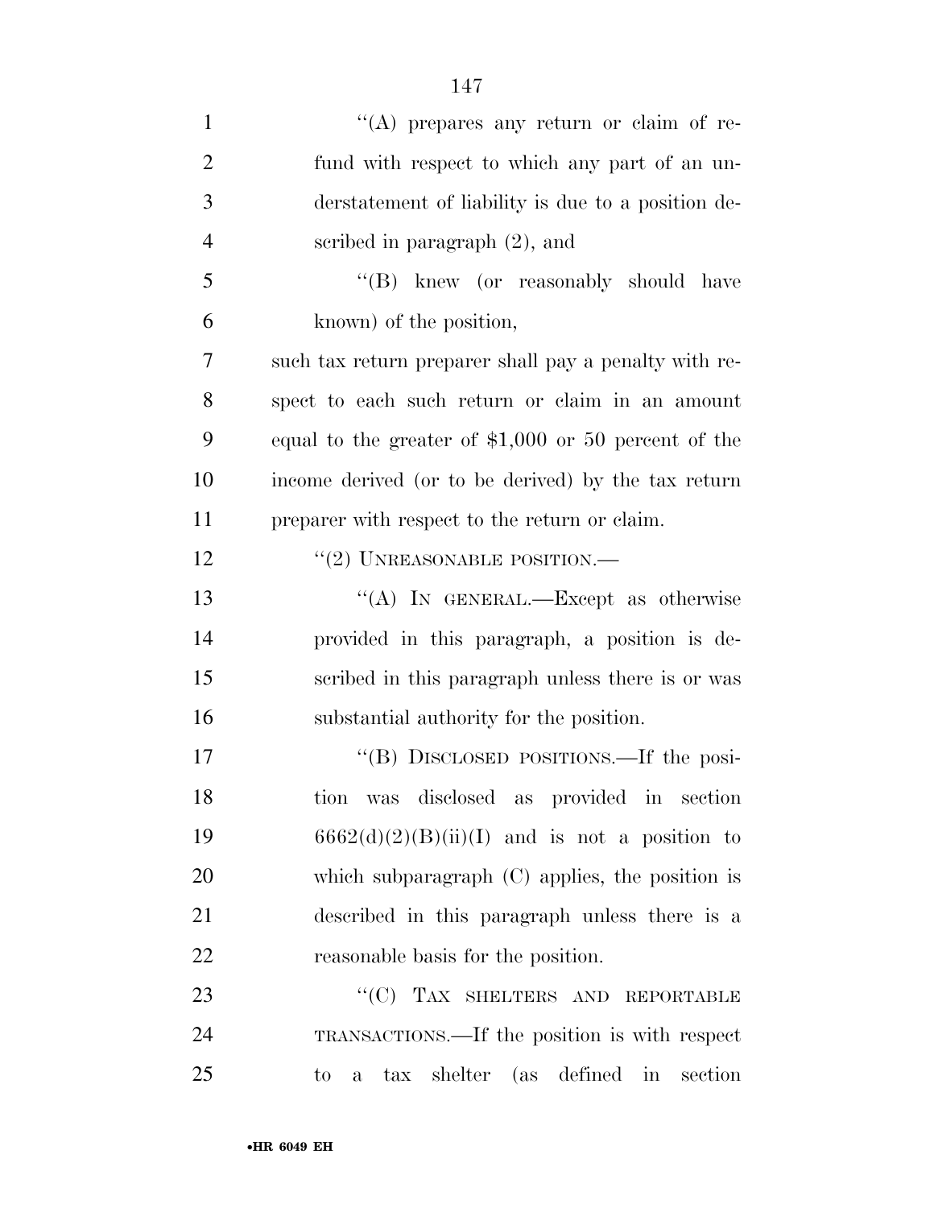"(A) prepares any return or claim of refund with respect to which any part of an understatement of liability is due to a position described in paragraph (2), and

"(B) knew (or reasonably should have known) of the position,

such tax return preparer shall pay a penalty with respect to each such return or claim in an amount equal to the greater of $1,000 or 50 percent of the income derived (or to be derived) by the tax return preparer with respect to the return or claim.

"(2) UNREASONABLE POSITION.—

"(A) IN GENERAL.—Except as otherwise provided in this paragraph, a position is described in this paragraph unless there is or was substantial authority for the position.

"(B) DISCLOSED POSITIONS.—If the position was disclosed as provided in section 6662(d)(2)(B)(ii)(I) and is not a position to which subparagraph (C) applies, the position is described in this paragraph unless there is a reasonable basis for the position.

"(C) TAX SHELTERS AND REPORTABLE TRANSACTIONS.—If the position is with respect to a tax shelter (as defined in section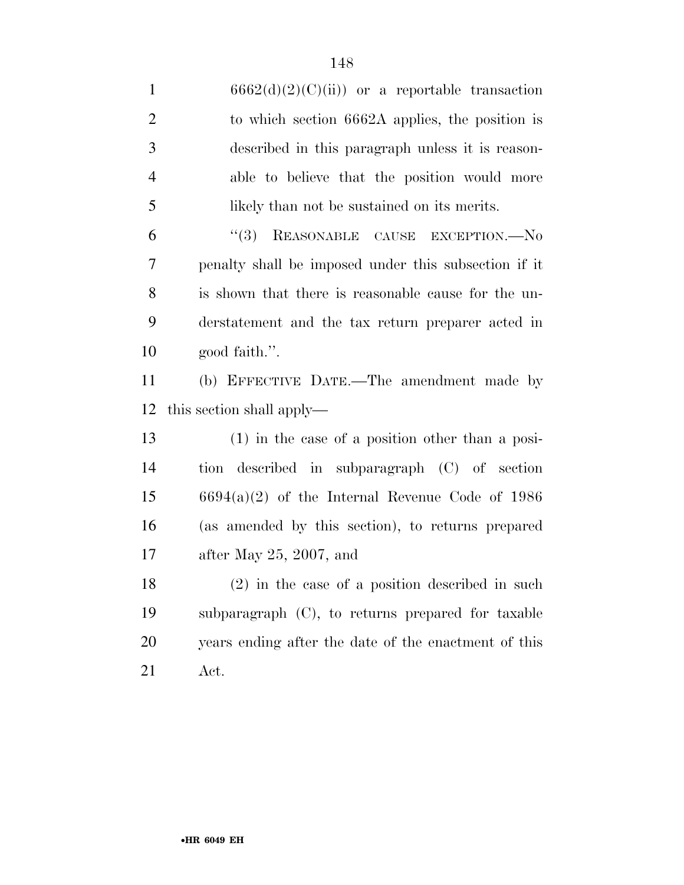6662(d)(2)(C)(ii)) or a reportable transaction to which section 6662A applies, the position is described in this paragraph unless it is reasonable to believe that the position would more likely than not be sustained on its merits.

"(3) REASONABLE CAUSE EXCEPTION.—No penalty shall be imposed under this subsection if it is shown that there is reasonable cause for the understatement and the tax return preparer acted in good faith.".

(b) EFFECTIVE DATE.—The amendment made by this section shall apply—

(1) in the case of a position other than a position described in subparagraph (C) of section 6694(a)(2) of the Internal Revenue Code of 1986 (as amended by this section), to returns prepared after May 25, 2007, and

(2) in the case of a position described in such subparagraph (C), to returns prepared for taxable years ending after the date of the enactment of this Act.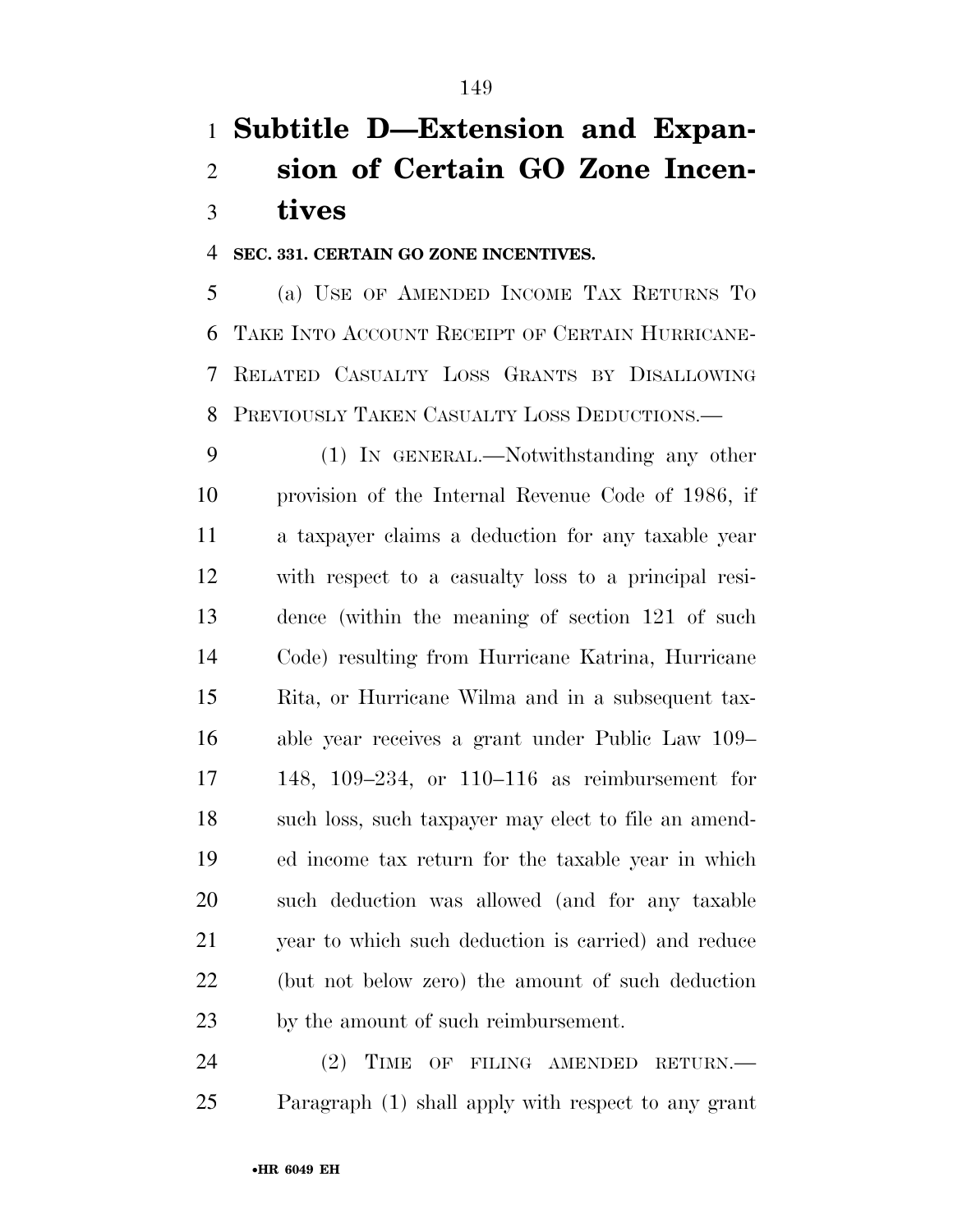# Subtitle D—Extension and Expansion of Certain GO Zone Incentives

**SEC. 331. CERTAIN GO ZONE INCENTIVES.**

(a) USE OF AMENDED INCOME TAX RETURNS TO TAKE INTO ACCOUNT RECEIPT OF CERTAIN HURRICANE-RELATED CASUALTY LOSS GRANTS BY DISALLOWING PREVIOUSLY TAKEN CASUALTY LOSS DEDUCTIONS.—

(1) IN GENERAL.—Notwithstanding any other provision of the Internal Revenue Code of 1986, if a taxpayer claims a deduction for any taxable year with respect to a casualty loss to a principal residence (within the meaning of section 121 of such Code) resulting from Hurricane Katrina, Hurricane Rita, or Hurricane Wilma and in a subsequent taxable year receives a grant under Public Law 109–148, 109–234, or 110–116 as reimbursement for such loss, such taxpayer may elect to file an amended income tax return for the taxable year in which such deduction was allowed (and for any taxable year to which such deduction is carried) and reduce (but not below zero) the amount of such deduction by the amount of such reimbursement.

(2) TIME OF FILING AMENDED RETURN.—Paragraph (1) shall apply with respect to any grant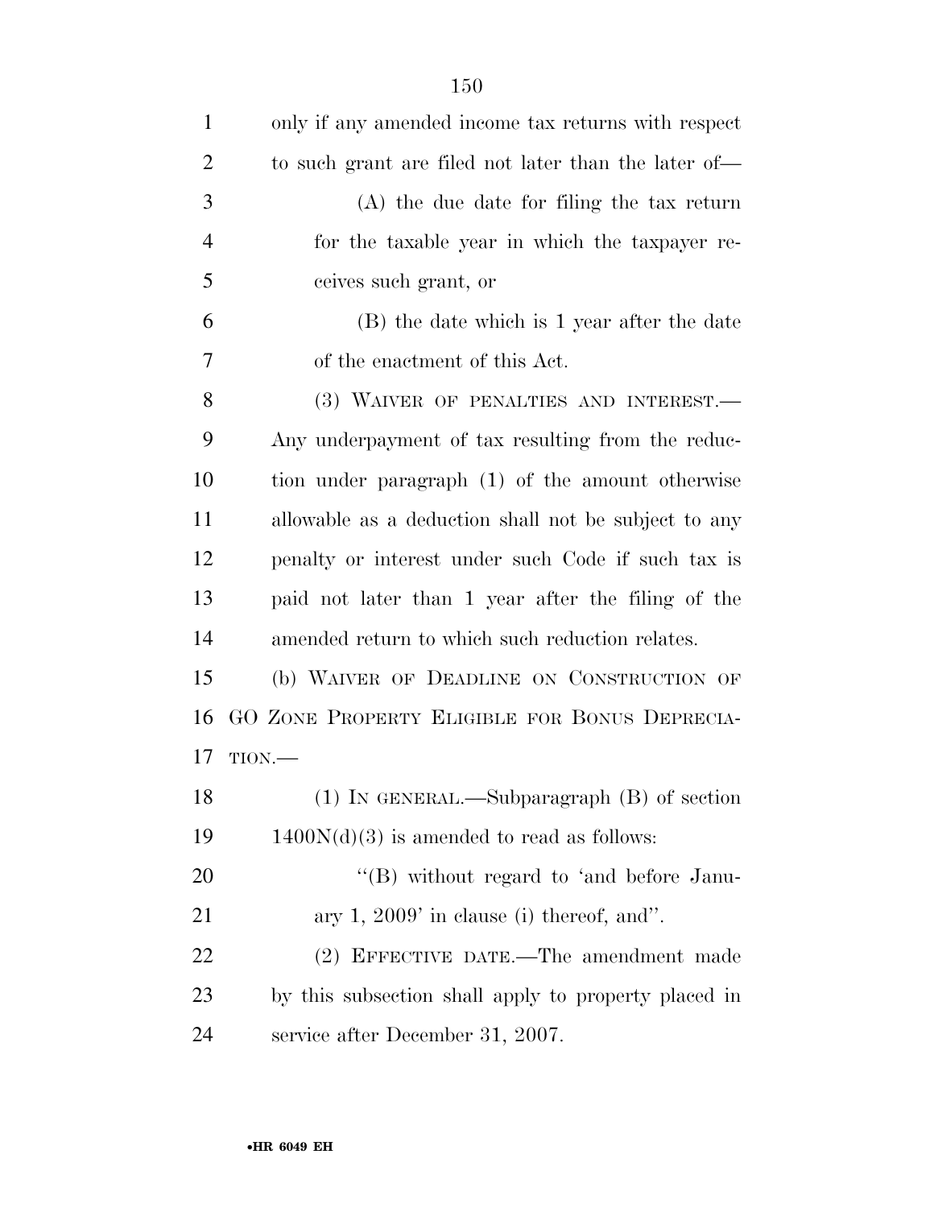only if any amended income tax returns with respect to such grant are filed not later than the later of—

(A) the due date for filing the tax return for the taxable year in which the taxpayer receives such grant, or

(B) the date which is 1 year after the date of the enactment of this Act.

(3) WAIVER OF PENALTIES AND INTEREST.—Any underpayment of tax resulting from the reduction under paragraph (1) of the amount otherwise allowable as a deduction shall not be subject to any penalty or interest under such Code if such tax is paid not later than 1 year after the filing of the amended return to which such reduction relates.

(b) WAIVER OF DEADLINE ON CONSTRUCTION OF GO ZONE PROPERTY ELIGIBLE FOR BONUS DEPRECIATION.—

(1) IN GENERAL.—Subparagraph (B) of section 1400N(d)(3) is amended to read as follows:

"(B) without regard to 'and before January 1, 2009' in clause (i) thereof, and".

(2) EFFECTIVE DATE.—The amendment made by this subsection shall apply to property placed in service after December 31, 2007.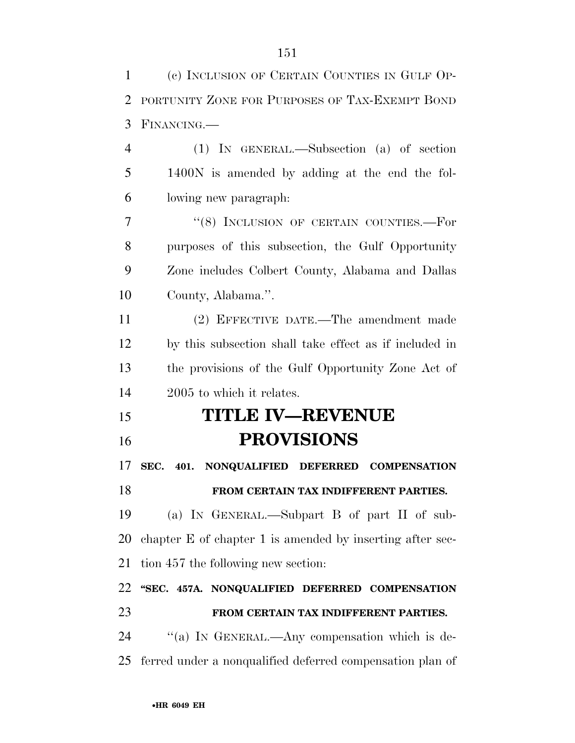(c) Inclusion of Certain Counties in Gulf Opportunity Zone for Purposes of Tax-Exempt Bond Financing.—

(1) In general.—Subsection (a) of section 1400N is amended by adding at the end the following new paragraph:

"(8) Inclusion of certain counties.—For purposes of this subsection, the Gulf Opportunity Zone includes Colbert County, Alabama and Dallas County, Alabama.".

(2) Effective date.—The amendment made by this subsection shall take effect as if included in the provisions of the Gulf Opportunity Zone Act of 2005 to which it relates.

# TITLE IV—REVENUE PROVISIONS

**SEC. 401. NONQUALIFIED DEFERRED COMPENSATION FROM CERTAIN TAX INDIFFERENT PARTIES.**

(a) In General.—Subpart B of part II of subchapter E of chapter 1 is amended by inserting after section 457 the following new section:

**"SEC. 457A. NONQUALIFIED DEFERRED COMPENSATION FROM CERTAIN TAX INDIFFERENT PARTIES.**

"(a) In General.—Any compensation which is deferred under a nonqualified deferred compensation plan of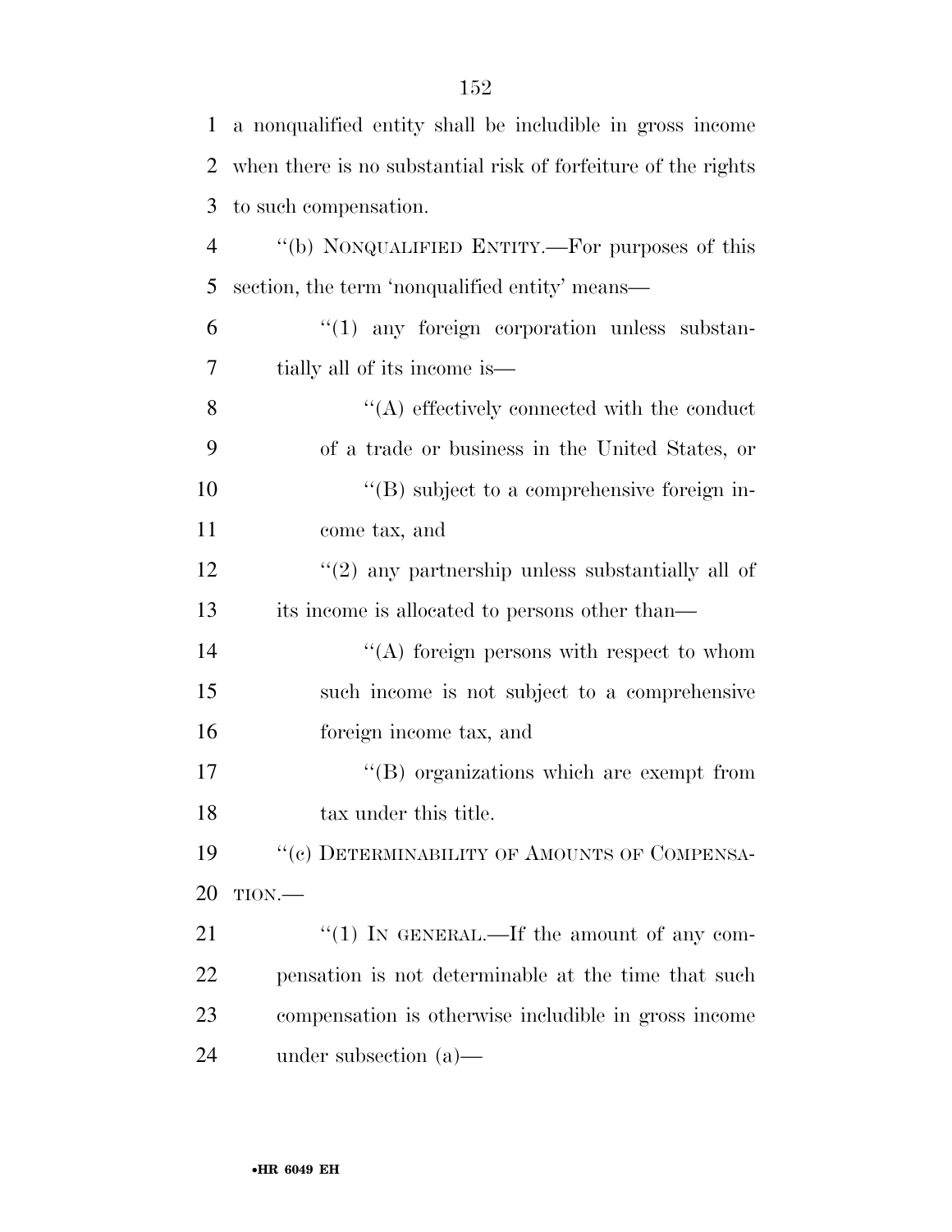a nonqualified entity shall be includible in gross income when there is no substantial risk of forfeiture of the rights to such compensation.

"(b) NONQUALIFIED ENTITY.—For purposes of this section, the term 'nonqualified entity' means—

"(1) any foreign corporation unless substantially all of its income is—

"(A) effectively connected with the conduct of a trade or business in the United States, or

"(B) subject to a comprehensive foreign income tax, and

"(2) any partnership unless substantially all of its income is allocated to persons other than—

"(A) foreign persons with respect to whom such income is not subject to a comprehensive foreign income tax, and

"(B) organizations which are exempt from tax under this title.

"(c) DETERMINABILITY OF AMOUNTS OF COMPENSATION.—

"(1) IN GENERAL.—If the amount of any compensation is not determinable at the time that such compensation is otherwise includible in gross income under subsection (a)—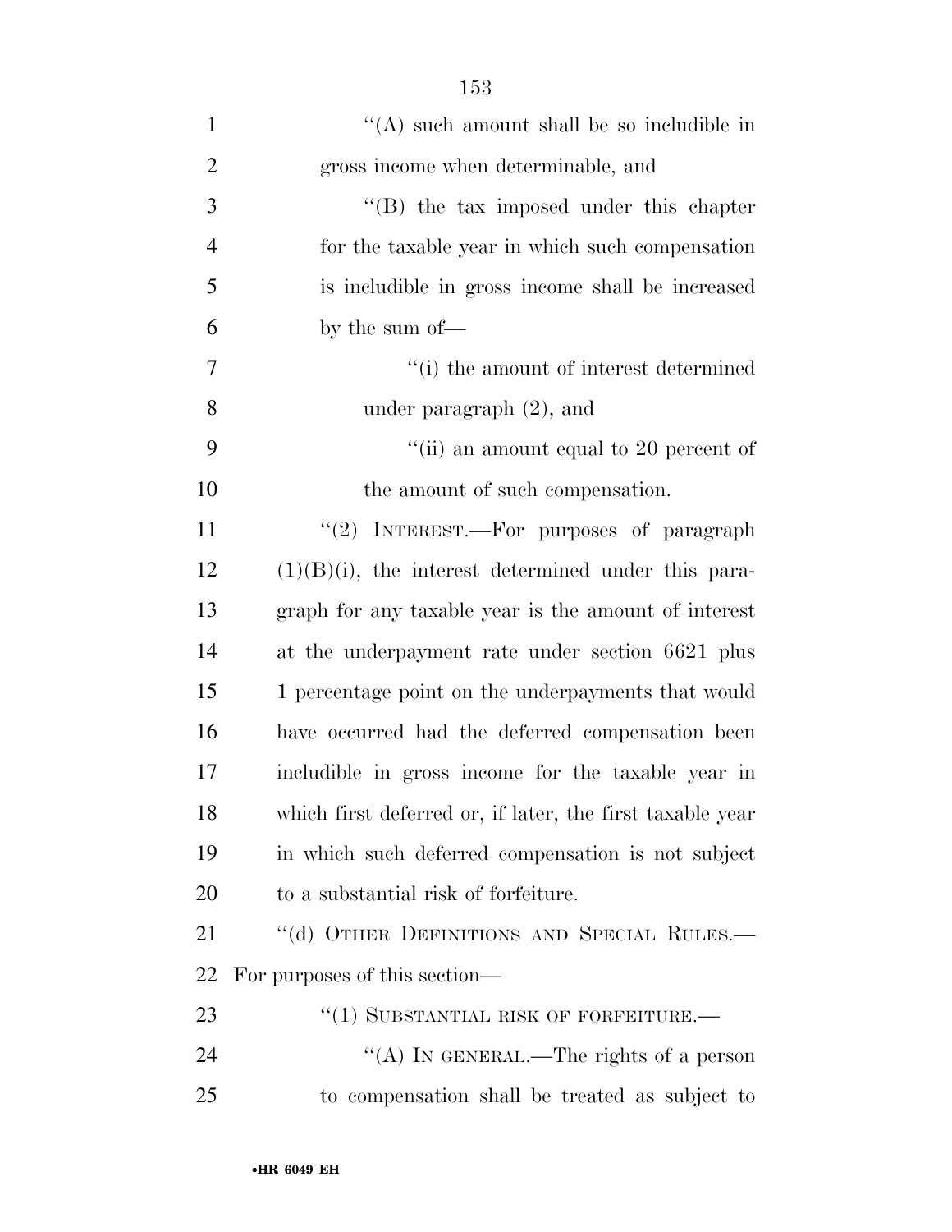''(A) such amount shall be so includible in gross income when determinable, and

''(B) the tax imposed under this chapter for the taxable year in which such compensation is includible in gross income shall be increased by the sum of—

''(i) the amount of interest determined under paragraph (2), and

''(ii) an amount equal to 20 percent of the amount of such compensation.

''(2) INTEREST.—For purposes of paragraph (1)(B)(i), the interest determined under this paragraph for any taxable year is the amount of interest at the underpayment rate under section 6621 plus 1 percentage point on the underpayments that would have occurred had the deferred compensation been includible in gross income for the taxable year in which first deferred or, if later, the first taxable year in which such deferred compensation is not subject to a substantial risk of forfeiture.

''(d) OTHER DEFINITIONS AND SPECIAL RULES.—For purposes of this section—

''(1) SUBSTANTIAL RISK OF FORFEITURE.—

''(A) IN GENERAL.—The rights of a person to compensation shall be treated as subject to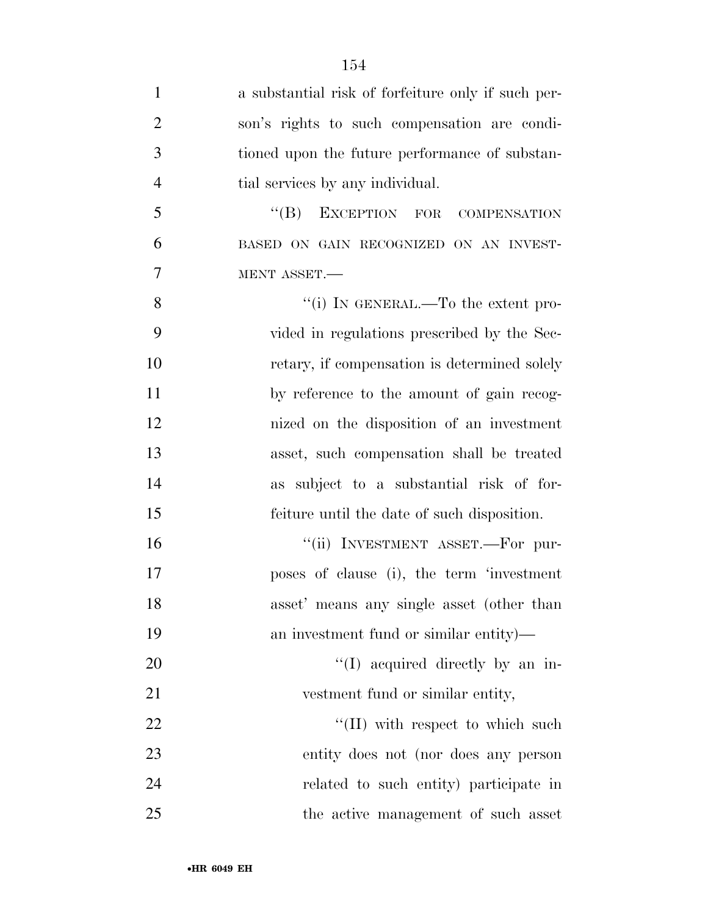a substantial risk of forfeiture only if such person's rights to such compensation are conditioned upon the future performance of substantial services by any individual.

"(B) EXCEPTION FOR COMPENSATION BASED ON GAIN RECOGNIZED ON AN INVESTMENT ASSET.—

"(i) IN GENERAL.—To the extent provided in regulations prescribed by the Secretary, if compensation is determined solely by reference to the amount of gain recognized on the disposition of an investment asset, such compensation shall be treated as subject to a substantial risk of forfeiture until the date of such disposition.

"(ii) INVESTMENT ASSET.—For purposes of clause (i), the term 'investment asset' means any single asset (other than an investment fund or similar entity)—

"(I) acquired directly by an investment fund or similar entity,

"(II) with respect to which such entity does not (nor does any person related to such entity) participate in the active management of such asset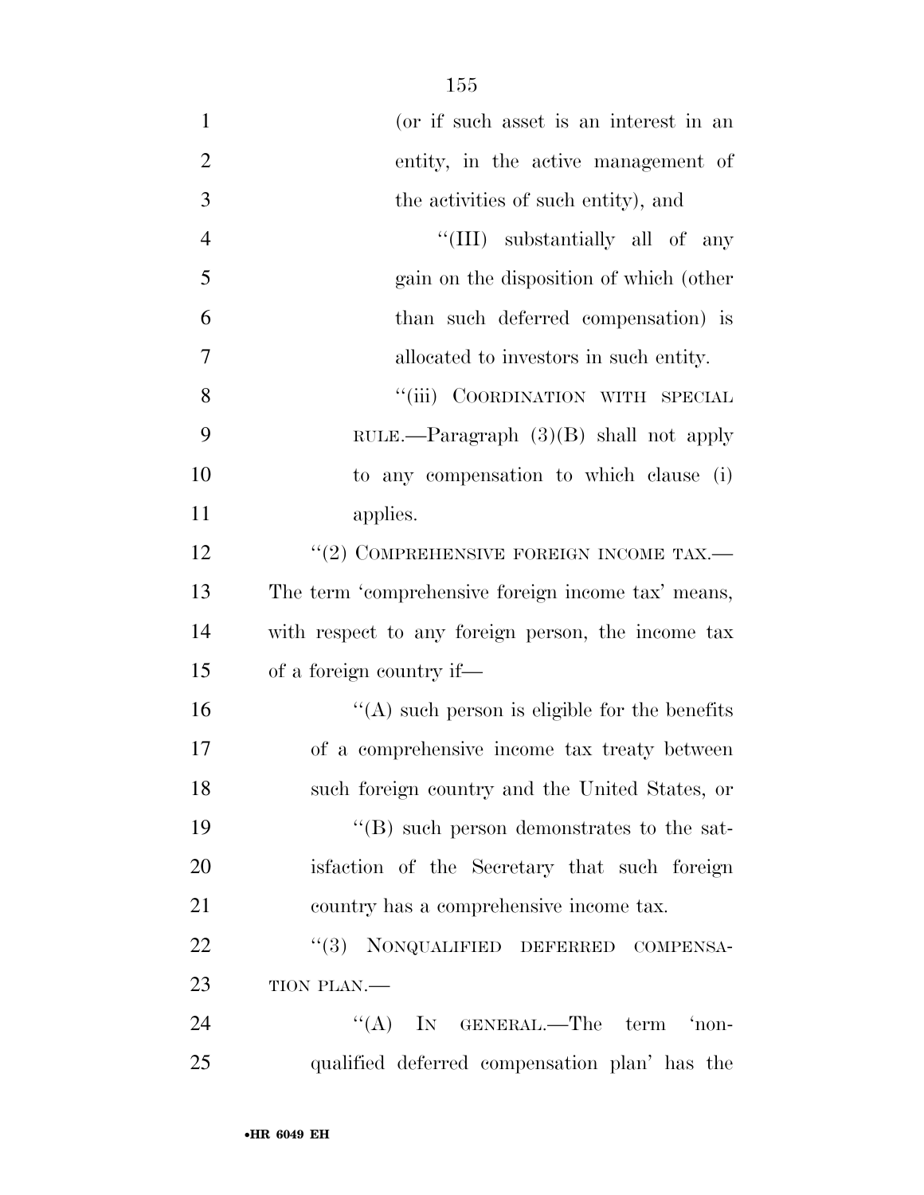(or if such asset is an interest in an entity, in the active management of the activities of such entity), and

''(III) substantially all of any gain on the disposition of which (other than such deferred compensation) is allocated to investors in such entity.

''(iii) COORDINATION WITH SPECIAL RULE.—Paragraph (3)(B) shall not apply to any compensation to which clause (i) applies.

''(2) COMPREHENSIVE FOREIGN INCOME TAX.—The term 'comprehensive foreign income tax' means, with respect to any foreign person, the income tax of a foreign country if—

''(A) such person is eligible for the benefits of a comprehensive income tax treaty between such foreign country and the United States, or

''(B) such person demonstrates to the satisfaction of the Secretary that such foreign country has a comprehensive income tax.

''(3) NONQUALIFIED DEFERRED COMPENSATION PLAN.—

''(A) IN GENERAL.—The term 'nonqualified deferred compensation plan' has the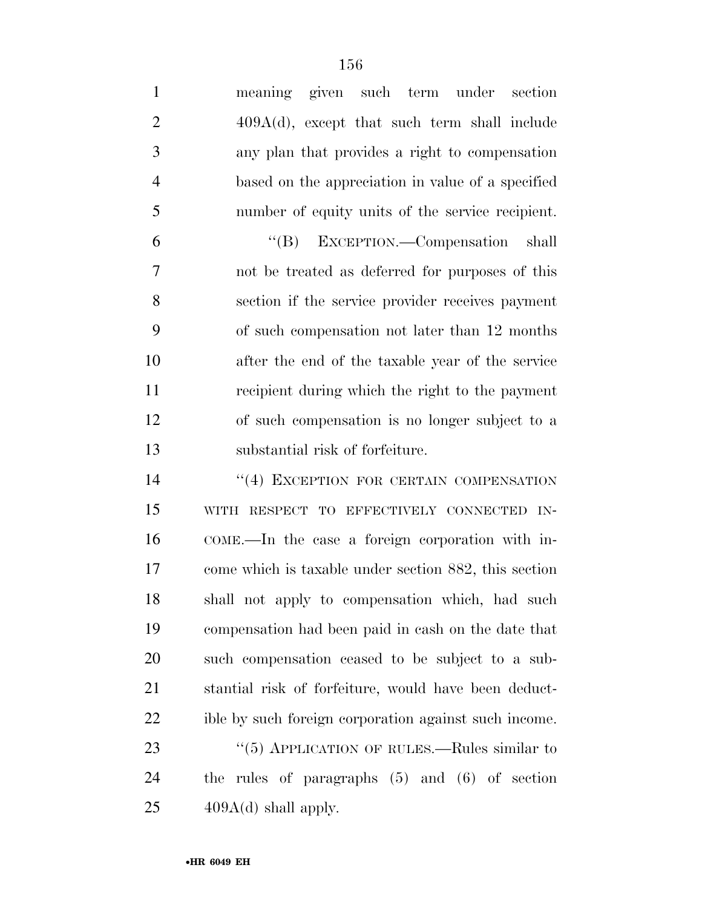meaning given such term under section 409A(d), except that such term shall include any plan that provides a right to compensation based on the appreciation in value of a specified number of equity units of the service recipient.

"(B) EXCEPTION.—Compensation shall not be treated as deferred for purposes of this section if the service provider receives payment of such compensation not later than 12 months after the end of the taxable year of the service recipient during which the right to the payment of such compensation is no longer subject to a substantial risk of forfeiture.

"(4) EXCEPTION FOR CERTAIN COMPENSATION WITH RESPECT TO EFFECTIVELY CONNECTED INCOME.—In the case a foreign corporation with income which is taxable under section 882, this section shall not apply to compensation which, had such compensation had been paid in cash on the date that such compensation ceased to be subject to a substantial risk of forfeiture, would have been deductible by such foreign corporation against such income.

"(5) APPLICATION OF RULES.—Rules similar to the rules of paragraphs (5) and (6) of section 409A(d) shall apply.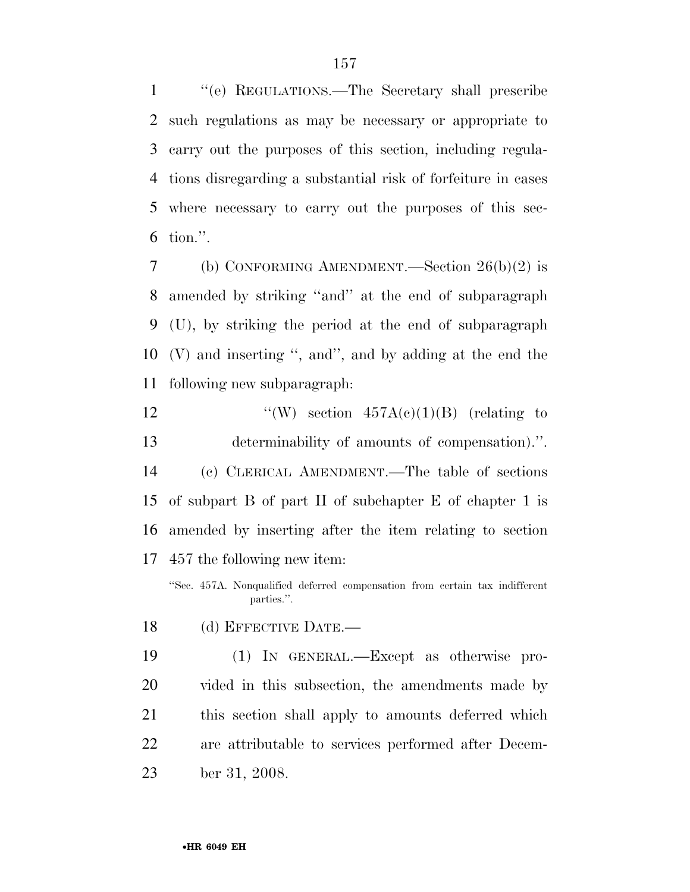''(e) REGULATIONS.—The Secretary shall prescribe such regulations as may be necessary or appropriate to carry out the purposes of this section, including regulations disregarding a substantial risk of forfeiture in cases where necessary to carry out the purposes of this section.''.

(b) CONFORMING AMENDMENT.—Section 26(b)(2) is amended by striking ''and'' at the end of subparagraph (U), by striking the period at the end of subparagraph (V) and inserting '', and'', and by adding at the end the following new subparagraph:

''(W) section 457A(c)(1)(B) (relating to determinability of amounts of compensation).''.

(c) CLERICAL AMENDMENT.—The table of sections of subpart B of part II of subchapter E of chapter 1 is amended by inserting after the item relating to section 457 the following new item:

''Sec. 457A. Nonqualified deferred compensation from certain tax indifferent parties.''.

(d) EFFECTIVE DATE.—

(1) IN GENERAL.—Except as otherwise provided in this subsection, the amendments made by this section shall apply to amounts deferred which are attributable to services performed after December 31, 2008.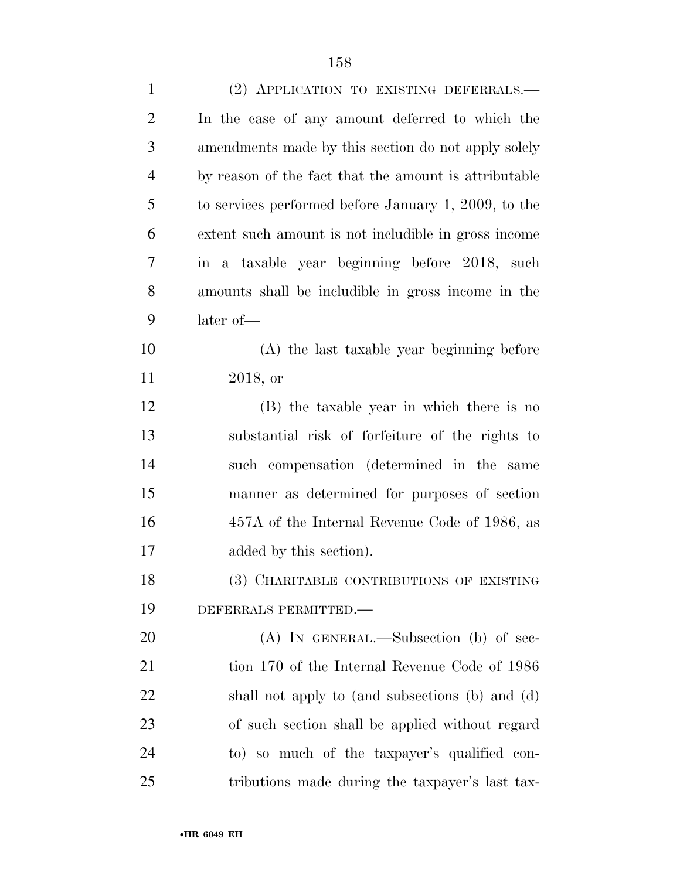(2) APPLICATION TO EXISTING DEFERRALS.—In the case of any amount deferred to which the amendments made by this section do not apply solely by reason of the fact that the amount is attributable to services performed before January 1, 2009, to the extent such amount is not includible in gross income in a taxable year beginning before 2018, such amounts shall be includible in gross income in the later of—

(A) the last taxable year beginning before 2018, or

(B) the taxable year in which there is no substantial risk of forfeiture of the rights to such compensation (determined in the same manner as determined for purposes of section 457A of the Internal Revenue Code of 1986, as added by this section).

(3) CHARITABLE CONTRIBUTIONS OF EXISTING DEFERRALS PERMITTED.—

(A) IN GENERAL.—Subsection (b) of section 170 of the Internal Revenue Code of 1986 shall not apply to (and subsections (b) and (d) of such section shall be applied without regard to) so much of the taxpayer's qualified contributions made during the taxpayer's last tax-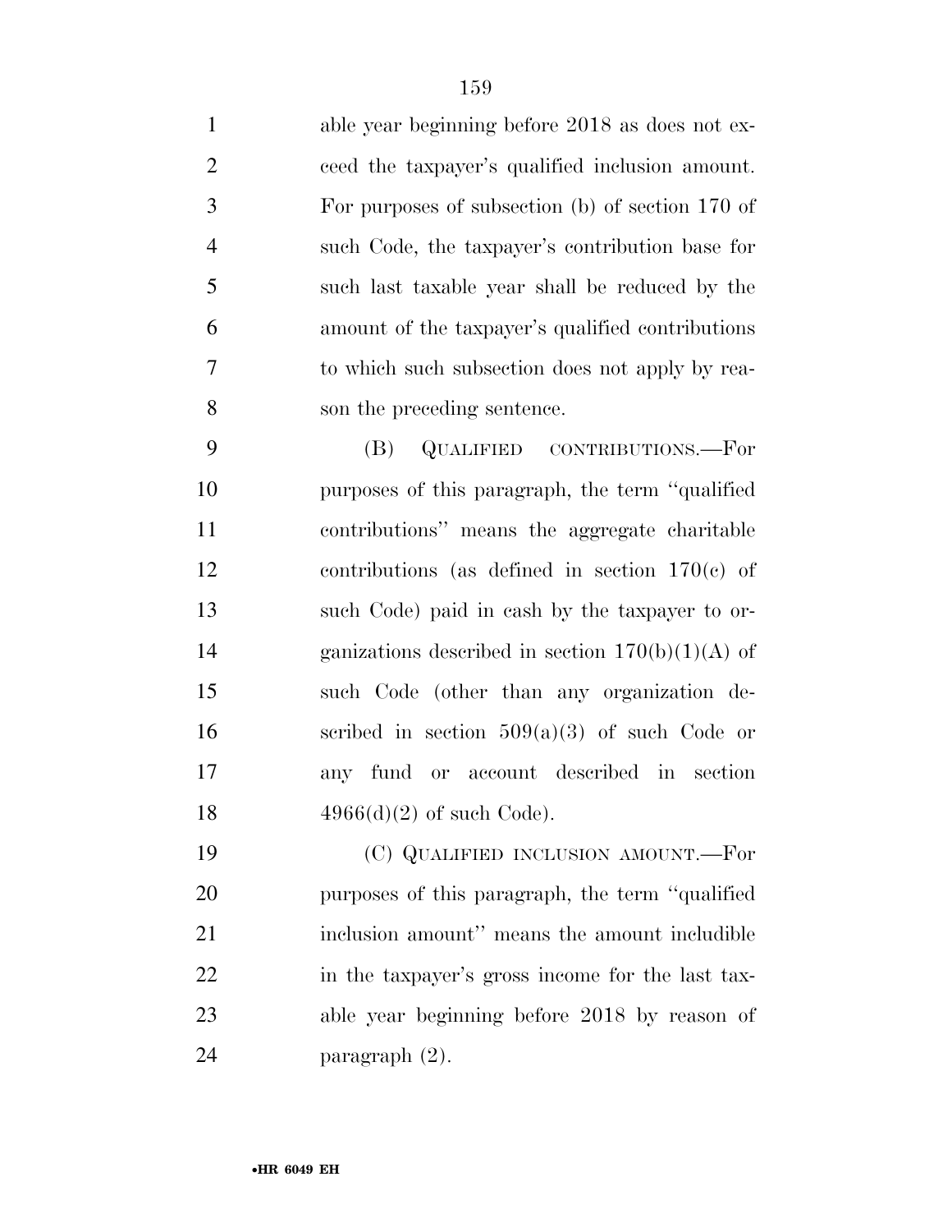able year beginning before 2018 as does not exceed the taxpayer's qualified inclusion amount. For purposes of subsection (b) of section 170 of such Code, the taxpayer's contribution base for such last taxable year shall be reduced by the amount of the taxpayer's qualified contributions to which such subsection does not apply by reason the preceding sentence.

(B) QUALIFIED CONTRIBUTIONS.—For purposes of this paragraph, the term "qualified contributions" means the aggregate charitable contributions (as defined in section 170(c) of such Code) paid in cash by the taxpayer to organizations described in section 170(b)(1)(A) of such Code (other than any organization described in section 509(a)(3) of such Code or any fund or account described in section 4966(d)(2) of such Code).

(C) QUALIFIED INCLUSION AMOUNT.—For purposes of this paragraph, the term "qualified inclusion amount" means the amount includible in the taxpayer's gross income for the last taxable year beginning before 2018 by reason of paragraph (2).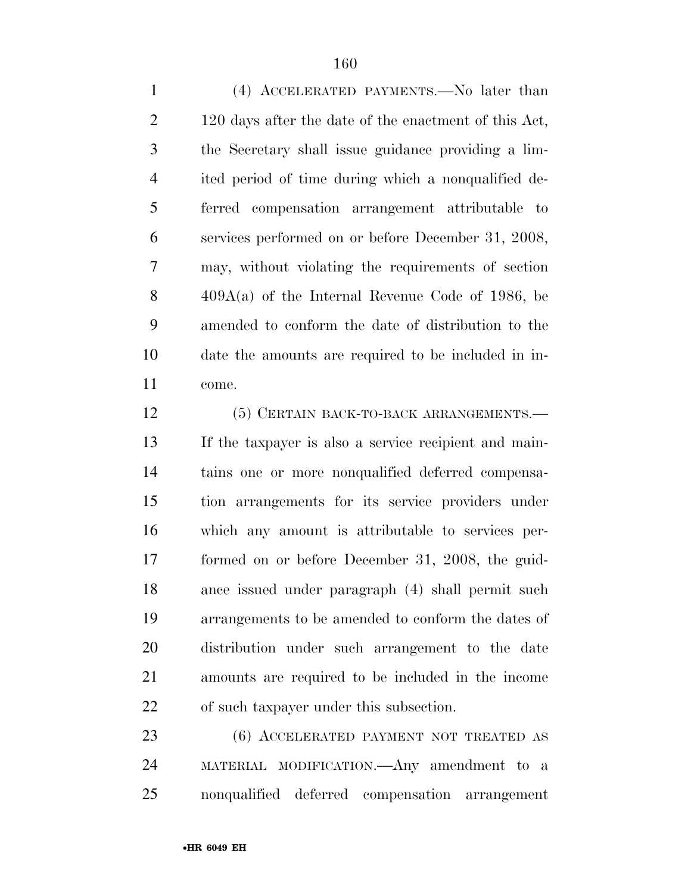(4) ACCELERATED PAYMENTS.—No later than 120 days after the date of the enactment of this Act, the Secretary shall issue guidance providing a limited period of time during which a nonqualified deferred compensation arrangement attributable to services performed on or before December 31, 2008, may, without violating the requirements of section 409A(a) of the Internal Revenue Code of 1986, be amended to conform the date of distribution to the date the amounts are required to be included in income.

(5) CERTAIN BACK-TO-BACK ARRANGEMENTS.—If the taxpayer is also a service recipient and maintains one or more nonqualified deferred compensation arrangements for its service providers under which any amount is attributable to services performed on or before December 31, 2008, the guidance issued under paragraph (4) shall permit such arrangements to be amended to conform the dates of distribution under such arrangement to the date amounts are required to be included in the income of such taxpayer under this subsection.

(6) ACCELERATED PAYMENT NOT TREATED AS MATERIAL MODIFICATION.—Any amendment to a nonqualified deferred compensation arrangement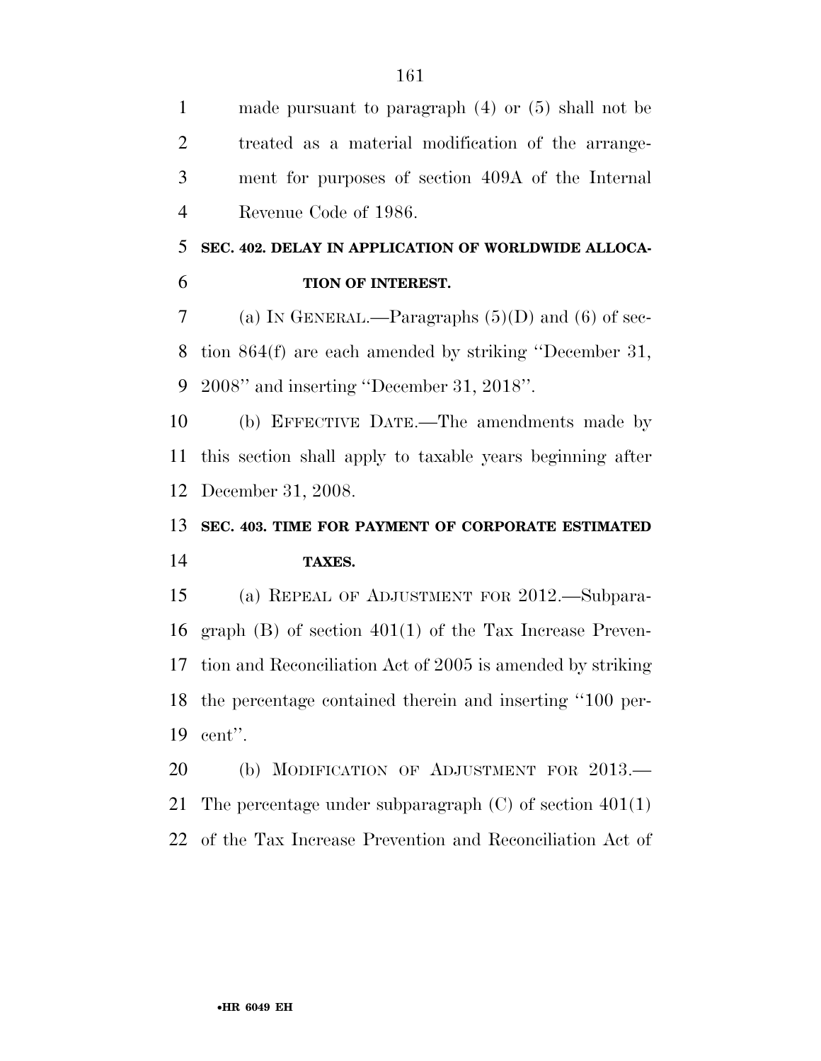made pursuant to paragraph (4) or (5) shall not be treated as a material modification of the arrangement for purposes of section 409A of the Internal Revenue Code of 1986.

**SEC. 402. DELAY IN APPLICATION OF WORLDWIDE ALLOCATION OF INTEREST.**

(a) IN GENERAL.—Paragraphs (5)(D) and (6) of section 864(f) are each amended by striking ''December 31, 2008'' and inserting ''December 31, 2018''.

(b) EFFECTIVE DATE.—The amendments made by this section shall apply to taxable years beginning after December 31, 2008.

**SEC. 403. TIME FOR PAYMENT OF CORPORATE ESTIMATED TAXES.**

(a) REPEAL OF ADJUSTMENT FOR 2012.—Subparagraph (B) of section 401(1) of the Tax Increase Prevention and Reconciliation Act of 2005 is amended by striking the percentage contained therein and inserting ''100 percent''.

(b) MODIFICATION OF ADJUSTMENT FOR 2013.—The percentage under subparagraph (C) of section 401(1) of the Tax Increase Prevention and Reconciliation Act of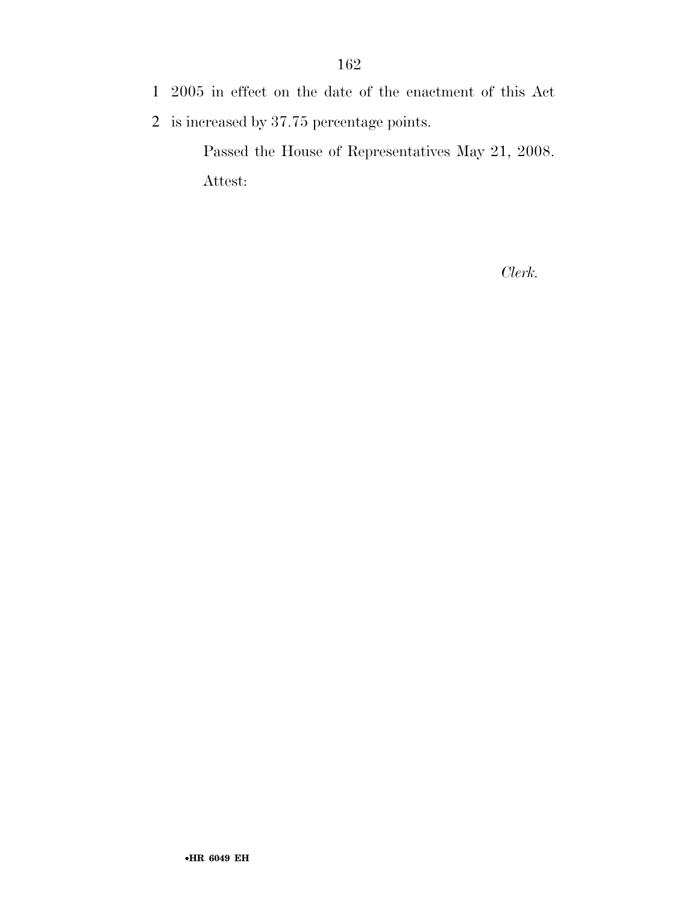2005 in effect on the date of the enactment of this Act is increased by 37.75 percentage points.

Passed the House of Representatives May 21, 2008.

Attest:

*Clerk.*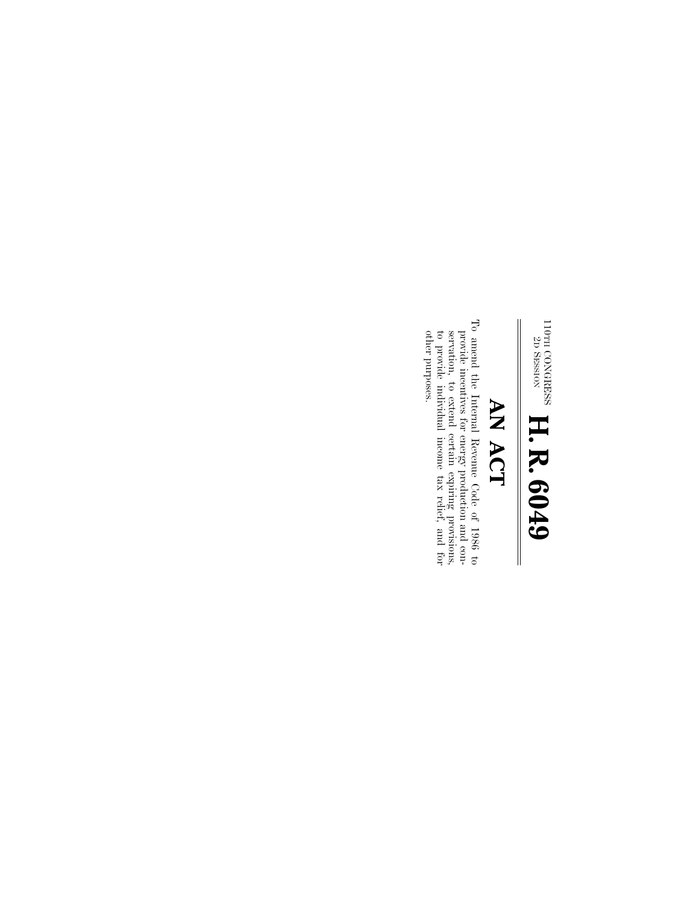110TH CONGRESS
2D SESSION

# H. R. 6049

---

# AN ACT

To amend the Internal Revenue Code of 1986 to provide incentives for energy production and conservation, to extend certain expiring provisions, to provide individual income tax relief, and for other purposes.